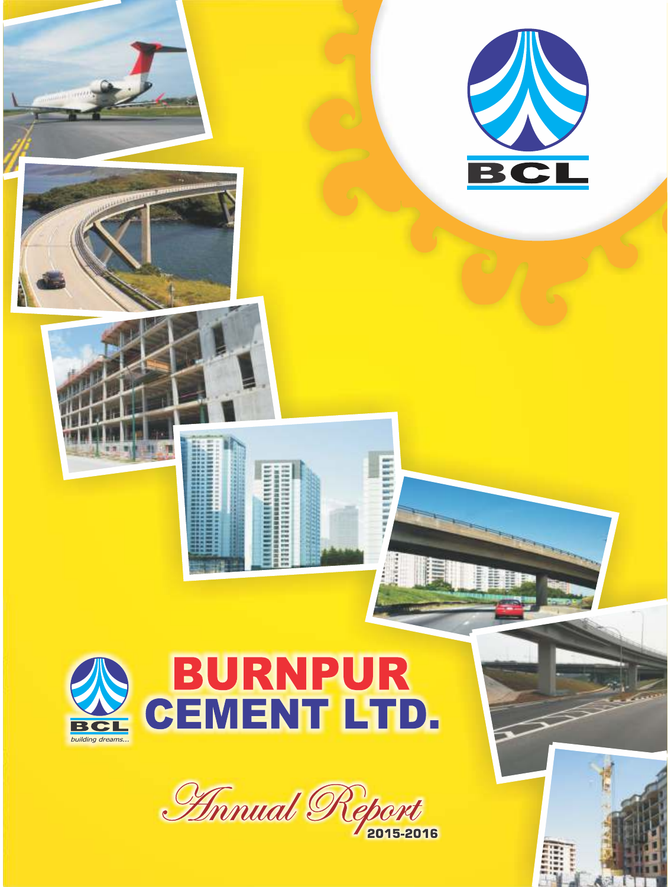# BURNPUR CEMENT LTD.

*building dreams...*

*Annual Report* 2015-2016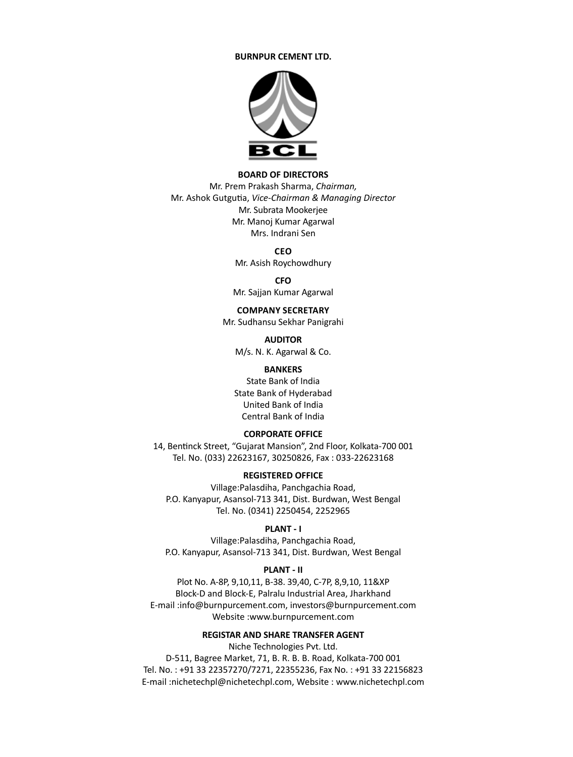**BURNPUR CEMENT LTD.**

BCL

## BOARD OF DIRECTORS

Mr. Prem Prakash Sharma, *Chairman,*
Mr. Ashok Gutgutia, *Vice-Chairman & Managing Director*
Mr. Subrata Mookerjee
Mr. Manoj Kumar Agarwal
Mrs. Indrani Sen

## CEO

Mr. Asish Roychowdhury

## CFO

Mr. Sajjan Kumar Agarwal

## COMPANY SECRETARY

Mr. Sudhansu Sekhar Panigrahi

## AUDITOR

M/s. N. K. Agarwal & Co.

## BANKERS

State Bank of India
State Bank of Hyderabad
United Bank of India
Central Bank of India

## CORPORATE OFFICE

14, Bentinck Street, "Gujarat Mansion", 2nd Floor, Kolkata-700 001
Tel. No. (033) 22623167, 30250826, Fax : 033-22623168

## REGISTERED OFFICE

Village:Palasdiha, Panchgachia Road,
P.O. Kanyapur, Asansol-713 341, Dist. Burdwan, West Bengal
Tel. No. (0341) 2250454, 2252965

## PLANT - I

Village:Palasdiha, Panchgachia Road,
P.O. Kanyapur, Asansol-713 341, Dist. Burdwan, West Bengal

## PLANT - II

Plot No. A-8P, 9,10,11, B-38. 39,40, C-7P, 8,9,10, 11&XP
Block-D and Block-E, Palralu Industrial Area, Jharkhand
E-mail :info@burnpurcement.com, investors@burnpurcement.com
Website :www.burnpurcement.com

## REGISTAR AND SHARE TRANSFER AGENT

Niche Technologies Pvt. Ltd.
D-511, Bagree Market, 71, B. R. B. B. Road, Kolkata-700 001
Tel. No. : +91 33 22357270/7271, 22355236, Fax No. : +91 33 22156823
E-mail :nichetechpl@nichetechpl.com, Website : www.nichetechpl.com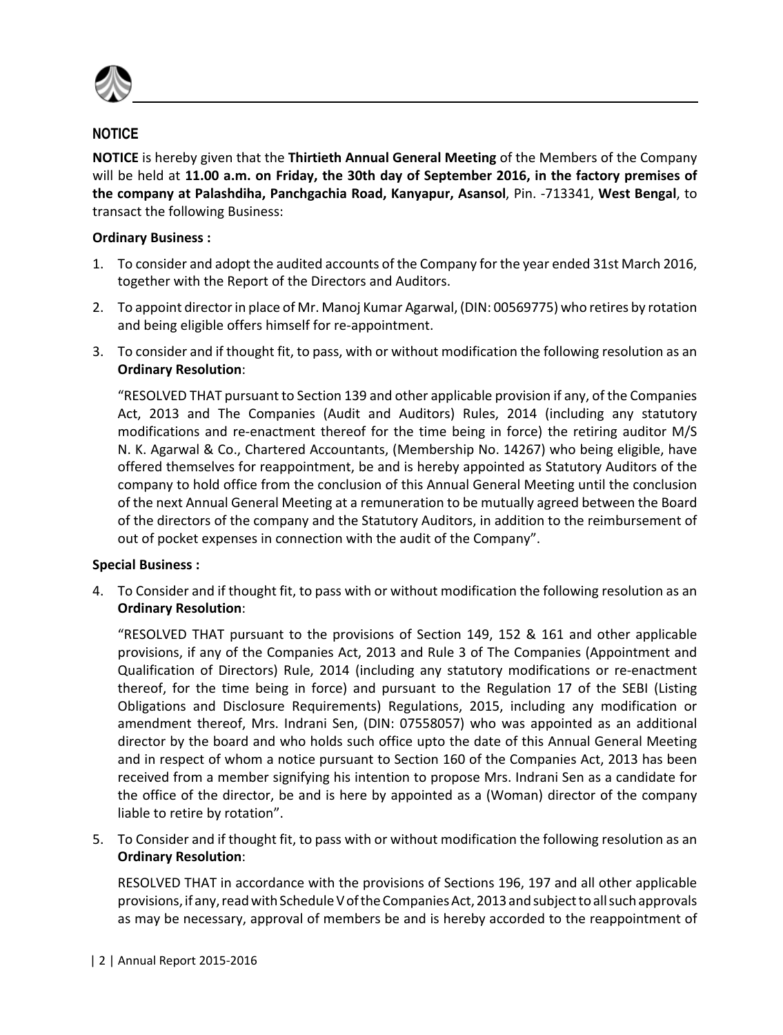## NOTICE

**NOTICE** is hereby given that the **Thirtieth Annual General Meeting** of the Members of the Company will be held at **11.00 a.m. on Friday, the 30th day of September 2016, in the factory premises of the company at Palashdiha, Panchgachia Road, Kanyapur, Asansol**, Pin. -713341, **West Bengal**, to transact the following Business:

**Ordinary Business :**

1. To consider and adopt the audited accounts of the Company for the year ended 31st March 2016, together with the Report of the Directors and Auditors.

2. To appoint director in place of Mr. Manoj Kumar Agarwal, (DIN: 00569775) who retires by rotation and being eligible offers himself for re-appointment.

3. To consider and if thought fit, to pass, with or without modification the following resolution as an **Ordinary Resolution**:

   "RESOLVED THAT pursuant to Section 139 and other applicable provision if any, of the Companies Act, 2013 and The Companies (Audit and Auditors) Rules, 2014 (including any statutory modifications and re-enactment thereof for the time being in force) the retiring auditor M/S N. K. Agarwal & Co., Chartered Accountants, (Membership No. 14267) who being eligible, have offered themselves for reappointment, be and is hereby appointed as Statutory Auditors of the company to hold office from the conclusion of this Annual General Meeting until the conclusion of the next Annual General Meeting at a remuneration to be mutually agreed between the Board of the directors of the company and the Statutory Auditors, in addition to the reimbursement of out of pocket expenses in connection with the audit of the Company".

**Special Business :**

4. To Consider and if thought fit, to pass with or without modification the following resolution as an **Ordinary Resolution**:

   "RESOLVED THAT pursuant to the provisions of Section 149, 152 & 161 and other applicable provisions, if any of the Companies Act, 2013 and Rule 3 of The Companies (Appointment and Qualification of Directors) Rule, 2014 (including any statutory modifications or re-enactment thereof, for the time being in force) and pursuant to the Regulation 17 of the SEBI (Listing Obligations and Disclosure Requirements) Regulations, 2015, including any modification or amendment thereof, Mrs. Indrani Sen, (DIN: 07558057) who was appointed as an additional director by the board and who holds such office upto the date of this Annual General Meeting and in respect of whom a notice pursuant to Section 160 of the Companies Act, 2013 has been received from a member signifying his intention to propose Mrs. Indrani Sen as a candidate for the office of the director, be and is here by appointed as a (Woman) director of the company liable to retire by rotation".

5. To Consider and if thought fit, to pass with or without modification the following resolution as an **Ordinary Resolution**:

   RESOLVED THAT in accordance with the provisions of Sections 196, 197 and all other applicable provisions, if any, read with Schedule V of the Companies Act, 2013 and subject to all such approvals as may be necessary, approval of members be and is hereby accorded to the reappointment of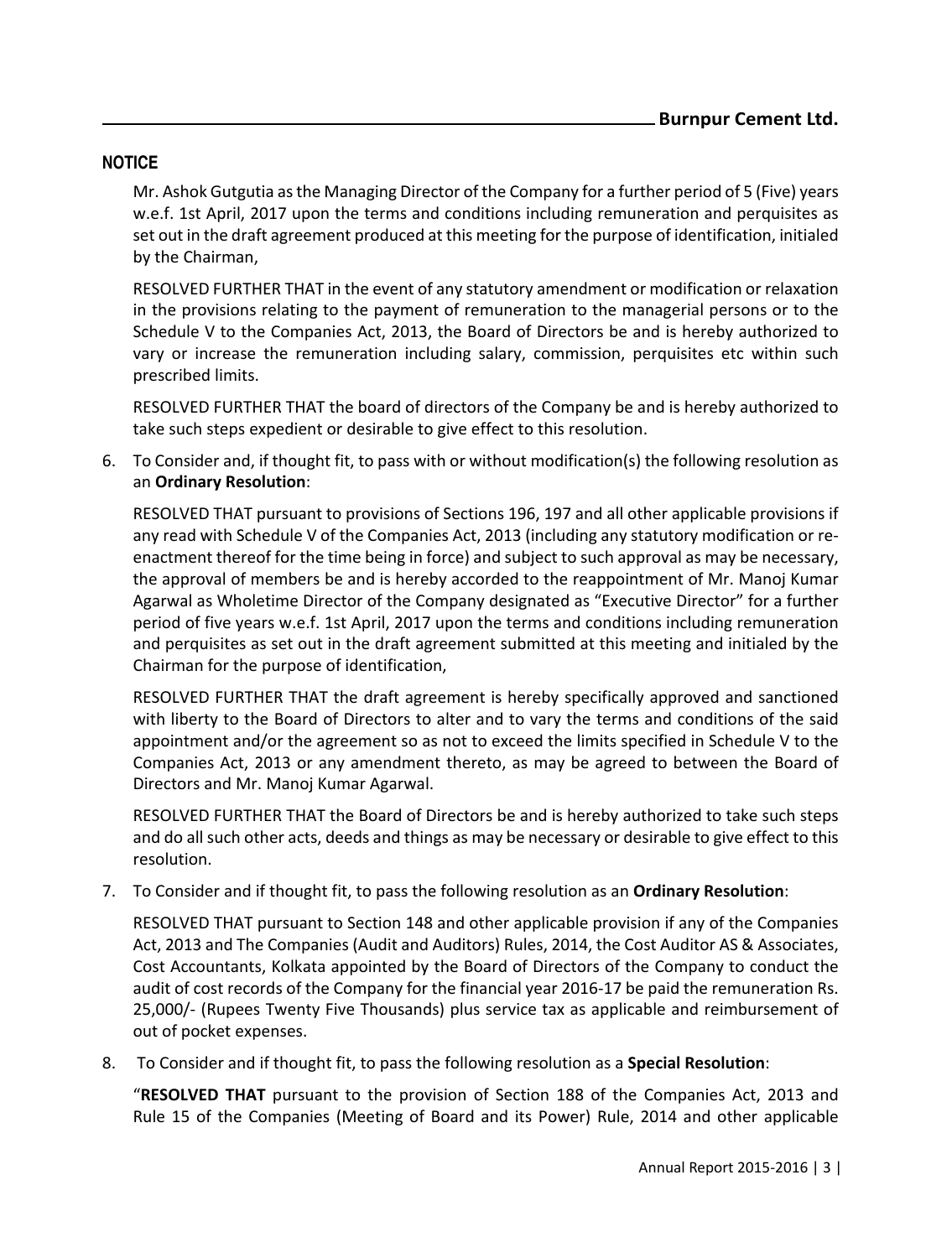## NOTICE

Mr. Ashok Gutgutia as the Managing Director of the Company for a further period of 5 (Five) years w.e.f. 1st April, 2017 upon the terms and conditions including remuneration and perquisites as set out in the draft agreement produced at this meeting for the purpose of identification, initialed by the Chairman,

RESOLVED FURTHER THAT in the event of any statutory amendment or modification or relaxation in the provisions relating to the payment of remuneration to the managerial persons or to the Schedule V to the Companies Act, 2013, the Board of Directors be and is hereby authorized to vary or increase the remuneration including salary, commission, perquisites etc within such prescribed limits.

RESOLVED FURTHER THAT the board of directors of the Company be and is hereby authorized to take such steps expedient or desirable to give effect to this resolution.

6. To Consider and, if thought fit, to pass with or without modification(s) the following resolution as an **Ordinary Resolution**:

   RESOLVED THAT pursuant to provisions of Sections 196, 197 and all other applicable provisions if any read with Schedule V of the Companies Act, 2013 (including any statutory modification or re-enactment thereof for the time being in force) and subject to such approval as may be necessary, the approval of members be and is hereby accorded to the reappointment of Mr. Manoj Kumar Agarwal as Wholetime Director of the Company designated as "Executive Director" for a further period of five years w.e.f. 1st April, 2017 upon the terms and conditions including remuneration and perquisites as set out in the draft agreement submitted at this meeting and initialed by the Chairman for the purpose of identification,

   RESOLVED FURTHER THAT the draft agreement is hereby specifically approved and sanctioned with liberty to the Board of Directors to alter and to vary the terms and conditions of the said appointment and/or the agreement so as not to exceed the limits specified in Schedule V to the Companies Act, 2013 or any amendment thereto, as may be agreed to between the Board of Directors and Mr. Manoj Kumar Agarwal.

   RESOLVED FURTHER THAT the Board of Directors be and is hereby authorized to take such steps and do all such other acts, deeds and things as may be necessary or desirable to give effect to this resolution.

7. To Consider and if thought fit, to pass the following resolution as an **Ordinary Resolution**:

   RESOLVED THAT pursuant to Section 148 and other applicable provision if any of the Companies Act, 2013 and The Companies (Audit and Auditors) Rules, 2014, the Cost Auditor AS & Associates, Cost Accountants, Kolkata appointed by the Board of Directors of the Company to conduct the audit of cost records of the Company for the financial year 2016-17 be paid the remuneration Rs. 25,000/- (Rupees Twenty Five Thousands) plus service tax as applicable and reimbursement of out of pocket expenses.

8. To Consider and if thought fit, to pass the following resolution as a **Special Resolution**:

   "**RESOLVED THAT** pursuant to the provision of Section 188 of the Companies Act, 2013 and Rule 15 of the Companies (Meeting of Board and its Power) Rule, 2014 and other applicable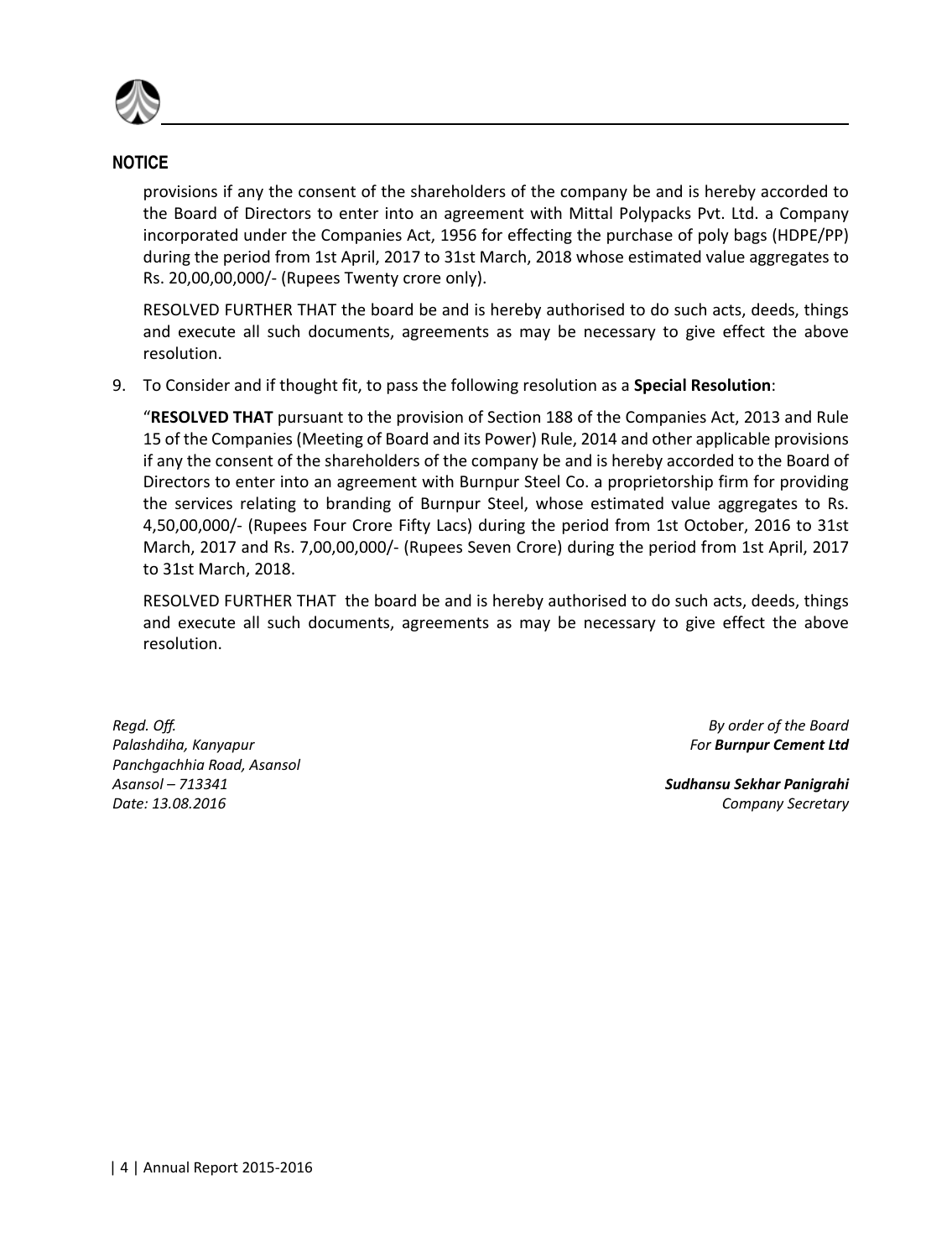## NOTICE

provisions if any the consent of the shareholders of the company be and is hereby accorded to the Board of Directors to enter into an agreement with Mittal Polypacks Pvt. Ltd. a Company incorporated under the Companies Act, 1956 for effecting the purchase of poly bags (HDPE/PP) during the period from 1st April, 2017 to 31st March, 2018 whose estimated value aggregates to Rs. 20,00,00,000/- (Rupees Twenty crore only).

RESOLVED FURTHER THAT the board be and is hereby authorised to do such acts, deeds, things and execute all such documents, agreements as may be necessary to give effect the above resolution.

9. To Consider and if thought fit, to pass the following resolution as a **Special Resolution**:

   "**RESOLVED THAT** pursuant to the provision of Section 188 of the Companies Act, 2013 and Rule 15 of the Companies (Meeting of Board and its Power) Rule, 2014 and other applicable provisions if any the consent of the shareholders of the company be and is hereby accorded to the Board of Directors to enter into an agreement with Burnpur Steel Co. a proprietorship firm for providing the services relating to branding of Burnpur Steel, whose estimated value aggregates to Rs. 4,50,00,000/- (Rupees Four Crore Fifty Lacs) during the period from 1st October, 2016 to 31st March, 2017 and Rs. 7,00,00,000/- (Rupees Seven Crore) during the period from 1st April, 2017 to 31st March, 2018.

   RESOLVED FURTHER THAT the board be and is hereby authorised to do such acts, deeds, things and execute all such documents, agreements as may be necessary to give effect the above resolution.

*Regd. Off.*
*Palashdiha, Kanyapur*
*Panchgachhia Road, Asansol*
*Asansol – 713341*
*Date: 13.08.2016*

*By order of the Board*
*For **Burnpur Cement Ltd***

***Sudhansu Sekhar Panigrahi***
*Company Secretary*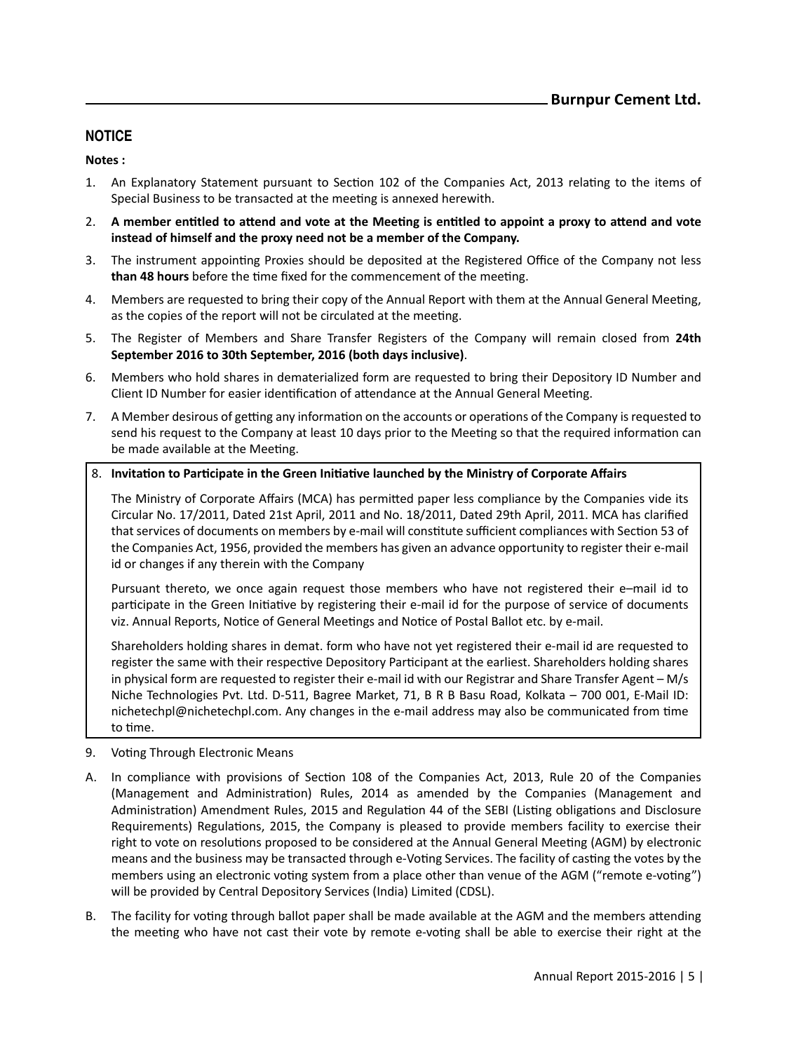## NOTICE

**Notes :**

1. An Explanatory Statement pursuant to Section 102 of the Companies Act, 2013 relating to the items of Special Business to be transacted at the meeting is annexed herewith.
2. **A member entitled to attend and vote at the Meeting is entitled to appoint a proxy to attend and vote instead of himself and the proxy need not be a member of the Company.**
3. The instrument appointing Proxies should be deposited at the Registered Office of the Company not less **than 48 hours** before the time fixed for the commencement of the meeting.
4. Members are requested to bring their copy of the Annual Report with them at the Annual General Meeting, as the copies of the report will not be circulated at the meeting.
5. The Register of Members and Share Transfer Registers of the Company will remain closed from **24th September 2016 to 30th September, 2016 (both days inclusive)**.
6. Members who hold shares in dematerialized form are requested to bring their Depository ID Number and Client ID Number for easier identification of attendance at the Annual General Meeting.
7. A Member desirous of getting any information on the accounts or operations of the Company is requested to send his request to the Company at least 10 days prior to the Meeting so that the required information can be made available at the Meeting.
8. **Invitation to Participate in the Green Initiative launched by the Ministry of Corporate Affairs**

   The Ministry of Corporate Affairs (MCA) has permitted paper less compliance by the Companies vide its Circular No. 17/2011, Dated 21st April, 2011 and No. 18/2011, Dated 29th April, 2011. MCA has clarified that services of documents on members by e-mail will constitute sufficient compliances with Section 53 of the Companies Act, 1956, provided the members has given an advance opportunity to register their e-mail id or changes if any therein with the Company

   Pursuant thereto, we once again request those members who have not registered their e–mail id to participate in the Green Initiative by registering their e-mail id for the purpose of service of documents viz. Annual Reports, Notice of General Meetings and Notice of Postal Ballot etc. by e-mail.

   Shareholders holding shares in demat. form who have not yet registered their e-mail id are requested to register the same with their respective Depository Participant at the earliest. Shareholders holding shares in physical form are requested to register their e-mail id with our Registrar and Share Transfer Agent – M/s Niche Technologies Pvt. Ltd. D-511, Bagree Market, 71, B R B Basu Road, Kolkata – 700 001, E-Mail ID: nichetechpl@nichetechpl.com. Any changes in the e-mail address may also be communicated from time to time.
9. Voting Through Electronic Means

A. In compliance with provisions of Section 108 of the Companies Act, 2013, Rule 20 of the Companies (Management and Administration) Rules, 2014 as amended by the Companies (Management and Administration) Amendment Rules, 2015 and Regulation 44 of the SEBI (Listing obligations and Disclosure Requirements) Regulations, 2015, the Company is pleased to provide members facility to exercise their right to vote on resolutions proposed to be considered at the Annual General Meeting (AGM) by electronic means and the business may be transacted through e-Voting Services. The facility of casting the votes by the members using an electronic voting system from a place other than venue of the AGM ("remote e-voting") will be provided by Central Depository Services (India) Limited (CDSL).

B. The facility for voting through ballot paper shall be made available at the AGM and the members attending the meeting who have not cast their vote by remote e-voting shall be able to exercise their right at the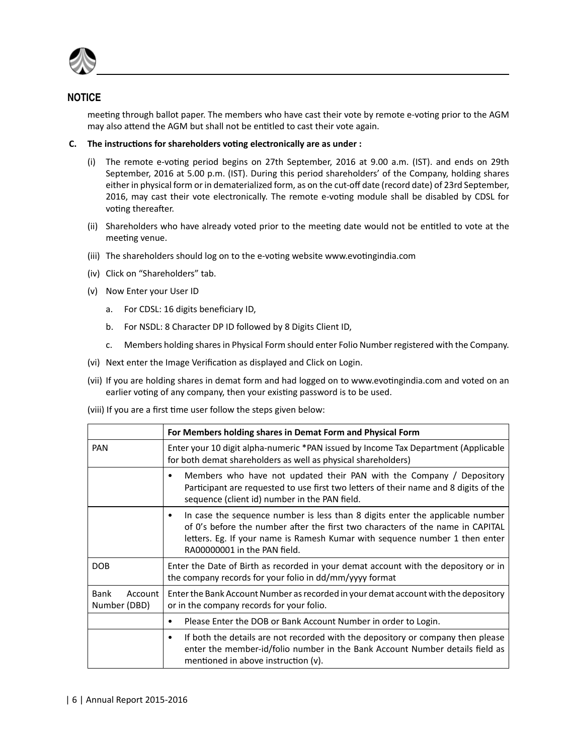## NOTICE

meeting through ballot paper. The members who have cast their vote by remote e-voting prior to the AGM may also attend the AGM but shall not be entitled to cast their vote again.

**C. The instructions for shareholders voting electronically are as under :**

(i) The remote e-voting period begins on 27th September, 2016 at 9.00 a.m. (IST). and ends on 29th September, 2016 at 5.00 p.m. (IST). During this period shareholders' of the Company, holding shares either in physical form or in dematerialized form, as on the cut-off date (record date) of 23rd September, 2016, may cast their vote electronically. The remote e-voting module shall be disabled by CDSL for voting thereafter.

(ii) Shareholders who have already voted prior to the meeting date would not be entitled to vote at the meeting venue.

(iii) The shareholders should log on to the e-voting website www.evotingindia.com

(iv) Click on "Shareholders" tab.

(v) Now Enter your User ID

a. For CDSL: 16 digits beneficiary ID,

b. For NSDL: 8 Character DP ID followed by 8 Digits Client ID,

c. Members holding shares in Physical Form should enter Folio Number registered with the Company.

(vi) Next enter the Image Verification as displayed and Click on Login.

(vii) If you are holding shares in demat form and had logged on to www.evotingindia.com and voted on an earlier voting of any company, then your existing password is to be used.

(viii) If you are a first time user follow the steps given below:

| | **For Members holding shares in Demat Form and Physical Form** |
|---|---|
| PAN | Enter your 10 digit alpha-numeric *PAN issued by Income Tax Department (Applicable for both demat shareholders as well as physical shareholders) |
| | • Members who have not updated their PAN with the Company / Depository Participant are requested to use first two letters of their name and 8 digits of the sequence (client id) number in the PAN field. |
| | • In case the sequence number is less than 8 digits enter the applicable number of 0's before the number after the first two characters of the name in CAPITAL letters. Eg. If your name is Ramesh Kumar with sequence number 1 then enter RA00000001 in the PAN field. |
| DOB | Enter the Date of Birth as recorded in your demat account with the depository or in the company records for your folio in dd/mm/yyyy format |
| Bank Account Number (DBD) | Enter the Bank Account Number as recorded in your demat account with the depository or in the company records for your folio. |
| | • Please Enter the DOB or Bank Account Number in order to Login. |
| | • If both the details are not recorded with the depository or company then please enter the member-id/folio number in the Bank Account Number details field as mentioned in above instruction (v). |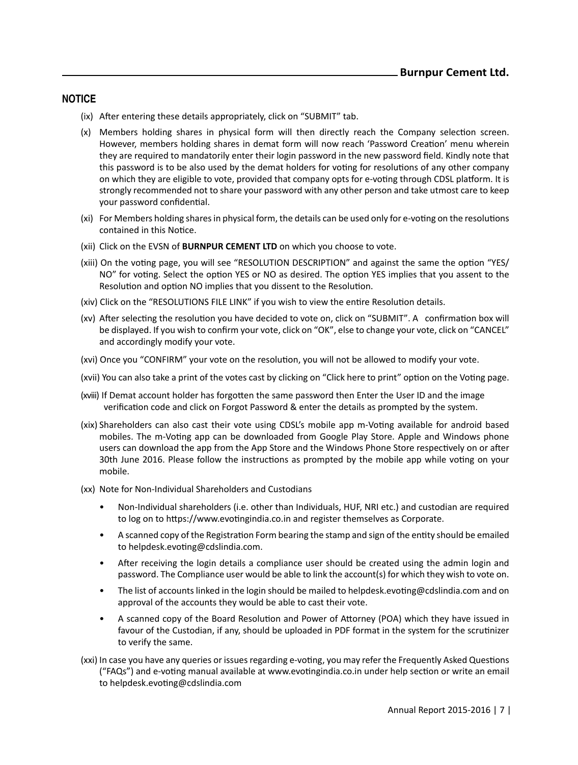## NOTICE

(ix) After entering these details appropriately, click on “SUBMIT” tab.

(x) Members holding shares in physical form will then directly reach the Company selection screen. However, members holding shares in demat form will now reach ‘Password Creation’ menu wherein they are required to mandatorily enter their login password in the new password field. Kindly note that this password is to be also used by the demat holders for voting for resolutions of any other company on which they are eligible to vote, provided that company opts for e-voting through CDSL platform. It is strongly recommended not to share your password with any other person and take utmost care to keep your password confidential.

(xi) For Members holding shares in physical form, the details can be used only for e-voting on the resolutions contained in this Notice.

(xii) Click on the EVSN of **BURNPUR CEMENT LTD** on which you choose to vote.

(xiii) On the voting page, you will see “RESOLUTION DESCRIPTION” and against the same the option “YES/ NO” for voting. Select the option YES or NO as desired. The option YES implies that you assent to the Resolution and option NO implies that you dissent to the Resolution.

(xiv) Click on the “RESOLUTIONS FILE LINK” if you wish to view the entire Resolution details.

(xv) After selecting the resolution you have decided to vote on, click on “SUBMIT”. A confirmation box will be displayed. If you wish to confirm your vote, click on “OK”, else to change your vote, click on “CANCEL” and accordingly modify your vote.

(xvi) Once you “CONFIRM” your vote on the resolution, you will not be allowed to modify your vote.

(xvii) You can also take a print of the votes cast by clicking on “Click here to print” option on the Voting page.

(xviii) If Demat account holder has forgotten the same password then Enter the User ID and the image verification code and click on Forgot Password & enter the details as prompted by the system.

(xix) Shareholders can also cast their vote using CDSL’s mobile app m-Voting available for android based mobiles. The m-Voting app can be downloaded from Google Play Store. Apple and Windows phone users can download the app from the App Store and the Windows Phone Store respectively on or after 30th June 2016. Please follow the instructions as prompted by the mobile app while voting on your mobile.

(xx) Note for Non-Individual Shareholders and Custodians

- Non-Individual shareholders (i.e. other than Individuals, HUF, NRI etc.) and custodian are required to log on to https://www.evotingindia.co.in and register themselves as Corporate.
- A scanned copy of the Registration Form bearing the stamp and sign of the entity should be emailed to helpdesk.evoting@cdslindia.com.
- After receiving the login details a compliance user should be created using the admin login and password. The Compliance user would be able to link the account(s) for which they wish to vote on.
- The list of accounts linked in the login should be mailed to helpdesk.evoting@cdslindia.com and on approval of the accounts they would be able to cast their vote.
- A scanned copy of the Board Resolution and Power of Attorney (POA) which they have issued in favour of the Custodian, if any, should be uploaded in PDF format in the system for the scrutinizer to verify the same.

(xxi) In case you have any queries or issues regarding e-voting, you may refer the Frequently Asked Questions (“FAQs”) and e-voting manual available at www.evotingindia.co.in under help section or write an email to helpdesk.evoting@cdslindia.com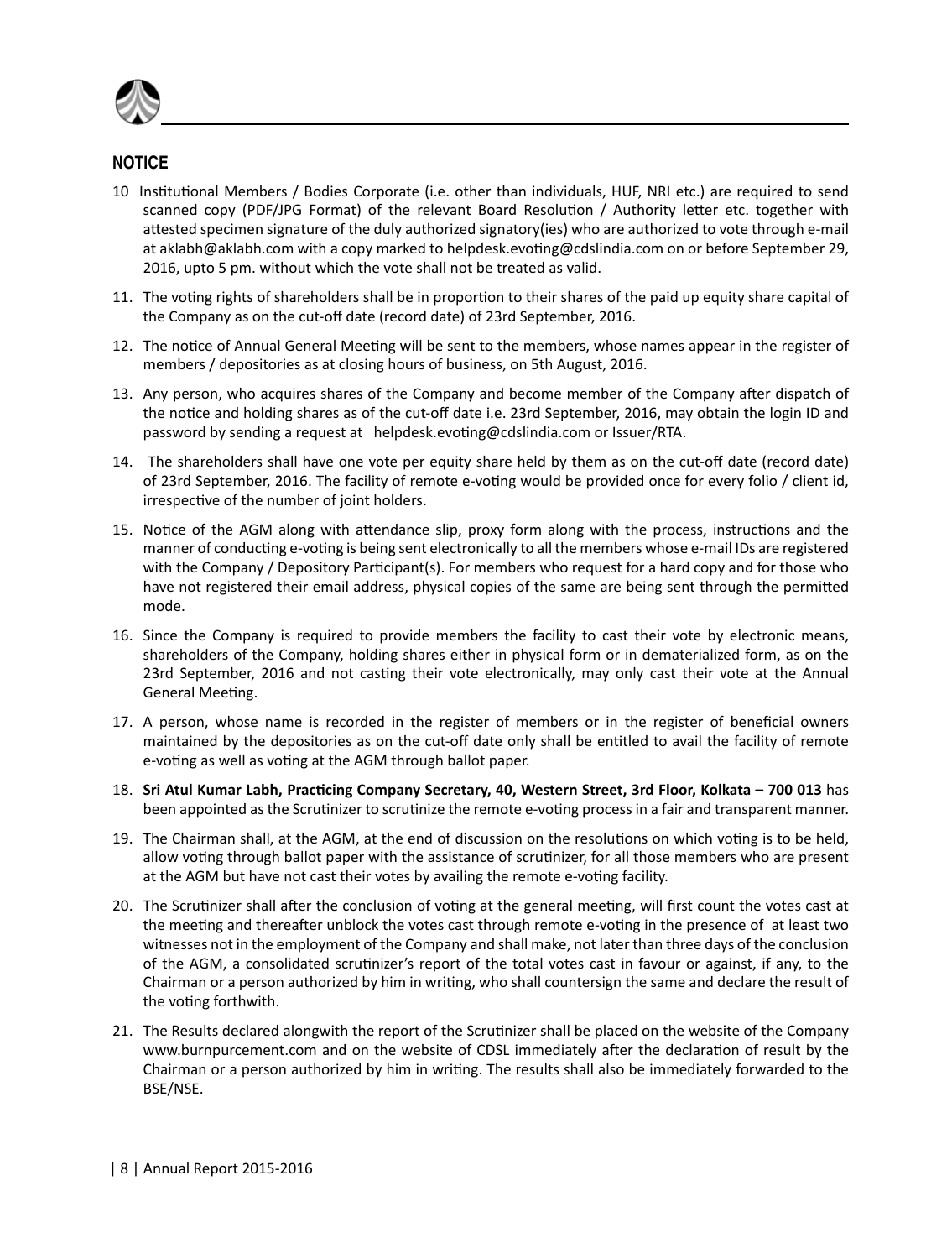## NOTICE

10 Institutional Members / Bodies Corporate (i.e. other than individuals, HUF, NRI etc.) are required to send scanned copy (PDF/JPG Format) of the relevant Board Resolution / Authority letter etc. together with attested specimen signature of the duly authorized signatory(ies) who are authorized to vote through e-mail at aklabh@aklabh.com with a copy marked to helpdesk.evoting@cdslindia.com on or before September 29, 2016, upto 5 pm. without which the vote shall not be treated as valid.

11. The voting rights of shareholders shall be in proportion to their shares of the paid up equity share capital of the Company as on the cut-off date (record date) of 23rd September, 2016.

12. The notice of Annual General Meeting will be sent to the members, whose names appear in the register of members / depositories as at closing hours of business, on 5th August, 2016.

13. Any person, who acquires shares of the Company and become member of the Company after dispatch of the notice and holding shares as of the cut-off date i.e. 23rd September, 2016, may obtain the login ID and password by sending a request at helpdesk.evoting@cdslindia.com or Issuer/RTA.

14. The shareholders shall have one vote per equity share held by them as on the cut-off date (record date) of 23rd September, 2016. The facility of remote e-voting would be provided once for every folio / client id, irrespective of the number of joint holders.

15. Notice of the AGM along with attendance slip, proxy form along with the process, instructions and the manner of conducting e-voting is being sent electronically to all the members whose e-mail IDs are registered with the Company / Depository Participant(s). For members who request for a hard copy and for those who have not registered their email address, physical copies of the same are being sent through the permitted mode.

16. Since the Company is required to provide members the facility to cast their vote by electronic means, shareholders of the Company, holding shares either in physical form or in dematerialized form, as on the 23rd September, 2016 and not casting their vote electronically, may only cast their vote at the Annual General Meeting.

17. A person, whose name is recorded in the register of members or in the register of beneficial owners maintained by the depositories as on the cut-off date only shall be entitled to avail the facility of remote e-voting as well as voting at the AGM through ballot paper.

18. **Sri Atul Kumar Labh, Practicing Company Secretary, 40, Western Street, 3rd Floor, Kolkata – 700 013** has been appointed as the Scrutinizer to scrutinize the remote e-voting process in a fair and transparent manner.

19. The Chairman shall, at the AGM, at the end of discussion on the resolutions on which voting is to be held, allow voting through ballot paper with the assistance of scrutinizer, for all those members who are present at the AGM but have not cast their votes by availing the remote e-voting facility.

20. The Scrutinizer shall after the conclusion of voting at the general meeting, will first count the votes cast at the meeting and thereafter unblock the votes cast through remote e-voting in the presence of at least two witnesses not in the employment of the Company and shall make, not later than three days of the conclusion of the AGM, a consolidated scrutinizer's report of the total votes cast in favour or against, if any, to the Chairman or a person authorized by him in writing, who shall countersign the same and declare the result of the voting forthwith.

21. The Results declared alongwith the report of the Scrutinizer shall be placed on the website of the Company www.burnpurcement.com and on the website of CDSL immediately after the declaration of result by the Chairman or a person authorized by him in writing. The results shall also be immediately forwarded to the BSE/NSE.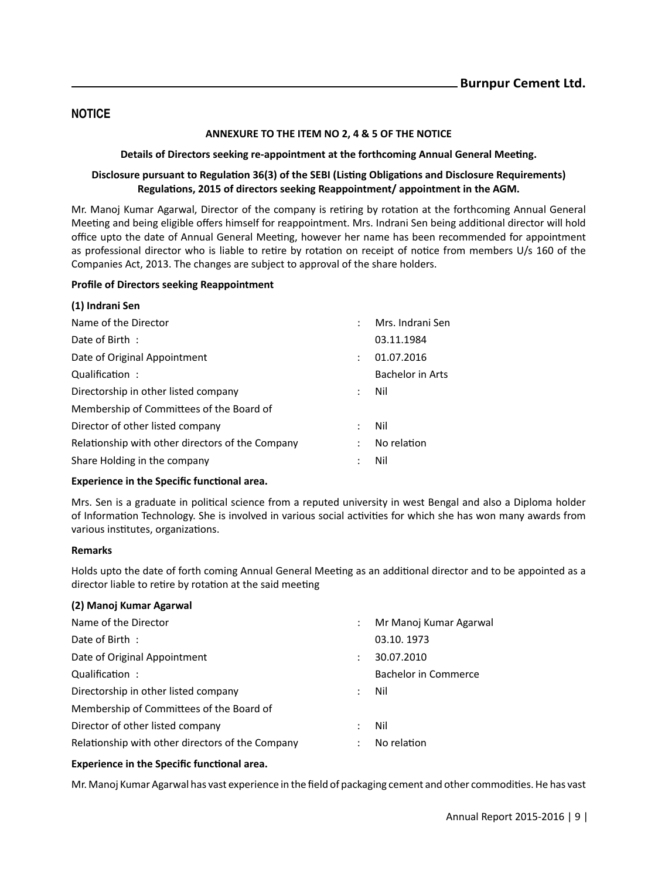## NOTICE

**ANNEXURE TO THE ITEM NO 2, 4 & 5 OF THE NOTICE**

**Details of Directors seeking re-appointment at the forthcoming Annual General Meeting.**

**Disclosure pursuant to Regulation 36(3) of the SEBI (Listing Obligations and Disclosure Requirements) Regulations, 2015 of directors seeking Reappointment/ appointment in the AGM.**

Mr. Manoj Kumar Agarwal, Director of the company is retiring by rotation at the forthcoming Annual General Meeting and being eligible offers himself for reappointment. Mrs. Indrani Sen being additional director will hold office upto the date of Annual General Meeting, however her name has been recommended for appointment as professional director who is liable to retire by rotation on receipt of notice from members U/s 160 of the Companies Act, 2013. The changes are subject to approval of the share holders.

**Profile of Directors seeking Reappointment**

**(1) Indrani Sen**

| | | |
|---|---|---|
| Name of the Director | : | Mrs. Indrani Sen |
| Date of Birth : | | 03.11.1984 |
| Date of Original Appointment | : | 01.07.2016 |
| Qualification : | | Bachelor in Arts |
| Directorship in other listed company | : | Nil |
| Membership of Committees of the Board of Director of other listed company | : | Nil |
| Relationship with other directors of the Company | : | No relation |
| Share Holding in the company | : | Nil |

**Experience in the Specific functional area.**

Mrs. Sen is a graduate in political science from a reputed university in west Bengal and also a Diploma holder of Information Technology. She is involved in various social activities for which she has won many awards from various institutes, organizations.

**Remarks**

Holds upto the date of forth coming Annual General Meeting as an additional director and to be appointed as a director liable to retire by rotation at the said meeting

**(2) Manoj Kumar Agarwal**

| | | |
|---|---|---|
| Name of the Director | : | Mr Manoj Kumar Agarwal |
| Date of Birth : | | 03.10. 1973 |
| Date of Original Appointment | : | 30.07.2010 |
| Qualification : | | Bachelor in Commerce |
| Directorship in other listed company | : | Nil |
| Membership of Committees of the Board of Director of other listed company | : | Nil |
| Relationship with other directors of the Company | : | No relation |

**Experience in the Specific functional area.**

Mr. Manoj Kumar Agarwal has vast experience in the field of packaging cement and other commodities. He has vast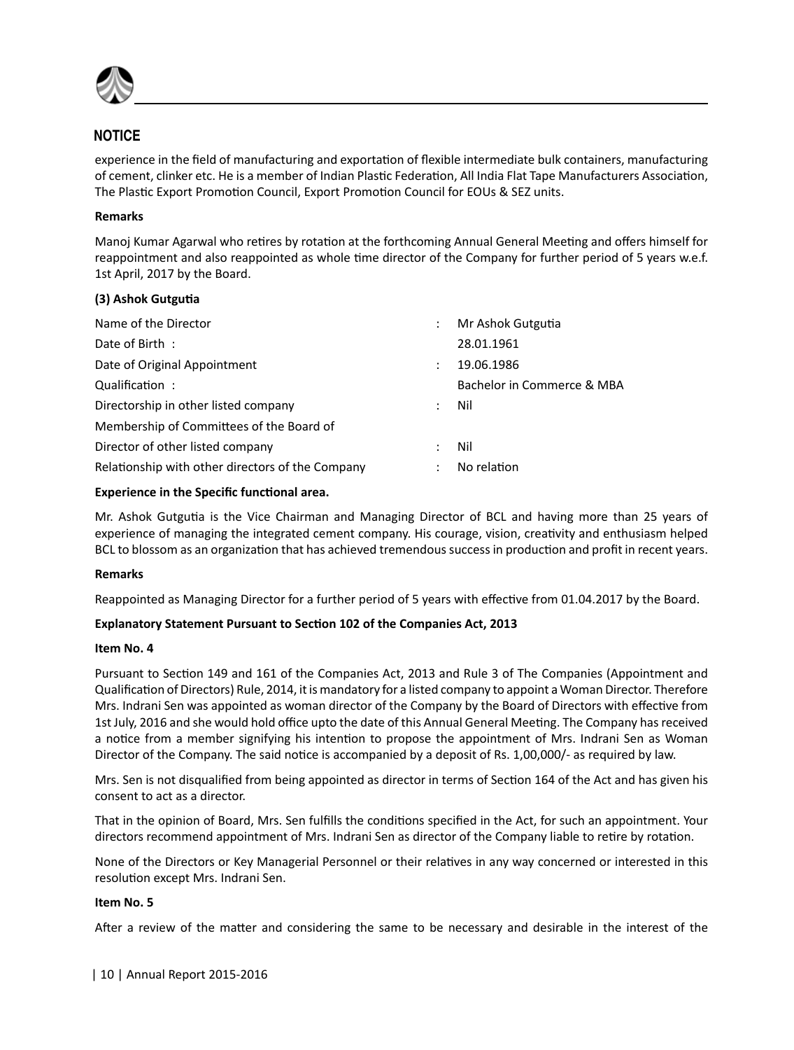## NOTICE

experience in the field of manufacturing and exportation of flexible intermediate bulk containers, manufacturing of cement, clinker etc. He is a member of Indian Plastic Federation, All India Flat Tape Manufacturers Association, The Plastic Export Promotion Council, Export Promotion Council for EOUs & SEZ units.

**Remarks**

Manoj Kumar Agarwal who retires by rotation at the forthcoming Annual General Meeting and offers himself for reappointment and also reappointed as whole time director of the Company for further period of 5 years w.e.f. 1st April, 2017 by the Board.

**(3) Ashok Gutgutia**

| | | |
|---|---|---|
| Name of the Director | : | Mr Ashok Gutgutia |
| Date of Birth : | | 28.01.1961 |
| Date of Original Appointment | : | 19.06.1986 |
| Qualification : | | Bachelor in Commerce & MBA |
| Directorship in other listed company | : | Nil |
| Membership of Committees of the Board of Director of other listed company | : | Nil |
| Relationship with other directors of the Company | : | No relation |

**Experience in the Specific functional area.**

Mr. Ashok Gutgutia is the Vice Chairman and Managing Director of BCL and having more than 25 years of experience of managing the integrated cement company. His courage, vision, creativity and enthusiasm helped BCL to blossom as an organization that has achieved tremendous success in production and profit in recent years.

**Remarks**

Reappointed as Managing Director for a further period of 5 years with effective from 01.04.2017 by the Board.

**Explanatory Statement Pursuant to Section 102 of the Companies Act, 2013**

**Item No. 4**

Pursuant to Section 149 and 161 of the Companies Act, 2013 and Rule 3 of The Companies (Appointment and Qualification of Directors) Rule, 2014, it is mandatory for a listed company to appoint a Woman Director. Therefore Mrs. Indrani Sen was appointed as woman director of the Company by the Board of Directors with effective from 1st July, 2016 and she would hold office upto the date of this Annual General Meeting. The Company has received a notice from a member signifying his intention to propose the appointment of Mrs. Indrani Sen as Woman Director of the Company. The said notice is accompanied by a deposit of Rs. 1,00,000/- as required by law.

Mrs. Sen is not disqualified from being appointed as director in terms of Section 164 of the Act and has given his consent to act as a director.

That in the opinion of Board, Mrs. Sen fulfills the conditions specified in the Act, for such an appointment. Your directors recommend appointment of Mrs. Indrani Sen as director of the Company liable to retire by rotation.

None of the Directors or Key Managerial Personnel or their relatives in any way concerned or interested in this resolution except Mrs. Indrani Sen.

**Item No. 5**

After a review of the matter and considering the same to be necessary and desirable in the interest of the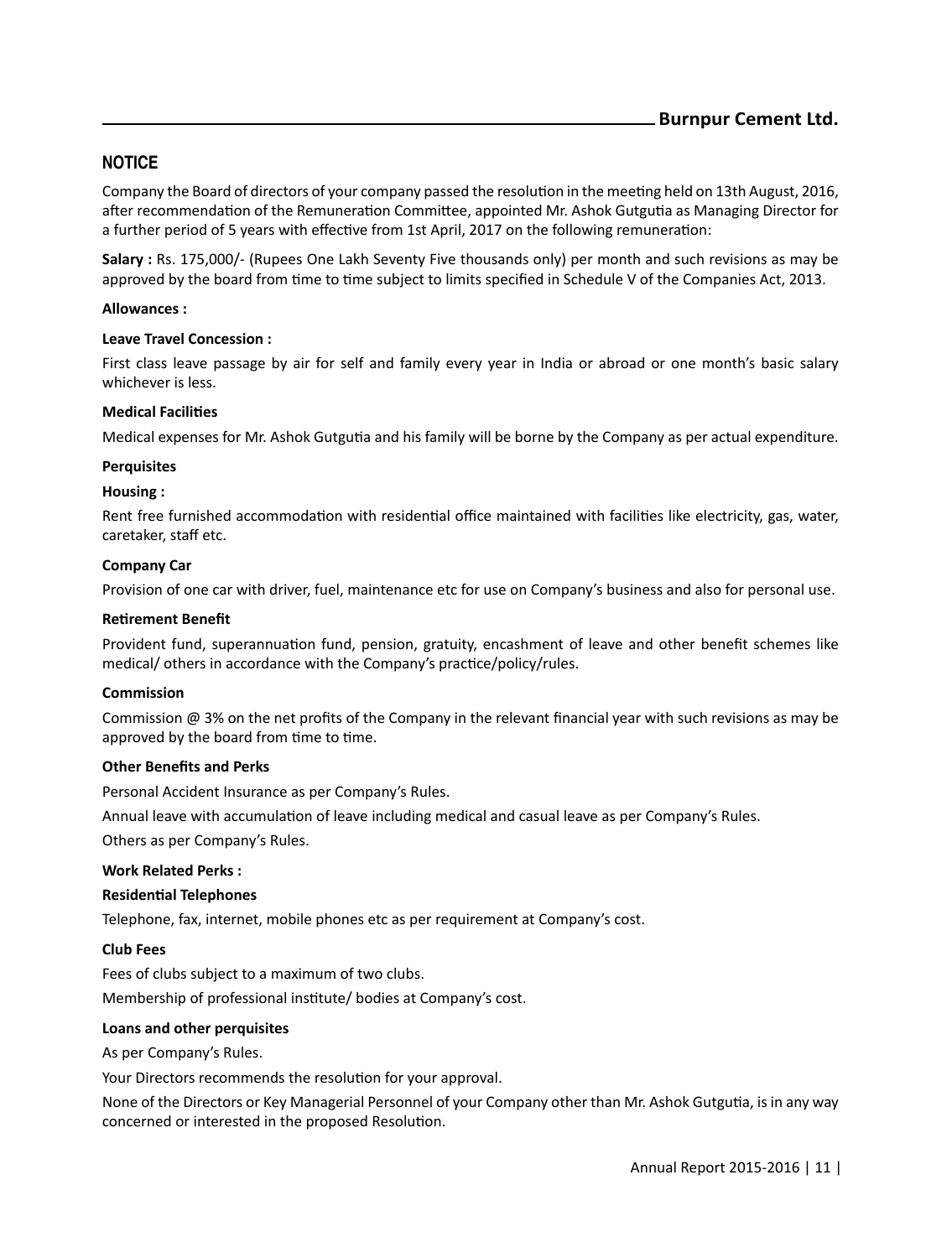## NOTICE

Company the Board of directors of your company passed the resolution in the meeting held on 13th August, 2016, after recommendation of the Remuneration Committee, appointed Mr. Ashok Gutgutia as Managing Director for a further period of 5 years with effective from 1st April, 2017 on the following remuneration:

**Salary :** Rs. 175,000/- (Rupees One Lakh Seventy Five thousands only) per month and such revisions as may be approved by the board from time to time subject to limits specified in Schedule V of the Companies Act, 2013.

**Allowances :**

**Leave Travel Concession :**

First class leave passage by air for self and family every year in India or abroad or one month's basic salary whichever is less.

**Medical Facilities**

Medical expenses for Mr. Ashok Gutgutia and his family will be borne by the Company as per actual expenditure.

**Perquisites**

**Housing :**

Rent free furnished accommodation with residential office maintained with facilities like electricity, gas, water, caretaker, staff etc.

**Company Car**

Provision of one car with driver, fuel, maintenance etc for use on Company's business and also for personal use.

**Retirement Benefit**

Provident fund, superannuation fund, pension, gratuity, encashment of leave and other benefit schemes like medical/ others in accordance with the Company's practice/policy/rules.

**Commission**

Commission @ 3% on the net profits of the Company in the relevant financial year with such revisions as may be approved by the board from time to time.

**Other Benefits and Perks**

Personal Accident Insurance as per Company's Rules.

Annual leave with accumulation of leave including medical and casual leave as per Company's Rules.

Others as per Company's Rules.

**Work Related Perks :**

**Residential Telephones**

Telephone, fax, internet, mobile phones etc as per requirement at Company's cost.

**Club Fees**

Fees of clubs subject to a maximum of two clubs.

Membership of professional institute/ bodies at Company's cost.

**Loans and other perquisites**

As per Company's Rules.

Your Directors recommends the resolution for your approval.

None of the Directors or Key Managerial Personnel of your Company other than Mr. Ashok Gutgutia, is in any way concerned or interested in the proposed Resolution.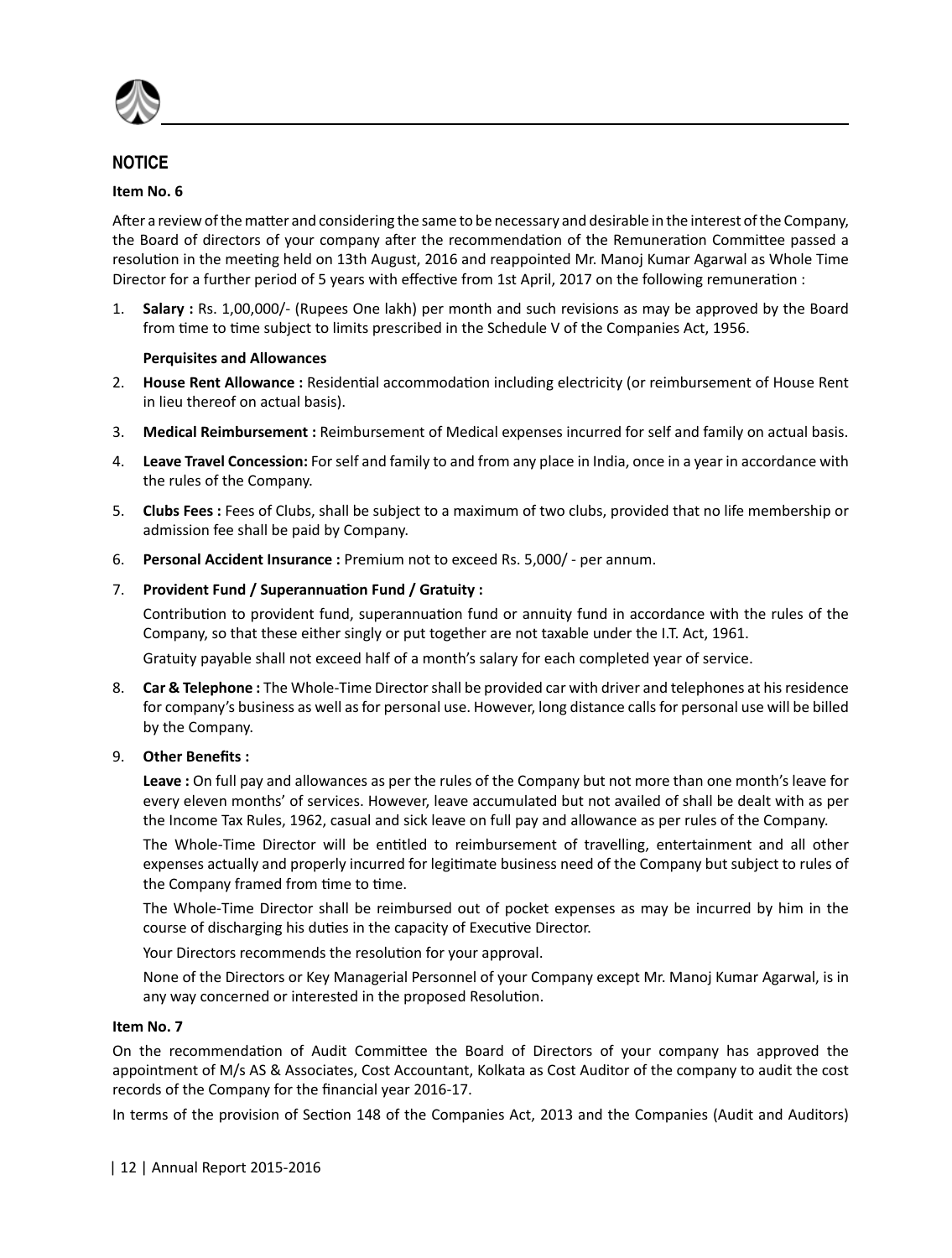## NOTICE

**Item No. 6**

After a review of the matter and considering the same to be necessary and desirable in the interest of the Company, the Board of directors of your company after the recommendation of the Remuneration Committee passed a resolution in the meeting held on 13th August, 2016 and reappointed Mr. Manoj Kumar Agarwal as Whole Time Director for a further period of 5 years with effective from 1st April, 2017 on the following remuneration :

1. **Salary :** Rs. 1,00,000/- (Rupees One lakh) per month and such revisions as may be approved by the Board from time to time subject to limits prescribed in the Schedule V of the Companies Act, 1956.

   **Perquisites and Allowances**

2. **House Rent Allowance :** Residential accommodation including electricity (or reimbursement of House Rent in lieu thereof on actual basis).

3. **Medical Reimbursement :** Reimbursement of Medical expenses incurred for self and family on actual basis.

4. **Leave Travel Concession:** For self and family to and from any place in India, once in a year in accordance with the rules of the Company.

5. **Clubs Fees :** Fees of Clubs, shall be subject to a maximum of two clubs, provided that no life membership or admission fee shall be paid by Company.

6. **Personal Accident Insurance :** Premium not to exceed Rs. 5,000/ - per annum.

7. **Provident Fund / Superannuation Fund / Gratuity :**

   Contribution to provident fund, superannuation fund or annuity fund in accordance with the rules of the Company, so that these either singly or put together are not taxable under the I.T. Act, 1961.

   Gratuity payable shall not exceed half of a month's salary for each completed year of service.

8. **Car & Telephone :** The Whole-Time Director shall be provided car with driver and telephones at his residence for company's business as well as for personal use. However, long distance calls for personal use will be billed by the Company.

9. **Other Benefits :**

   **Leave :** On full pay and allowances as per the rules of the Company but not more than one month's leave for every eleven months' of services. However, leave accumulated but not availed of shall be dealt with as per the Income Tax Rules, 1962, casual and sick leave on full pay and allowance as per rules of the Company.

   The Whole-Time Director will be entitled to reimbursement of travelling, entertainment and all other expenses actually and properly incurred for legitimate business need of the Company but subject to rules of the Company framed from time to time.

   The Whole-Time Director shall be reimbursed out of pocket expenses as may be incurred by him in the course of discharging his duties in the capacity of Executive Director.

   Your Directors recommends the resolution for your approval.

   None of the Directors or Key Managerial Personnel of your Company except Mr. Manoj Kumar Agarwal, is in any way concerned or interested in the proposed Resolution.

**Item No. 7**

On the recommendation of Audit Committee the Board of Directors of your company has approved the appointment of M/s AS & Associates, Cost Accountant, Kolkata as Cost Auditor of the company to audit the cost records of the Company for the financial year 2016-17.

In terms of the provision of Section 148 of the Companies Act, 2013 and the Companies (Audit and Auditors)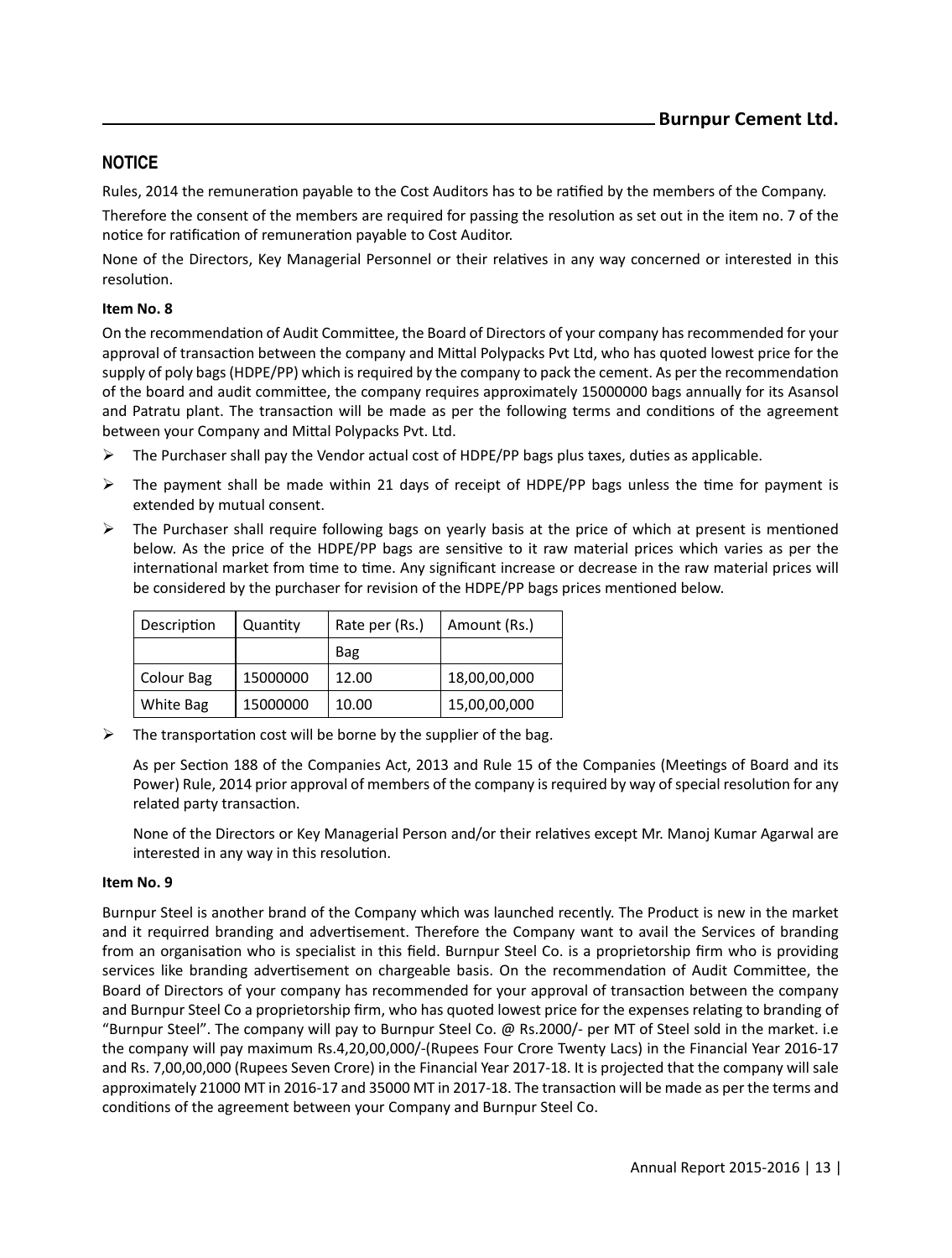## NOTICE

Rules, 2014 the remuneration payable to the Cost Auditors has to be ratified by the members of the Company.

Therefore the consent of the members are required for passing the resolution as set out in the item no. 7 of the notice for ratification of remuneration payable to Cost Auditor.

None of the Directors, Key Managerial Personnel or their relatives in any way concerned or interested in this resolution.

**Item No. 8**

On the recommendation of Audit Committee, the Board of Directors of your company has recommended for your approval of transaction between the company and Mittal Polypacks Pvt Ltd, who has quoted lowest price for the supply of poly bags (HDPE/PP) which is required by the company to pack the cement. As per the recommendation of the board and audit committee, the company requires approximately 15000000 bags annually for its Asansol and Patratu plant. The transaction will be made as per the following terms and conditions of the agreement between your Company and Mittal Polypacks Pvt. Ltd.

- The Purchaser shall pay the Vendor actual cost of HDPE/PP bags plus taxes, duties as applicable.
- The payment shall be made within 21 days of receipt of HDPE/PP bags unless the time for payment is extended by mutual consent.
- The Purchaser shall require following bags on yearly basis at the price of which at present is mentioned below. As the price of the HDPE/PP bags are sensitive to it raw material prices which varies as per the international market from time to time. Any significant increase or decrease in the raw material prices will be considered by the purchaser for revision of the HDPE/PP bags prices mentioned below.

| Description | Quantity | Rate per (Rs.) Bag | Amount (Rs.) |
|---|---|---|---|
| Colour Bag | 15000000 | 12.00 | 18,00,00,000 |
| White Bag | 15000000 | 10.00 | 15,00,00,000 |

- The transportation cost will be borne by the supplier of the bag.

  As per Section 188 of the Companies Act, 2013 and Rule 15 of the Companies (Meetings of Board and its Power) Rule, 2014 prior approval of members of the company is required by way of special resolution for any related party transaction.

  None of the Directors or Key Managerial Person and/or their relatives except Mr. Manoj Kumar Agarwal are interested in any way in this resolution.

**Item No. 9**

Burnpur Steel is another brand of the Company which was launched recently. The Product is new in the market and it requirred branding and advertisement. Therefore the Company want to avail the Services of branding from an organisation who is specialist in this field. Burnpur Steel Co. is a proprietorship firm who is providing services like branding advertisement on chargeable basis. On the recommendation of Audit Committee, the Board of Directors of your company has recommended for your approval of transaction between the company and Burnpur Steel Co a proprietorship firm, who has quoted lowest price for the expenses relating to branding of "Burnpur Steel". The company will pay to Burnpur Steel Co. @ Rs.2000/- per MT of Steel sold in the market. i.e the company will pay maximum Rs.4,20,00,000/-(Rupees Four Crore Twenty Lacs) in the Financial Year 2016-17 and Rs. 7,00,00,000 (Rupees Seven Crore) in the Financial Year 2017-18. It is projected that the company will sale approximately 21000 MT in 2016-17 and 35000 MT in 2017-18. The transaction will be made as per the terms and conditions of the agreement between your Company and Burnpur Steel Co.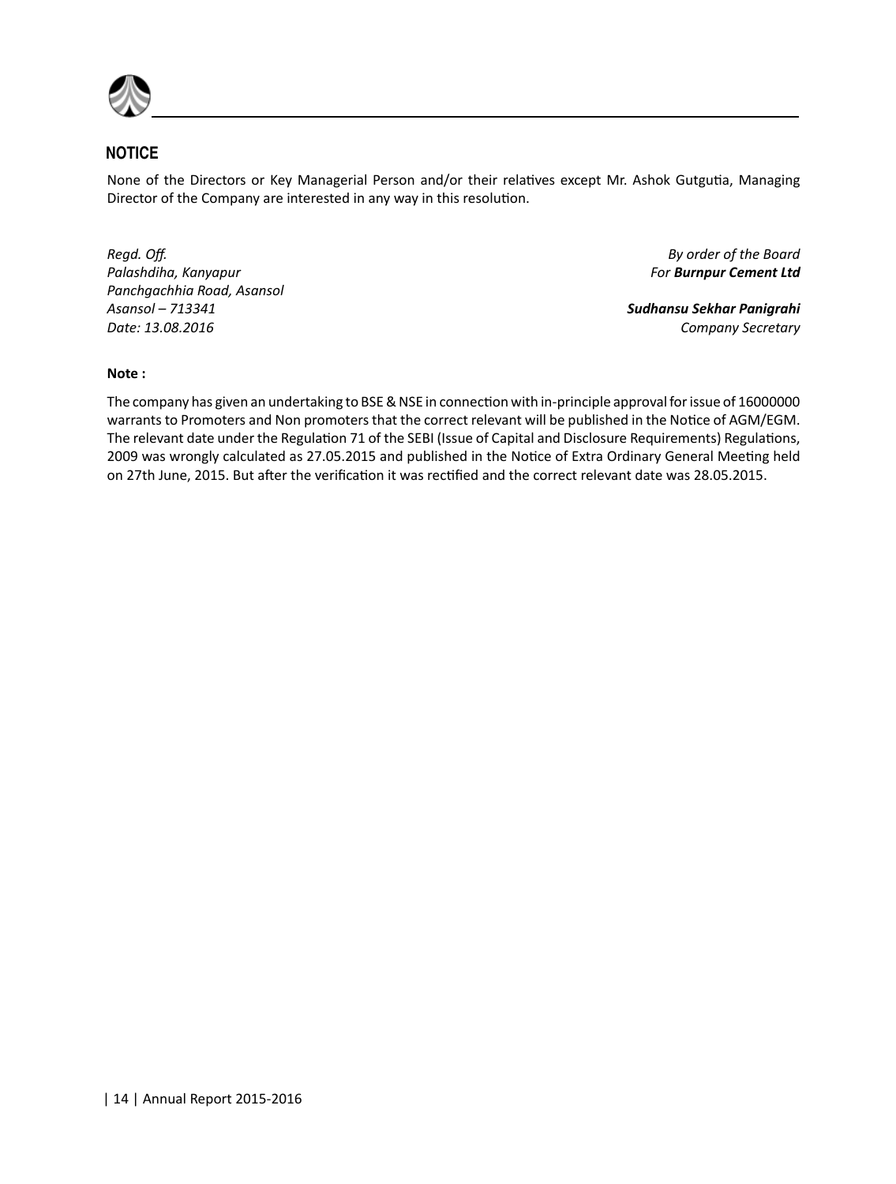## NOTICE

None of the Directors or Key Managerial Person and/or their relatives except Mr. Ashok Gutgutia, Managing Director of the Company are interested in any way in this resolution.

*Regd. Off.*
*Palashdiha, Kanyapur*
*Panchgachhia Road, Asansol*
*Asansol – 713341*
*Date: 13.08.2016*

*By order of the Board*
*For **Burnpur Cement Ltd***

***Sudhansu Sekhar Panigrahi***
*Company Secretary*

**Note :**

The company has given an undertaking to BSE & NSE in connection with in-principle approval for issue of 16000000 warrants to Promoters and Non promoters that the correct relevant will be published in the Notice of AGM/EGM. The relevant date under the Regulation 71 of the SEBI (Issue of Capital and Disclosure Requirements) Regulations, 2009 was wrongly calculated as 27.05.2015 and published in the Notice of Extra Ordinary General Meeting held on 27th June, 2015. But after the verification it was rectified and the correct relevant date was 28.05.2015.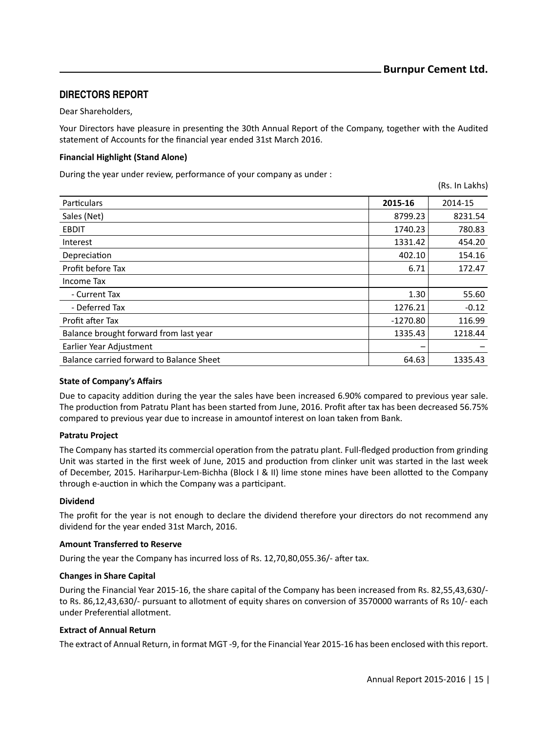## DIRECTORS REPORT

Dear Shareholders,

Your Directors have pleasure in presenting the 30th Annual Report of the Company, together with the Audited statement of Accounts for the financial year ended 31st March 2016.

**Financial Highlight (Stand Alone)**

During the year under review, performance of your company as under :

(Rs. In Lakhs)

| Particulars | 2015-16 | 2014-15 |
|---|---|---|
| Sales (Net) | 8799.23 | 8231.54 |
| EBDIT | 1740.23 | 780.83 |
| Interest | 1331.42 | 454.20 |
| Depreciation | 402.10 | 154.16 |
| Profit before Tax | 6.71 | 172.47 |
| Income Tax | | |
| - Current Tax | 1.30 | 55.60 |
| - Deferred Tax | 1276.21 | -0.12 |
| Profit after Tax | -1270.80 | 116.99 |
| Balance brought forward from last year | 1335.43 | 1218.44 |
| Earlier Year Adjustment | – | – |
| Balance carried forward to Balance Sheet | 64.63 | 1335.43 |

**State of Company's Affairs**

Due to capacity addition during the year the sales have been increased 6.90% compared to previous year sale. The production from Patratu Plant has been started from June, 2016. Profit after tax has been decreased 56.75% compared to previous year due to increase in amountof interest on loan taken from Bank.

**Patratu Project**

The Company has started its commercial operation from the patratu plant. Full-fledged production from grinding Unit was started in the first week of June, 2015 and production from clinker unit was started in the last week of December, 2015. Hariharpur-Lem-Bichha (Block I & II) lime stone mines have been allotted to the Company through e-auction in which the Company was a participant.

**Dividend**

The profit for the year is not enough to declare the dividend therefore your directors do not recommend any dividend for the year ended 31st March, 2016.

**Amount Transferred to Reserve**

During the year the Company has incurred loss of Rs. 12,70,80,055.36/- after tax.

**Changes in Share Capital**

During the Financial Year 2015-16, the share capital of the Company has been increased from Rs. 82,55,43,630/- to Rs. 86,12,43,630/- pursuant to allotment of equity shares on conversion of 3570000 warrants of Rs 10/- each under Preferential allotment.

**Extract of Annual Return**

The extract of Annual Return, in format MGT -9, for the Financial Year 2015-16 has been enclosed with this report.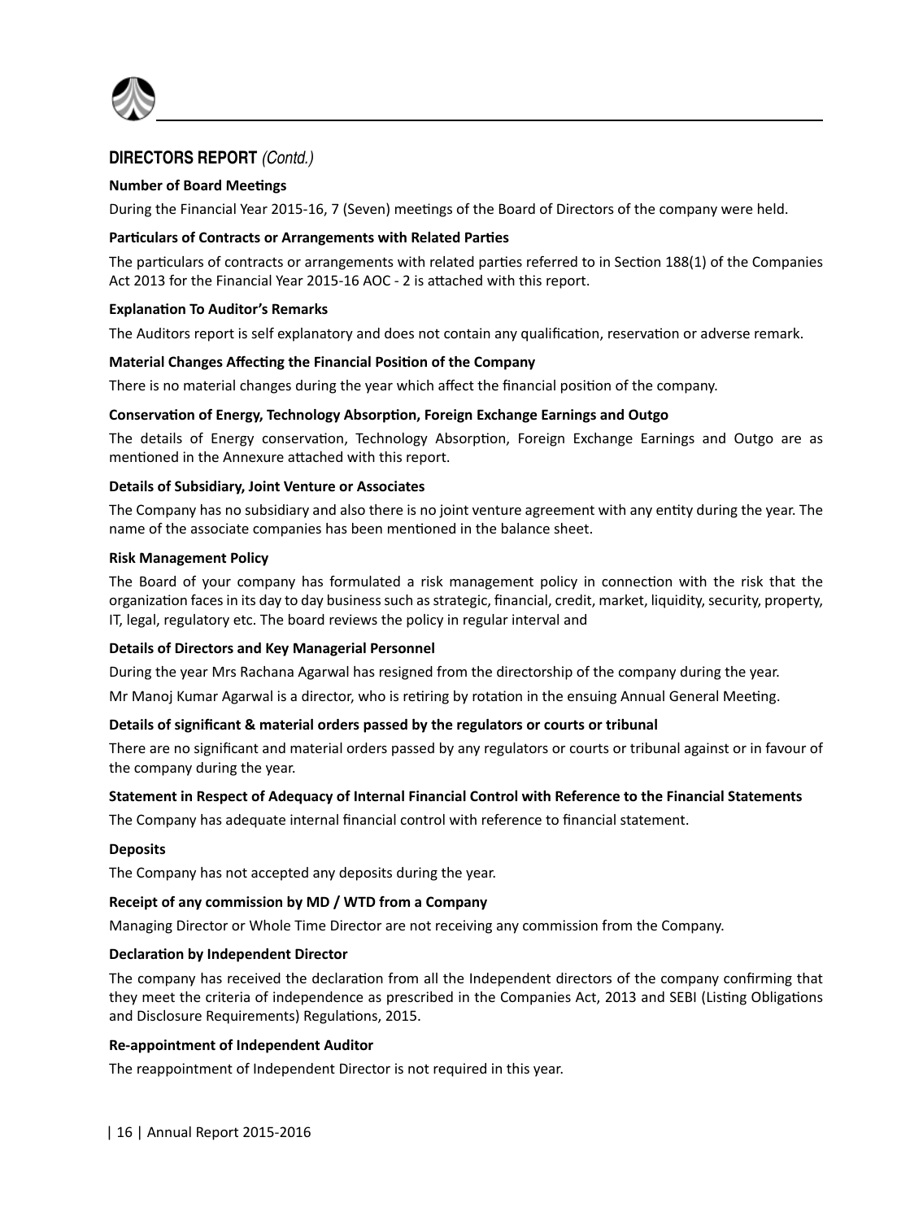## DIRECTORS REPORT *(Contd.)*

**Number of Board Meetings**

During the Financial Year 2015-16, 7 (Seven) meetings of the Board of Directors of the company were held.

**Particulars of Contracts or Arrangements with Related Parties**

The particulars of contracts or arrangements with related parties referred to in Section 188(1) of the Companies Act 2013 for the Financial Year 2015-16 AOC - 2 is attached with this report.

**Explanation To Auditor's Remarks**

The Auditors report is self explanatory and does not contain any qualification, reservation or adverse remark.

**Material Changes Affecting the Financial Position of the Company**

There is no material changes during the year which affect the financial position of the company.

**Conservation of Energy, Technology Absorption, Foreign Exchange Earnings and Outgo**

The details of Energy conservation, Technology Absorption, Foreign Exchange Earnings and Outgo are as mentioned in the Annexure attached with this report.

**Details of Subsidiary, Joint Venture or Associates**

The Company has no subsidiary and also there is no joint venture agreement with any entity during the year. The name of the associate companies has been mentioned in the balance sheet.

**Risk Management Policy**

The Board of your company has formulated a risk management policy in connection with the risk that the organization faces in its day to day business such as strategic, financial, credit, market, liquidity, security, property, IT, legal, regulatory etc. The board reviews the policy in regular interval and

**Details of Directors and Key Managerial Personnel**

During the year Mrs Rachana Agarwal has resigned from the directorship of the company during the year.

Mr Manoj Kumar Agarwal is a director, who is retiring by rotation in the ensuing Annual General Meeting.

**Details of significant & material orders passed by the regulators or courts or tribunal**

There are no significant and material orders passed by any regulators or courts or tribunal against or in favour of the company during the year.

**Statement in Respect of Adequacy of Internal Financial Control with Reference to the Financial Statements**

The Company has adequate internal financial control with reference to financial statement.

**Deposits**

The Company has not accepted any deposits during the year.

**Receipt of any commission by MD / WTD from a Company**

Managing Director or Whole Time Director are not receiving any commission from the Company.

**Declaration by Independent Director**

The company has received the declaration from all the Independent directors of the company confirming that they meet the criteria of independence as prescribed in the Companies Act, 2013 and SEBI (Listing Obligations and Disclosure Requirements) Regulations, 2015.

**Re-appointment of Independent Auditor**

The reappointment of Independent Director is not required in this year.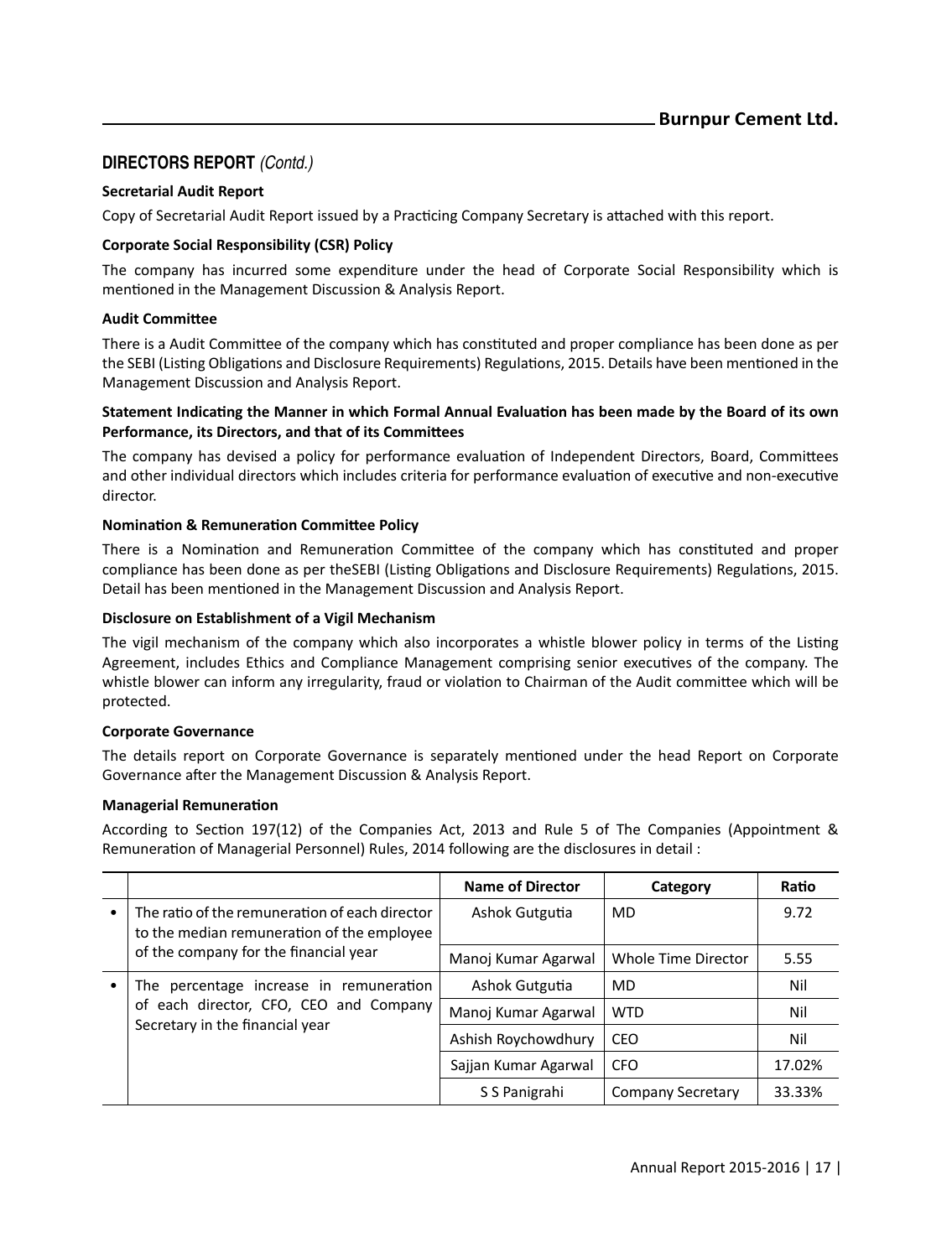## DIRECTORS REPORT *(Contd.)*

**Secretarial Audit Report**

Copy of Secretarial Audit Report issued by a Practicing Company Secretary is attached with this report.

**Corporate Social Responsibility (CSR) Policy**

The company has incurred some expenditure under the head of Corporate Social Responsibility which is mentioned in the Management Discussion & Analysis Report.

**Audit Committee**

There is a Audit Committee of the company which has constituted and proper compliance has been done as per the SEBI (Listing Obligations and Disclosure Requirements) Regulations, 2015. Details have been mentioned in the Management Discussion and Analysis Report.

**Statement Indicating the Manner in which Formal Annual Evaluation has been made by the Board of its own Performance, its Directors, and that of its Committees**

The company has devised a policy for performance evaluation of Independent Directors, Board, Committees and other individual directors which includes criteria for performance evaluation of executive and non-executive director.

**Nomination & Remuneration Committee Policy**

There is a Nomination and Remuneration Committee of the company which has constituted and proper compliance has been done as per theSEBI (Listing Obligations and Disclosure Requirements) Regulations, 2015. Detail has been mentioned in the Management Discussion and Analysis Report.

**Disclosure on Establishment of a Vigil Mechanism**

The vigil mechanism of the company which also incorporates a whistle blower policy in terms of the Listing Agreement, includes Ethics and Compliance Management comprising senior executives of the company. The whistle blower can inform any irregularity, fraud or violation to Chairman of the Audit committee which will be protected.

**Corporate Governance**

The details report on Corporate Governance is separately mentioned under the head Report on Corporate Governance after the Management Discussion & Analysis Report.

**Managerial Remuneration**

According to Section 197(12) of the Companies Act, 2013 and Rule 5 of The Companies (Appointment & Remuneration of Managerial Personnel) Rules, 2014 following are the disclosures in detail :

| | | Name of Director | Category | Ratio |
|---|---|---|---|---|
| • | The ratio of the remuneration of each director to the median remuneration of the employee of the company for the financial year | Ashok Gutgutia | MD | 9.72 |
| | | Manoj Kumar Agarwal | Whole Time Director | 5.55 |
| • | The percentage increase in remuneration of each director, CFO, CEO and Company Secretary in the financial year | Ashok Gutgutia | MD | Nil |
| | | Manoj Kumar Agarwal | WTD | Nil |
| | | Ashish Roychowdhury | CEO | Nil |
| | | Sajjan Kumar Agarwal | CFO | 17.02% |
| | | S S Panigrahi | Company Secretary | 33.33% |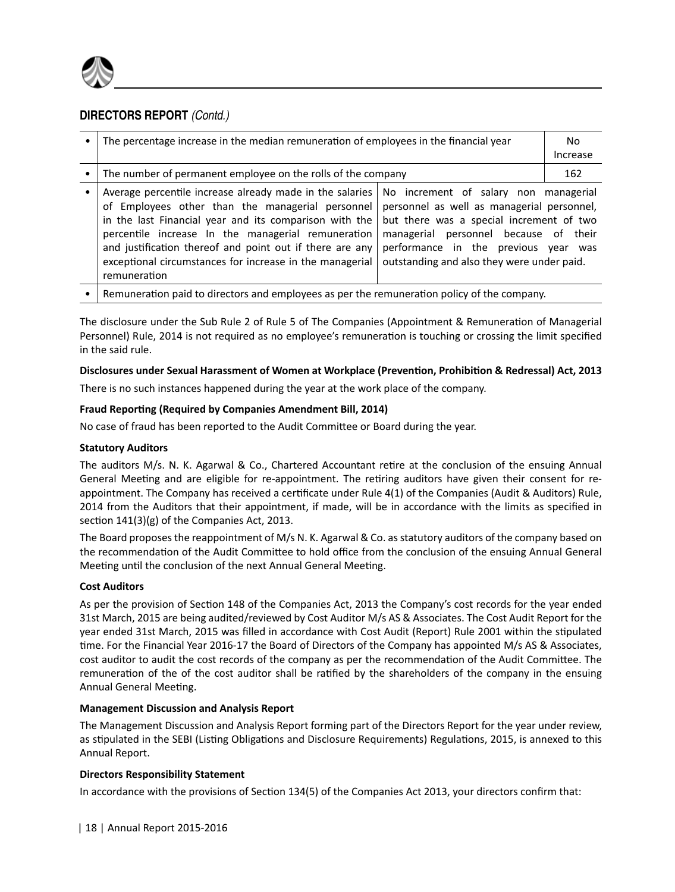## DIRECTORS REPORT *(Contd.)*

| • | The percentage increase in the median remuneration of employees in the financial year | | No Increase |
|---|---|---|---|
| • | The number of permanent employee on the rolls of the company | | 162 |
| • | Average percentile increase already made in the salaries of Employees other than the managerial personnel in the last Financial year and its comparison with the percentile increase In the managerial remuneration and justification thereof and point out if there are any exceptional circumstances for increase in the managerial remuneration | No increment of salary non managerial personnel as well as managerial personnel, but there was a special increment of two managerial personnel because of their performance in the previous year was outstanding and also they were under paid. | |
| • | Remuneration paid to directors and employees as per the remuneration policy of the company. | | |

The disclosure under the Sub Rule 2 of Rule 5 of The Companies (Appointment & Remuneration of Managerial Personnel) Rule, 2014 is not required as no employee's remuneration is touching or crossing the limit specified in the said rule.

**Disclosures under Sexual Harassment of Women at Workplace (Prevention, Prohibition & Redressal) Act, 2013**

There is no such instances happened during the year at the work place of the company.

**Fraud Reporting (Required by Companies Amendment Bill, 2014)**

No case of fraud has been reported to the Audit Committee or Board during the year.

**Statutory Auditors**

The auditors M/s. N. K. Agarwal & Co., Chartered Accountant retire at the conclusion of the ensuing Annual General Meeting and are eligible for re-appointment. The retiring auditors have given their consent for re-appointment. The Company has received a certificate under Rule 4(1) of the Companies (Audit & Auditors) Rule, 2014 from the Auditors that their appointment, if made, will be in accordance with the limits as specified in section 141(3)(g) of the Companies Act, 2013.

The Board proposes the reappointment of M/s N. K. Agarwal & Co. as statutory auditors of the company based on the recommendation of the Audit Committee to hold office from the conclusion of the ensuing Annual General Meeting until the conclusion of the next Annual General Meeting.

**Cost Auditors**

As per the provision of Section 148 of the Companies Act, 2013 the Company's cost records for the year ended 31st March, 2015 are being audited/reviewed by Cost Auditor M/s AS & Associates. The Cost Audit Report for the year ended 31st March, 2015 was filled in accordance with Cost Audit (Report) Rule 2001 within the stipulated time. For the Financial Year 2016-17 the Board of Directors of the Company has appointed M/s AS & Associates, cost auditor to audit the cost records of the company as per the recommendation of the Audit Committee. The remuneration of the of the cost auditor shall be ratified by the shareholders of the company in the ensuing Annual General Meeting.

**Management Discussion and Analysis Report**

The Management Discussion and Analysis Report forming part of the Directors Report for the year under review, as stipulated in the SEBI (Listing Obligations and Disclosure Requirements) Regulations, 2015, is annexed to this Annual Report.

**Directors Responsibility Statement**

In accordance with the provisions of Section 134(5) of the Companies Act 2013, your directors confirm that: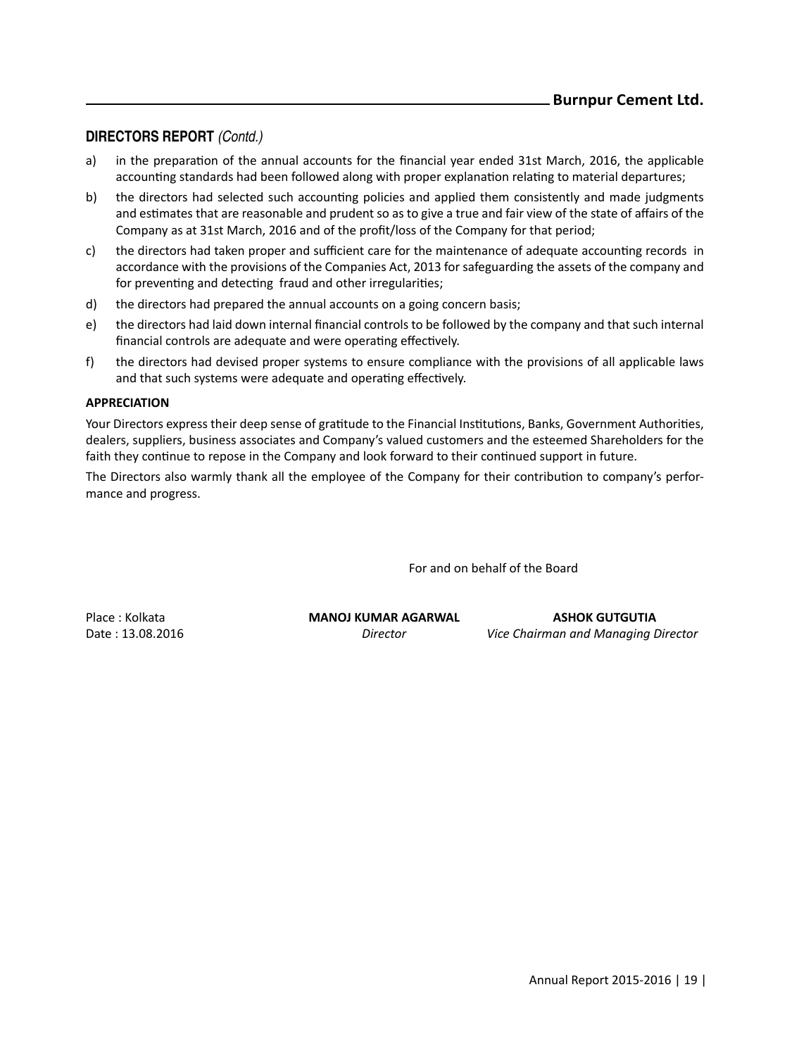## DIRECTORS REPORT *(Contd.)*

a) in the preparation of the annual accounts for the financial year ended 31st March, 2016, the applicable accounting standards had been followed along with proper explanation relating to material departures;

b) the directors had selected such accounting policies and applied them consistently and made judgments and estimates that are reasonable and prudent so as to give a true and fair view of the state of affairs of the Company as at 31st March, 2016 and of the profit/loss of the Company for that period;

c) the directors had taken proper and sufficient care for the maintenance of adequate accounting records in accordance with the provisions of the Companies Act, 2013 for safeguarding the assets of the company and for preventing and detecting fraud and other irregularities;

d) the directors had prepared the annual accounts on a going concern basis;

e) the directors had laid down internal financial controls to be followed by the company and that such internal financial controls are adequate and were operating effectively.

f) the directors had devised proper systems to ensure compliance with the provisions of all applicable laws and that such systems were adequate and operating effectively.

**APPRECIATION**

Your Directors express their deep sense of gratitude to the Financial Institutions, Banks, Government Authorities, dealers, suppliers, business associates and Company's valued customers and the esteemed Shareholders for the faith they continue to repose in the Company and look forward to their continued support in future.

The Directors also warmly thank all the employee of the Company for their contribution to company's performance and progress.

For and on behalf of the Board

Place : Kolkata
Date : 13.08.2016

**MANOJ KUMAR AGARWAL**
*Director*

**ASHOK GUTGUTIA**
*Vice Chairman and Managing Director*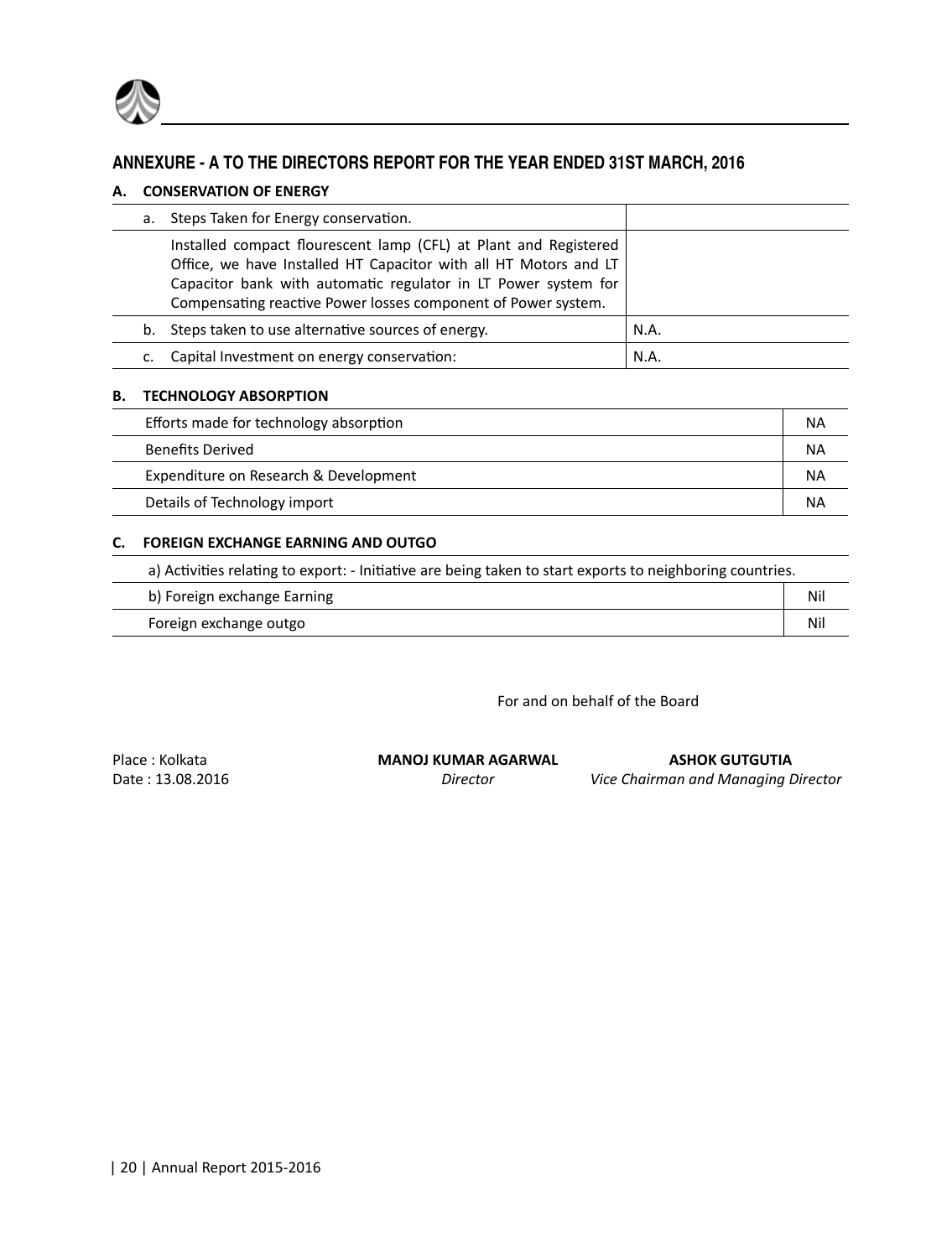## ANNEXURE - A TO THE DIRECTORS REPORT FOR THE YEAR ENDED 31ST MARCH, 2016

### A. CONSERVATION OF ENERGY

| | |
|---|---|
| a. Steps Taken for Energy conservation. | |
| Installed compact flourescent lamp (CFL) at Plant and Registered Office, we have Installed HT Capacitor with all HT Motors and LT Capacitor bank with automatic regulator in LT Power system for Compensating reactive Power losses component of Power system. | |
| b. Steps taken to use alternative sources of energy. | N.A. |
| c. Capital Investment on energy conservation: | N.A. |

### B. TECHNOLOGY ABSORPTION

| | |
|---|---|
| Efforts made for technology absorption | NA |
| Benefits Derived | NA |
| Expenditure on Research & Development | NA |
| Details of Technology import | NA |

### C. FOREIGN EXCHANGE EARNING AND OUTGO

a) Activities relating to export: - Initiative are being taken to start exports to neighboring countries.

| | |
|---|---|
| b) Foreign exchange Earning | Nil |
| Foreign exchange outgo | Nil |

For and on behalf of the Board

Place : Kolkata
Date : 13.08.2016

**MANOJ KUMAR AGARWAL**
*Director*

**ASHOK GUTGUTIA**
*Vice Chairman and Managing Director*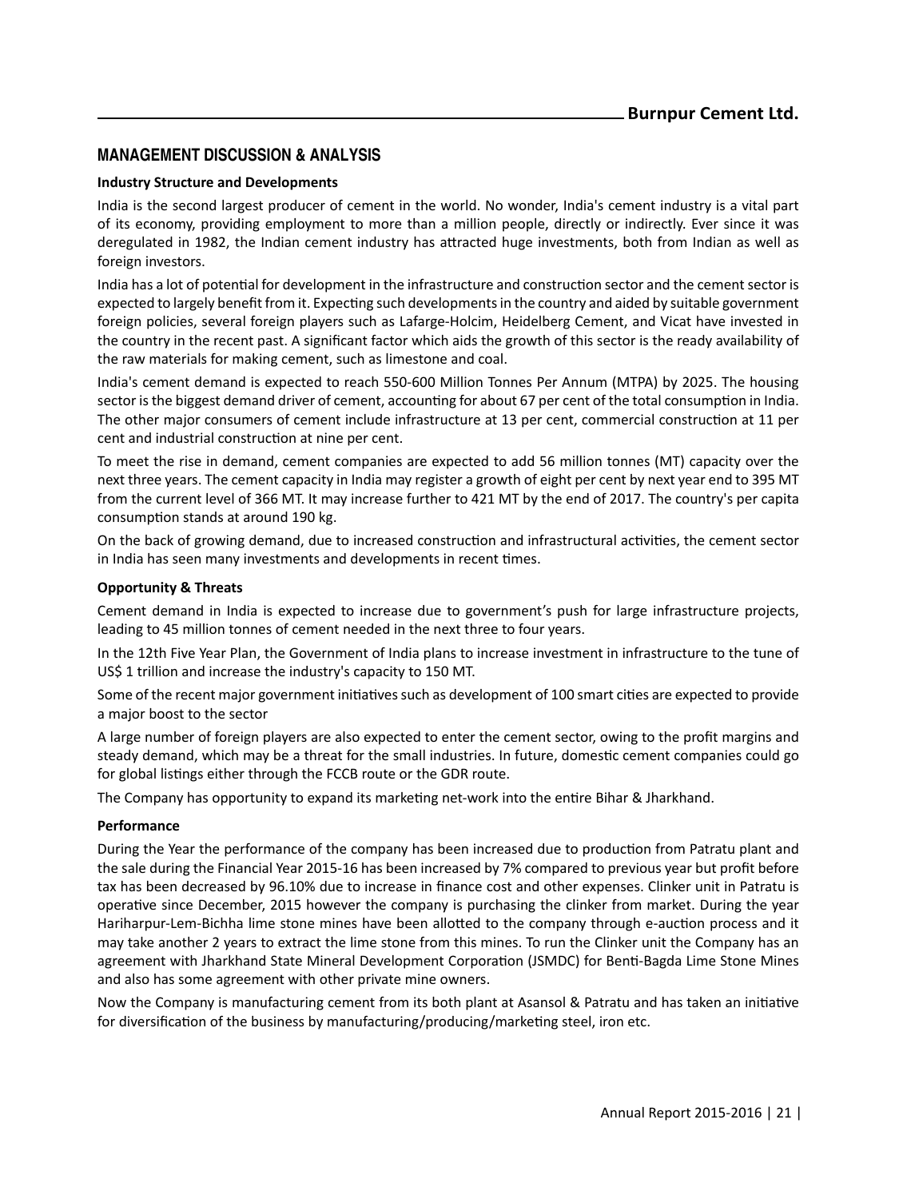## MANAGEMENT DISCUSSION & ANALYSIS

**Industry Structure and Developments**

India is the second largest producer of cement in the world. No wonder, India's cement industry is a vital part of its economy, providing employment to more than a million people, directly or indirectly. Ever since it was deregulated in 1982, the Indian cement industry has attracted huge investments, both from Indian as well as foreign investors.

India has a lot of potential for development in the infrastructure and construction sector and the cement sector is expected to largely benefit from it. Expecting such developments in the country and aided by suitable government foreign policies, several foreign players such as Lafarge-Holcim, Heidelberg Cement, and Vicat have invested in the country in the recent past. A significant factor which aids the growth of this sector is the ready availability of the raw materials for making cement, such as limestone and coal.

India's cement demand is expected to reach 550-600 Million Tonnes Per Annum (MTPA) by 2025. The housing sector is the biggest demand driver of cement, accounting for about 67 per cent of the total consumption in India. The other major consumers of cement include infrastructure at 13 per cent, commercial construction at 11 per cent and industrial construction at nine per cent.

To meet the rise in demand, cement companies are expected to add 56 million tonnes (MT) capacity over the next three years. The cement capacity in India may register a growth of eight per cent by next year end to 395 MT from the current level of 366 MT. It may increase further to 421 MT by the end of 2017. The country's per capita consumption stands at around 190 kg.

On the back of growing demand, due to increased construction and infrastructural activities, the cement sector in India has seen many investments and developments in recent times.

**Opportunity & Threats**

Cement demand in India is expected to increase due to government's push for large infrastructure projects, leading to 45 million tonnes of cement needed in the next three to four years.

In the 12th Five Year Plan, the Government of India plans to increase investment in infrastructure to the tune of US$ 1 trillion and increase the industry's capacity to 150 MT.

Some of the recent major government initiatives such as development of 100 smart cities are expected to provide a major boost to the sector

A large number of foreign players are also expected to enter the cement sector, owing to the profit margins and steady demand, which may be a threat for the small industries. In future, domestic cement companies could go for global listings either through the FCCB route or the GDR route.

The Company has opportunity to expand its marketing net-work into the entire Bihar & Jharkhand.

**Performance**

During the Year the performance of the company has been increased due to production from Patratu plant and the sale during the Financial Year 2015-16 has been increased by 7% compared to previous year but profit before tax has been decreased by 96.10% due to increase in finance cost and other expenses. Clinker unit in Patratu is operative since December, 2015 however the company is purchasing the clinker from market. During the year Hariharpur-Lem-Bichha lime stone mines have been allotted to the company through e-auction process and it may take another 2 years to extract the lime stone from this mines. To run the Clinker unit the Company has an agreement with Jharkhand State Mineral Development Corporation (JSMDC) for Benti-Bagda Lime Stone Mines and also has some agreement with other private mine owners.

Now the Company is manufacturing cement from its both plant at Asansol & Patratu and has taken an initiative for diversification of the business by manufacturing/producing/marketing steel, iron etc.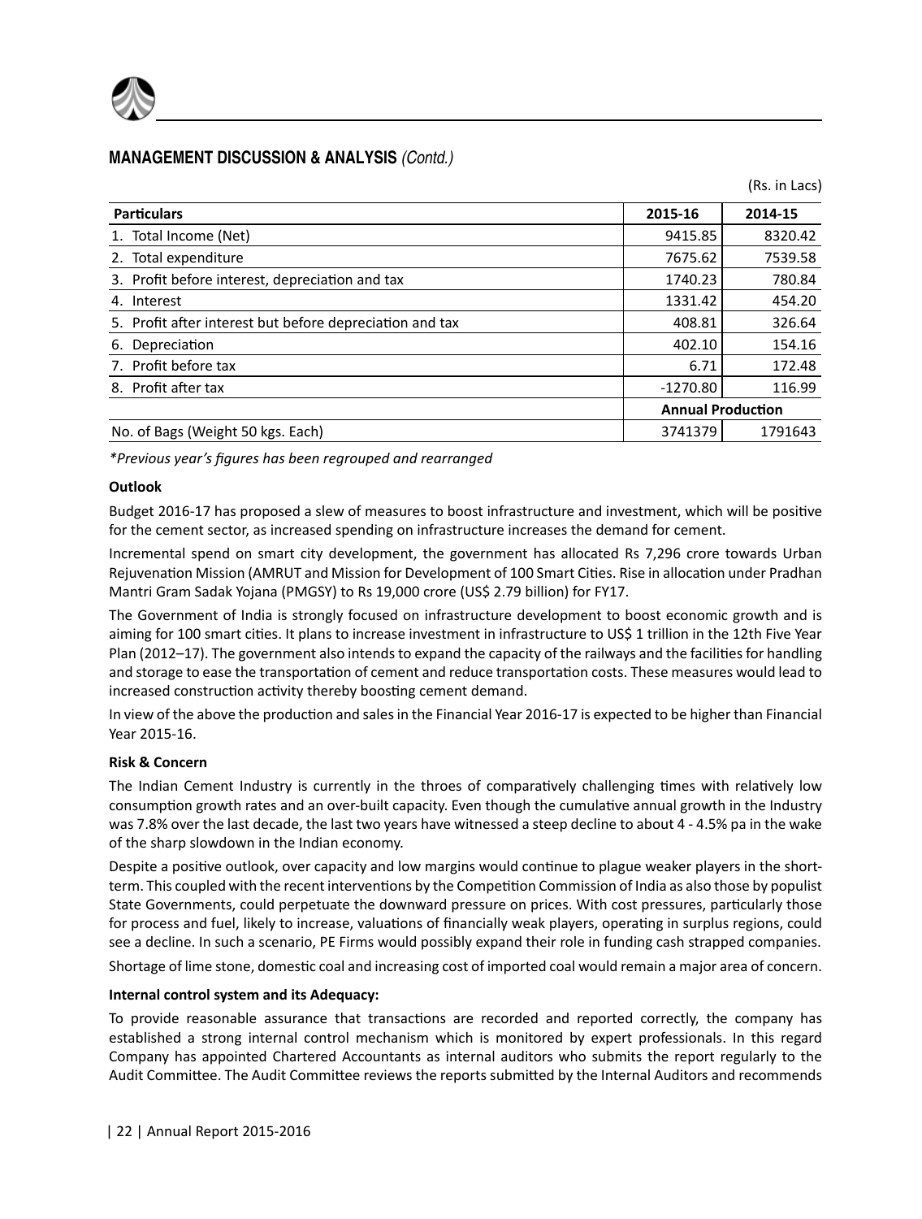## MANAGEMENT DISCUSSION & ANALYSIS *(Contd.)*

(Rs. in Lacs)

| Particulars | 2015-16 | 2014-15 |
|---|---|---|
| 1. Total Income (Net) | 9415.85 | 8320.42 |
| 2. Total expenditure | 7675.62 | 7539.58 |
| 3. Profit before interest, depreciation and tax | 1740.23 | 780.84 |
| 4. Interest | 1331.42 | 454.20 |
| 5. Profit after interest but before depreciation and tax | 408.81 | 326.64 |
| 6. Depreciation | 402.10 | 154.16 |
| 7. Profit before tax | 6.71 | 172.48 |
| 8. Profit after tax | -1270.80 | 116.99 |
| | **Annual Production** | |
| No. of Bags (Weight 50 kgs. Each) | 3741379 | 1791643 |

*\*Previous year's figures has been regrouped and rearranged*

**Outlook**

Budget 2016-17 has proposed a slew of measures to boost infrastructure and investment, which will be positive for the cement sector, as increased spending on infrastructure increases the demand for cement.

Incremental spend on smart city development, the government has allocated Rs 7,296 crore towards Urban Rejuvenation Mission (AMRUT and Mission for Development of 100 Smart Cities. Rise in allocation under Pradhan Mantri Gram Sadak Yojana (PMGSY) to Rs 19,000 crore (US$ 2.79 billion) for FY17.

The Government of India is strongly focused on infrastructure development to boost economic growth and is aiming for 100 smart cities. It plans to increase investment in infrastructure to US$ 1 trillion in the 12th Five Year Plan (2012–17). The government also intends to expand the capacity of the railways and the facilities for handling and storage to ease the transportation of cement and reduce transportation costs. These measures would lead to increased construction activity thereby boosting cement demand.

In view of the above the production and sales in the Financial Year 2016-17 is expected to be higher than Financial Year 2015-16.

**Risk & Concern**

The Indian Cement Industry is currently in the throes of comparatively challenging times with relatively low consumption growth rates and an over-built capacity. Even though the cumulative annual growth in the Industry was 7.8% over the last decade, the last two years have witnessed a steep decline to about 4 - 4.5% pa in the wake of the sharp slowdown in the Indian economy.

Despite a positive outlook, over capacity and low margins would continue to plague weaker players in the short-term. This coupled with the recent interventions by the Competition Commission of India as also those by populist State Governments, could perpetuate the downward pressure on prices. With cost pressures, particularly those for process and fuel, likely to increase, valuations of financially weak players, operating in surplus regions, could see a decline. In such a scenario, PE Firms would possibly expand their role in funding cash strapped companies.

Shortage of lime stone, domestic coal and increasing cost of imported coal would remain a major area of concern.

**Internal control system and its Adequacy:**

To provide reasonable assurance that transactions are recorded and reported correctly, the company has established a strong internal control mechanism which is monitored by expert professionals. In this regard Company has appointed Chartered Accountants as internal auditors who submits the report regularly to the Audit Committee. The Audit Committee reviews the reports submitted by the Internal Auditors and recommends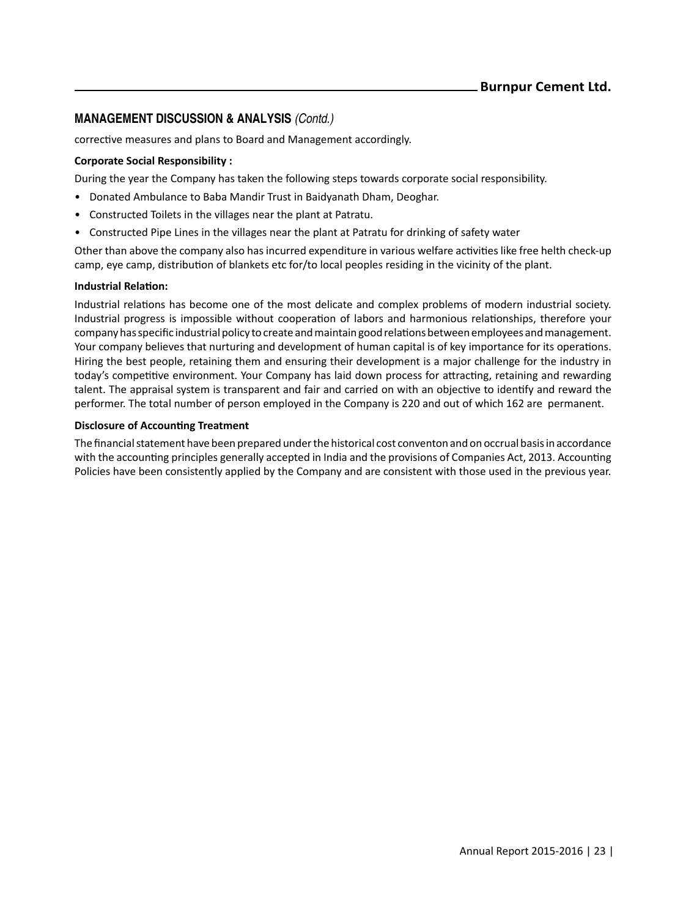## MANAGEMENT DISCUSSION & ANALYSIS *(Contd.)*

corrective measures and plans to Board and Management accordingly.

**Corporate Social Responsibility :**

During the year the Company has taken the following steps towards corporate social responsibility.

- Donated Ambulance to Baba Mandir Trust in Baidyanath Dham, Deoghar.
- Constructed Toilets in the villages near the plant at Patratu.
- Constructed Pipe Lines in the villages near the plant at Patratu for drinking of safety water

Other than above the company also has incurred expenditure in various welfare activities like free helth check-up camp, eye camp, distribution of blankets etc for/to local peoples residing in the vicinity of the plant.

**Industrial Relation:**

Industrial relations has become one of the most delicate and complex problems of modern industrial society. Industrial progress is impossible without cooperation of labors and harmonious relationships, therefore your company has specific industrial policy to create and maintain good relations between employees and management. Your company believes that nurturing and development of human capital is of key importance for its operations. Hiring the best people, retaining them and ensuring their development is a major challenge for the industry in today's competitive environment. Your Company has laid down process for attracting, retaining and rewarding talent. The appraisal system is transparent and fair and carried on with an objective to identify and reward the performer. The total number of person employed in the Company is 220 and out of which 162 are permanent.

**Disclosure of Accounting Treatment**

The financial statement have been prepared under the historical cost conventon and on occrual basis in accordance with the accounting principles generally accepted in India and the provisions of Companies Act, 2013. Accounting Policies have been consistently applied by the Company and are consistent with those used in the previous year.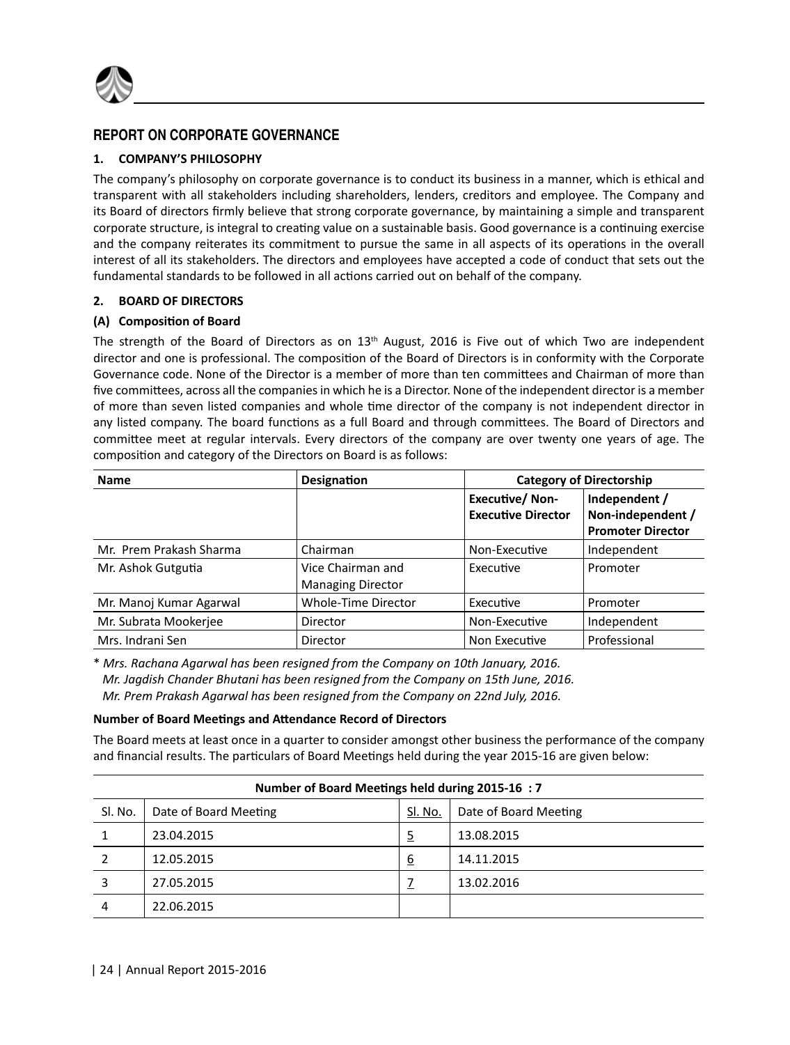## REPORT ON CORPORATE GOVERNANCE

### 1. COMPANY'S PHILOSOPHY

The company's philosophy on corporate governance is to conduct its business in a manner, which is ethical and transparent with all stakeholders including shareholders, lenders, creditors and employee. The Company and its Board of directors firmly believe that strong corporate governance, by maintaining a simple and transparent corporate structure, is integral to creating value on a sustainable basis. Good governance is a continuing exercise and the company reiterates its commitment to pursue the same in all aspects of its operations in the overall interest of all its stakeholders. The directors and employees have accepted a code of conduct that sets out the fundamental standards to be followed in all actions carried out on behalf of the company.

### 2. BOARD OF DIRECTORS

**(A) Composition of Board**

The strength of the Board of Directors as on 13th August, 2016 is Five out of which Two are independent director and one is professional. The composition of the Board of Directors is in conformity with the Corporate Governance code. None of the Director is a member of more than ten committees and Chairman of more than five committees, across all the companies in which he is a Director. None of the independent director is a member of more than seven listed companies and whole time director of the company is not independent director in any listed company. The board functions as a full Board and through committees. The Board of Directors and committee meet at regular intervals. Every directors of the company are over twenty one years of age. The composition and category of the Directors on Board is as follows:

| Name | Designation | Category of Directorship | |
|---|---|---|---|
| | | **Executive/ Non-Executive Director** | **Independent / Non-independent / Promoter Director** |
| Mr. Prem Prakash Sharma | Chairman | Non-Executive | Independent |
| Mr. Ashok Gutgutia | Vice Chairman and Managing Director | Executive | Promoter |
| Mr. Manoj Kumar Agarwal | Whole-Time Director | Executive | Promoter |
| Mr. Subrata Mookerjee | Director | Non-Executive | Independent |
| Mrs. Indrani Sen | Director | Non Executive | Professional |

\* *Mrs. Rachana Agarwal has been resigned from the Company on 10th January, 2016.*
*Mr. Jagdish Chander Bhutani has been resigned from the Company on 15th June, 2016.*
*Mr. Prem Prakash Agarwal has been resigned from the Company on 22nd July, 2016.*

**Number of Board Meetings and Attendance Record of Directors**

The Board meets at least once in a quarter to consider amongst other business the performance of the company and financial results. The particulars of Board Meetings held during the year 2015-16 are given below:

| Number of Board Meetings held during 2015-16 : 7 | | | |
|---|---|---|---|
| Sl. No. | Date of Board Meeting | Sl. No. | Date of Board Meeting |
| 1 | 23.04.2015 | 5 | 13.08.2015 |
| 2 | 12.05.2015 | 6 | 14.11.2015 |
| 3 | 27.05.2015 | 7 | 13.02.2016 |
| 4 | 22.06.2015 | | |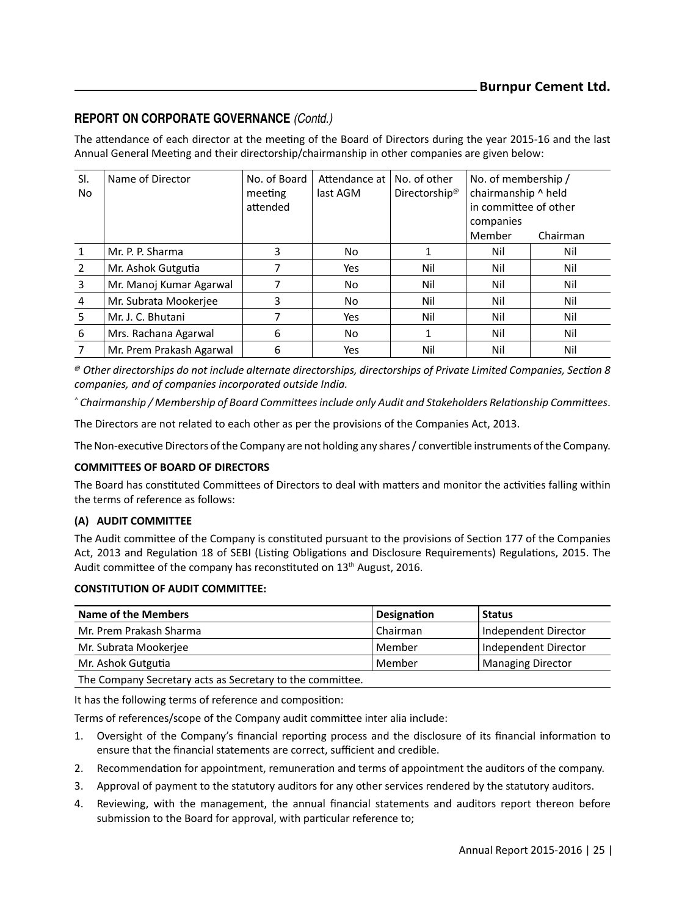## REPORT ON CORPORATE GOVERNANCE *(Contd.)*

The attendance of each director at the meeting of the Board of Directors during the year 2015-16 and the last Annual General Meeting and their directorship/chairmanship in other companies are given below:

| Sl. No | Name of Director | No. of Board meeting attended | Attendance at last AGM | No. of other Directorship@ | No. of membership / chairmanship ^ held in committee of other companies | |
|---|---|---|---|---|---|---|
| | | | | | Member | Chairman |
| 1 | Mr. P. P. Sharma | 3 | No | 1 | Nil | Nil |
| 2 | Mr. Ashok Gutgutia | 7 | Yes | Nil | Nil | Nil |
| 3 | Mr. Manoj Kumar Agarwal | 7 | No | Nil | Nil | Nil |
| 4 | Mr. Subrata Mookerjee | 3 | No | Nil | Nil | Nil |
| 5 | Mr. J. C. Bhutani | 7 | Yes | Nil | Nil | Nil |
| 6 | Mrs. Rachana Agarwal | 6 | No | 1 | Nil | Nil |
| 7 | Mr. Prem Prakash Agarwal | 6 | Yes | Nil | Nil | Nil |

*@ Other directorships do not include alternate directorships, directorships of Private Limited Companies, Section 8 companies, and of companies incorporated outside India.*

*^ Chairmanship / Membership of Board Committees include only Audit and Stakeholders Relationship Committees*.

The Directors are not related to each other as per the provisions of the Companies Act, 2013.

The Non-executive Directors of the Company are not holding any shares / convertible instruments of the Company.

**COMMITTEES OF BOARD OF DIRECTORS**

The Board has constituted Committees of Directors to deal with matters and monitor the activities falling within the terms of reference as follows:

**(A) AUDIT COMMITTEE**

The Audit committee of the Company is constituted pursuant to the provisions of Section 177 of the Companies Act, 2013 and Regulation 18 of SEBI (Listing Obligations and Disclosure Requirements) Regulations, 2015. The Audit committee of the company has reconstituted on 13th August, 2016.

**CONSTITUTION OF AUDIT COMMITTEE:**

| Name of the Members | Designation | Status |
|---|---|---|
| Mr. Prem Prakash Sharma | Chairman | Independent Director |
| Mr. Subrata Mookerjee | Member | Independent Director |
| Mr. Ashok Gutgutia | Member | Managing Director |
| The Company Secretary acts as Secretary to the committee. | | |

It has the following terms of reference and composition:

Terms of references/scope of the Company audit committee inter alia include:

1. Oversight of the Company's financial reporting process and the disclosure of its financial information to ensure that the financial statements are correct, sufficient and credible.
2. Recommendation for appointment, remuneration and terms of appointment the auditors of the company.
3. Approval of payment to the statutory auditors for any other services rendered by the statutory auditors.
4. Reviewing, with the management, the annual financial statements and auditors report thereon before submission to the Board for approval, with particular reference to;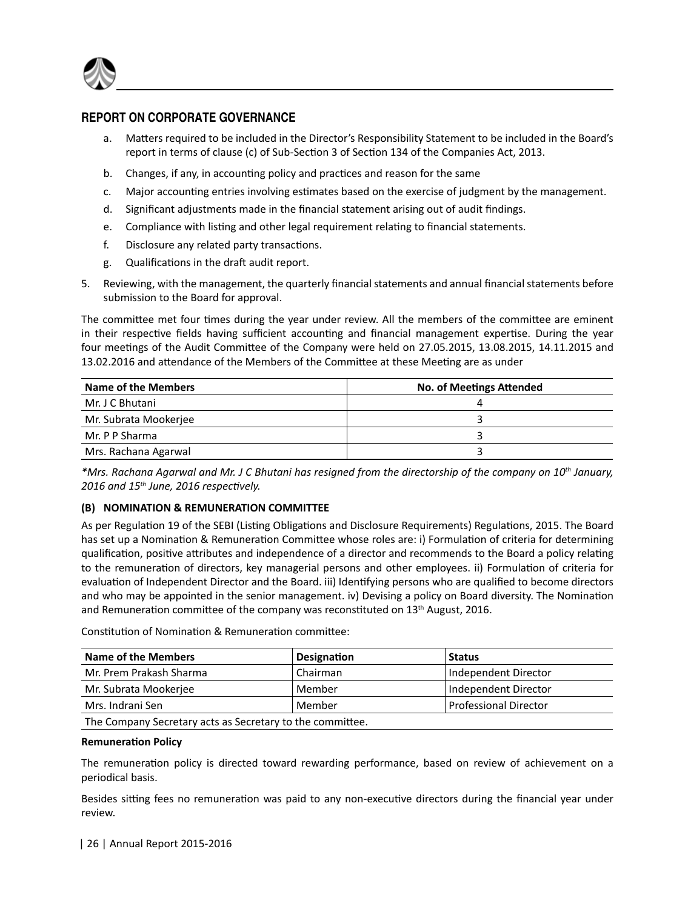## REPORT ON CORPORATE GOVERNANCE

a. Matters required to be included in the Director's Responsibility Statement to be included in the Board's report in terms of clause (c) of Sub-Section 3 of Section 134 of the Companies Act, 2013.

b. Changes, if any, in accounting policy and practices and reason for the same

c. Major accounting entries involving estimates based on the exercise of judgment by the management.

d. Significant adjustments made in the financial statement arising out of audit findings.

e. Compliance with listing and other legal requirement relating to financial statements.

f. Disclosure any related party transactions.

g. Qualifications in the draft audit report.

5. Reviewing, with the management, the quarterly financial statements and annual financial statements before submission to the Board for approval.

The committee met four times during the year under review. All the members of the committee are eminent in their respective fields having sufficient accounting and financial management expertise. During the year four meetings of the Audit Committee of the Company were held on 27.05.2015, 13.08.2015, 14.11.2015 and 13.02.2016 and attendance of the Members of the Committee at these Meeting are as under

| Name of the Members | No. of Meetings Attended |
|---|---|
| Mr. J C Bhutani | 4 |
| Mr. Subrata Mookerjee | 3 |
| Mr. P P Sharma | 3 |
| Mrs. Rachana Agarwal | 3 |

*\*Mrs. Rachana Agarwal and Mr. J C Bhutani has resigned from the directorship of the company on 10th January, 2016 and 15th June, 2016 respectively.*

**(B) NOMINATION & REMUNERATION COMMITTEE**

As per Regulation 19 of the SEBI (Listing Obligations and Disclosure Requirements) Regulations, 2015. The Board has set up a Nomination & Remuneration Committee whose roles are: i) Formulation of criteria for determining qualification, positive attributes and independence of a director and recommends to the Board a policy relating to the remuneration of directors, key managerial persons and other employees. ii) Formulation of criteria for evaluation of Independent Director and the Board. iii) Identifying persons who are qualified to become directors and who may be appointed in the senior management. iv) Devising a policy on Board diversity. The Nomination and Remuneration committee of the company was reconstituted on 13th August, 2016.

Constitution of Nomination & Remuneration committee:

| Name of the Members | Designation | Status |
|---|---|---|
| Mr. Prem Prakash Sharma | Chairman | Independent Director |
| Mr. Subrata Mookerjee | Member | Independent Director |
| Mrs. Indrani Sen | Member | Professional Director |
| The Company Secretary acts as Secretary to the committee. | | |

**Remuneration Policy**

The remuneration policy is directed toward rewarding performance, based on review of achievement on a periodical basis.

Besides sitting fees no remuneration was paid to any non-executive directors during the financial year under review.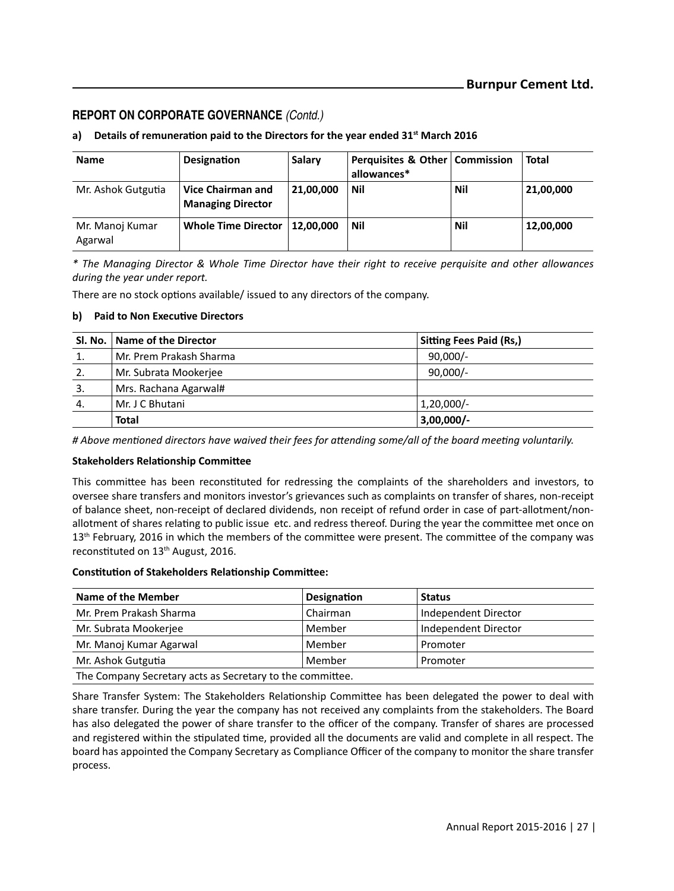## REPORT ON CORPORATE GOVERNANCE *(Contd.)*

**a) Details of remuneration paid to the Directors for the year ended 31st March 2016**

| Name | Designation | Salary | Perquisites & Other allowances* | Commission | Total |
|---|---|---|---|---|---|
| Mr. Ashok Gutgutia | **Vice Chairman and Managing Director** | **21,00,000** | **Nil** | **Nil** | **21,00,000** |
| Mr. Manoj Kumar Agarwal | **Whole Time Director** | **12,00,000** | **Nil** | **Nil** | **12,00,000** |

*\* The Managing Director & Whole Time Director have their right to receive perquisite and other allowances during the year under report.*

There are no stock options available/ issued to any directors of the company.

**b) Paid to Non Executive Directors**

| Sl. No. | Name of the Director | Sitting Fees Paid (Rs,) |
|---|---|---|
| 1. | Mr. Prem Prakash Sharma | 90,000/- |
| 2. | Mr. Subrata Mookerjee | 90,000/- |
| 3. | Mrs. Rachana Agarwal# | |
| 4. | Mr. J C Bhutani | 1,20,000/- |
| | **Total** | **3,00,000/-** |

*# Above mentioned directors have waived their fees for attending some/all of the board meeting voluntarily.*

**Stakeholders Relationship Committee**

This committee has been reconstituted for redressing the complaints of the shareholders and investors, to oversee share transfers and monitors investor's grievances such as complaints on transfer of shares, non-receipt of balance sheet, non-receipt of declared dividends, non receipt of refund order in case of part-allotment/non-allotment of shares relating to public issue etc. and redress thereof. During the year the committee met once on 13th February, 2016 in which the members of the committee were present. The committee of the company was reconstituted on 13th August, 2016.

**Constitution of Stakeholders Relationship Committee:**

| Name of the Member | Designation | Status |
|---|---|---|
| Mr. Prem Prakash Sharma | Chairman | Independent Director |
| Mr. Subrata Mookerjee | Member | Independent Director |
| Mr. Manoj Kumar Agarwal | Member | Promoter |
| Mr. Ashok Gutgutia | Member | Promoter |
| The Company Secretary acts as Secretary to the committee. | | |

Share Transfer System: The Stakeholders Relationship Committee has been delegated the power to deal with share transfer. During the year the company has not received any complaints from the stakeholders. The Board has also delegated the power of share transfer to the officer of the company. Transfer of shares are processed and registered within the stipulated time, provided all the documents are valid and complete in all respect. The board has appointed the Company Secretary as Compliance Officer of the company to monitor the share transfer process.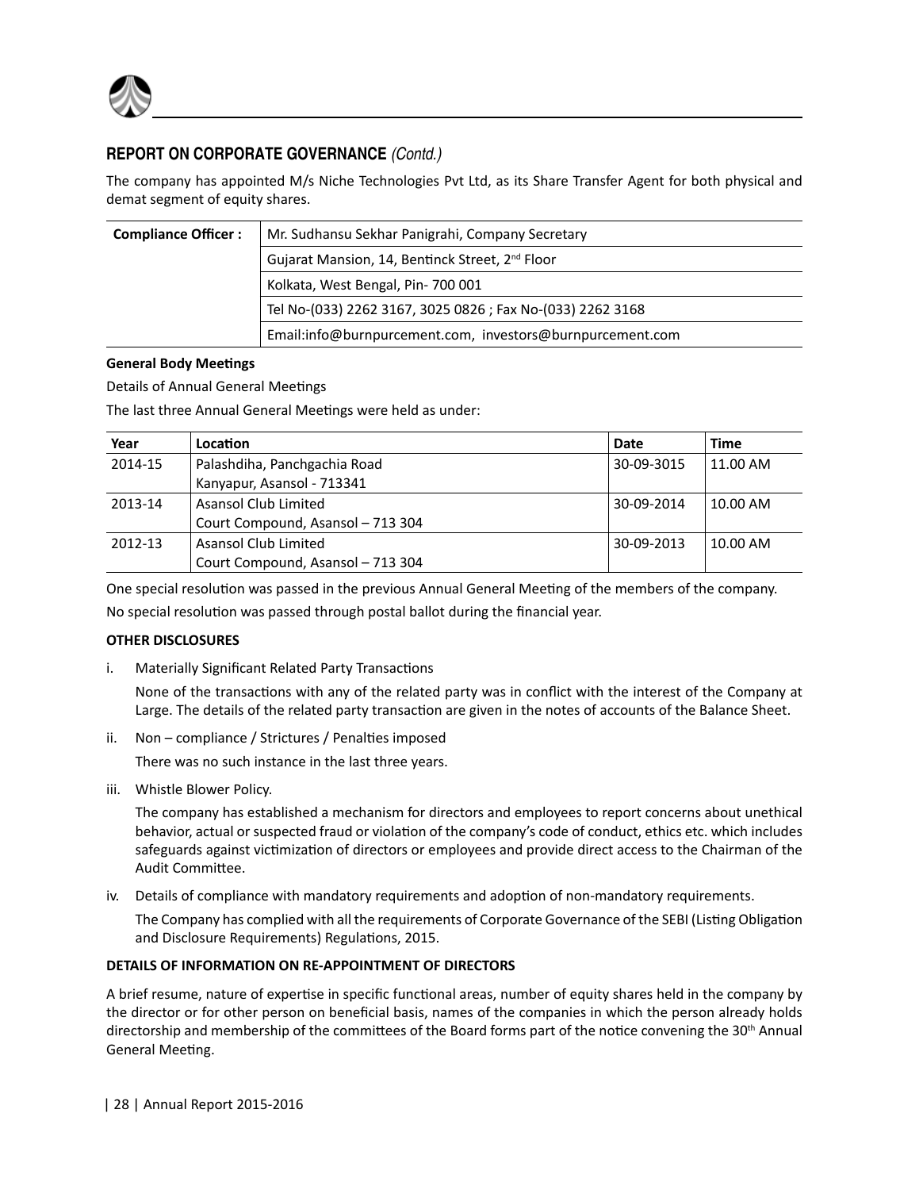## REPORT ON CORPORATE GOVERNANCE *(Contd.)*

The company has appointed M/s Niche Technologies Pvt Ltd, as its Share Transfer Agent for both physical and demat segment of equity shares.

| **Compliance Officer :** | Mr. Sudhansu Sekhar Panigrahi, Company Secretary |
|---|---|
| | Gujarat Mansion, 14, Bentinck Street, 2nd Floor |
| | Kolkata, West Bengal, Pin- 700 001 |
| | Tel No-(033) 2262 3167, 3025 0826 ; Fax No-(033) 2262 3168 |
| | Email:info@burnpurcement.com, investors@burnpurcement.com |

**General Body Meetings**

Details of Annual General Meetings

The last three Annual General Meetings were held as under:

| Year | Location | Date | Time |
|---|---|---|---|
| 2014-15 | Palashdiha, Panchgachia Road<br>Kanyapur, Asansol - 713341 | 30-09-3015 | 11.00 AM |
| 2013-14 | Asansol Club Limited<br>Court Compound, Asansol – 713 304 | 30-09-2014 | 10.00 AM |
| 2012-13 | Asansol Club Limited<br>Court Compound, Asansol – 713 304 | 30-09-2013 | 10.00 AM |

One special resolution was passed in the previous Annual General Meeting of the members of the company.

No special resolution was passed through postal ballot during the financial year.

**OTHER DISCLOSURES**

i. Materially Significant Related Party Transactions

   None of the transactions with any of the related party was in conflict with the interest of the Company at Large. The details of the related party transaction are given in the notes of accounts of the Balance Sheet.

ii. Non – compliance / Strictures / Penalties imposed

   There was no such instance in the last three years.

iii. Whistle Blower Policy.

   The company has established a mechanism for directors and employees to report concerns about unethical behavior, actual or suspected fraud or violation of the company's code of conduct, ethics etc. which includes safeguards against victimization of directors or employees and provide direct access to the Chairman of the Audit Committee.

iv. Details of compliance with mandatory requirements and adoption of non-mandatory requirements.

   The Company has complied with all the requirements of Corporate Governance of the SEBI (Listing Obligation and Disclosure Requirements) Regulations, 2015.

**DETAILS OF INFORMATION ON RE-APPOINTMENT OF DIRECTORS**

A brief resume, nature of expertise in specific functional areas, number of equity shares held in the company by the director or for other person on beneficial basis, names of the companies in which the person already holds directorship and membership of the committees of the Board forms part of the notice convening the 30th Annual General Meeting.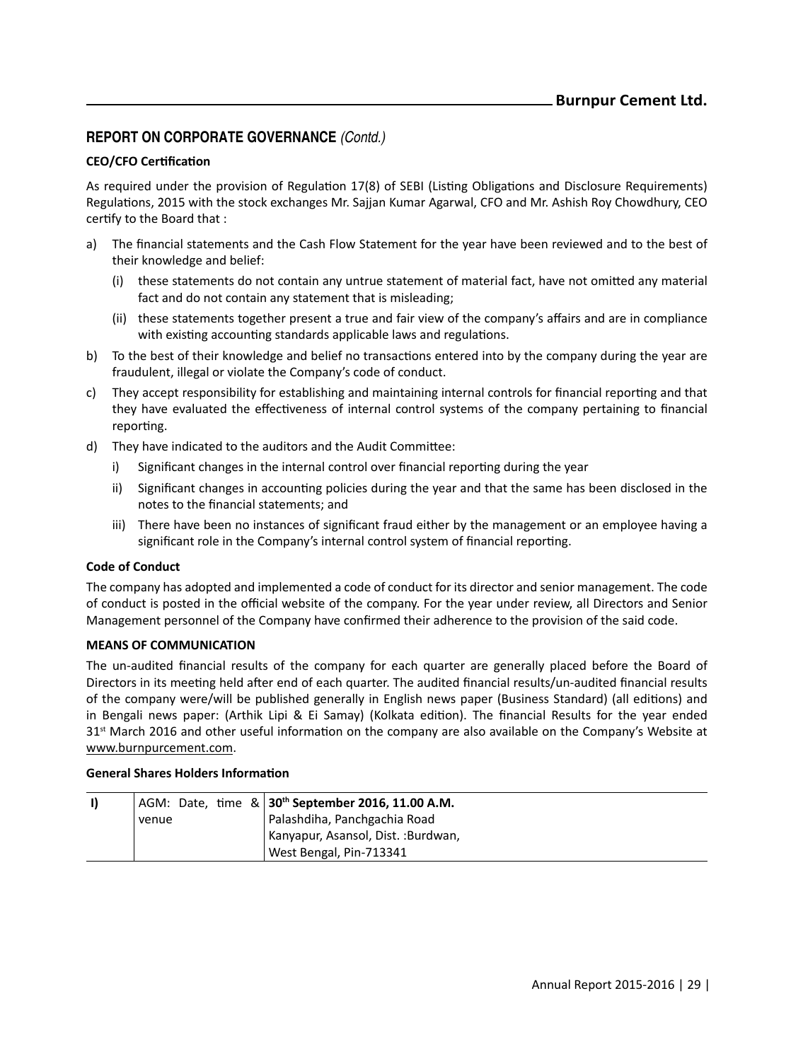## REPORT ON CORPORATE GOVERNANCE *(Contd.)*

### CEO/CFO Certification

As required under the provision of Regulation 17(8) of SEBI (Listing Obligations and Disclosure Requirements) Regulations, 2015 with the stock exchanges Mr. Sajjan Kumar Agarwal, CFO and Mr. Ashish Roy Chowdhury, CEO certify to the Board that :

a) The financial statements and the Cash Flow Statement for the year have been reviewed and to the best of their knowledge and belief:

   (i) these statements do not contain any untrue statement of material fact, have not omitted any material fact and do not contain any statement that is misleading;

   (ii) these statements together present a true and fair view of the company's affairs and are in compliance with existing accounting standards applicable laws and regulations.

b) To the best of their knowledge and belief no transactions entered into by the company during the year are fraudulent, illegal or violate the Company's code of conduct.

c) They accept responsibility for establishing and maintaining internal controls for financial reporting and that they have evaluated the effectiveness of internal control systems of the company pertaining to financial reporting.

d) They have indicated to the auditors and the Audit Committee:

   i) Significant changes in the internal control over financial reporting during the year

   ii) Significant changes in accounting policies during the year and that the same has been disclosed in the notes to the financial statements; and

   iii) There have been no instances of significant fraud either by the management or an employee having a significant role in the Company's internal control system of financial reporting.

### Code of Conduct

The company has adopted and implemented a code of conduct for its director and senior management. The code of conduct is posted in the official website of the company. For the year under review, all Directors and Senior Management personnel of the Company have confirmed their adherence to the provision of the said code.

### MEANS OF COMMUNICATION

The un-audited financial results of the company for each quarter are generally placed before the Board of Directors in its meeting held after end of each quarter. The audited financial results/un-audited financial results of the company were/will be published generally in English news paper (Business Standard) (all editions) and in Bengali news paper: (Arthik Lipi & Ei Samay) (Kolkata edition). The financial Results for the year ended 31st March 2016 and other useful information on the company are also available on the Company's Website at www.burnpurcement.com.

### General Shares Holders Information

| I) | AGM: Date, time & venue | **30th September 2016, 11.00 A.M.**<br>Palashdiha, Panchgachia Road<br>Kanyapur, Asansol, Dist. :Burdwan,<br>West Bengal, Pin-713341 |
|---|---|---|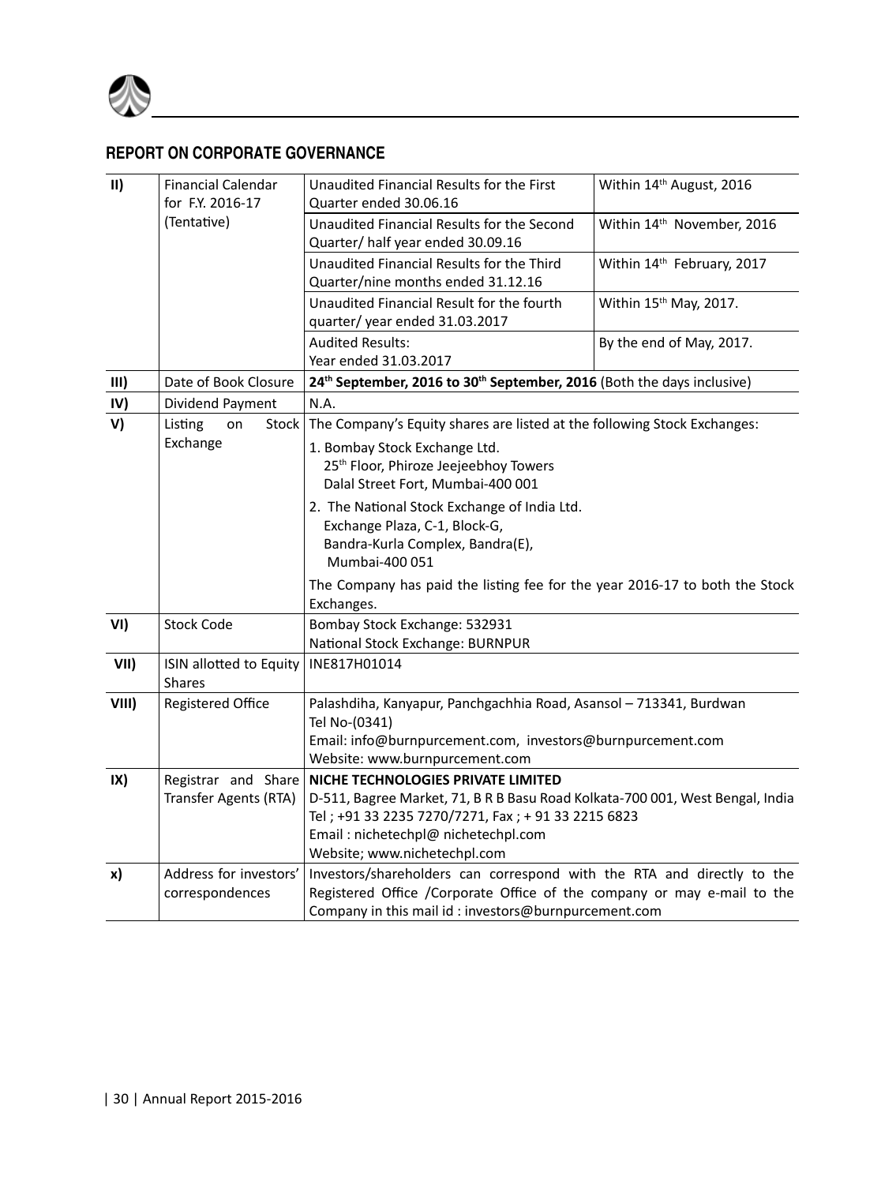## REPORT ON CORPORATE GOVERNANCE

| | | | |
|---|---|---|---|
| **II)** | Financial Calendar for F.Y. 2016-17 (Tentative) | Unaudited Financial Results for the First Quarter ended 30.06.16 | Within 14th August, 2016 |
| | | Unaudited Financial Results for the Second Quarter/ half year ended 30.09.16 | Within 14th November, 2016 |
| | | Unaudited Financial Results for the Third Quarter/nine months ended 31.12.16 | Within 14th February, 2017 |
| | | Unaudited Financial Result for the fourth quarter/ year ended 31.03.2017 | Within 15th May, 2017. |
| | | Audited Results: Year ended 31.03.2017 | By the end of May, 2017. |
| **III)** | Date of Book Closure | **24th September, 2016 to 30th September, 2016** (Both the days inclusive) | |
| **IV)** | Dividend Payment | N.A. | |
| **V)** | Listing on Stock Exchange | The Company's Equity shares are listed at the following Stock Exchanges:<br>1. Bombay Stock Exchange Ltd.<br>25th Floor, Phiroze Jeejeebhoy Towers<br>Dalal Street Fort, Mumbai-400 001<br>2. The National Stock Exchange of India Ltd.<br>Exchange Plaza, C-1, Block-G,<br>Bandra-Kurla Complex, Bandra(E),<br>Mumbai-400 051<br>The Company has paid the listing fee for the year 2016-17 to both the Stock Exchanges. | |
| **VI)** | Stock Code | Bombay Stock Exchange: 532931<br>National Stock Exchange: BURNPUR | |
| **VII)** | ISIN allotted to Equity Shares | INE817H01014 | |
| **VIII)** | Registered Office | Palashdiha, Kanyapur, Panchgachhia Road, Asansol – 713341, Burdwan<br>Tel No-(0341)<br>Email: info@burnpurcement.com, investors@burnpurcement.com<br>Website: www.burnpurcement.com | |
| **IX)** | Registrar and Share Transfer Agents (RTA) | **NICHE TECHNOLOGIES PRIVATE LIMITED**<br>D-511, Bagree Market, 71, B R B Basu Road Kolkata-700 001, West Bengal, India<br>Tel ; +91 33 2235 7270/7271, Fax ; + 91 33 2215 6823<br>Email : nichetechpl@ nichetechpl.com<br>Website; www.nichetechpl.com | |
| **x)** | Address for investors' correspondences | Investors/shareholders can correspond with the RTA and directly to the Registered Office /Corporate Office of the company or may e-mail to the Company in this mail id : investors@burnpurcement.com | |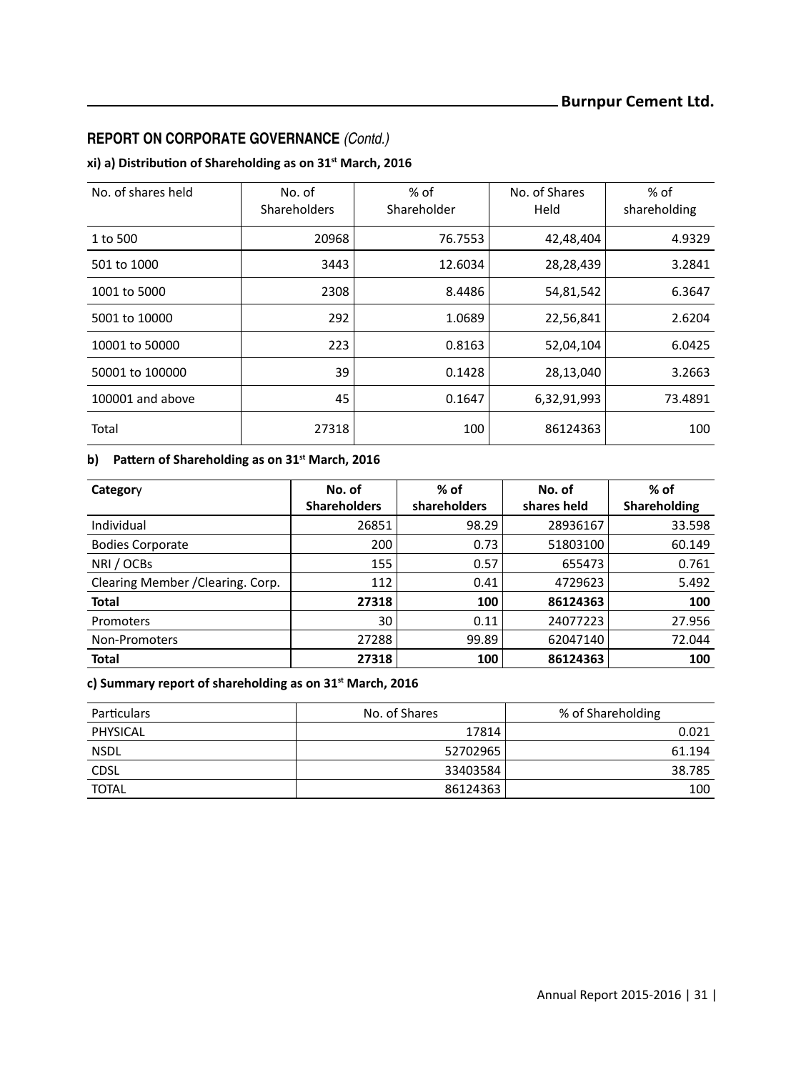## REPORT ON CORPORATE GOVERNANCE *(Contd.)*

**xi) a) Distribution of Shareholding as on 31st March, 2016**

| No. of shares held | No. of Shareholders | % of Shareholder | No. of Shares Held | % of shareholding |
|---|---|---|---|---|
| 1 to 500 | 20968 | 76.7553 | 42,48,404 | 4.9329 |
| 501 to 1000 | 3443 | 12.6034 | 28,28,439 | 3.2841 |
| 1001 to 5000 | 2308 | 8.4486 | 54,81,542 | 6.3647 |
| 5001 to 10000 | 292 | 1.0689 | 22,56,841 | 2.6204 |
| 10001 to 50000 | 223 | 0.8163 | 52,04,104 | 6.0425 |
| 50001 to 100000 | 39 | 0.1428 | 28,13,040 | 3.2663 |
| 100001 and above | 45 | 0.1647 | 6,32,91,993 | 73.4891 |
| Total | 27318 | 100 | 86124363 | 100 |

**b) Pattern of Shareholding as on 31st March, 2016**

| Category | No. of Shareholders | % of shareholders | No. of shares held | % of Shareholding |
|---|---|---|---|---|
| Individual | 26851 | 98.29 | 28936167 | 33.598 |
| Bodies Corporate | 200 | 0.73 | 51803100 | 60.149 |
| NRI / OCBs | 155 | 0.57 | 655473 | 0.761 |
| Clearing Member /Clearing. Corp. | 112 | 0.41 | 4729623 | 5.492 |
| **Total** | **27318** | **100** | **86124363** | **100** |
| Promoters | 30 | 0.11 | 24077223 | 27.956 |
| Non-Promoters | 27288 | 99.89 | 62047140 | 72.044 |
| **Total** | **27318** | **100** | **86124363** | **100** |

**c) Summary report of shareholding as on 31st March, 2016**

| Particulars | No. of Shares | % of Shareholding |
|---|---|---|
| PHYSICAL | 17814 | 0.021 |
| NSDL | 52702965 | 61.194 |
| CDSL | 33403584 | 38.785 |
| TOTAL | 86124363 | 100 |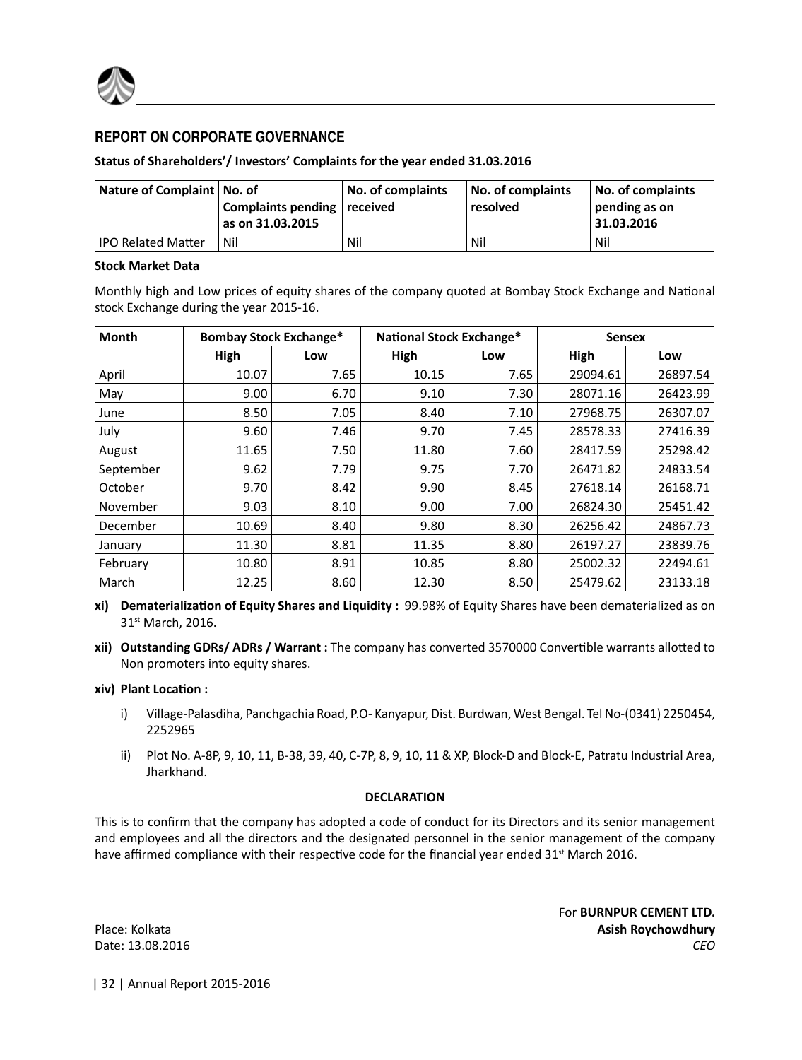## REPORT ON CORPORATE GOVERNANCE

**Status of Shareholders'/ Investors' Complaints for the year ended 31.03.2016**

| Nature of Complaint | No. of Complaints pending as on 31.03.2015 | No. of complaints received | No. of complaints resolved | No. of complaints pending as on 31.03.2016 |
|---|---|---|---|---|
| IPO Related Matter | Nil | Nil | Nil | Nil |

**Stock Market Data**

Monthly high and Low prices of equity shares of the company quoted at Bombay Stock Exchange and National stock Exchange during the year 2015-16.

| Month | Bombay Stock Exchange* | | National Stock Exchange* | | Sensex | |
|---|---|---|---|---|---|---|
| | High | Low | High | Low | High | Low |
| April | 10.07 | 7.65 | 10.15 | 7.65 | 29094.61 | 26897.54 |
| May | 9.00 | 6.70 | 9.10 | 7.30 | 28071.16 | 26423.99 |
| June | 8.50 | 7.05 | 8.40 | 7.10 | 27968.75 | 26307.07 |
| July | 9.60 | 7.46 | 9.70 | 7.45 | 28578.33 | 27416.39 |
| August | 11.65 | 7.50 | 11.80 | 7.60 | 28417.59 | 25298.42 |
| September | 9.62 | 7.79 | 9.75 | 7.70 | 26471.82 | 24833.54 |
| October | 9.70 | 8.42 | 9.90 | 8.45 | 27618.14 | 26168.71 |
| November | 9.03 | 8.10 | 9.00 | 7.00 | 26824.30 | 25451.42 |
| December | 10.69 | 8.40 | 9.80 | 8.30 | 26256.42 | 24867.73 |
| January | 11.30 | 8.81 | 11.35 | 8.80 | 26197.27 | 23839.76 |
| February | 10.80 | 8.91 | 10.85 | 8.80 | 25002.32 | 22494.61 |
| March | 12.25 | 8.60 | 12.30 | 8.50 | 25479.62 | 23133.18 |

**xi) Dematerialization of Equity Shares and Liquidity :** 99.98% of Equity Shares have been dematerialized as on 31st March, 2016.

**xii) Outstanding GDRs/ ADRs / Warrant :** The company has converted 3570000 Convertible warrants allotted to Non promoters into equity shares.

**xiv) Plant Location :**

i) Village-Palasdiha, Panchgachia Road, P.O- Kanyapur, Dist. Burdwan, West Bengal. Tel No-(0341) 2250454, 2252965

ii) Plot No. A-8P, 9, 10, 11, B-38, 39, 40, C-7P, 8, 9, 10, 11 & XP, Block-D and Block-E, Patratu Industrial Area, Jharkhand.

**DECLARATION**

This is to confirm that the company has adopted a code of conduct for its Directors and its senior management and employees and all the directors and the designated personnel in the senior management of the company have affirmed compliance with their respective code for the financial year ended 31st March 2016.

For **BURNPUR CEMENT LTD.**

Place: Kolkata **Asish Roychowdhury**

Date: 13.08.2016 *CEO*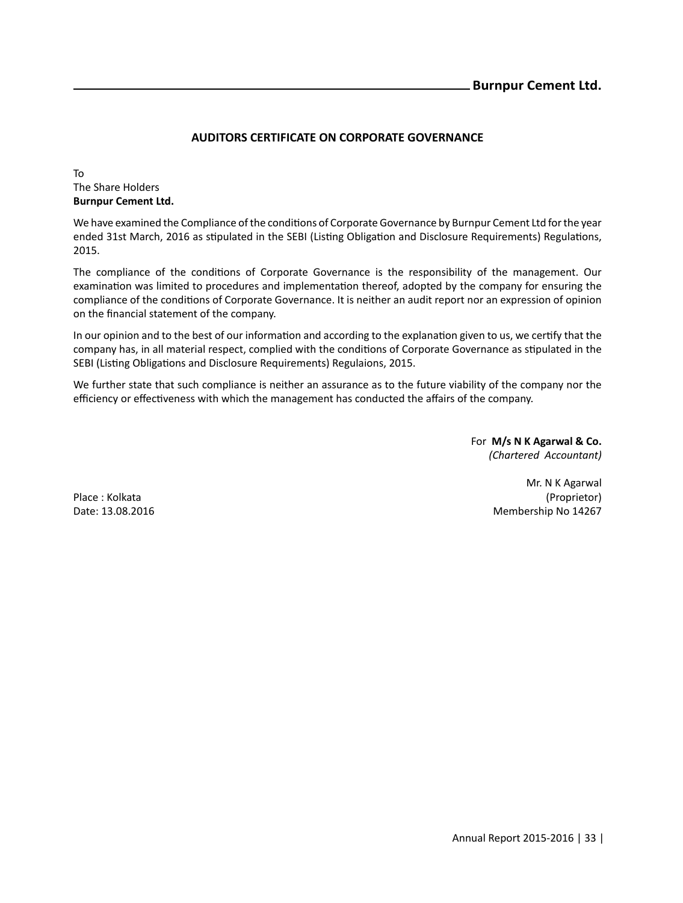## AUDITORS CERTIFICATE ON CORPORATE GOVERNANCE

To
The Share Holders
**Burnpur Cement Ltd.**

We have examined the Compliance of the conditions of Corporate Governance by Burnpur Cement Ltd for the year ended 31st March, 2016 as stipulated in the SEBI (Listing Obligation and Disclosure Requirements) Regulations, 2015.

The compliance of the conditions of Corporate Governance is the responsibility of the management. Our examination was limited to procedures and implementation thereof, adopted by the company for ensuring the compliance of the conditions of Corporate Governance. It is neither an audit report nor an expression of opinion on the financial statement of the company.

In our opinion and to the best of our information and according to the explanation given to us, we certify that the company has, in all material respect, complied with the conditions of Corporate Governance as stipulated in the SEBI (Listing Obligations and Disclosure Requirements) Regulaions, 2015.

We further state that such compliance is neither an assurance as to the future viability of the company nor the efficiency or effectiveness with which the management has conducted the affairs of the company.

For **M/s N K Agarwal & Co.**
*(Chartered Accountant)*

Mr. N K Agarwal
(Proprietor)
Membership No 14267

Place : Kolkata
Date: 13.08.2016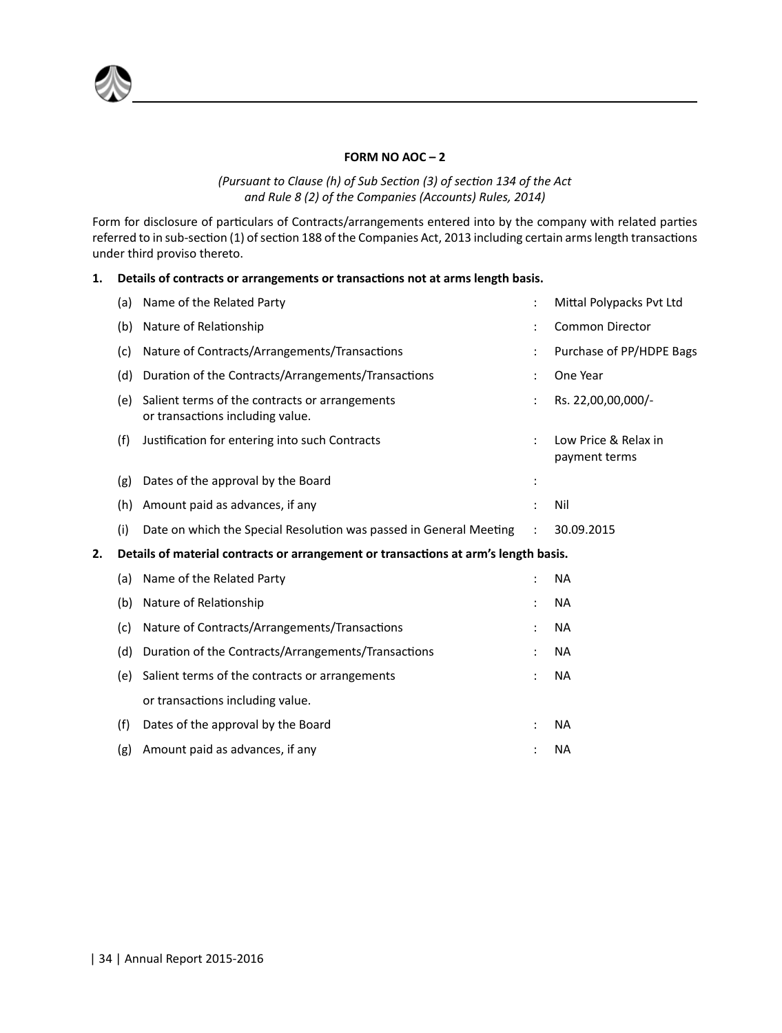## FORM NO AOC – 2

*(Pursuant to Clause (h) of Sub Section (3) of section 134 of the Act and Rule 8 (2) of the Companies (Accounts) Rules, 2014)*

Form for disclosure of particulars of Contracts/arrangements entered into by the company with related parties referred to in sub-section (1) of section 188 of the Companies Act, 2013 including certain arms length transactions under third proviso thereto.

**1. Details of contracts or arrangements or transactions not at arms length basis.**

| | | | |
|---|---|---|---|
| (a) | Name of the Related Party | : | Mittal Polypacks Pvt Ltd |
| (b) | Nature of Relationship | : | Common Director |
| (c) | Nature of Contracts/Arrangements/Transactions | : | Purchase of PP/HDPE Bags |
| (d) | Duration of the Contracts/Arrangements/Transactions | : | One Year |
| (e) | Salient terms of the contracts or arrangements or transactions including value. | : | Rs. 22,00,00,000/- |
| (f) | Justification for entering into such Contracts | : | Low Price & Relax in payment terms |
| (g) | Dates of the approval by the Board | : | |
| (h) | Amount paid as advances, if any | : | Nil |
| (i) | Date on which the Special Resolution was passed in General Meeting | : | 30.09.2015 |

**2. Details of material contracts or arrangement or transactions at arm's length basis.**

| | | | |
|---|---|---|---|
| (a) | Name of the Related Party | : | NA |
| (b) | Nature of Relationship | : | NA |
| (c) | Nature of Contracts/Arrangements/Transactions | : | NA |
| (d) | Duration of the Contracts/Arrangements/Transactions | : | NA |
| (e) | Salient terms of the contracts or arrangements or transactions including value. | : | NA |
| (f) | Dates of the approval by the Board | : | NA |
| (g) | Amount paid as advances, if any | : | NA |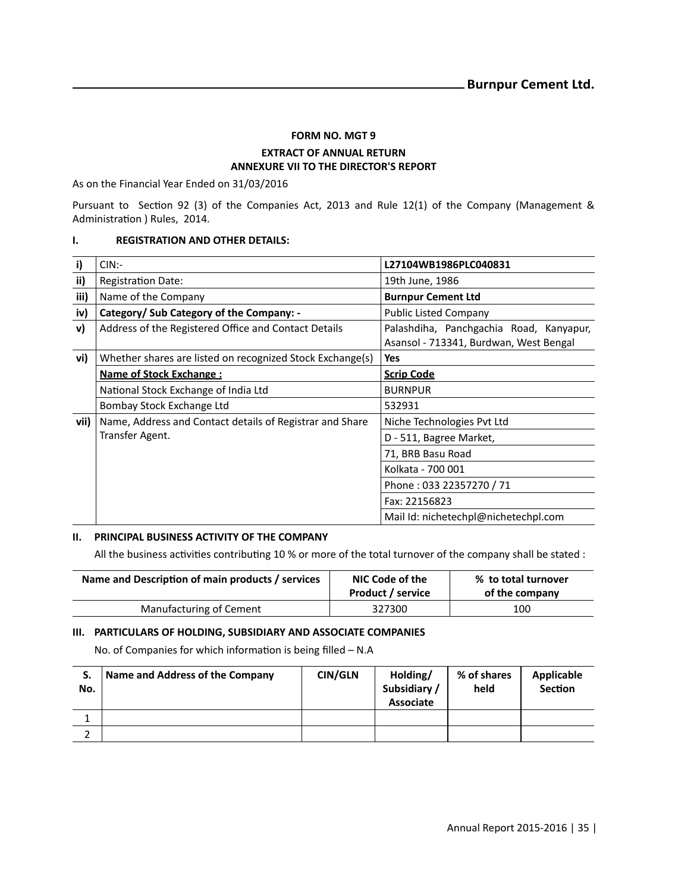## FORM NO. MGT 9

### EXTRACT OF ANNUAL RETURN
### ANNEXURE VII TO THE DIRECTOR'S REPORT

As on the Financial Year Ended on 31/03/2016

Pursuant to Section 92 (3) of the Companies Act, 2013 and Rule 12(1) of the Company (Management & Administration ) Rules, 2014.

### I. REGISTRATION AND OTHER DETAILS:

| | | |
|---|---|---|
| **i)** | CIN:- | **L27104WB1986PLC040831** |
| **ii)** | Registration Date: | 19th June, 1986 |
| **iii)** | Name of the Company | **Burnpur Cement Ltd** |
| **iv)** | **Category/ Sub Category of the Company: -** | Public Listed Company |
| **v)** | Address of the Registered Office and Contact Details | Palashdiha, Panchgachia Road, Kanyapur, Asansol - 713341, Burdwan, West Bengal |
| **vi)** | Whether shares are listed on recognized Stock Exchange(s) | **Yes** |
| | **Name of Stock Exchange :** | **Scrip Code** |
| | National Stock Exchange of India Ltd | BURNPUR |
| | Bombay Stock Exchange Ltd | 532931 |
| **vii)** | Name, Address and Contact details of Registrar and Share Transfer Agent. | Niche Technologies Pvt Ltd |
| | | D - 511, Bagree Market, |
| | | 71, BRB Basu Road |
| | | Kolkata - 700 001 |
| | | Phone : 033 22357270 / 71 |
| | | Fax: 22156823 |
| | | Mail Id: nichetechpl@nichetechpl.com |

### II. PRINCIPAL BUSINESS ACTIVITY OF THE COMPANY

All the business activities contributing 10 % or more of the total turnover of the company shall be stated :

| Name and Description of main products / services | NIC Code of the Product / service | % to total turnover of the company |
|---|---|---|
| Manufacturing of Cement | 327300 | 100 |

### III. PARTICULARS OF HOLDING, SUBSIDIARY AND ASSOCIATE COMPANIES

No. of Companies for which information is being filled – N.A

| S. No. | Name and Address of the Company | CIN/GLN | Holding/ Subsidiary / Associate | % of shares held | Applicable Section |
|---|---|---|---|---|---|
| 1 | | | | | |
| 2 | | | | | |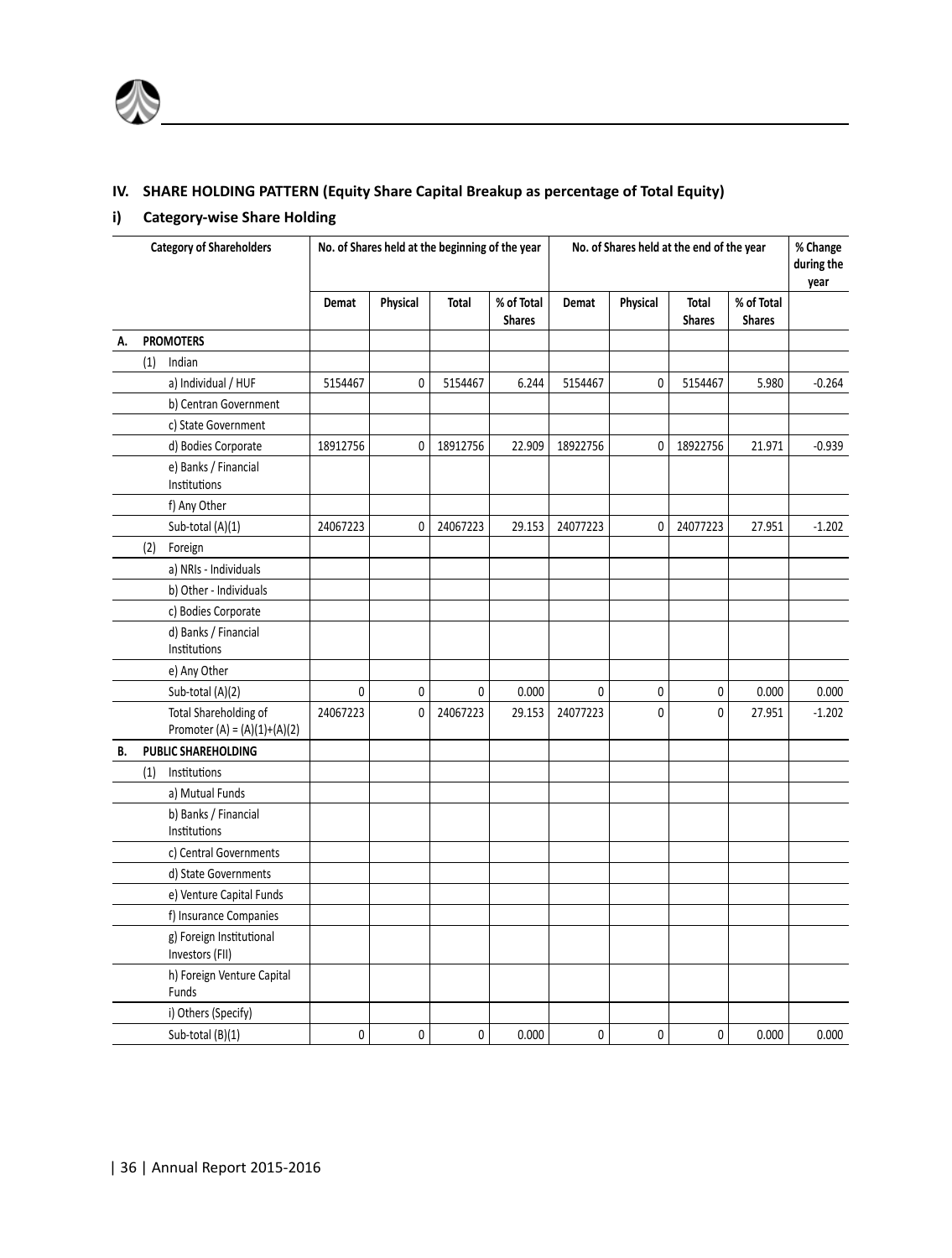## IV. SHARE HOLDING PATTERN (Equity Share Capital Breakup as percentage of Total Equity)

### i) Category-wise Share Holding

| Category of Shareholders | No. of Shares held at the beginning of the year | | | | No. of Shares held at the end of the year | | | | % Change during the year |
|---|---|---|---|---|---|---|---|---|---|
| | Demat | Physical | Total | % of Total Shares | Demat | Physical | Total Shares | % of Total Shares | |
| **A. PROMOTERS** | | | | | | | | | |
| (1) Indian | | | | | | | | | |
| a) Individual / HUF | 5154467 | 0 | 5154467 | 6.244 | 5154467 | 0 | 5154467 | 5.980 | -0.264 |
| b) Centran Government | | | | | | | | | |
| c) State Government | | | | | | | | | |
| d) Bodies Corporate | 18912756 | 0 | 18912756 | 22.909 | 18922756 | 0 | 18922756 | 21.971 | -0.939 |
| e) Banks / Financial Institutions | | | | | | | | | |
| f) Any Other | | | | | | | | | |
| Sub-total (A)(1) | 24067223 | 0 | 24067223 | 29.153 | 24077223 | 0 | 24077223 | 27.951 | -1.202 |
| (2) Foreign | | | | | | | | | |
| a) NRIs - Individuals | | | | | | | | | |
| b) Other - Individuals | | | | | | | | | |
| c) Bodies Corporate | | | | | | | | | |
| d) Banks / Financial Institutions | | | | | | | | | |
| e) Any Other | | | | | | | | | |
| Sub-total (A)(2) | 0 | 0 | 0 | 0.000 | 0 | 0 | 0 | 0.000 | 0.000 |
| Total Shareholding of Promoter (A) = (A)(1)+(A)(2) | 24067223 | 0 | 24067223 | 29.153 | 24077223 | 0 | 0 | 27.951 | -1.202 |
| **B. PUBLIC SHAREHOLDING** | | | | | | | | | |
| (1) Institutions | | | | | | | | | |
| a) Mutual Funds | | | | | | | | | |
| b) Banks / Financial Institutions | | | | | | | | | |
| c) Central Governments | | | | | | | | | |
| d) State Governments | | | | | | | | | |
| e) Venture Capital Funds | | | | | | | | | |
| f) Insurance Companies | | | | | | | | | |
| g) Foreign Institutional Investors (FII) | | | | | | | | | |
| h) Foreign Venture Capital Funds | | | | | | | | | |
| i) Others (Specify) | | | | | | | | | |
| Sub-total (B)(1) | 0 | 0 | 0 | 0.000 | 0 | 0 | 0 | 0.000 | 0.000 |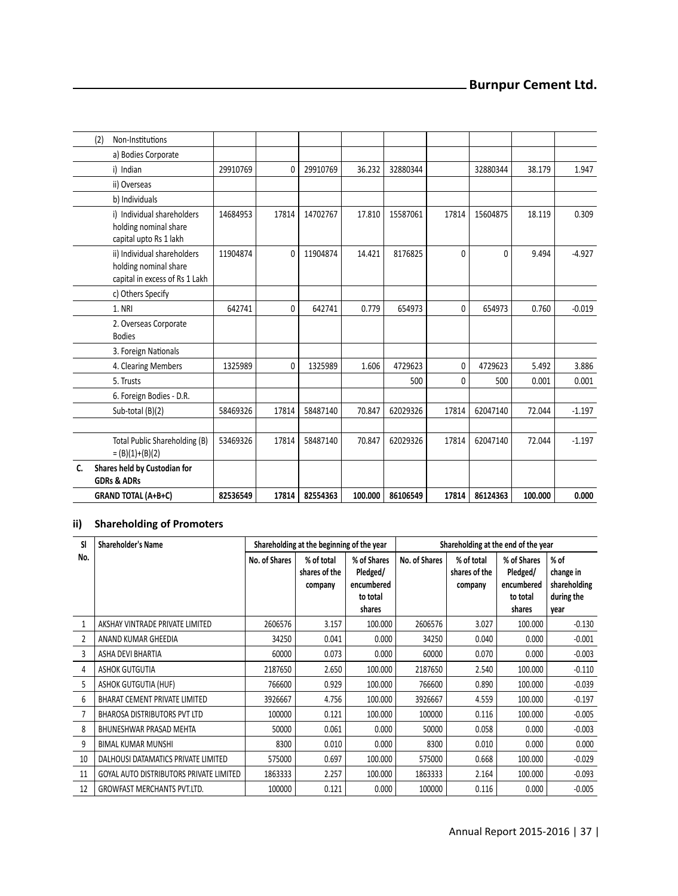| | | | | | | | | | |
|---|---|---|---|---|---|---|---|---|---|
| | (2) Non-Institutions | | | | | | | | | |
| | a) Bodies Corporate | | | | | | | | | |
| | i) Indian | 29910769 | 0 | 29910769 | 36.232 | 32880344 | | 32880344 | 38.179 | 1.947 |
| | ii) Overseas | | | | | | | | | |
| | b) Individuals | | | | | | | | | |
| | i) Individual shareholders holding nominal share capital upto Rs 1 lakh | 14684953 | 17814 | 14702767 | 17.810 | 15587061 | 17814 | 15604875 | 18.119 | 0.309 |
| | ii) Individual shareholders holding nominal share capital in excess of Rs 1 Lakh | 11904874 | 0 | 11904874 | 14.421 | 8176825 | 0 | 0 | 9.494 | -4.927 |
| | c) Others Specify | | | | | | | | | |
| | 1. NRI | 642741 | 0 | 642741 | 0.779 | 654973 | 0 | 654973 | 0.760 | -0.019 |
| | 2. Overseas Corporate Bodies | | | | | | | | | |
| | 3. Foreign Nationals | | | | | | | | | |
| | 4. Clearing Members | 1325989 | 0 | 1325989 | 1.606 | 4729623 | 0 | 4729623 | 5.492 | 3.886 |
| | 5. Trusts | | | | | 500 | 0 | 500 | 0.001 | 0.001 |
| | 6. Foreign Bodies - D.R. | | | | | | | | | |
| | Sub-total (B)(2) | 58469326 | 17814 | 58487140 | 70.847 | 62029326 | 17814 | 62047140 | 72.044 | -1.197 |
| | | | | | | | | | | |
| | Total Public Shareholding (B) = (B)(1)+(B)(2) | 53469326 | 17814 | 58487140 | 70.847 | 62029326 | 17814 | 62047140 | 72.044 | -1.197 |
| **C.** | **Shares held by Custodian for GDRs & ADRs** | | | | | | | | | |
| | **GRAND TOTAL (A+B+C)** | **82536549** | **17814** | **82554363** | **100.000** | **86106549** | **17814** | **86124363** | **100.000** | **0.000** |

## ii) Shareholding of Promoters

| Sl No. | Shareholder's Name | Shareholding at the beginning of the year | | | Shareholding at the end of the year | | | |
|---|---|---|---|---|---|---|---|---|
| | | No. of Shares | % of total shares of the company | % of Shares Pledged/ encumbered to total shares | No. of Shares | % of total shares of the company | % of Shares Pledged/ encumbered to total shares | % of change in shareholding during the year |
| 1 | AKSHAY VINTRADE PRIVATE LIMITED | 2606576 | 3.157 | 100.000 | 2606576 | 3.027 | 100.000 | -0.130 |
| 2 | ANAND KUMAR GHEEDIA | 34250 | 0.041 | 0.000 | 34250 | 0.040 | 0.000 | -0.001 |
| 3 | ASHA DEVI BHARTIA | 60000 | 0.073 | 0.000 | 60000 | 0.070 | 0.000 | -0.003 |
| 4 | ASHOK GUTGUTIA | 2187650 | 2.650 | 100.000 | 2187650 | 2.540 | 100.000 | -0.110 |
| 5 | ASHOK GUTGUTIA (HUF) | 766600 | 0.929 | 100.000 | 766600 | 0.890 | 100.000 | -0.039 |
| 6 | BHARAT CEMENT PRIVATE LIMITED | 3926667 | 4.756 | 100.000 | 3926667 | 4.559 | 100.000 | -0.197 |
| 7 | BHAROSA DISTRIBUTORS PVT LTD | 100000 | 0.121 | 100.000 | 100000 | 0.116 | 100.000 | -0.005 |
| 8 | BHUNESHWAR PRASAD MEHTA | 50000 | 0.061 | 0.000 | 50000 | 0.058 | 0.000 | -0.003 |
| 9 | BIMAL KUMAR MUNSHI | 8300 | 0.010 | 0.000 | 8300 | 0.010 | 0.000 | 0.000 |
| 10 | DALHOUSI DATAMATICS PRIVATE LIMITED | 575000 | 0.697 | 100.000 | 575000 | 0.668 | 100.000 | -0.029 |
| 11 | GOYAL AUTO DISTRIBUTORS PRIVATE LIMITED | 1863333 | 2.257 | 100.000 | 1863333 | 2.164 | 100.000 | -0.093 |
| 12 | GROWFAST MERCHANTS PVT.LTD. | 100000 | 0.121 | 0.000 | 100000 | 0.116 | 0.000 | -0.005 |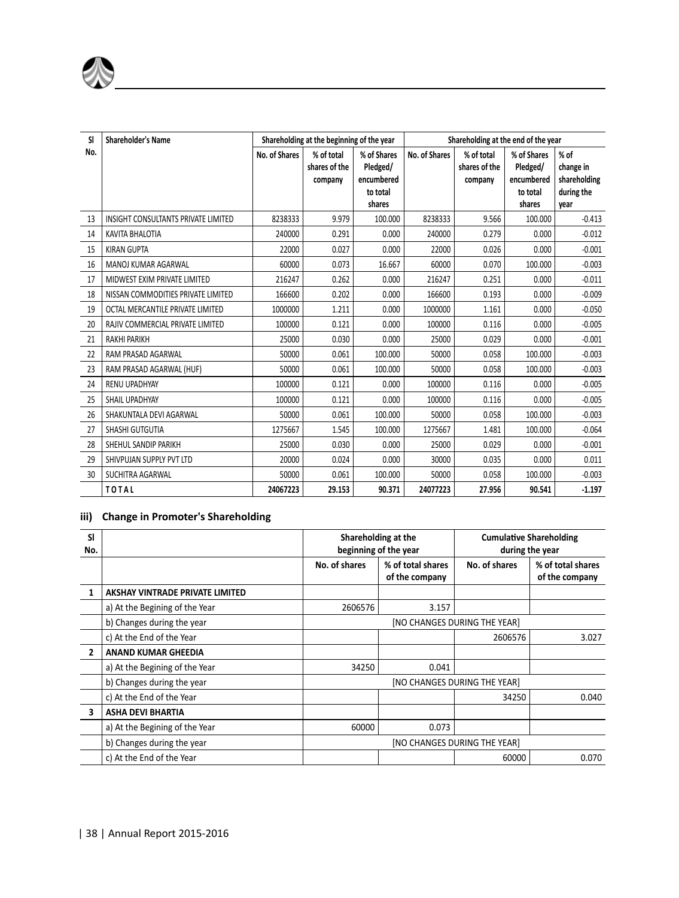| Sl No. | Shareholder's Name | Shareholding at the beginning of the year | | | Shareholding at the end of the year | | | |
|---|---|---|---|---|---|---|---|---|
| | | No. of Shares | % of total shares of the company | % of Shares Pledged/ encumbered to total shares | No. of Shares | % of total shares of the company | % of Shares Pledged/ encumbered to total shares | % of change in shareholding during the year |
| 13 | INSIGHT CONSULTANTS PRIVATE LIMITED | 8238333 | 9.979 | 100.000 | 8238333 | 9.566 | 100.000 | -0.413 |
| 14 | KAVITA BHALOTIA | 240000 | 0.291 | 0.000 | 240000 | 0.279 | 0.000 | -0.012 |
| 15 | KIRAN GUPTA | 22000 | 0.027 | 0.000 | 22000 | 0.026 | 0.000 | -0.001 |
| 16 | MANOJ KUMAR AGARWAL | 60000 | 0.073 | 16.667 | 60000 | 0.070 | 100.000 | -0.003 |
| 17 | MIDWEST EXIM PRIVATE LIMITED | 216247 | 0.262 | 0.000 | 216247 | 0.251 | 0.000 | -0.011 |
| 18 | NISSAN COMMODITIES PRIVATE LIMITED | 166600 | 0.202 | 0.000 | 166600 | 0.193 | 0.000 | -0.009 |
| 19 | OCTAL MERCANTILE PRIVATE LIMITED | 1000000 | 1.211 | 0.000 | 1000000 | 1.161 | 0.000 | -0.050 |
| 20 | RAJIV COMMERCIAL PRIVATE LIMITED | 100000 | 0.121 | 0.000 | 100000 | 0.116 | 0.000 | -0.005 |
| 21 | RAKHI PARIKH | 25000 | 0.030 | 0.000 | 25000 | 0.029 | 0.000 | -0.001 |
| 22 | RAM PRASAD AGARWAL | 50000 | 0.061 | 100.000 | 50000 | 0.058 | 100.000 | -0.003 |
| 23 | RAM PRASAD AGARWAL (HUF) | 50000 | 0.061 | 100.000 | 50000 | 0.058 | 100.000 | -0.003 |
| 24 | RENU UPADHYAY | 100000 | 0.121 | 0.000 | 100000 | 0.116 | 0.000 | -0.005 |
| 25 | SHAIL UPADHYAY | 100000 | 0.121 | 0.000 | 100000 | 0.116 | 0.000 | -0.005 |
| 26 | SHAKUNTALA DEVI AGARWAL | 50000 | 0.061 | 100.000 | 50000 | 0.058 | 100.000 | -0.003 |
| 27 | SHASHI GUTGUTIA | 1275667 | 1.545 | 100.000 | 1275667 | 1.481 | 100.000 | -0.064 |
| 28 | SHEHUL SANDIP PARIKH | 25000 | 0.030 | 0.000 | 25000 | 0.029 | 0.000 | -0.001 |
| 29 | SHIVPUJAN SUPPLY PVT LTD | 20000 | 0.024 | 0.000 | 30000 | 0.035 | 0.000 | 0.011 |
| 30 | SUCHITRA AGARWAL | 50000 | 0.061 | 100.000 | 50000 | 0.058 | 100.000 | -0.003 |
| | **TOTAL** | **24067223** | **29.153** | **90.371** | **24077223** | **27.956** | **90.541** | **-1.197** |

### iii) Change in Promoter's Shareholding

| Sl No. | | Shareholding at the beginning of the year | | Cumulative Shareholding during the year | |
|---|---|---|---|---|---|
| | | No. of shares | % of total shares of the company | No. of shares | % of total shares of the company |
| **1** | **AKSHAY VINTRADE PRIVATE LIMITED** | | | | |
| | a) At the Begining of the Year | 2606576 | 3.157 | | |
| | b) Changes during the year | [NO CHANGES DURING THE YEAR] | | | |
| | c) At the End of the Year | | | 2606576 | 3.027 |
| **2** | **ANAND KUMAR GHEEDIA** | | | | |
| | a) At the Begining of the Year | 34250 | 0.041 | | |
| | b) Changes during the year | [NO CHANGES DURING THE YEAR] | | | |
| | c) At the End of the Year | | | 34250 | 0.040 |
| **3** | **ASHA DEVI BHARTIA** | | | | |
| | a) At the Begining of the Year | 60000 | 0.073 | | |
| | b) Changes during the year | [NO CHANGES DURING THE YEAR] | | | |
| | c) At the End of the Year | | | 60000 | 0.070 |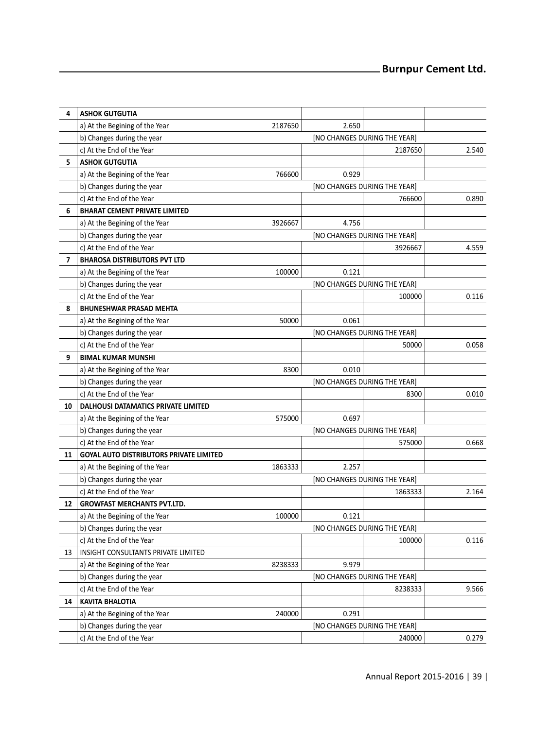| | | | | | |
|---|---|---|---|---|---|
| **4** | **ASHOK GUTGUTIA** | | | | |
| | a) At the Begining of the Year | 2187650 | 2.650 | | |
| | b) Changes during the year | [NO CHANGES DURING THE YEAR] | | | |
| | c) At the End of the Year | | | 2187650 | 2.540 |
| **5** | **ASHOK GUTGUTIA** | | | | |
| | a) At the Begining of the Year | 766600 | 0.929 | | |
| | b) Changes during the year | [NO CHANGES DURING THE YEAR] | | | |
| | c) At the End of the Year | | | 766600 | 0.890 |
| **6** | **BHARAT CEMENT PRIVATE LIMITED** | | | | |
| | a) At the Begining of the Year | 3926667 | 4.756 | | |
| | b) Changes during the year | [NO CHANGES DURING THE YEAR] | | | |
| | c) At the End of the Year | | | 3926667 | 4.559 |
| **7** | **BHAROSA DISTRIBUTORS PVT LTD** | | | | |
| | a) At the Begining of the Year | 100000 | 0.121 | | |
| | b) Changes during the year | [NO CHANGES DURING THE YEAR] | | | |
| | c) At the End of the Year | | | 100000 | 0.116 |
| **8** | **BHUNESHWAR PRASAD MEHTA** | | | | |
| | a) At the Begining of the Year | 50000 | 0.061 | | |
| | b) Changes during the year | [NO CHANGES DURING THE YEAR] | | | |
| | c) At the End of the Year | | | 50000 | 0.058 |
| **9** | **BIMAL KUMAR MUNSHI** | | | | |
| | a) At the Begining of the Year | 8300 | 0.010 | | |
| | b) Changes during the year | [NO CHANGES DURING THE YEAR] | | | |
| | c) At the End of the Year | | | 8300 | 0.010 |
| **10** | **DALHOUSI DATAMATICS PRIVATE LIMITED** | | | | |
| | a) At the Begining of the Year | 575000 | 0.697 | | |
| | b) Changes during the year | [NO CHANGES DURING THE YEAR] | | | |
| | c) At the End of the Year | | | 575000 | 0.668 |
| **11** | **GOYAL AUTO DISTRIBUTORS PRIVATE LIMITED** | | | | |
| | a) At the Begining of the Year | 1863333 | 2.257 | | |
| | b) Changes during the year | [NO CHANGES DURING THE YEAR] | | | |
| | c) At the End of the Year | | | 1863333 | 2.164 |
| **12** | **GROWFAST MERCHANTS PVT.LTD.** | | | | |
| | a) At the Begining of the Year | 100000 | 0.121 | | |
| | b) Changes during the year | [NO CHANGES DURING THE YEAR] | | | |
| | c) At the End of the Year | | | 100000 | 0.116 |
| 13 | INSIGHT CONSULTANTS PRIVATE LIMITED | | | | |
| | a) At the Begining of the Year | 8238333 | 9.979 | | |
| | b) Changes during the year | [NO CHANGES DURING THE YEAR] | | | |
| | c) At the End of the Year | | | 8238333 | 9.566 |
| **14** | **KAVITA BHALOTIA** | | | | |
| | a) At the Begining of the Year | 240000 | 0.291 | | |
| | b) Changes during the year | [NO CHANGES DURING THE YEAR] | | | |
| | c) At the End of the Year | | | 240000 | 0.279 |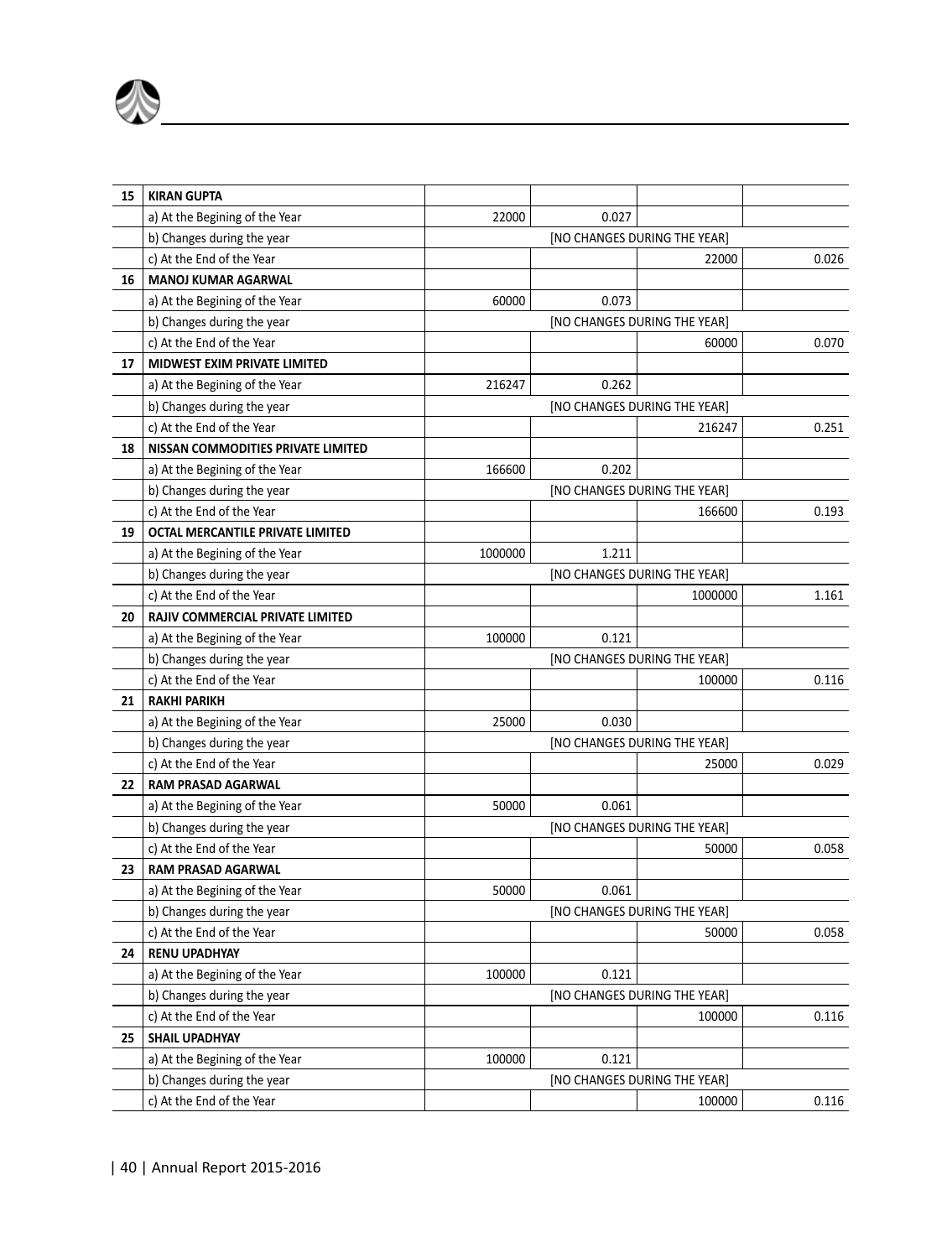| | | | | | |
|---|---|---|---|---|---|
| 15 | **KIRAN GUPTA** | | | | |
| | a) At the Begining of the Year | 22000 | 0.027 | | |
| | b) Changes during the year | [NO CHANGES DURING THE YEAR] | | | |
| | c) At the End of the Year | | | 22000 | 0.026 |
| 16 | **MANOJ KUMAR AGARWAL** | | | | |
| | a) At the Begining of the Year | 60000 | 0.073 | | |
| | b) Changes during the year | [NO CHANGES DURING THE YEAR] | | | |
| | c) At the End of the Year | | | 60000 | 0.070 |
| 17 | **MIDWEST EXIM PRIVATE LIMITED** | | | | |
| | a) At the Begining of the Year | 216247 | 0.262 | | |
| | b) Changes during the year | [NO CHANGES DURING THE YEAR] | | | |
| | c) At the End of the Year | | | 216247 | 0.251 |
| 18 | **NISSAN COMMODITIES PRIVATE LIMITED** | | | | |
| | a) At the Begining of the Year | 166600 | 0.202 | | |
| | b) Changes during the year | [NO CHANGES DURING THE YEAR] | | | |
| | c) At the End of the Year | | | 166600 | 0.193 |
| 19 | **OCTAL MERCANTILE PRIVATE LIMITED** | | | | |
| | a) At the Begining of the Year | 1000000 | 1.211 | | |
| | b) Changes during the year | [NO CHANGES DURING THE YEAR] | | | |
| | c) At the End of the Year | | | 1000000 | 1.161 |
| 20 | **RAJIV COMMERCIAL PRIVATE LIMITED** | | | | |
| | a) At the Begining of the Year | 100000 | 0.121 | | |
| | b) Changes during the year | [NO CHANGES DURING THE YEAR] | | | |
| | c) At the End of the Year | | | 100000 | 0.116 |
| 21 | **RAKHI PARIKH** | | | | |
| | a) At the Begining of the Year | 25000 | 0.030 | | |
| | b) Changes during the year | [NO CHANGES DURING THE YEAR] | | | |
| | c) At the End of the Year | | | 25000 | 0.029 |
| 22 | **RAM PRASAD AGARWAL** | | | | |
| | a) At the Begining of the Year | 50000 | 0.061 | | |
| | b) Changes during the year | [NO CHANGES DURING THE YEAR] | | | |
| | c) At the End of the Year | | | 50000 | 0.058 |
| 23 | **RAM PRASAD AGARWAL** | | | | |
| | a) At the Begining of the Year | 50000 | 0.061 | | |
| | b) Changes during the year | [NO CHANGES DURING THE YEAR] | | | |
| | c) At the End of the Year | | | 50000 | 0.058 |
| 24 | **RENU UPADHYAY** | | | | |
| | a) At the Begining of the Year | 100000 | 0.121 | | |
| | b) Changes during the year | [NO CHANGES DURING THE YEAR] | | | |
| | c) At the End of the Year | | | 100000 | 0.116 |
| 25 | **SHAIL UPADHYAY** | | | | |
| | a) At the Begining of the Year | 100000 | 0.121 | | |
| | b) Changes during the year | [NO CHANGES DURING THE YEAR] | | | |
| | c) At the End of the Year | | | 100000 | 0.116 |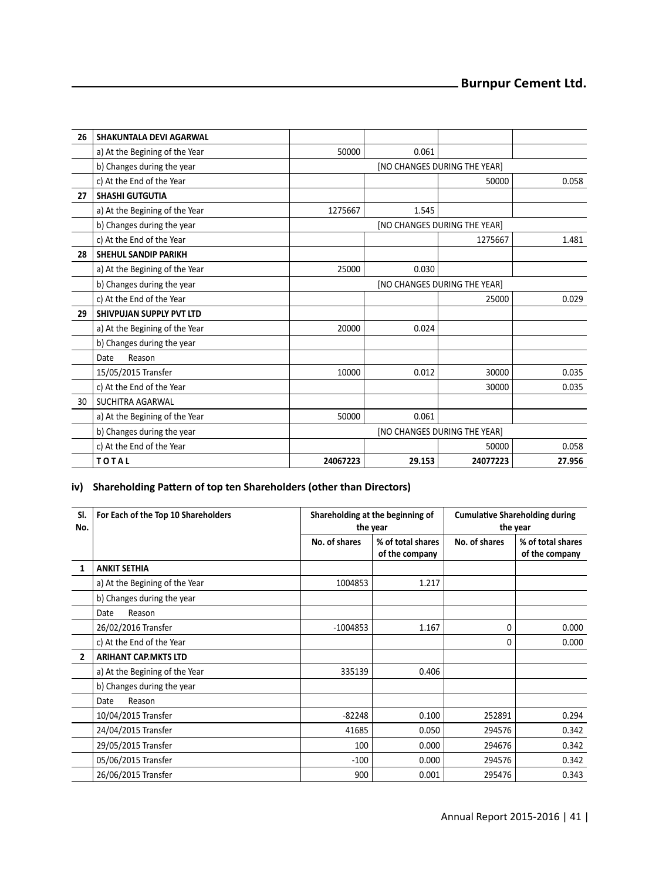| 26 | SHAKUNTALA DEVI AGARWAL | | | | |
|---|---|---|---|---|---|
| | a) At the Begining of the Year | 50000 | 0.061 | | |
| | b) Changes during the year | [NO CHANGES DURING THE YEAR] | | | |
| | c) At the End of the Year | | | 50000 | 0.058 |
| 27 | SHASHI GUTGUTIA | | | | |
| | a) At the Begining of the Year | 1275667 | 1.545 | | |
| | b) Changes during the year | [NO CHANGES DURING THE YEAR] | | | |
| | c) At the End of the Year | | | 1275667 | 1.481 |
| 28 | SHEHUL SANDIP PARIKH | | | | |
| | a) At the Begining of the Year | 25000 | 0.030 | | |
| | b) Changes during the year | [NO CHANGES DURING THE YEAR] | | | |
| | c) At the End of the Year | | | 25000 | 0.029 |
| 29 | SHIVPUJAN SUPPLY PVT LTD | | | | |
| | a) At the Begining of the Year | 20000 | 0.024 | | |
| | b) Changes during the year | | | | |
| | Date Reason | | | | |
| | 15/05/2015 Transfer | 10000 | 0.012 | 30000 | 0.035 |
| | c) At the End of the Year | | | 30000 | 0.035 |
| 30 | SUCHITRA AGARWAL | | | | |
| | a) At the Begining of the Year | 50000 | 0.061 | | |
| | b) Changes during the year | [NO CHANGES DURING THE YEAR] | | | |
| | c) At the End of the Year | | | 50000 | 0.058 |
| | **TOTAL** | **24067223** | **29.153** | **24077223** | **27.956** |

### iv) Shareholding Pattern of top ten Shareholders (other than Directors)

| Sl. No. | For Each of the Top 10 Shareholders | Shareholding at the beginning of the year | | Cumulative Shareholding during the year | |
|---|---|---|---|---|---|
| | | No. of shares | % of total shares of the company | No. of shares | % of total shares of the company |
| **1** | **ANKIT SETHIA** | | | | |
| | a) At the Begining of the Year | 1004853 | 1.217 | | |
| | b) Changes during the year | | | | |
| | Date Reason | | | | |
| | 26/02/2016 Transfer | -1004853 | 1.167 | 0 | 0.000 |
| | c) At the End of the Year | | | 0 | 0.000 |
| **2** | **ARIHANT CAP.MKTS LTD** | | | | |
| | a) At the Begining of the Year | 335139 | 0.406 | | |
| | b) Changes during the year | | | | |
| | Date Reason | | | | |
| | 10/04/2015 Transfer | -82248 | 0.100 | 252891 | 0.294 |
| | 24/04/2015 Transfer | 41685 | 0.050 | 294576 | 0.342 |
| | 29/05/2015 Transfer | 100 | 0.000 | 294676 | 0.342 |
| | 05/06/2015 Transfer | -100 | 0.000 | 294576 | 0.342 |
| | 26/06/2015 Transfer | 900 | 0.001 | 295476 | 0.343 |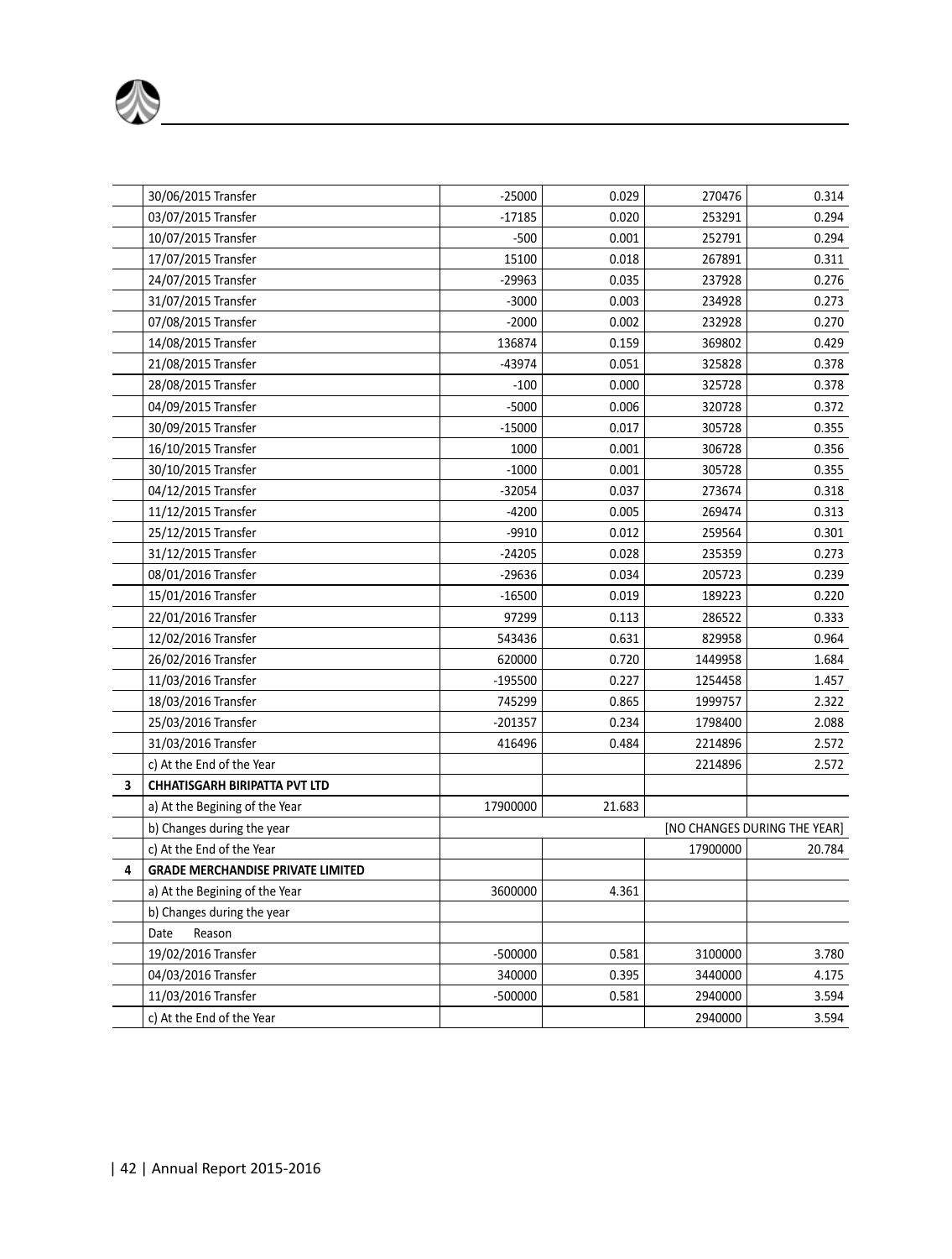|  |  |  |  |  |  |
|---|---|---|---|---|---|
|  | 30/06/2015 Transfer | -25000 | 0.029 | 270476 | 0.314 |
|  | 03/07/2015 Transfer | -17185 | 0.020 | 253291 | 0.294 |
|  | 10/07/2015 Transfer | -500 | 0.001 | 252791 | 0.294 |
|  | 17/07/2015 Transfer | 15100 | 0.018 | 267891 | 0.311 |
|  | 24/07/2015 Transfer | -29963 | 0.035 | 237928 | 0.276 |
|  | 31/07/2015 Transfer | -3000 | 0.003 | 234928 | 0.273 |
|  | 07/08/2015 Transfer | -2000 | 0.002 | 232928 | 0.270 |
|  | 14/08/2015 Transfer | 136874 | 0.159 | 369802 | 0.429 |
|  | 21/08/2015 Transfer | -43974 | 0.051 | 325828 | 0.378 |
|  | 28/08/2015 Transfer | -100 | 0.000 | 325728 | 0.378 |
|  | 04/09/2015 Transfer | -5000 | 0.006 | 320728 | 0.372 |
|  | 30/09/2015 Transfer | -15000 | 0.017 | 305728 | 0.355 |
|  | 16/10/2015 Transfer | 1000 | 0.001 | 306728 | 0.356 |
|  | 30/10/2015 Transfer | -1000 | 0.001 | 305728 | 0.355 |
|  | 04/12/2015 Transfer | -32054 | 0.037 | 273674 | 0.318 |
|  | 11/12/2015 Transfer | -4200 | 0.005 | 269474 | 0.313 |
|  | 25/12/2015 Transfer | -9910 | 0.012 | 259564 | 0.301 |
|  | 31/12/2015 Transfer | -24205 | 0.028 | 235359 | 0.273 |
|  | 08/01/2016 Transfer | -29636 | 0.034 | 205723 | 0.239 |
|  | 15/01/2016 Transfer | -16500 | 0.019 | 189223 | 0.220 |
|  | 22/01/2016 Transfer | 97299 | 0.113 | 286522 | 0.333 |
|  | 12/02/2016 Transfer | 543436 | 0.631 | 829958 | 0.964 |
|  | 26/02/2016 Transfer | 620000 | 0.720 | 1449958 | 1.684 |
|  | 11/03/2016 Transfer | -195500 | 0.227 | 1254458 | 1.457 |
|  | 18/03/2016 Transfer | 745299 | 0.865 | 1999757 | 2.322 |
|  | 25/03/2016 Transfer | -201357 | 0.234 | 1798400 | 2.088 |
|  | 31/03/2016 Transfer | 416496 | 0.484 | 2214896 | 2.572 |
|  | c) At the End of the Year |  |  | 2214896 | 2.572 |
| 3 | **CHHATISGARH BIRIPATTA PVT LTD** |  |  |  |  |
|  | a) At the Begining of the Year | 17900000 | 21.683 |  |  |
|  | b) Changes during the year | [NO CHANGES DURING THE YEAR] |  |  |  |
|  | c) At the End of the Year |  |  | 17900000 | 20.784 |
| 4 | **GRADE MERCHANDISE PRIVATE LIMITED** |  |  |  |  |
|  | a) At the Begining of the Year | 3600000 | 4.361 |  |  |
|  | b) Changes during the year |  |  |  |  |
|  | Date Reason |  |  |  |  |
|  | 19/02/2016 Transfer | -500000 | 0.581 | 3100000 | 3.780 |
|  | 04/03/2016 Transfer | 340000 | 0.395 | 3440000 | 4.175 |
|  | 11/03/2016 Transfer | -500000 | 0.581 | 2940000 | 3.594 |
|  | c) At the End of the Year |  |  | 2940000 | 3.594 |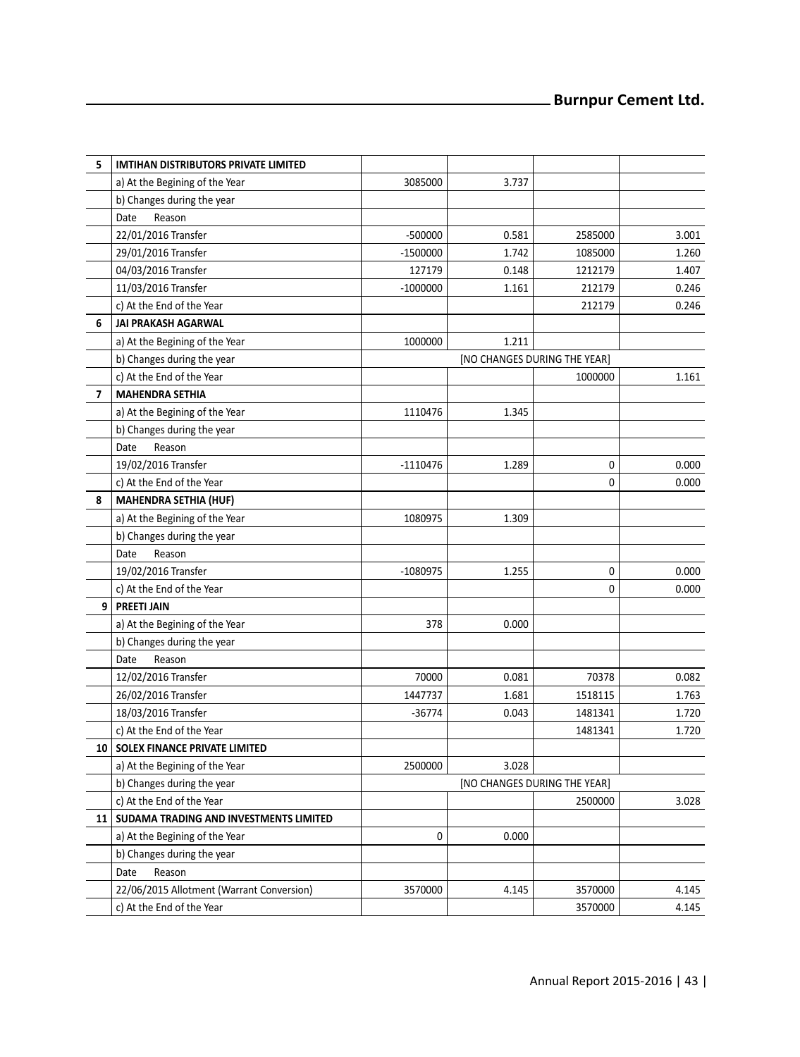| 5 | IMTIHAN DISTRIBUTORS PRIVATE LIMITED | | | | |
|---|---|---|---|---|---|
| | a) At the Begining of the Year | 3085000 | 3.737 | | |
| | b) Changes during the year | | | | |
| | Date Reason | | | | |
| | 22/01/2016 Transfer | -500000 | 0.581 | 2585000 | 3.001 |
| | 29/01/2016 Transfer | -1500000 | 1.742 | 1085000 | 1.260 |
| | 04/03/2016 Transfer | 127179 | 0.148 | 1212179 | 1.407 |
| | 11/03/2016 Transfer | -1000000 | 1.161 | 212179 | 0.246 |
| | c) At the End of the Year | | | 212179 | 0.246 |
| 6 | JAI PRAKASH AGARWAL | | | | |
| | a) At the Begining of the Year | 1000000 | 1.211 | | |
| | b) Changes during the year | [NO CHANGES DURING THE YEAR] | | | |
| | c) At the End of the Year | | | 1000000 | 1.161 |
| 7 | MAHENDRA SETHIA | | | | |
| | a) At the Begining of the Year | 1110476 | 1.345 | | |
| | b) Changes during the year | | | | |
| | Date Reason | | | | |
| | 19/02/2016 Transfer | -1110476 | 1.289 | 0 | 0.000 |
| | c) At the End of the Year | | | 0 | 0.000 |
| 8 | MAHENDRA SETHIA (HUF) | | | | |
| | a) At the Begining of the Year | 1080975 | 1.309 | | |
| | b) Changes during the year | | | | |
| | Date Reason | | | | |
| | 19/02/2016 Transfer | -1080975 | 1.255 | 0 | 0.000 |
| | c) At the End of the Year | | | 0 | 0.000 |
| 9 | PREETI JAIN | | | | |
| | a) At the Begining of the Year | 378 | 0.000 | | |
| | b) Changes during the year | | | | |
| | Date Reason | | | | |
| | 12/02/2016 Transfer | 70000 | 0.081 | 70378 | 0.082 |
| | 26/02/2016 Transfer | 1447737 | 1.681 | 1518115 | 1.763 |
| | 18/03/2016 Transfer | -36774 | 0.043 | 1481341 | 1.720 |
| | c) At the End of the Year | | | 1481341 | 1.720 |
| 10 | SOLEX FINANCE PRIVATE LIMITED | | | | |
| | a) At the Begining of the Year | 2500000 | 3.028 | | |
| | b) Changes during the year | [NO CHANGES DURING THE YEAR] | | | |
| | c) At the End of the Year | | | 2500000 | 3.028 |
| 11 | SUDAMA TRADING AND INVESTMENTS LIMITED | | | | |
| | a) At the Begining of the Year | 0 | 0.000 | | |
| | b) Changes during the year | | | | |
| | Date Reason | | | | |
| | 22/06/2015 Allotment (Warrant Conversion) | 3570000 | 4.145 | 3570000 | 4.145 |
| | c) At the End of the Year | | | 3570000 | 4.145 |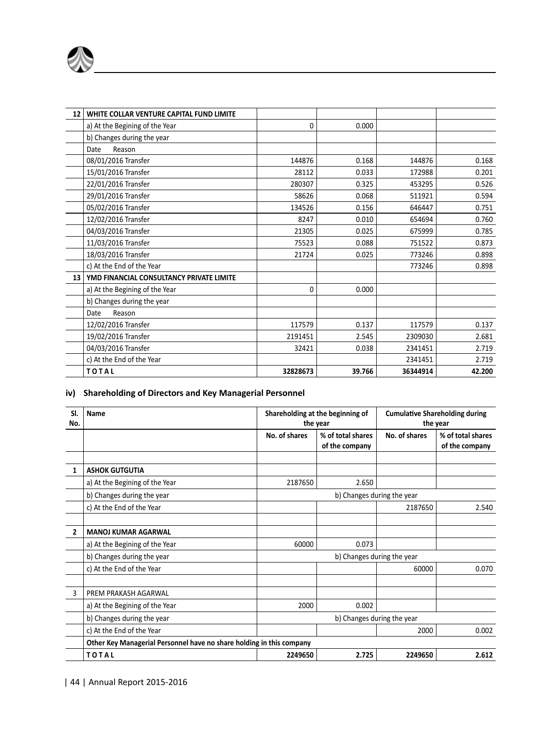| 12 | WHITE COLLAR VENTURE CAPITAL FUND LIMITE | | | | |
|---|---|---|---|---|---|
| | a) At the Begining of the Year | 0 | 0.000 | | |
| | b) Changes during the year | | | | |
| | Date Reason | | | | |
| | 08/01/2016 Transfer | 144876 | 0.168 | 144876 | 0.168 |
| | 15/01/2016 Transfer | 28112 | 0.033 | 172988 | 0.201 |
| | 22/01/2016 Transfer | 280307 | 0.325 | 453295 | 0.526 |
| | 29/01/2016 Transfer | 58626 | 0.068 | 511921 | 0.594 |
| | 05/02/2016 Transfer | 134526 | 0.156 | 646447 | 0.751 |
| | 12/02/2016 Transfer | 8247 | 0.010 | 654694 | 0.760 |
| | 04/03/2016 Transfer | 21305 | 0.025 | 675999 | 0.785 |
| | 11/03/2016 Transfer | 75523 | 0.088 | 751522 | 0.873 |
| | 18/03/2016 Transfer | 21724 | 0.025 | 773246 | 0.898 |
| | c) At the End of the Year | | | 773246 | 0.898 |
| 13 | YMD FINANCIAL CONSULTANCY PRIVATE LIMITE | | | | |
| | a) At the Begining of the Year | 0 | 0.000 | | |
| | b) Changes during the year | | | | |
| | Date Reason | | | | |
| | 12/02/2016 Transfer | 117579 | 0.137 | 117579 | 0.137 |
| | 19/02/2016 Transfer | 2191451 | 2.545 | 2309030 | 2.681 |
| | 04/03/2016 Transfer | 32421 | 0.038 | 2341451 | 2.719 |
| | c) At the End of the Year | | | 2341451 | 2.719 |
| | **TOTAL** | **32828673** | **39.766** | **36344914** | **42.200** |

## iv) Shareholding of Directors and Key Managerial Personnel

| Sl. No. | Name | Shareholding at the beginning of the year | | Cumulative Shareholding during the year | |
|---|---|---|---|---|---|
| | | No. of shares | % of total shares of the company | No. of shares | % of total shares of the company |
| | | | | | |
| 1 | **ASHOK GUTGUTIA** | | | | |
| | a) At the Begining of the Year | 2187650 | 2.650 | | |
| | b) Changes during the year | b) Changes during the year | | | |
| | c) At the End of the Year | | | 2187650 | 2.540 |
| | | | | | |
| 2 | **MANOJ KUMAR AGARWAL** | | | | |
| | a) At the Begining of the Year | 60000 | 0.073 | | |
| | b) Changes during the year | b) Changes during the year | | | |
| | c) At the End of the Year | | | 60000 | 0.070 |
| | | | | | |
| 3 | PREM PRAKASH AGARWAL | | | | |
| | a) At the Begining of the Year | 2000 | 0.002 | | |
| | b) Changes during the year | b) Changes during the year | | | |
| | c) At the End of the Year | | | 2000 | 0.002 |
| | **Other Key Managerial Personnel have no share holding in this company** | | | | |
| | **TOTAL** | **2249650** | **2.725** | **2249650** | **2.612** |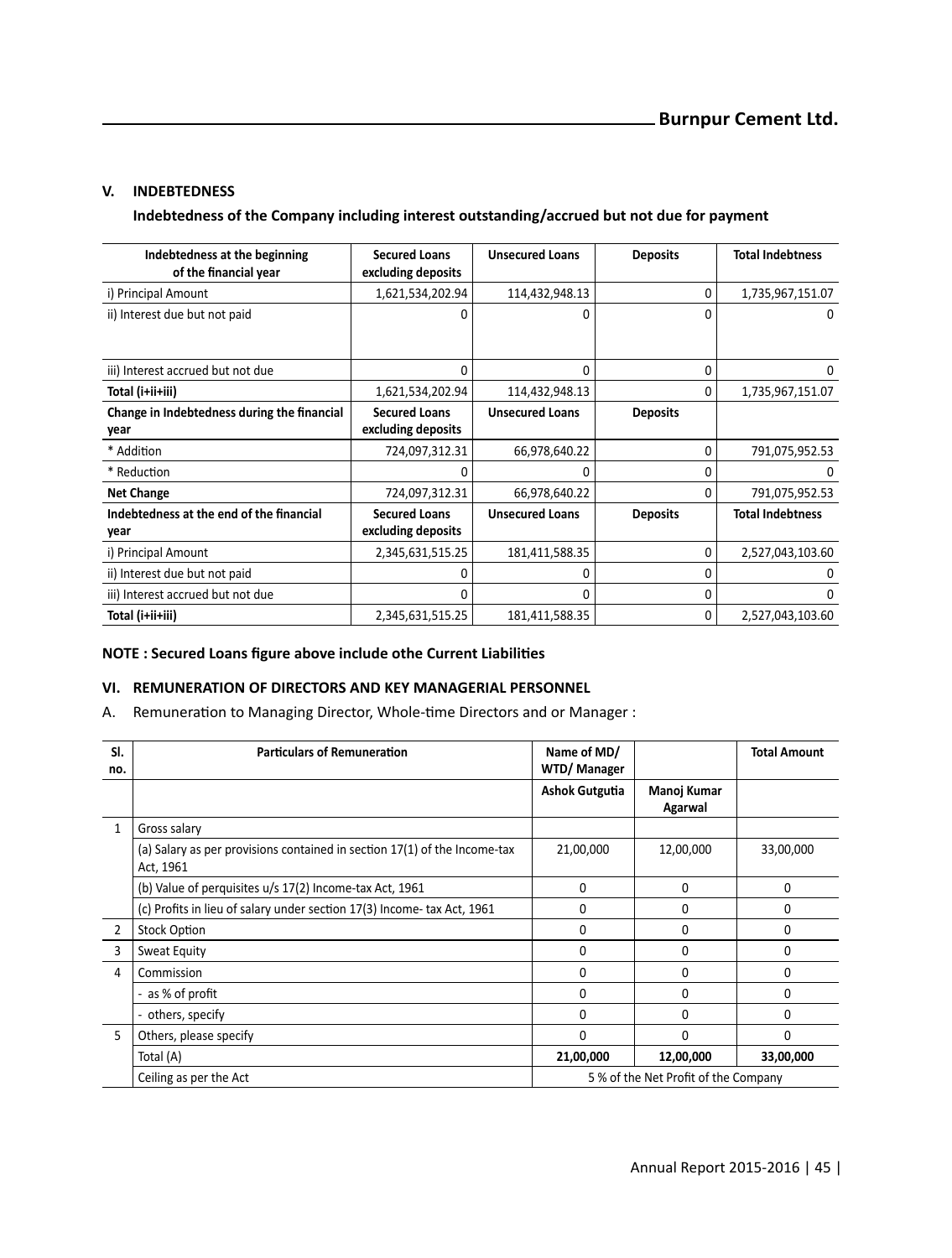## V. INDEBTEDNESS

**Indebtedness of the Company including interest outstanding/accrued but not due for payment**

| Indebtedness at the beginning of the financial year | Secured Loans excluding deposits | Unsecured Loans | Deposits | Total Indebtness |
|---|---|---|---|---|
| i) Principal Amount | 1,621,534,202.94 | 114,432,948.13 | 0 | 1,735,967,151.07 |
| ii) Interest due but not paid | 0 | 0 | 0 | 0 |
| iii) Interest accrued but not due | 0 | 0 | 0 | 0 |
| **Total (i+ii+iii)** | 1,621,534,202.94 | 114,432,948.13 | 0 | 1,735,967,151.07 |
| **Change in Indebtedness during the financial year** | **Secured Loans excluding deposits** | **Unsecured Loans** | **Deposits** | |
| * Addition | 724,097,312.31 | 66,978,640.22 | 0 | 791,075,952.53 |
| * Reduction | 0 | 0 | 0 | 0 |
| **Net Change** | 724,097,312.31 | 66,978,640.22 | 0 | 791,075,952.53 |
| **Indebtedness at the end of the financial year** | **Secured Loans excluding deposits** | **Unsecured Loans** | **Deposits** | **Total Indebtness** |
| i) Principal Amount | 2,345,631,515.25 | 181,411,588.35 | 0 | 2,527,043,103.60 |
| ii) Interest due but not paid | 0 | 0 | 0 | 0 |
| iii) Interest accrued but not due | 0 | 0 | 0 | 0 |
| **Total (i+ii+iii)** | 2,345,631,515.25 | 181,411,588.35 | 0 | 2,527,043,103.60 |

**NOTE : Secured Loans figure above include othe Current Liabilities**

## VI. REMUNERATION OF DIRECTORS AND KEY MANAGERIAL PERSONNEL

A. Remuneration to Managing Director, Whole-time Directors and or Manager :

| Sl. no. | Particulars of Remuneration | Name of MD/ WTD/ Manager | | Total Amount |
|---|---|---|---|---|
| | | Ashok Gutgutia | Manoj Kumar Agarwal | |
| 1 | Gross salary | | | |
| | (a) Salary as per provisions contained in section 17(1) of the Income-tax Act, 1961 | 21,00,000 | 12,00,000 | 33,00,000 |
| | (b) Value of perquisites u/s 17(2) Income-tax Act, 1961 | 0 | 0 | 0 |
| | (c) Profits in lieu of salary under section 17(3) Income- tax Act, 1961 | 0 | 0 | 0 |
| 2 | Stock Option | 0 | 0 | 0 |
| 3 | Sweat Equity | 0 | 0 | 0 |
| 4 | Commission | 0 | 0 | 0 |
| | - as % of profit | 0 | 0 | 0 |
| | - others, specify | 0 | 0 | 0 |
| 5 | Others, please specify | 0 | 0 | 0 |
| | Total (A) | **21,00,000** | **12,00,000** | **33,00,000** |
| | Ceiling as per the Act | 5 % of the Net Profit of the Company | | |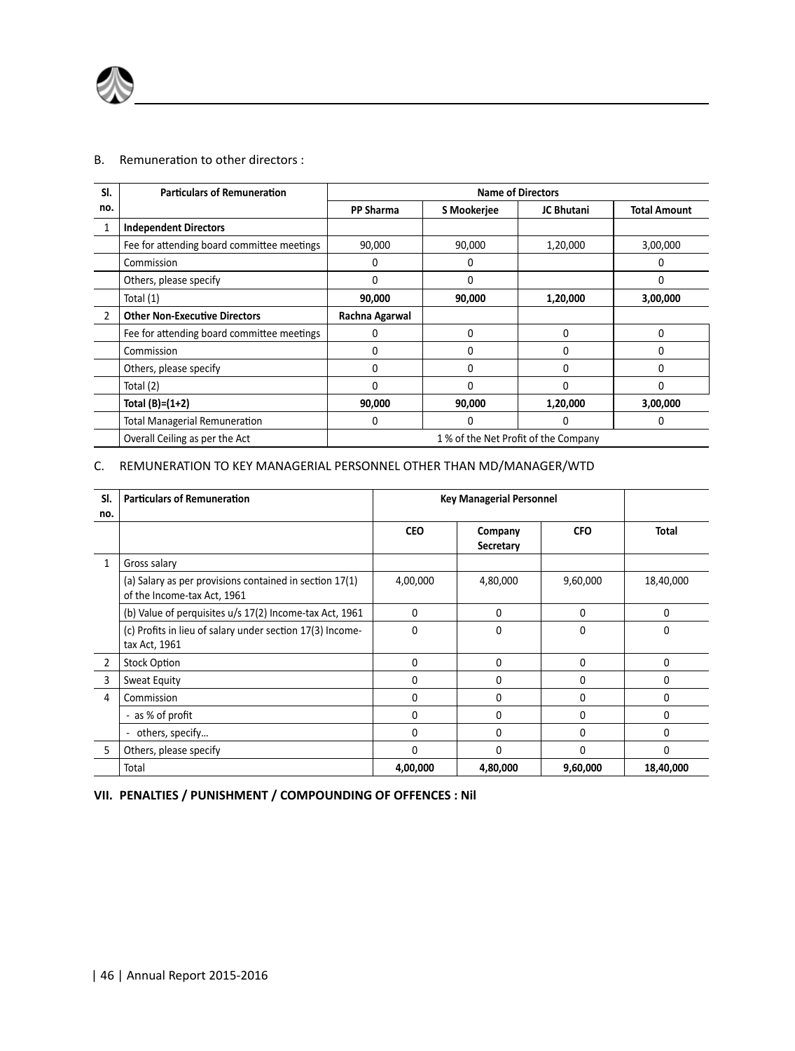B. Remuneration to other directors :

| Sl. no. | Particulars of Remuneration | Name of Directors | | | |
|---|---|---|---|---|---|
| | | PP Sharma | S Mookerjee | JC Bhutani | Total Amount |
| 1 | **Independent Directors** | | | | |
| | Fee for attending board committee meetings | 90,000 | 90,000 | 1,20,000 | 3,00,000 |
| | Commission | 0 | 0 | | 0 |
| | Others, please specify | 0 | 0 | | 0 |
| | Total (1) | **90,000** | **90,000** | **1,20,000** | **3,00,000** |
| 2 | **Other Non-Executive Directors** | **Rachna Agarwal** | | | |
| | Fee for attending board committee meetings | 0 | 0 | 0 | 0 |
| | Commission | 0 | 0 | 0 | 0 |
| | Others, please specify | 0 | 0 | 0 | 0 |
| | Total (2) | 0 | 0 | 0 | 0 |
| | **Total (B)=(1+2)** | **90,000** | **90,000** | **1,20,000** | **3,00,000** |
| | Total Managerial Remuneration | 0 | 0 | 0 | 0 |
| | Overall Ceiling as per the Act | 1 % of the Net Profit of the Company | | | |

C. REMUNERATION TO KEY MANAGERIAL PERSONNEL OTHER THAN MD/MANAGER/WTD

| Sl. no. | Particulars of Remuneration | Key Managerial Personnel | | | |
|---|---|---|---|---|---|
| | | CEO | Company Secretary | CFO | Total |
| 1 | Gross salary | | | | |
| | (a) Salary as per provisions contained in section 17(1) of the Income-tax Act, 1961 | 4,00,000 | 4,80,000 | 9,60,000 | 18,40,000 |
| | (b) Value of perquisites u/s 17(2) Income-tax Act, 1961 | 0 | 0 | 0 | 0 |
| | (c) Profits in lieu of salary under section 17(3) Income-tax Act, 1961 | 0 | 0 | 0 | 0 |
| 2 | Stock Option | 0 | 0 | 0 | 0 |
| 3 | Sweat Equity | 0 | 0 | 0 | 0 |
| 4 | Commission | 0 | 0 | 0 | 0 |
| | - as % of profit | 0 | 0 | 0 | 0 |
| | - others, specify… | 0 | 0 | 0 | 0 |
| 5 | Others, please specify | 0 | 0 | 0 | 0 |
| | Total | **4,00,000** | **4,80,000** | **9,60,000** | **18,40,000** |

**VII. PENALTIES / PUNISHMENT / COMPOUNDING OF OFFENCES : Nil**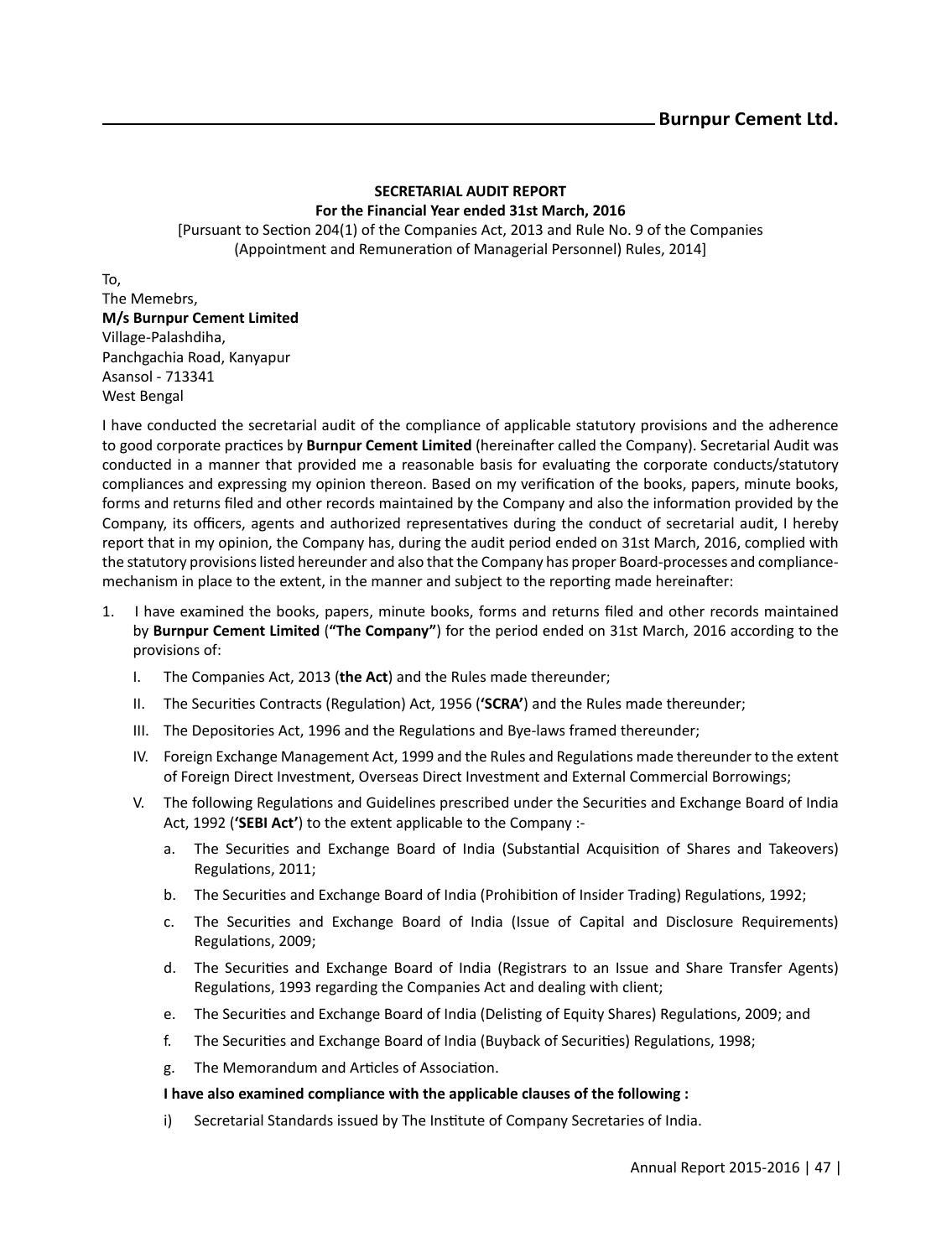**SECRETARIAL AUDIT REPORT**

**For the Financial Year ended 31st March, 2016**

[Pursuant to Section 204(1) of the Companies Act, 2013 and Rule No. 9 of the Companies (Appointment and Remuneration of Managerial Personnel) Rules, 2014]

To,
The Memebrs,
**M/s Burnpur Cement Limited**
Village-Palashdiha,
Panchgachia Road, Kanyapur
Asansol - 713341
West Bengal

I have conducted the secretarial audit of the compliance of applicable statutory provisions and the adherence to good corporate practices by **Burnpur Cement Limited** (hereinafter called the Company). Secretarial Audit was conducted in a manner that provided me a reasonable basis for evaluating the corporate conducts/statutory compliances and expressing my opinion thereon. Based on my verification of the books, papers, minute books, forms and returns filed and other records maintained by the Company and also the information provided by the Company, its officers, agents and authorized representatives during the conduct of secretarial audit, I hereby report that in my opinion, the Company has, during the audit period ended on 31st March, 2016, complied with the statutory provisions listed hereunder and also that the Company has proper Board-processes and compliance-mechanism in place to the extent, in the manner and subject to the reporting made hereinafter:

1. I have examined the books, papers, minute books, forms and returns filed and other records maintained by **Burnpur Cement Limited** (**"The Company"**) for the period ended on 31st March, 2016 according to the provisions of:

   I. The Companies Act, 2013 (**the Act**) and the Rules made thereunder;

   II. The Securities Contracts (Regulation) Act, 1956 (**'SCRA'**) and the Rules made thereunder;

   III. The Depositories Act, 1996 and the Regulations and Bye-laws framed thereunder;

   IV. Foreign Exchange Management Act, 1999 and the Rules and Regulations made thereunder to the extent of Foreign Direct Investment, Overseas Direct Investment and External Commercial Borrowings;

   V. The following Regulations and Guidelines prescribed under the Securities and Exchange Board of India Act, 1992 (**'SEBI Act'**) to the extent applicable to the Company :-

      a. The Securities and Exchange Board of India (Substantial Acquisition of Shares and Takeovers) Regulations, 2011;

      b. The Securities and Exchange Board of India (Prohibition of Insider Trading) Regulations, 1992;

      c. The Securities and Exchange Board of India (Issue of Capital and Disclosure Requirements) Regulations, 2009;

      d. The Securities and Exchange Board of India (Registrars to an Issue and Share Transfer Agents) Regulations, 1993 regarding the Companies Act and dealing with client;

      e. The Securities and Exchange Board of India (Delisting of Equity Shares) Regulations, 2009; and

      f. The Securities and Exchange Board of India (Buyback of Securities) Regulations, 1998;

      g. The Memorandum and Articles of Association.

   **I have also examined compliance with the applicable clauses of the following :**

   i) Secretarial Standards issued by The Institute of Company Secretaries of India.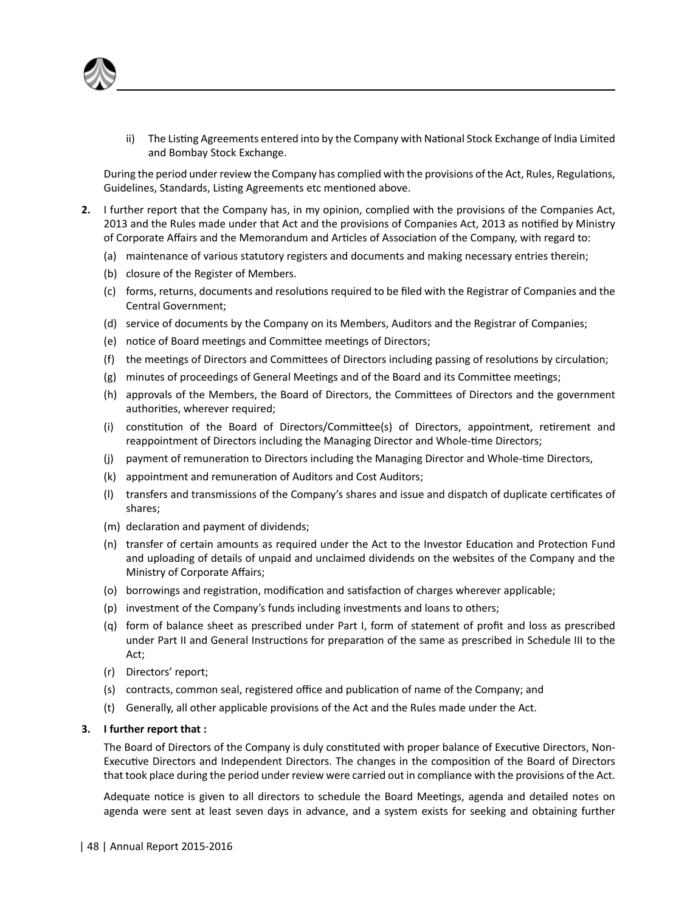ii) The Listing Agreements entered into by the Company with National Stock Exchange of India Limited and Bombay Stock Exchange.

During the period under review the Company has complied with the provisions of the Act, Rules, Regulations, Guidelines, Standards, Listing Agreements etc mentioned above.

**2.** I further report that the Company has, in my opinion, complied with the provisions of the Companies Act, 2013 and the Rules made under that Act and the provisions of Companies Act, 2013 as notified by Ministry of Corporate Affairs and the Memorandum and Articles of Association of the Company, with regard to:

(a) maintenance of various statutory registers and documents and making necessary entries therein;

(b) closure of the Register of Members.

(c) forms, returns, documents and resolutions required to be filed with the Registrar of Companies and the Central Government;

(d) service of documents by the Company on its Members, Auditors and the Registrar of Companies;

(e) notice of Board meetings and Committee meetings of Directors;

(f) the meetings of Directors and Committees of Directors including passing of resolutions by circulation;

(g) minutes of proceedings of General Meetings and of the Board and its Committee meetings;

(h) approvals of the Members, the Board of Directors, the Committees of Directors and the government authorities, wherever required;

(i) constitution of the Board of Directors/Committee(s) of Directors, appointment, retirement and reappointment of Directors including the Managing Director and Whole-time Directors;

(j) payment of remuneration to Directors including the Managing Director and Whole-time Directors,

(k) appointment and remuneration of Auditors and Cost Auditors;

(l) transfers and transmissions of the Company's shares and issue and dispatch of duplicate certificates of shares;

(m) declaration and payment of dividends;

(n) transfer of certain amounts as required under the Act to the Investor Education and Protection Fund and uploading of details of unpaid and unclaimed dividends on the websites of the Company and the Ministry of Corporate Affairs;

(o) borrowings and registration, modification and satisfaction of charges wherever applicable;

(p) investment of the Company's funds including investments and loans to others;

(q) form of balance sheet as prescribed under Part I, form of statement of profit and loss as prescribed under Part II and General Instructions for preparation of the same as prescribed in Schedule III to the Act;

(r) Directors' report;

(s) contracts, common seal, registered office and publication of name of the Company; and

(t) Generally, all other applicable provisions of the Act and the Rules made under the Act.

**3. I further report that :**

The Board of Directors of the Company is duly constituted with proper balance of Executive Directors, Non-Executive Directors and Independent Directors. The changes in the composition of the Board of Directors that took place during the period under review were carried out in compliance with the provisions of the Act.

Adequate notice is given to all directors to schedule the Board Meetings, agenda and detailed notes on agenda were sent at least seven days in advance, and a system exists for seeking and obtaining further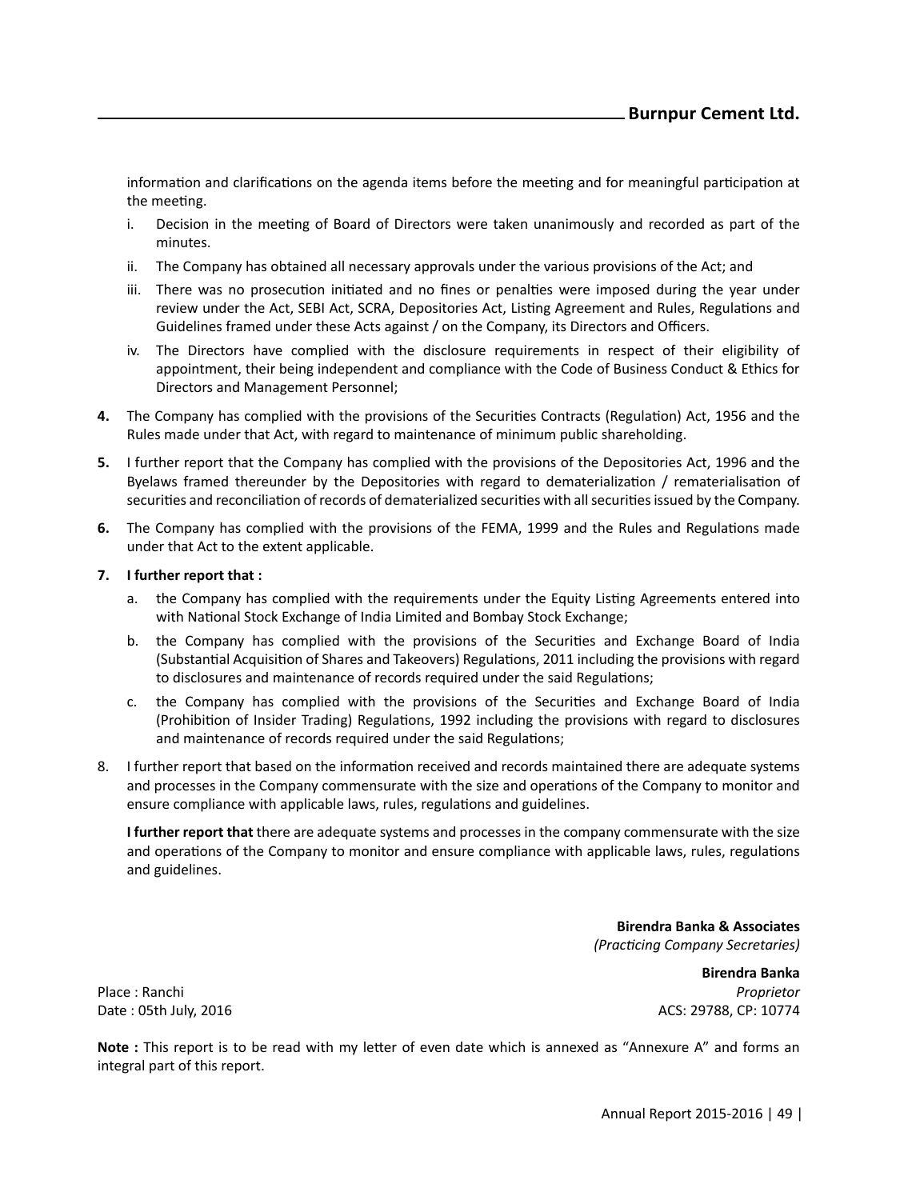information and clarifications on the agenda items before the meeting and for meaningful participation at the meeting.

i. Decision in the meeting of Board of Directors were taken unanimously and recorded as part of the minutes.

ii. The Company has obtained all necessary approvals under the various provisions of the Act; and

iii. There was no prosecution initiated and no fines or penalties were imposed during the year under review under the Act, SEBI Act, SCRA, Depositories Act, Listing Agreement and Rules, Regulations and Guidelines framed under these Acts against / on the Company, its Directors and Officers.

iv. The Directors have complied with the disclosure requirements in respect of their eligibility of appointment, their being independent and compliance with the Code of Business Conduct & Ethics for Directors and Management Personnel;

**4.** The Company has complied with the provisions of the Securities Contracts (Regulation) Act, 1956 and the Rules made under that Act, with regard to maintenance of minimum public shareholding.

**5.** I further report that the Company has complied with the provisions of the Depositories Act, 1996 and the Byelaws framed thereunder by the Depositories with regard to dematerialization / rematerialisation of securities and reconciliation of records of dematerialized securities with all securities issued by the Company.

**6.** The Company has complied with the provisions of the FEMA, 1999 and the Rules and Regulations made under that Act to the extent applicable.

**7. I further report that :**

a. the Company has complied with the requirements under the Equity Listing Agreements entered into with National Stock Exchange of India Limited and Bombay Stock Exchange;

b. the Company has complied with the provisions of the Securities and Exchange Board of India (Substantial Acquisition of Shares and Takeovers) Regulations, 2011 including the provisions with regard to disclosures and maintenance of records required under the said Regulations;

c. the Company has complied with the provisions of the Securities and Exchange Board of India (Prohibition of Insider Trading) Regulations, 1992 including the provisions with regard to disclosures and maintenance of records required under the said Regulations;

8. I further report that based on the information received and records maintained there are adequate systems and processes in the Company commensurate with the size and operations of the Company to monitor and ensure compliance with applicable laws, rules, regulations and guidelines.

**I further report that** there are adequate systems and processes in the company commensurate with the size and operations of the Company to monitor and ensure compliance with applicable laws, rules, regulations and guidelines.

**Birendra Banka & Associates**
*(Practicing Company Secretaries)*

**Birendra Banka**
*Proprietor*
ACS: 29788, CP: 10774

Place : Ranchi
Date : 05th July, 2016

**Note :** This report is to be read with my letter of even date which is annexed as "Annexure A" and forms an integral part of this report.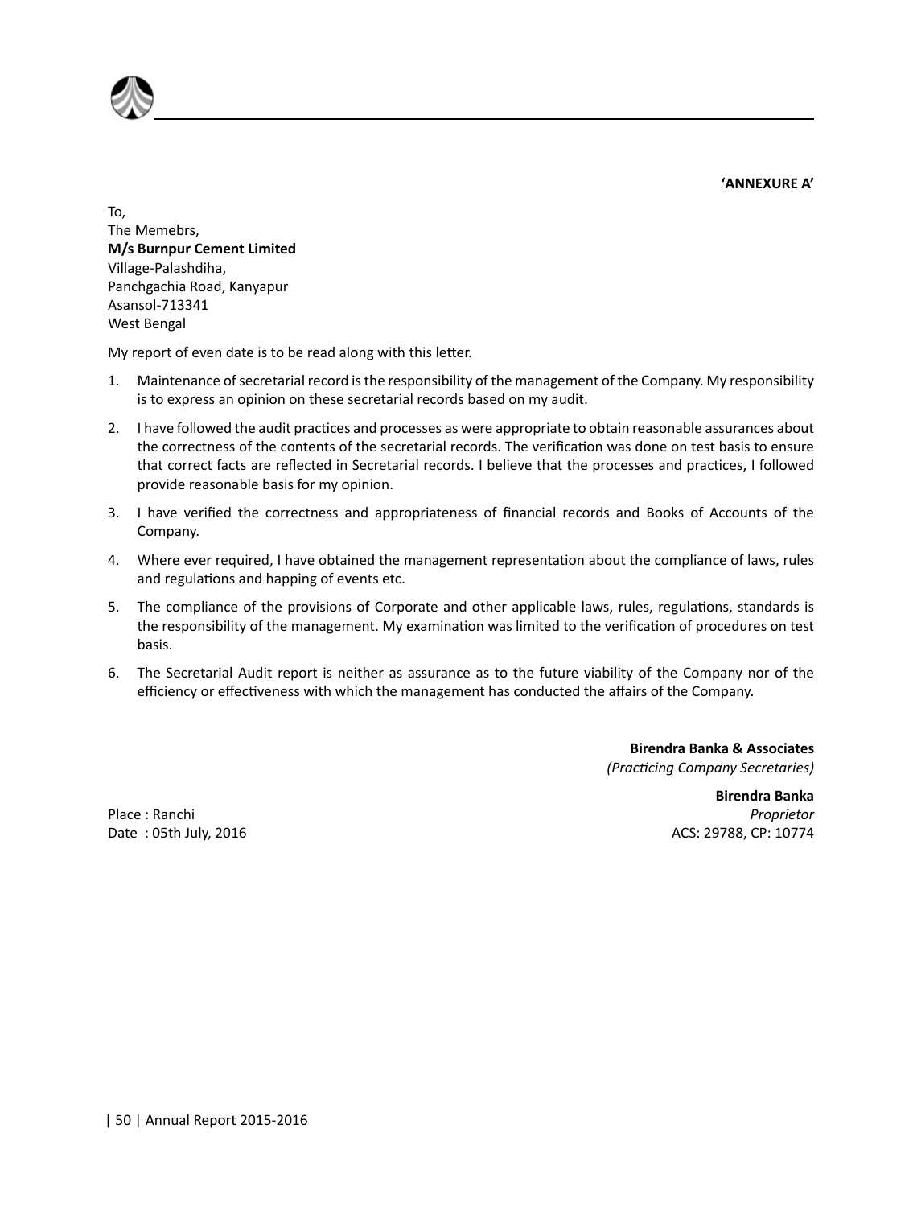**'ANNEXURE A'**

To,
The Memebrs,
**M/s Burnpur Cement Limited**
Village-Palashdiha,
Panchgachia Road, Kanyapur
Asansol-713341
West Bengal

My report of even date is to be read along with this letter.

1. Maintenance of secretarial record is the responsibility of the management of the Company. My responsibility is to express an opinion on these secretarial records based on my audit.
2. I have followed the audit practices and processes as were appropriate to obtain reasonable assurances about the correctness of the contents of the secretarial records. The verification was done on test basis to ensure that correct facts are reflected in Secretarial records. I believe that the processes and practices, I followed provide reasonable basis for my opinion.
3. I have verified the correctness and appropriateness of financial records and Books of Accounts of the Company.
4. Where ever required, I have obtained the management representation about the compliance of laws, rules and regulations and happing of events etc.
5. The compliance of the provisions of Corporate and other applicable laws, rules, regulations, standards is the responsibility of the management. My examination was limited to the verification of procedures on test basis.
6. The Secretarial Audit report is neither as assurance as to the future viability of the Company nor of the efficiency or effectiveness with which the management has conducted the affairs of the Company.

**Birendra Banka & Associates**
*(Practicing Company Secretaries)*

**Birendra Banka**
*Proprietor*
ACS: 29788, CP: 10774

Place : Ranchi
Date : 05th July, 2016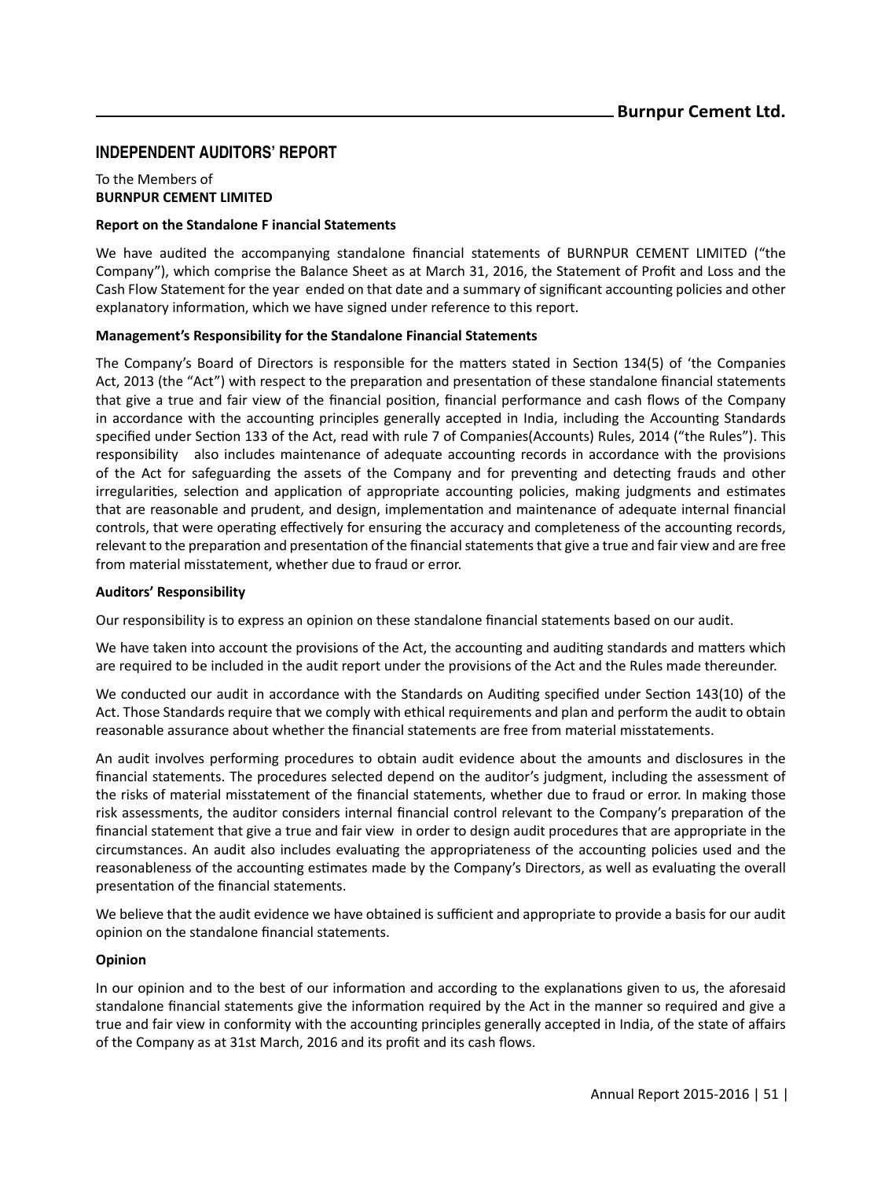## INDEPENDENT AUDITORS' REPORT

To the Members of
**BURNPUR CEMENT LIMITED**

**Report on the Standalone F inancial Statements**

We have audited the accompanying standalone financial statements of BURNPUR CEMENT LIMITED ("the Company"), which comprise the Balance Sheet as at March 31, 2016, the Statement of Profit and Loss and the Cash Flow Statement for the year ended on that date and a summary of significant accounting policies and other explanatory information, which we have signed under reference to this report.

**Management's Responsibility for the Standalone Financial Statements**

The Company's Board of Directors is responsible for the matters stated in Section 134(5) of 'the Companies Act, 2013 (the "Act") with respect to the preparation and presentation of these standalone financial statements that give a true and fair view of the financial position, financial performance and cash flows of the Company in accordance with the accounting principles generally accepted in India, including the Accounting Standards specified under Section 133 of the Act, read with rule 7 of Companies(Accounts) Rules, 2014 ("the Rules"). This responsibility also includes maintenance of adequate accounting records in accordance with the provisions of the Act for safeguarding the assets of the Company and for preventing and detecting frauds and other irregularities, selection and application of appropriate accounting policies, making judgments and estimates that are reasonable and prudent, and design, implementation and maintenance of adequate internal financial controls, that were operating effectively for ensuring the accuracy and completeness of the accounting records, relevant to the preparation and presentation of the financial statements that give a true and fair view and are free from material misstatement, whether due to fraud or error.

**Auditors' Responsibility**

Our responsibility is to express an opinion on these standalone financial statements based on our audit.

We have taken into account the provisions of the Act, the accounting and auditing standards and matters which are required to be included in the audit report under the provisions of the Act and the Rules made thereunder.

We conducted our audit in accordance with the Standards on Auditing specified under Section 143(10) of the Act. Those Standards require that we comply with ethical requirements and plan and perform the audit to obtain reasonable assurance about whether the financial statements are free from material misstatements.

An audit involves performing procedures to obtain audit evidence about the amounts and disclosures in the financial statements. The procedures selected depend on the auditor's judgment, including the assessment of the risks of material misstatement of the financial statements, whether due to fraud or error. In making those risk assessments, the auditor considers internal financial control relevant to the Company's preparation of the financial statement that give a true and fair view in order to design audit procedures that are appropriate in the circumstances. An audit also includes evaluating the appropriateness of the accounting policies used and the reasonableness of the accounting estimates made by the Company's Directors, as well as evaluating the overall presentation of the financial statements.

We believe that the audit evidence we have obtained is sufficient and appropriate to provide a basis for our audit opinion on the standalone financial statements.

**Opinion**

In our opinion and to the best of our information and according to the explanations given to us, the aforesaid standalone financial statements give the information required by the Act in the manner so required and give a true and fair view in conformity with the accounting principles generally accepted in India, of the state of affairs of the Company as at 31st March, 2016 and its profit and its cash flows.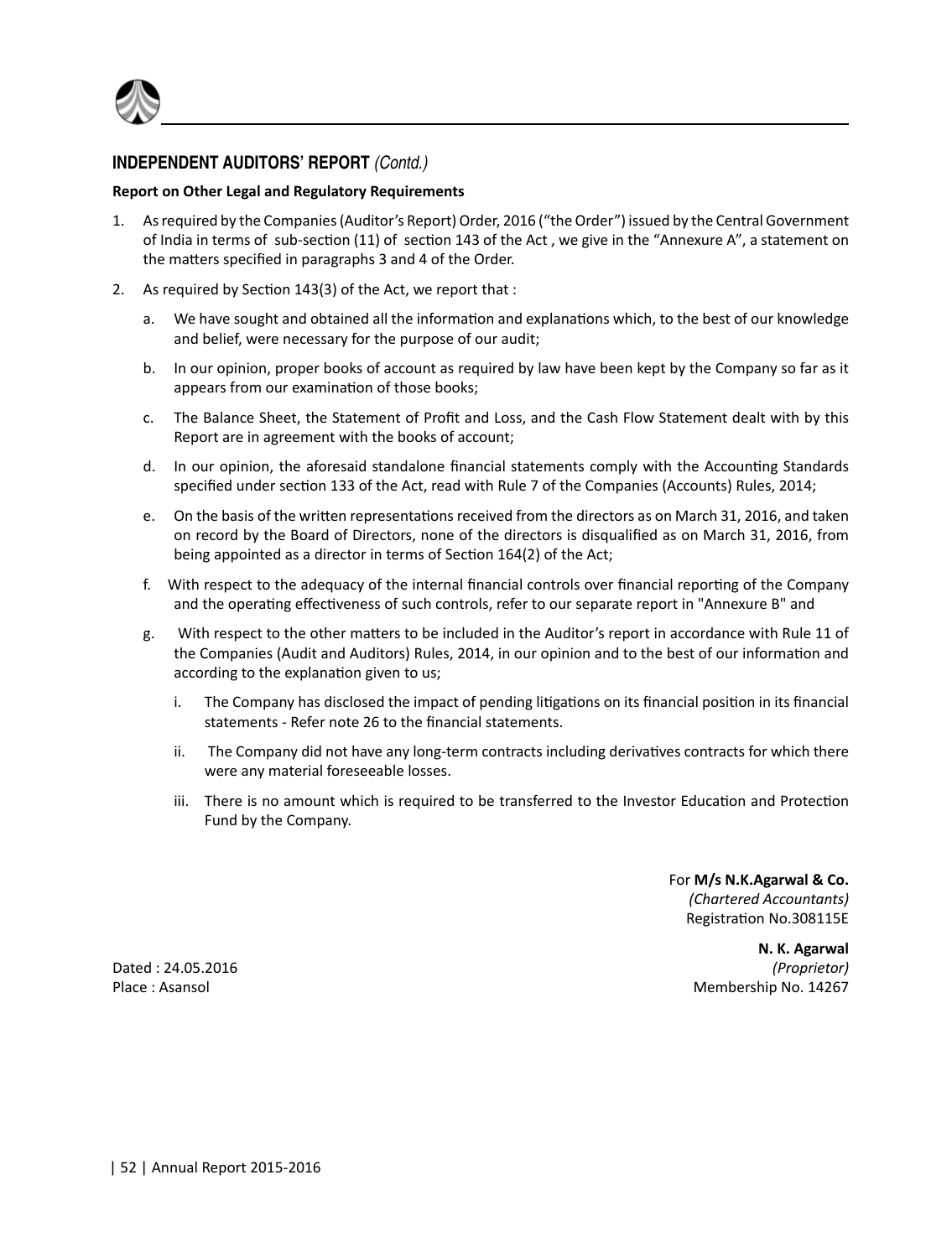## INDEPENDENT AUDITORS' REPORT *(Contd.)*

**Report on Other Legal and Regulatory Requirements**

1. As required by the Companies (Auditor's Report) Order, 2016 ("the Order") issued by the Central Government of India in terms of sub-section (11) of section 143 of the Act , we give in the "Annexure A", a statement on the matters specified in paragraphs 3 and 4 of the Order.

2. As required by Section 143(3) of the Act, we report that :

   a. We have sought and obtained all the information and explanations which, to the best of our knowledge and belief, were necessary for the purpose of our audit;

   b. In our opinion, proper books of account as required by law have been kept by the Company so far as it appears from our examination of those books;

   c. The Balance Sheet, the Statement of Profit and Loss, and the Cash Flow Statement dealt with by this Report are in agreement with the books of account;

   d. In our opinion, the aforesaid standalone financial statements comply with the Accounting Standards specified under section 133 of the Act, read with Rule 7 of the Companies (Accounts) Rules, 2014;

   e. On the basis of the written representations received from the directors as on March 31, 2016, and taken on record by the Board of Directors, none of the directors is disqualified as on March 31, 2016, from being appointed as a director in terms of Section 164(2) of the Act;

   f. With respect to the adequacy of the internal financial controls over financial reporting of the Company and the operating effectiveness of such controls, refer to our separate report in "Annexure B" and

   g. With respect to the other matters to be included in the Auditor's report in accordance with Rule 11 of the Companies (Audit and Auditors) Rules, 2014, in our opinion and to the best of our information and according to the explanation given to us;

      i. The Company has disclosed the impact of pending litigations on its financial position in its financial statements - Refer note 26 to the financial statements.

      ii. The Company did not have any long-term contracts including derivatives contracts for which there were any material foreseeable losses.

      iii. There is no amount which is required to be transferred to the Investor Education and Protection Fund by the Company.

For **M/s N.K.Agarwal & Co.**
*(Chartered Accountants)*
Registration No.308115E

**N. K. Agarwal**
*(Proprietor)*
Membership No. 14267

Dated : 24.05.2016
Place : Asansol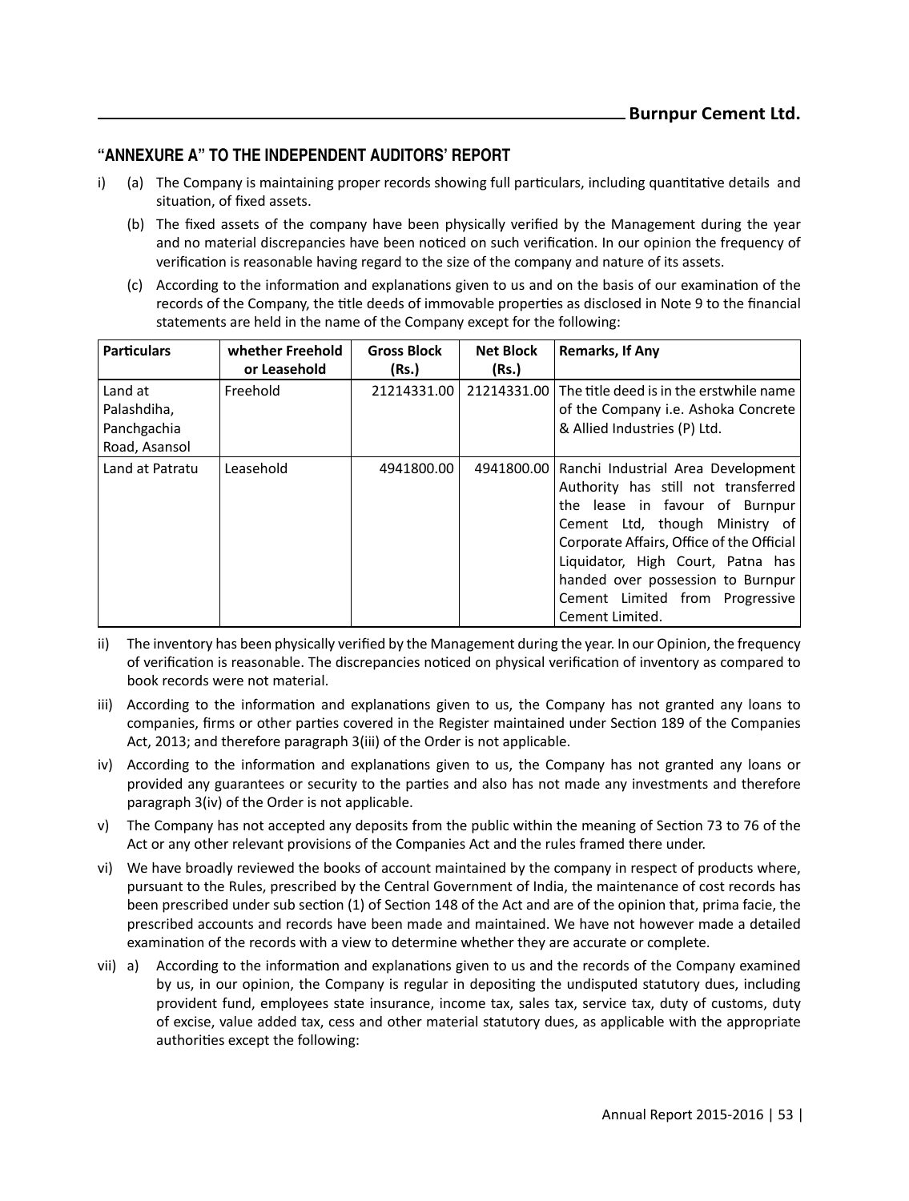## "ANNEXURE A" TO THE INDEPENDENT AUDITORS' REPORT

i) (a) The Company is maintaining proper records showing full particulars, including quantitative details and situation, of fixed assets.

(b) The fixed assets of the company have been physically verified by the Management during the year and no material discrepancies have been noticed on such verification. In our opinion the frequency of verification is reasonable having regard to the size of the company and nature of its assets.

(c) According to the information and explanations given to us and on the basis of our examination of the records of the Company, the title deeds of immovable properties as disclosed in Note 9 to the financial statements are held in the name of the Company except for the following:

| Particulars | whether Freehold or Leasehold | Gross Block (Rs.) | Net Block (Rs.) | Remarks, If Any |
|---|---|---|---|---|
| Land at Palashdiha, Panchgachia Road, Asansol | Freehold | 21214331.00 | 21214331.00 | The title deed is in the erstwhile name of the Company i.e. Ashoka Concrete & Allied Industries (P) Ltd. |
| Land at Patratu | Leasehold | 4941800.00 | 4941800.00 | Ranchi Industrial Area Development Authority has still not transferred the lease in favour of Burnpur Cement Ltd, though Ministry of Corporate Affairs, Office of the Official Liquidator, High Court, Patna has handed over possession to Burnpur Cement Limited from Progressive Cement Limited. |

ii) The inventory has been physically verified by the Management during the year. In our Opinion, the frequency of verification is reasonable. The discrepancies noticed on physical verification of inventory as compared to book records were not material.

iii) According to the information and explanations given to us, the Company has not granted any loans to companies, firms or other parties covered in the Register maintained under Section 189 of the Companies Act, 2013; and therefore paragraph 3(iii) of the Order is not applicable.

iv) According to the information and explanations given to us, the Company has not granted any loans or provided any guarantees or security to the parties and also has not made any investments and therefore paragraph 3(iv) of the Order is not applicable.

v) The Company has not accepted any deposits from the public within the meaning of Section 73 to 76 of the Act or any other relevant provisions of the Companies Act and the rules framed there under.

vi) We have broadly reviewed the books of account maintained by the company in respect of products where, pursuant to the Rules, prescribed by the Central Government of India, the maintenance of cost records has been prescribed under sub section (1) of Section 148 of the Act and are of the opinion that, prima facie, the prescribed accounts and records have been made and maintained. We have not however made a detailed examination of the records with a view to determine whether they are accurate or complete.

vii) a) According to the information and explanations given to us and the records of the Company examined by us, in our opinion, the Company is regular in depositing the undisputed statutory dues, including provident fund, employees state insurance, income tax, sales tax, service tax, duty of customs, duty of excise, value added tax, cess and other material statutory dues, as applicable with the appropriate authorities except the following: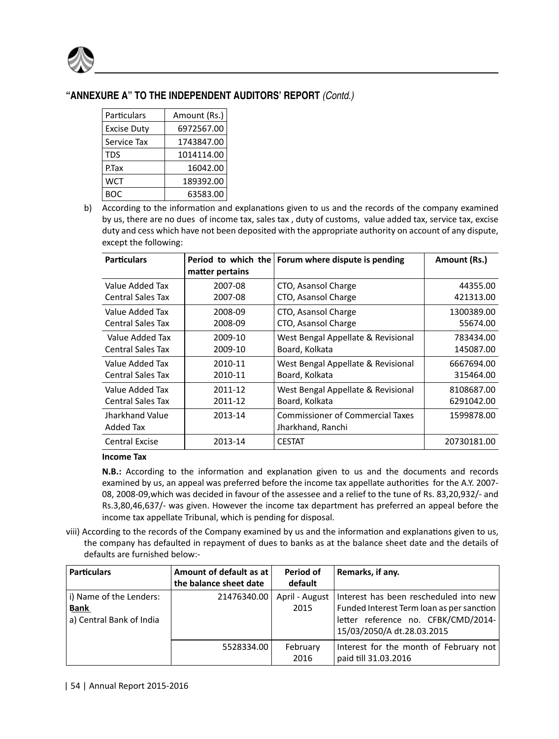## "ANNEXURE A" TO THE INDEPENDENT AUDITORS' REPORT *(Contd.)*

| Particulars | Amount (Rs.) |
|---|---|
| Excise Duty | 6972567.00 |
| Service Tax | 1743847.00 |
| TDS | 1014114.00 |
| P.Tax | 16042.00 |
| WCT | 189392.00 |
| BOC | 63583.00 |

b) According to the information and explanations given to us and the records of the company examined by us, there are no dues of income tax, sales tax , duty of customs, value added tax, service tax, excise duty and cess which have not been deposited with the appropriate authority on account of any dispute, except the following:

| Particulars | Period to which the matter pertains | Forum where dispute is pending | Amount (Rs.) |
|---|---|---|---|
| Value Added Tax | 2007-08 | CTO, Asansol Charge | 44355.00 |
| Central Sales Tax | 2007-08 | CTO, Asansol Charge | 421313.00 |
| Value Added Tax | 2008-09 | CTO, Asansol Charge | 1300389.00 |
| Central Sales Tax | 2008-09 | CTO, Asansol Charge | 55674.00 |
| Value Added Tax | 2009-10 | West Bengal Appellate & Revisional Board, Kolkata | 783434.00 |
| Central Sales Tax | 2009-10 | | 145087.00 |
| Value Added Tax | 2010-11 | West Bengal Appellate & Revisional Board, Kolkata | 6667694.00 |
| Central Sales Tax | 2010-11 | | 315464.00 |
| Value Added Tax | 2011-12 | West Bengal Appellate & Revisional Board, Kolkata | 8108687.00 |
| Central Sales Tax | 2011-12 | | 6291042.00 |
| Jharkhand Value Added Tax | 2013-14 | Commissioner of Commercial Taxes Jharkhand, Ranchi | 1599878.00 |
| Central Excise | 2013-14 | CESTAT | 20730181.00 |

**Income Tax**

**N.B.:** According to the information and explanation given to us and the documents and records examined by us, an appeal was preferred before the income tax appellate authorities for the A.Y. 2007-08, 2008-09,which was decided in favour of the assessee and a relief to the tune of Rs. 83,20,932/- and Rs.3,80,46,637/- was given. However the income tax department has preferred an appeal before the income tax appellate Tribunal, which is pending for disposal.

viii) According to the records of the Company examined by us and the information and explanations given to us, the company has defaulted in repayment of dues to banks as at the balance sheet date and the details of defaults are furnished below:-

| Particulars | Amount of default as at the balance sheet date | Period of default | Remarks, if any. |
|---|---|---|---|
| i) Name of the Lenders: **Bank** a) Central Bank of India | 21476340.00 | April - August 2015 | Interest has been rescheduled into new Funded Interest Term loan as per sanction letter reference no. CFBK/CMD/2014-15/03/2050/A dt.28.03.2015 |
| | 5528334.00 | February 2016 | Interest for the month of February not paid till 31.03.2016 |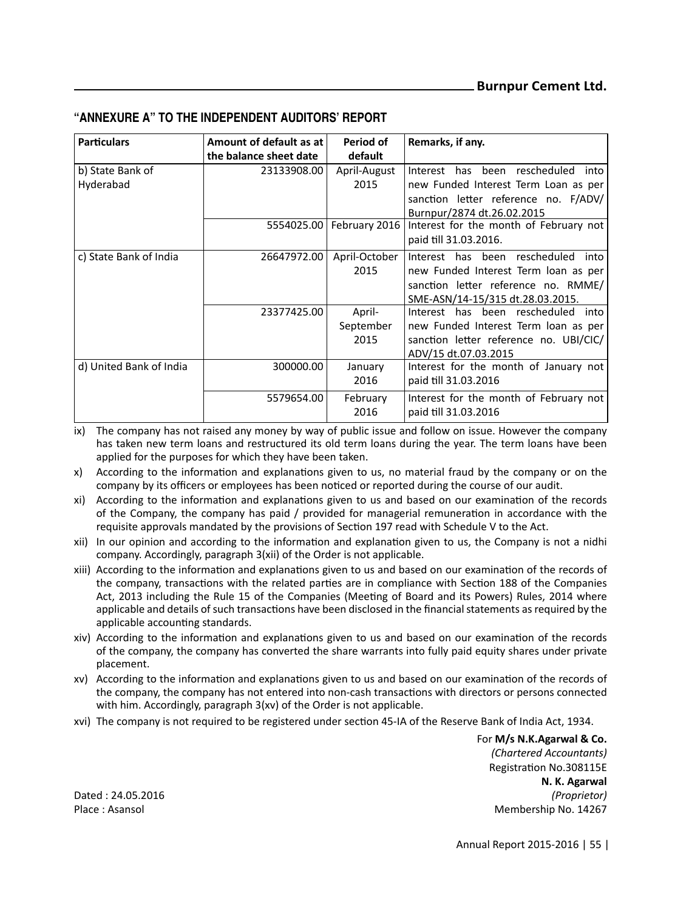## "ANNEXURE A" TO THE INDEPENDENT AUDITORS' REPORT

| Particulars | Amount of default as at the balance sheet date | Period of default | Remarks, if any. |
|---|---|---|---|
| b) State Bank of Hyderabad | 23133908.00 | April-August 2015 | Interest has been rescheduled into new Funded Interest Term Loan as per sanction letter reference no. F/ADV/Burnpur/2874 dt.26.02.2015 |
| | 5554025.00 | February 2016 | Interest for the month of February not paid till 31.03.2016. |
| c) State Bank of India | 26647972.00 | April-October 2015 | Interest has been rescheduled into new Funded Interest Term loan as per sanction letter reference no. RMME/SME-ASN/14-15/315 dt.28.03.2015. |
| | 23377425.00 | April-September 2015 | Interest has been rescheduled into new Funded Interest Term loan as per sanction letter reference no. UBI/CIC/ADV/15 dt.07.03.2015 |
| d) United Bank of India | 300000.00 | January 2016 | Interest for the month of January not paid till 31.03.2016 |
| | 5579654.00 | February 2016 | Interest for the month of February not paid till 31.03.2016 |

ix) The company has not raised any money by way of public issue and follow on issue. However the company has taken new term loans and restructured its old term loans during the year. The term loans have been applied for the purposes for which they have been taken.

x) According to the information and explanations given to us, no material fraud by the company or on the company by its officers or employees has been noticed or reported during the course of our audit.

xi) According to the information and explanations given to us and based on our examination of the records of the Company, the company has paid / provided for managerial remuneration in accordance with the requisite approvals mandated by the provisions of Section 197 read with Schedule V to the Act.

xii) In our opinion and according to the information and explanation given to us, the Company is not a nidhi company. Accordingly, paragraph 3(xii) of the Order is not applicable.

xiii) According to the information and explanations given to us and based on our examination of the records of the company, transactions with the related parties are in compliance with Section 188 of the Companies Act, 2013 including the Rule 15 of the Companies (Meeting of Board and its Powers) Rules, 2014 where applicable and details of such transactions have been disclosed in the financial statements as required by the applicable accounting standards.

xiv) According to the information and explanations given to us and based on our examination of the records of the company, the company has converted the share warrants into fully paid equity shares under private placement.

xv) According to the information and explanations given to us and based on our examination of the records of the company, the company has not entered into non-cash transactions with directors or persons connected with him. Accordingly, paragraph 3(xv) of the Order is not applicable.

xvi) The company is not required to be registered under section 45-IA of the Reserve Bank of India Act, 1934.

For **M/s N.K.Agarwal & Co.**
*(Chartered Accountants)*
Registration No.308115E
**N. K. Agarwal**
*(Proprietor)*
Membership No. 14267

Dated : 24.05.2016
Place : Asansol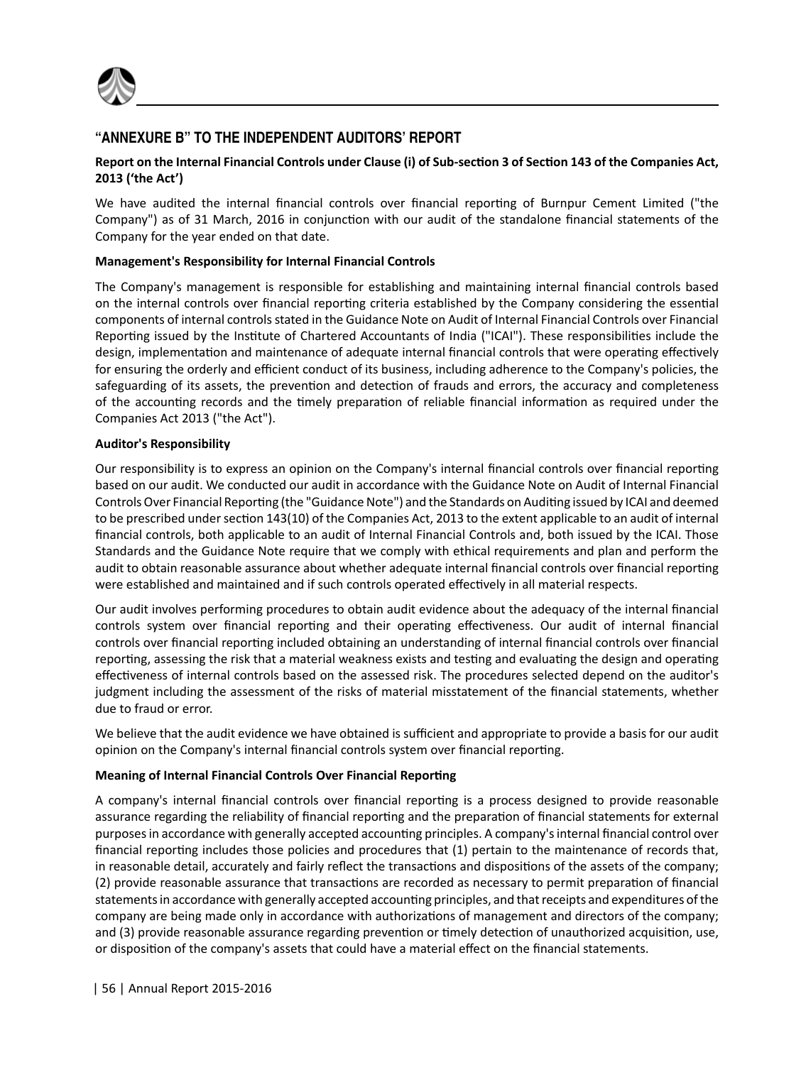## "ANNEXURE B" TO THE INDEPENDENT AUDITORS' REPORT

**Report on the Internal Financial Controls under Clause (i) of Sub-section 3 of Section 143 of the Companies Act, 2013 ('the Act')**

We have audited the internal financial controls over financial reporting of Burnpur Cement Limited ("the Company") as of 31 March, 2016 in conjunction with our audit of the standalone financial statements of the Company for the year ended on that date.

**Management's Responsibility for Internal Financial Controls**

The Company's management is responsible for establishing and maintaining internal financial controls based on the internal controls over financial reporting criteria established by the Company considering the essential components of internal controls stated in the Guidance Note on Audit of Internal Financial Controls over Financial Reporting issued by the Institute of Chartered Accountants of India ("ICAI"). These responsibilities include the design, implementation and maintenance of adequate internal financial controls that were operating effectively for ensuring the orderly and efficient conduct of its business, including adherence to the Company's policies, the safeguarding of its assets, the prevention and detection of frauds and errors, the accuracy and completeness of the accounting records and the timely preparation of reliable financial information as required under the Companies Act 2013 ("the Act").

**Auditor's Responsibility**

Our responsibility is to express an opinion on the Company's internal financial controls over financial reporting based on our audit. We conducted our audit in accordance with the Guidance Note on Audit of Internal Financial Controls Over Financial Reporting (the "Guidance Note") and the Standards on Auditing issued by ICAI and deemed to be prescribed under section 143(10) of the Companies Act, 2013 to the extent applicable to an audit of internal financial controls, both applicable to an audit of Internal Financial Controls and, both issued by the ICAI. Those Standards and the Guidance Note require that we comply with ethical requirements and plan and perform the audit to obtain reasonable assurance about whether adequate internal financial controls over financial reporting were established and maintained and if such controls operated effectively in all material respects.

Our audit involves performing procedures to obtain audit evidence about the adequacy of the internal financial controls system over financial reporting and their operating effectiveness. Our audit of internal financial controls over financial reporting included obtaining an understanding of internal financial controls over financial reporting, assessing the risk that a material weakness exists and testing and evaluating the design and operating effectiveness of internal controls based on the assessed risk. The procedures selected depend on the auditor's judgment including the assessment of the risks of material misstatement of the financial statements, whether due to fraud or error.

We believe that the audit evidence we have obtained is sufficient and appropriate to provide a basis for our audit opinion on the Company's internal financial controls system over financial reporting.

**Meaning of Internal Financial Controls Over Financial Reporting**

A company's internal financial controls over financial reporting is a process designed to provide reasonable assurance regarding the reliability of financial reporting and the preparation of financial statements for external purposes in accordance with generally accepted accounting principles. A company's internal financial control over financial reporting includes those policies and procedures that (1) pertain to the maintenance of records that, in reasonable detail, accurately and fairly reflect the transactions and dispositions of the assets of the company; (2) provide reasonable assurance that transactions are recorded as necessary to permit preparation of financial statements in accordance with generally accepted accounting principles, and that receipts and expenditures of the company are being made only in accordance with authorizations of management and directors of the company; and (3) provide reasonable assurance regarding prevention or timely detection of unauthorized acquisition, use, or disposition of the company's assets that could have a material effect on the financial statements.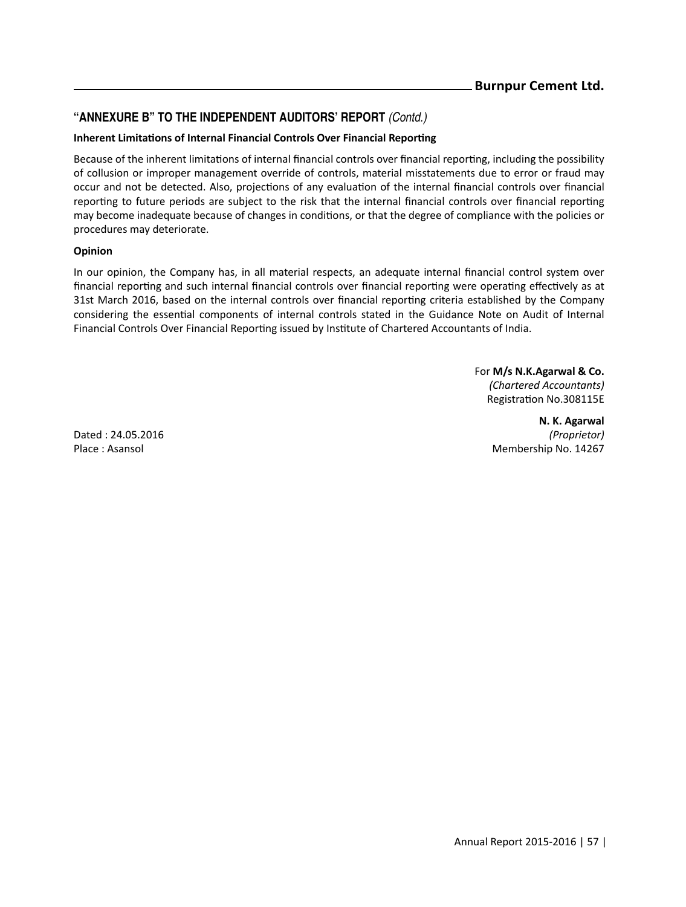## "ANNEXURE B" TO THE INDEPENDENT AUDITORS' REPORT *(Contd.)*

**Inherent Limitations of Internal Financial Controls Over Financial Reporting**

Because of the inherent limitations of internal financial controls over financial reporting, including the possibility of collusion or improper management override of controls, material misstatements due to error or fraud may occur and not be detected. Also, projections of any evaluation of the internal financial controls over financial reporting to future periods are subject to the risk that the internal financial controls over financial reporting may become inadequate because of changes in conditions, or that the degree of compliance with the policies or procedures may deteriorate.

**Opinion**

In our opinion, the Company has, in all material respects, an adequate internal financial control system over financial reporting and such internal financial controls over financial reporting were operating effectively as at 31st March 2016, based on the internal controls over financial reporting criteria established by the Company considering the essential components of internal controls stated in the Guidance Note on Audit of Internal Financial Controls Over Financial Reporting issued by Institute of Chartered Accountants of India.

For **M/s N.K.Agarwal & Co.**
*(Chartered Accountants)*
Registration No.308115E

**N. K. Agarwal**
*(Proprietor)*
Membership No. 14267

Dated : 24.05.2016
Place : Asansol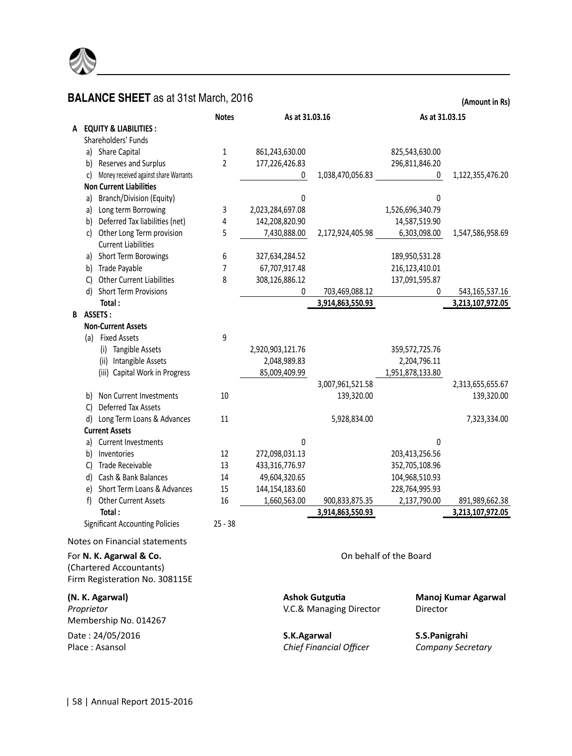## BALANCE SHEET as at 31st March, 2016

**(Amount in Rs)**

| | | Notes | As at 31.03.16 | | As at 31.03.15 | |
|---|---|---|---|---|---|---|
| **A** | **EQUITY & LIABILITIES :** | | | | | |
| | Shareholders' Funds | | | | | |
| | a) Share Capital | 1 | 861,243,630.00 | | 825,543,630.00 | |
| | b) Reserves and Surplus | 2 | 177,226,426.83 | | 296,811,846.20 | |
| | c) Money received against share Warrants | | 0 | 1,038,470,056.83 | 0 | 1,122,355,476.20 |
| | **Non Current Liabilities** | | | | | |
| | a) Branch/Division (Equity) | | 0 | | 0 | |
| | a) Long term Borrowing | 3 | 2,023,284,697.08 | | 1,526,696,340.79 | |
| | b) Deferred Tax liabilities (net) | 4 | 142,208,820.90 | | 14,587,519.90 | |
| | c) Other Long Term provision | 5 | 7,430,888.00 | 2,172,924,405.98 | 6,303,098.00 | 1,547,586,958.69 |
| | Current Liabilities | | | | | |
| | a) Short Term Borowings | 6 | 327,634,284.52 | | 189,950,531.28 | |
| | b) Trade Payable | 7 | 67,707,917.48 | | 216,123,410.01 | |
| | C) Other Current Liabilities | 8 | 308,126,886.12 | | 137,091,595.87 | |
| | d) Short Term Provisions | | 0 | 703,469,088.12 | 0 | 543,165,537.16 |
| | **Total :** | | | **3,914,863,550.93** | | **3,213,107,972.05** |
| **B** | **ASSETS :** | | | | | |
| | **Non-Current Assets** | | | | | |
| | (a) Fixed Assets | 9 | | | | |
| | (i) Tangible Assets | | 2,920,903,121.76 | | 359,572,725.76 | |
| | (ii) Intangible Assets | | 2,048,989.83 | | 2,204,796.11 | |
| | (iii) Capital Work in Progress | | 85,009,409.99 | | 1,951,878,133.80 | |
| | | | | 3,007,961,521.58 | | 2,313,655,655.67 |
| | b) Non Current Investments | 10 | | 139,320.00 | | 139,320.00 |
| | C) Deferred Tax Assets | | | | | |
| | d) Long Term Loans & Advances | 11 | | 5,928,834.00 | | 7,323,334.00 |
| | **Current Assets** | | | | | |
| | a) Current Investments | | 0 | | 0 | |
| | b) Inventories | 12 | 272,098,031.13 | | 203,413,256.56 | |
| | C) Trade Receivable | 13 | 433,316,776.97 | | 352,705,108.96 | |
| | d) Cash & Bank Balances | 14 | 49,604,320.65 | | 104,968,510.93 | |
| | e) Short Term Loans & Advances | 15 | 144,154,183.60 | | 228,764,995.93 | |
| | f) Other Current Assets | 16 | 1,660,563.00 | 900,833,875.35 | 2,137,790.00 | 891,989,662.38 |
| | **Total :** | | | **3,914,863,550.93** | | **3,213,107,972.05** |
| | Significant Accounting Policies | 25 - 38 | | | | |

Notes on Financial statements

For **N. K. Agarwal & Co.**
(Chartered Accountants)
Firm Registeration No. 308115E

On behalf of the Board

**(N. K. Agarwal)**
*Proprietor*
Membership No. 014267

**Ashok Gutgutia**
V.C.& Managing Director

**Manoj Kumar Agarwal**
Director

Date : 24/05/2016
Place : Asansol

**S.K.Agarwal**
*Chief Financial Officer*

**S.S.Panigrahi**
*Company Secretary*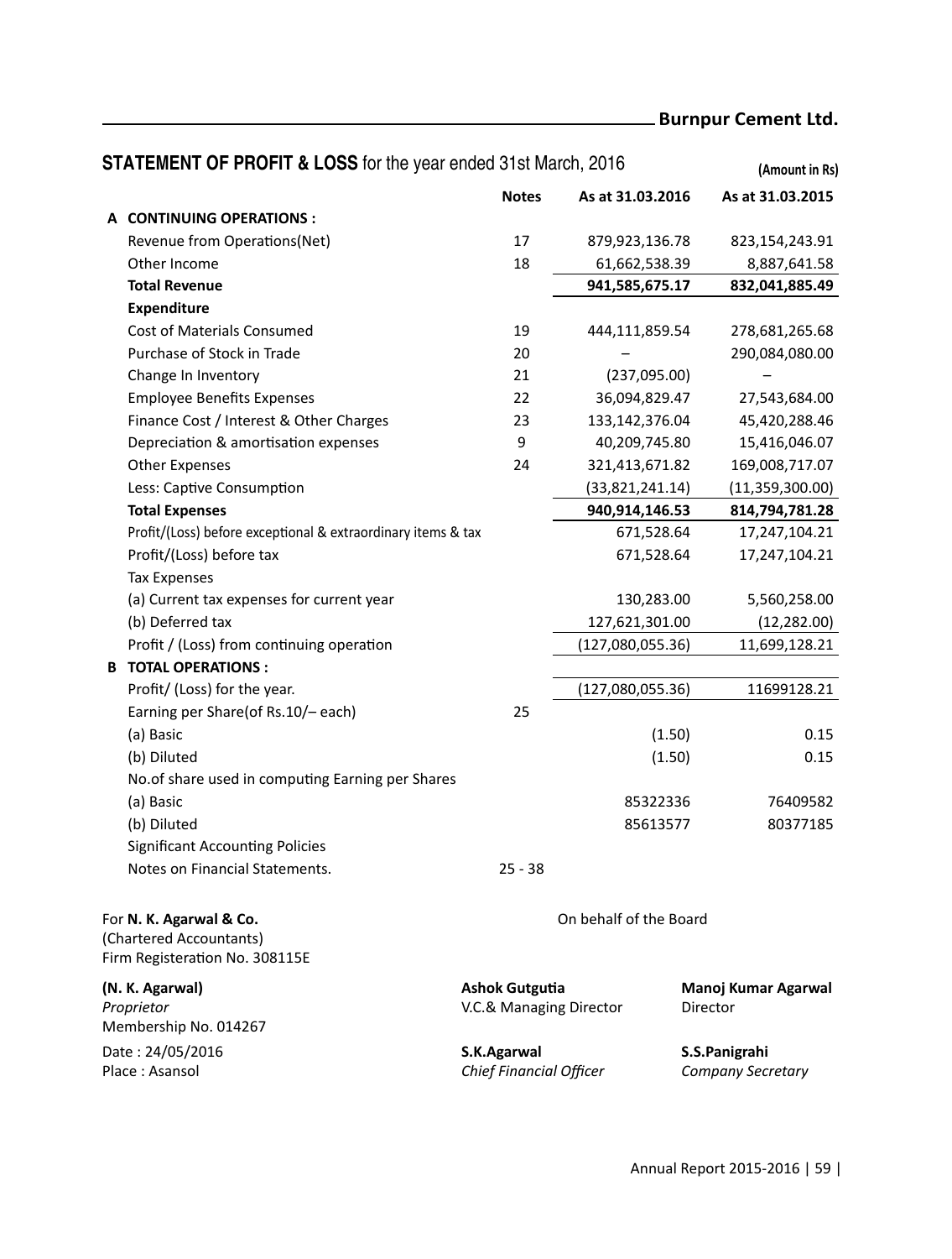## STATEMENT OF PROFIT & LOSS for the year ended 31st March, 2016

(Amount in Rs)

| | | Notes | As at 31.03.2016 | As at 31.03.2015 |
|---|---|---|---|---|
| **A** | **CONTINUING OPERATIONS :** | | | |
| | Revenue from Operations(Net) | 17 | 879,923,136.78 | 823,154,243.91 |
| | Other Income | 18 | 61,662,538.39 | 8,887,641.58 |
| | **Total Revenue** | | **941,585,675.17** | **832,041,885.49** |
| | **Expenditure** | | | |
| | Cost of Materials Consumed | 19 | 444,111,859.54 | 278,681,265.68 |
| | Purchase of Stock in Trade | 20 | – | 290,084,080.00 |
| | Change In Inventory | 21 | (237,095.00) | – |
| | Employee Benefits Expenses | 22 | 36,094,829.47 | 27,543,684.00 |
| | Finance Cost / Interest & Other Charges | 23 | 133,142,376.04 | 45,420,288.46 |
| | Depreciation & amortisation expenses | 9 | 40,209,745.80 | 15,416,046.07 |
| | Other Expenses | 24 | 321,413,671.82 | 169,008,717.07 |
| | Less: Captive Consumption | | (33,821,241.14) | (11,359,300.00) |
| | **Total Expenses** | | **940,914,146.53** | **814,794,781.28** |
| | Profit/(Loss) before exceptional & extraordinary items & tax | | 671,528.64 | 17,247,104.21 |
| | Profit/(Loss) before tax | | 671,528.64 | 17,247,104.21 |
| | Tax Expenses | | | |
| | (a) Current tax expenses for current year | | 130,283.00 | 5,560,258.00 |
| | (b) Deferred tax | | 127,621,301.00 | (12,282.00) |
| | Profit / (Loss) from continuing operation | | (127,080,055.36) | 11,699,128.21 |
| **B** | **TOTAL OPERATIONS :** | | | |
| | Profit/ (Loss) for the year. | | (127,080,055.36) | 11699128.21 |
| | Earning per Share(of Rs.10/– each) | 25 | | |
| | (a) Basic | | (1.50) | 0.15 |
| | (b) Diluted | | (1.50) | 0.15 |
| | No.of share used in computing Earning per Shares | | | |
| | (a) Basic | | 85322336 | 76409582 |
| | (b) Diluted | | 85613577 | 80377185 |
| | Significant Accounting Policies | | | |
| | Notes on Financial Statements. | 25 - 38 | | |

For **N. K. Agarwal & Co.**
(Chartered Accountants)
Firm Registeration No. 308115E

On behalf of the Board

**(N. K. Agarwal)**
*Proprietor*
Membership No. 014267

**Ashok Gutgutia**
V.C.& Managing Director

**Manoj Kumar Agarwal**
Director

Date : 24/05/2016
Place : Asansol

**S.K.Agarwal**
*Chief Financial Officer*

**S.S.Panigrahi**
*Company Secretary*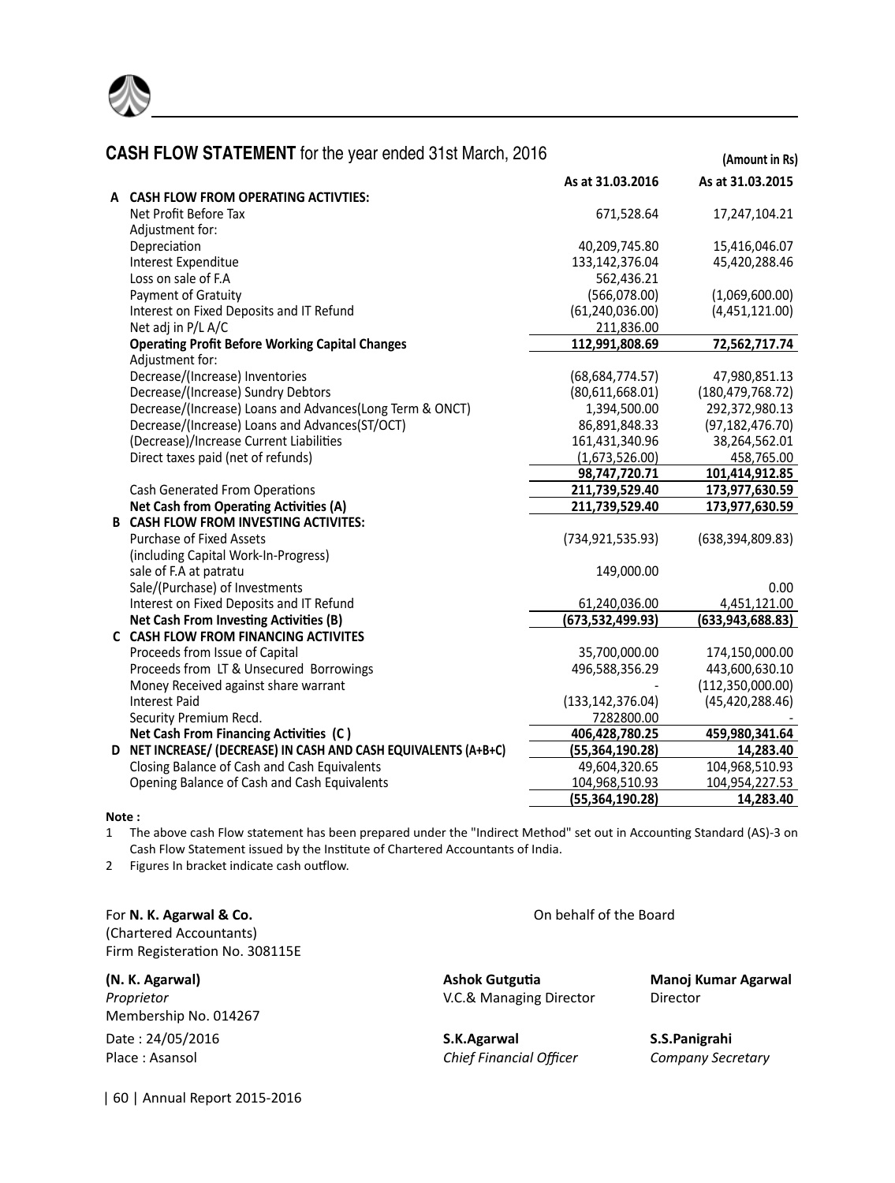## CASH FLOW STATEMENT for the year ended 31st March, 2016

(Amount in Rs)

| | | As at 31.03.2016 | As at 31.03.2015 |
|---|---|---|---|
| **A** | **CASH FLOW FROM OPERATING ACTIVTIES:** | | |
| | Net Profit Before Tax | 671,528.64 | 17,247,104.21 |
| | Adjustment for: | | |
| | Depreciation | 40,209,745.80 | 15,416,046.07 |
| | Interest Expenditue | 133,142,376.04 | 45,420,288.46 |
| | Loss on sale of F.A | 562,436.21 | |
| | Payment of Gratuity | (566,078.00) | (1,069,600.00) |
| | Interest on Fixed Deposits and IT Refund | (61,240,036.00) | (4,451,121.00) |
| | Net adj in P/L A/C | 211,836.00 | |
| | **Operating Profit Before Working Capital Changes** | **112,991,808.69** | **72,562,717.74** |
| | Adjustment for: | | |
| | Decrease/(Increase) Inventories | (68,684,774.57) | 47,980,851.13 |
| | Decrease/(Increase) Sundry Debtors | (80,611,668.01) | (180,479,768.72) |
| | Decrease/(Increase) Loans and Advances(Long Term & ONCT) | 1,394,500.00 | 292,372,980.13 |
| | Decrease/(Increase) Loans and Advances(ST/OCT) | 86,891,848.33 | (97,182,476.70) |
| | (Decrease)/Increase Current Liabilities | 161,431,340.96 | 38,264,562.01 |
| | Direct taxes paid (net of refunds) | (1,673,526.00) | 458,765.00 |
| | | **98,747,720.71** | **101,414,912.85** |
| | Cash Generated From Operations | 211,739,529.40 | 173,977,630.59 |
| | **Net Cash from Operating Activities (A)** | **211,739,529.40** | **173,977,630.59** |
| **B** | **CASH FLOW FROM INVESTING ACTIVITES:** | | |
| | Purchase of Fixed Assets (including Capital Work-In-Progress) | (734,921,535.93) | (638,394,809.83) |
| | sale of F.A at patratu | 149,000.00 | |
| | Sale/(Purchase) of Investments | | 0.00 |
| | Interest on Fixed Deposits and IT Refund | 61,240,036.00 | 4,451,121.00 |
| | **Net Cash From Investing Activities (B)** | **(673,532,499.93)** | **(633,943,688.83)** |
| **C** | **CASH FLOW FROM FINANCING ACTIVITES** | | |
| | Proceeds from Issue of Capital | 35,700,000.00 | 174,150,000.00 |
| | Proceeds from LT & Unsecured Borrowings | 496,588,356.29 | 443,600,630.10 |
| | Money Received against share warrant | - | (112,350,000.00) |
| | Interest Paid | (133,142,376.04) | (45,420,288.46) |
| | Security Premium Recd. | 7282800.00 | - |
| | **Net Cash From Financing Activities (C)** | **406,428,780.25** | **459,980,341.64** |
| **D** | **NET INCREASE/ (DECREASE) IN CASH AND CASH EQUIVALENTS (A+B+C)** | **(55,364,190.28)** | **14,283.40** |
| | Closing Balance of Cash and Cash Equivalents | 49,604,320.65 | 104,968,510.93 |
| | Opening Balance of Cash and Cash Equivalents | 104,968,510.93 | 104,954,227.53 |
| | | **(55,364,190.28)** | **14,283.40** |

**Note :**

1. The above cash Flow statement has been prepared under the "Indirect Method" set out in Accounting Standard (AS)-3 on Cash Flow Statement issued by the Institute of Chartered Accountants of India.
2. Figures In bracket indicate cash outflow.

For **N. K. Agarwal & Co.**
(Chartered Accountants)
Firm Registeration No. 308115E

**(N. K. Agarwal)**
*Proprietor*
Membership No. 014267

Date : 24/05/2016
Place : Asansol

On behalf of the Board

**Ashok Gutgutia**
V.C.& Managing Director

**Manoj Kumar Agarwal**
Director

**S.K.Agarwal**
*Chief Financial Officer*

**S.S.Panigrahi**
*Company Secretary*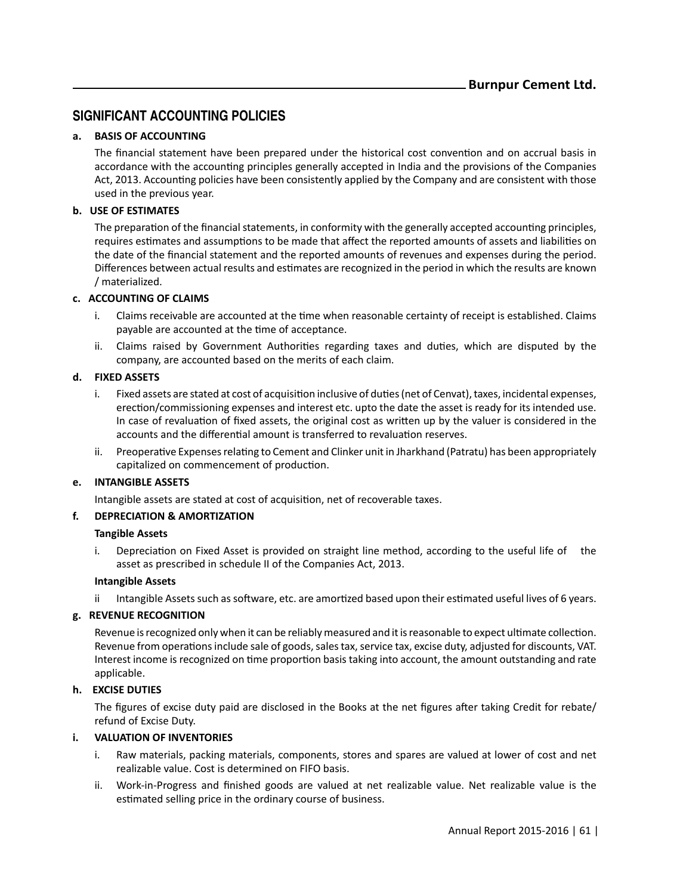## SIGNIFICANT ACCOUNTING POLICIES

**a. BASIS OF ACCOUNTING**

The financial statement have been prepared under the historical cost convention and on accrual basis in accordance with the accounting principles generally accepted in India and the provisions of the Companies Act, 2013. Accounting policies have been consistently applied by the Company and are consistent with those used in the previous year.

**b. USE OF ESTIMATES**

The preparation of the financial statements, in conformity with the generally accepted accounting principles, requires estimates and assumptions to be made that affect the reported amounts of assets and liabilities on the date of the financial statement and the reported amounts of revenues and expenses during the period. Differences between actual results and estimates are recognized in the period in which the results are known / materialized.

**c. ACCOUNTING OF CLAIMS**

i. Claims receivable are accounted at the time when reasonable certainty of receipt is established. Claims payable are accounted at the time of acceptance.

ii. Claims raised by Government Authorities regarding taxes and duties, which are disputed by the company, are accounted based on the merits of each claim.

**d. FIXED ASSETS**

i. Fixed assets are stated at cost of acquisition inclusive of duties (net of Cenvat), taxes, incidental expenses, erection/commissioning expenses and interest etc. upto the date the asset is ready for its intended use. In case of revaluation of fixed assets, the original cost as written up by the valuer is considered in the accounts and the differential amount is transferred to revaluation reserves.

ii. Preoperative Expenses relating to Cement and Clinker unit in Jharkhand (Patratu) has been appropriately capitalized on commencement of production.

**e. INTANGIBLE ASSETS**

Intangible assets are stated at cost of acquisition, net of recoverable taxes.

**f. DEPRECIATION & AMORTIZATION**

**Tangible Assets**

i. Depreciation on Fixed Asset is provided on straight line method, according to the useful life of the asset as prescribed in schedule II of the Companies Act, 2013.

**Intangible Assets**

ii Intangible Assets such as software, etc. are amortized based upon their estimated useful lives of 6 years.

**g. REVENUE RECOGNITION**

Revenue is recognized only when it can be reliably measured and it is reasonable to expect ultimate collection. Revenue from operations include sale of goods, sales tax, service tax, excise duty, adjusted for discounts, VAT. Interest income is recognized on time proportion basis taking into account, the amount outstanding and rate applicable.

**h. EXCISE DUTIES**

The figures of excise duty paid are disclosed in the Books at the net figures after taking Credit for rebate/ refund of Excise Duty.

**i. VALUATION OF INVENTORIES**

i. Raw materials, packing materials, components, stores and spares are valued at lower of cost and net realizable value. Cost is determined on FIFO basis.

ii. Work-in-Progress and finished goods are valued at net realizable value. Net realizable value is the estimated selling price in the ordinary course of business.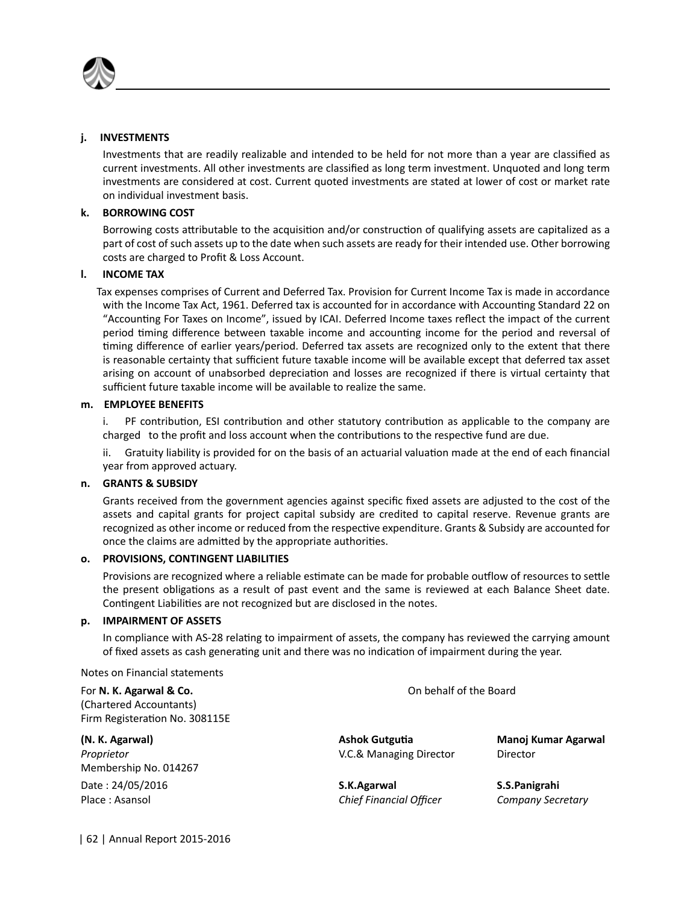**j. INVESTMENTS**

Investments that are readily realizable and intended to be held for not more than a year are classified as current investments. All other investments are classified as long term investment. Unquoted and long term investments are considered at cost. Current quoted investments are stated at lower of cost or market rate on individual investment basis.

**k. BORROWING COST**

Borrowing costs attributable to the acquisition and/or construction of qualifying assets are capitalized as a part of cost of such assets up to the date when such assets are ready for their intended use. Other borrowing costs are charged to Profit & Loss Account.

**l. INCOME TAX**

Tax expenses comprises of Current and Deferred Tax. Provision for Current Income Tax is made in accordance with the Income Tax Act, 1961. Deferred tax is accounted for in accordance with Accounting Standard 22 on "Accounting For Taxes on Income", issued by ICAI. Deferred Income taxes reflect the impact of the current period timing difference between taxable income and accounting income for the period and reversal of timing difference of earlier years/period. Deferred tax assets are recognized only to the extent that there is reasonable certainty that sufficient future taxable income will be available except that deferred tax asset arising on account of unabsorbed depreciation and losses are recognized if there is virtual certainty that sufficient future taxable income will be available to realize the same.

**m. EMPLOYEE BENEFITS**

i. PF contribution, ESI contribution and other statutory contribution as applicable to the company are charged to the profit and loss account when the contributions to the respective fund are due.

ii. Gratuity liability is provided for on the basis of an actuarial valuation made at the end of each financial year from approved actuary.

**n. GRANTS & SUBSIDY**

Grants received from the government agencies against specific fixed assets are adjusted to the cost of the assets and capital grants for project capital subsidy are credited to capital reserve. Revenue grants are recognized as other income or reduced from the respective expenditure. Grants & Subsidy are accounted for once the claims are admitted by the appropriate authorities.

**o. PROVISIONS, CONTINGENT LIABILITIES**

Provisions are recognized where a reliable estimate can be made for probable outflow of resources to settle the present obligations as a result of past event and the same is reviewed at each Balance Sheet date. Contingent Liabilities are not recognized but are disclosed in the notes.

**p. IMPAIRMENT OF ASSETS**

In compliance with AS-28 relating to impairment of assets, the company has reviewed the carrying amount of fixed assets as cash generating unit and there was no indication of impairment during the year.

Notes on Financial statements

For **N. K. Agarwal & Co.**
(Chartered Accountants)
Firm Registeration No. 308115E

**(N. K. Agarwal)**
*Proprietor*
Membership No. 014267

Date : 24/05/2016
Place : Asansol

On behalf of the Board

**Ashok Gutgutia**
V.C.& Managing Director

**Manoj Kumar Agarwal**
Director

**S.K.Agarwal**
*Chief Financial Officer*

**S.S.Panigrahi**
*Company Secretary*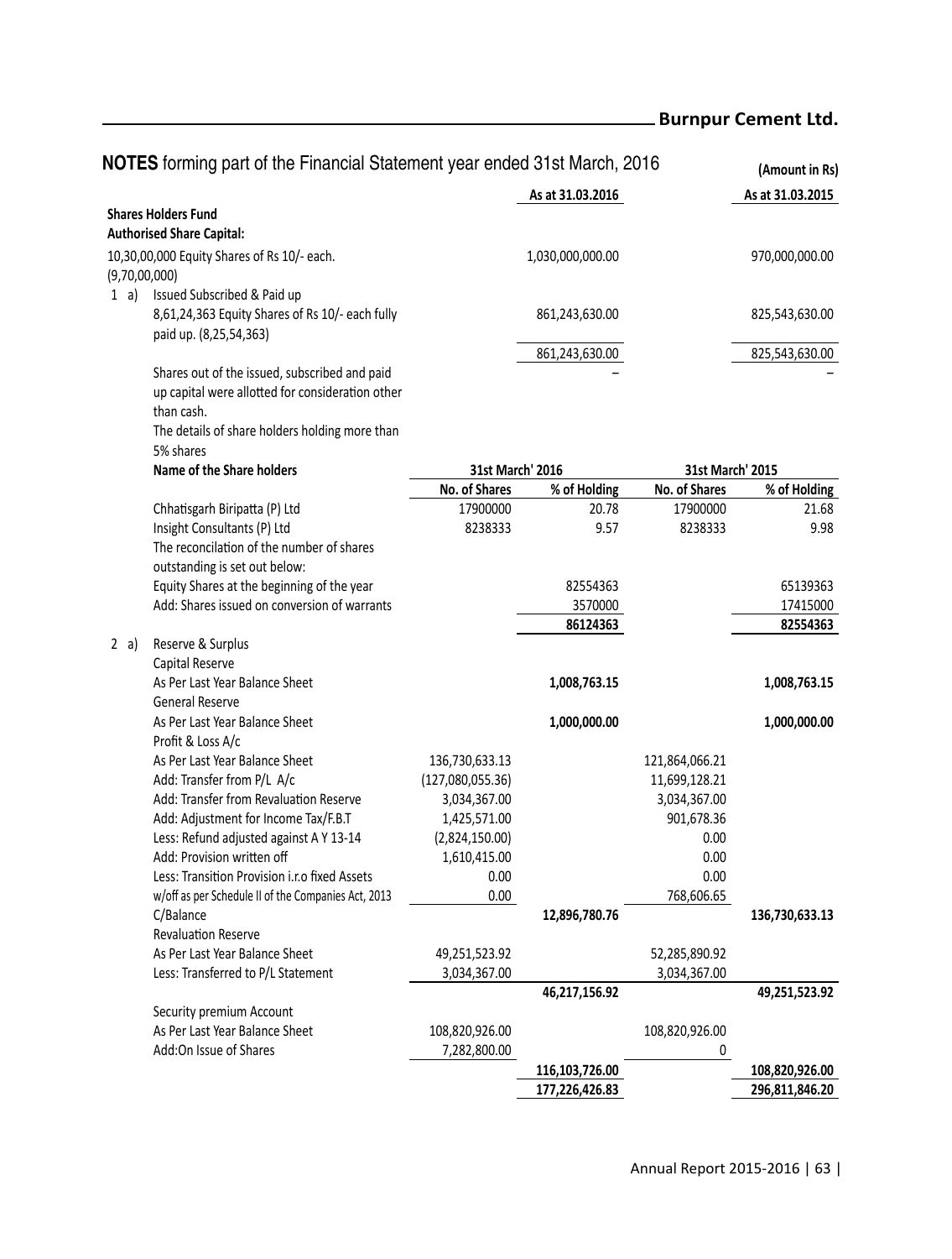## NOTES forming part of the Financial Statement year ended 31st March, 2016

(Amount in Rs)

| | | As at 31.03.2016 | | As at 31.03.2015 |
|---|---|---|---|---|
| **Shares Holders Fund** | | | | |
| **Authorised Share Capital:** | | | | |
| 10,30,00,000 Equity Shares of Rs 10/- each. (9,70,00,000) | | 1,030,000,000.00 | | 970,000,000.00 |
| 1 a) Issued Subscribed & Paid up | | | | |
| 8,61,24,363 Equity Shares of Rs 10/- each fully paid up. (8,25,54,363) | | 861,243,630.00 | | 825,543,630.00 |
| | | 861,243,630.00 | | 825,543,630.00 |
| Shares out of the issued, subscribed and paid up capital were allotted for consideration other than cash. | | – | | – |
| The details of share holders holding more than 5% shares | | | | |
| **Name of the Share holders** | **31st March' 2016** | | **31st March' 2015** | |
| | **No. of Shares** | **% of Holding** | **No. of Shares** | **% of Holding** |
| Chhatisgarh Biripatta (P) Ltd | 17900000 | 20.78 | 17900000 | 21.68 |
| Insight Consultants (P) Ltd | 8238333 | 9.57 | 8238333 | 9.98 |
| The reconcilation of the number of shares outstanding is set out below: | | | | |
| Equity Shares at the beginning of the year | | 82554363 | | 65139363 |
| Add: Shares issued on conversion of warrants | | 3570000 | | 17415000 |
| | | **86124363** | | **82554363** |
| 2 a) Reserve & Surplus | | | | |
| Capital Reserve | | | | |
| As Per Last Year Balance Sheet | | **1,008,763.15** | | **1,008,763.15** |
| General Reserve | | | | |
| As Per Last Year Balance Sheet | | **1,000,000.00** | | **1,000,000.00** |
| Profit & Loss A/c | | | | |
| As Per Last Year Balance Sheet | 136,730,633.13 | | 121,864,066.21 | |
| Add: Transfer from P/L A/c | (127,080,055.36) | | 11,699,128.21 | |
| Add: Transfer from Revaluation Reserve | 3,034,367.00 | | 3,034,367.00 | |
| Add: Adjustment for Income Tax/F.B.T | 1,425,571.00 | | 901,678.36 | |
| Less: Refund adjusted against A Y 13-14 | (2,824,150.00) | | 0.00 | |
| Add: Provision written off | 1,610,415.00 | | 0.00 | |
| Less: Transition Provision i.r.o fixed Assets | 0.00 | | 0.00 | |
| w/off as per Schedule II of the Companies Act, 2013 | 0.00 | | 768,606.65 | |
| C/Balance | | **12,896,780.76** | | **136,730,633.13** |
| Revaluation Reserve | | | | |
| As Per Last Year Balance Sheet | 49,251,523.92 | | 52,285,890.92 | |
| Less: Transferred to P/L Statement | 3,034,367.00 | | 3,034,367.00 | |
| | | **46,217,156.92** | | **49,251,523.92** |
| Security premium Account | | | | |
| As Per Last Year Balance Sheet | 108,820,926.00 | | 108,820,926.00 | |
| Add:On Issue of Shares | 7,282,800.00 | | 0 | |
| | | **116,103,726.00** | | **108,820,926.00** |
| | | **177,226,426.83** | | **296,811,846.20** |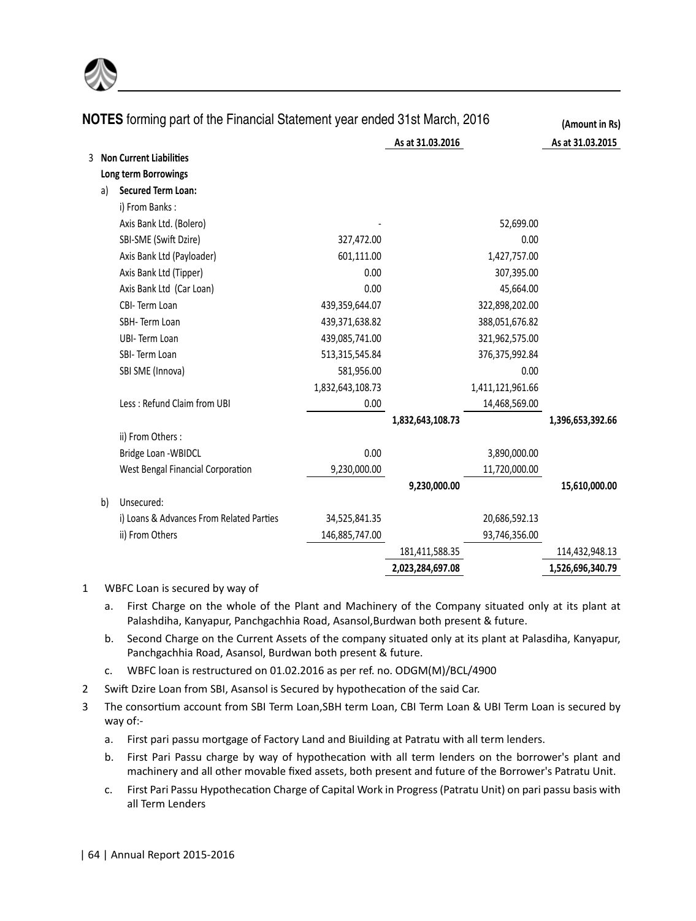**NOTES** forming part of the Financial Statement year ended 31st March, 2016

(Amount in Rs)

| | | | As at 31.03.2016 | | As at 31.03.2015 |
|---|---|---|---|---|---|
| 3 | **Non Current Liabilities** | | | | |
| | **Long term Borrowings** | | | | |
| a) | **Secured Term Loan:** | | | | |
| | i) From Banks : | | | | |
| | Axis Bank Ltd. (Bolero) | - | | 52,699.00 | |
| | SBI-SME (Swift Dzire) | 327,472.00 | | 0.00 | |
| | Axis Bank Ltd (Payloader) | 601,111.00 | | 1,427,757.00 | |
| | Axis Bank Ltd (Tipper) | 0.00 | | 307,395.00 | |
| | Axis Bank Ltd (Car Loan) | 0.00 | | 45,664.00 | |
| | CBI- Term Loan | 439,359,644.07 | | 322,898,202.00 | |
| | SBH- Term Loan | 439,371,638.82 | | 388,051,676.82 | |
| | UBI- Term Loan | 439,085,741.00 | | 321,962,575.00 | |
| | SBI- Term Loan | 513,315,545.84 | | 376,375,992.84 | |
| | SBI SME (Innova) | 581,956.00 | | 0.00 | |
| | | 1,832,643,108.73 | | 1,411,121,961.66 | |
| | Less : Refund Claim from UBI | 0.00 | | 14,468,569.00 | |
| | | | **1,832,643,108.73** | | **1,396,653,392.66** |
| | ii) From Others : | | | | |
| | Bridge Loan -WBIDCL | 0.00 | | 3,890,000.00 | |
| | West Bengal Financial Corporation | 9,230,000.00 | | 11,720,000.00 | |
| | | | **9,230,000.00** | | **15,610,000.00** |
| b) | Unsecured: | | | | |
| | i) Loans & Advances From Related Parties | 34,525,841.35 | | 20,686,592.13 | |
| | ii) From Others | 146,885,747.00 | | 93,746,356.00 | |
| | | | 181,411,588.35 | | 114,432,948.13 |
| | | | 2,023,284,697.08 | | 1,526,696,340.79 |

1. WBFC Loan is secured by way of
   a. First Charge on the whole of the Plant and Machinery of the Company situated only at its plant at Palashdiha, Kanyapur, Panchgachhia Road, Asansol,Burdwan both present & future.
   b. Second Charge on the Current Assets of the company situated only at its plant at Palasdiha, Kanyapur, Panchgachhia Road, Asansol, Burdwan both present & future.
   c. WBFC loan is restructured on 01.02.2016 as per ref. no. ODGM(M)/BCL/4900
2. Swift Dzire Loan from SBI, Asansol is Secured by hypothecation of the said Car.
3. The consortium account from SBI Term Loan,SBH term Loan, CBI Term Loan & UBI Term Loan is secured by way of:-
   a. First pari passu mortgage of Factory Land and Biuilding at Patratu with all term lenders.
   b. First Pari Passu charge by way of hypothecation with all term lenders on the borrower's plant and machinery and all other movable fixed assets, both present and future of the Borrower's Patratu Unit.
   c. First Pari Passu Hypothecation Charge of Capital Work in Progress (Patratu Unit) on pari passu basis with all Term Lenders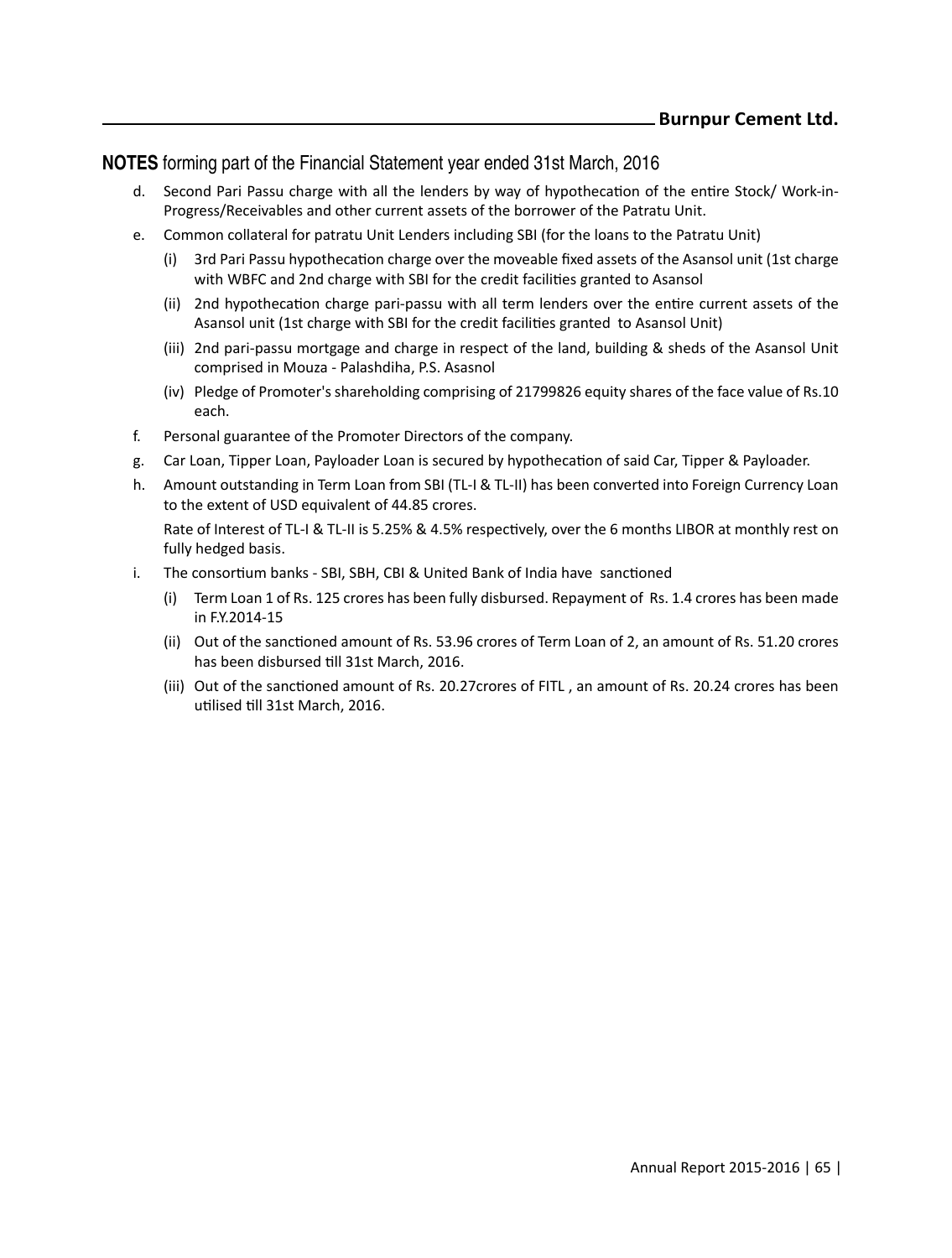**NOTES** forming part of the Financial Statement year ended 31st March, 2016

d. Second Pari Passu charge with all the lenders by way of hypothecation of the entire Stock/ Work-in-Progress/Receivables and other current assets of the borrower of the Patratu Unit.

e. Common collateral for patratu Unit Lenders including SBI (for the loans to the Patratu Unit)

   (i) 3rd Pari Passu hypothecation charge over the moveable fixed assets of the Asansol unit (1st charge with WBFC and 2nd charge with SBI for the credit facilities granted to Asansol

   (ii) 2nd hypothecation charge pari-passu with all term lenders over the entire current assets of the Asansol unit (1st charge with SBI for the credit facilities granted to Asansol Unit)

   (iii) 2nd pari-passu mortgage and charge in respect of the land, building & sheds of the Asansol Unit comprised in Mouza - Palashdiha, P.S. Asasnol

   (iv) Pledge of Promoter's shareholding comprising of 21799826 equity shares of the face value of Rs.10 each.

f. Personal guarantee of the Promoter Directors of the company.

g. Car Loan, Tipper Loan, Payloader Loan is secured by hypothecation of said Car, Tipper & Payloader.

h. Amount outstanding in Term Loan from SBI (TL-I & TL-II) has been converted into Foreign Currency Loan to the extent of USD equivalent of 44.85 crores.

   Rate of Interest of TL-I & TL-II is 5.25% & 4.5% respectively, over the 6 months LIBOR at monthly rest on fully hedged basis.

i. The consortium banks - SBI, SBH, CBI & United Bank of India have sanctioned

   (i) Term Loan 1 of Rs. 125 crores has been fully disbursed. Repayment of Rs. 1.4 crores has been made in F.Y.2014-15

   (ii) Out of the sanctioned amount of Rs. 53.96 crores of Term Loan of 2, an amount of Rs. 51.20 crores has been disbursed till 31st March, 2016.

   (iii) Out of the sanctioned amount of Rs. 20.27crores of FITL , an amount of Rs. 20.24 crores has been utilised till 31st March, 2016.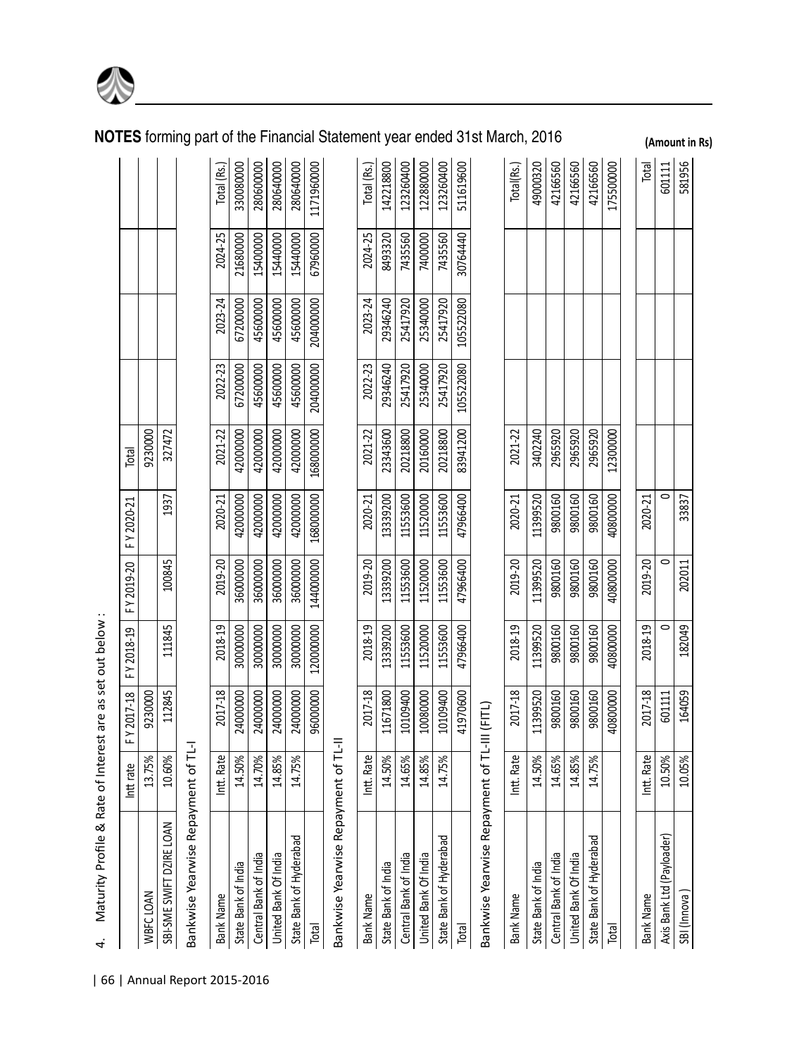## NOTES forming part of the Financial Statement year ended 31st March, 2016

(Amount in Rs)

4. Maturity Profile & Rate of Interest are as set out below :

| | Intt rate | F Y 2017-18 | F Y 2018-19 | F Y 2019-20 | F Y 2020-21 | Total |
|---|---|---|---|---|---|---|
| WBFC LOAN | 13.75% | 9230000 | | | | 9230000 |
| SBI-SME SWIFT DZIRE LOAN | 10.60% | 112845 | 111845 | 100845 | 1937 | 327472 |

Bankwise Yearwise Repayment of TL-I

| Bank Name | Intt. Rate | 2017-18 | 2018-19 | 2019-20 | 2020-21 | 2021-22 | 2022-23 | 2023-24 | 2024-25 | Total (Rs.) |
|---|---|---|---|---|---|---|---|---|---|---|
| State Bank of India | 14.50% | 24000000 | 30000000 | 36000000 | 42000000 | 42000000 | 67200000 | 67200000 | 21680000 | 330080000 |
| Central Bank of India | 14.70% | 24000000 | 30000000 | 36000000 | 42000000 | 42000000 | 45600000 | 45600000 | 15400000 | 280600000 |
| United Bank Of India | 14.85% | 24000000 | 30000000 | 36000000 | 42000000 | 42000000 | 45600000 | 45600000 | 15440000 | 280640000 |
| State Bank of Hyderabad | 14.75% | 24000000 | 30000000 | 36000000 | 42000000 | 42000000 | 45600000 | 45600000 | 15440000 | 280640000 |
| Total | | 96000000 | 120000000 | 144000000 | 168000000 | 168000000 | 204000000 | 204000000 | 67960000 | 1171960000 |

Bankwise Yearwise Repayment of TL-II

| Bank Name | Intt. Rate | 2017-18 | 2018-19 | 2019-20 | 2020-21 | 2021-22 | 2022-23 | 2023-24 | 2024-25 | Total (Rs.) |
|---|---|---|---|---|---|---|---|---|---|---|
| State Bank of India | 14.50% | 11671800 | 13339200 | 13339200 | 13339200 | 23343600 | 29346240 | 29346240 | 8493320 | 142218800 |
| Central Bank of India | 14.65% | 10109400 | 11553600 | 11553600 | 11553600 | 20218800 | 25417920 | 25417920 | 7435560 | 123260400 |
| United Bank Of India | 14.85% | 10080000 | 11520000 | 11520000 | 11520000 | 20160000 | 25340000 | 25340000 | 7400000 | 122880000 |
| State Bank of Hyderabad | 14.75% | 10109400 | 11553600 | 11553600 | 11553600 | 20218800 | 25417920 | 25417920 | 7435560 | 123260400 |
| Total | | 41970600 | 47966400 | 47966400 | 47966400 | 83941200 | 105522080 | 105522080 | 30764440 | 511619600 |

Bankwise Yearwise Repayment of TL-III (FITL)

| Bank Name | Intt. Rate | 2017-18 | 2018-19 | 2019-20 | 2020-21 | 2021-22 | Total(Rs.) |
|---|---|---|---|---|---|---|---|
| State Bank of India | 14.50% | 11399520 | 11399520 | 11399520 | 11399520 | 3402240 | 49000320 |
| Central Bank of India | 14.65% | 9800160 | 9800160 | 9800160 | 9800160 | 2965920 | 42166560 |
| United Bank Of India | 14.85% | 9800160 | 9800160 | 9800160 | 9800160 | 2965920 | 42166560 |
| State Bank of Hyderabad | 14.75% | 9800160 | 9800160 | 9800160 | 9800160 | 2965920 | 42166560 |
| Total | | 40800000 | 40800000 | 40800000 | 40800000 | 12300000 | 175500000 |

| Bank Name | Intt. Rate | 2017-18 | 2018-19 | 2019-20 | 2020-21 | Total |
|---|---|---|---|---|---|---|
| Axis Bank Ltd (Payloader) | 10.50% | 601111 | 0 | 0 | 0 | 601111 |
| SBI (Innova ) | 10.05% | 164059 | 182049 | 202011 | 33837 | 581956 |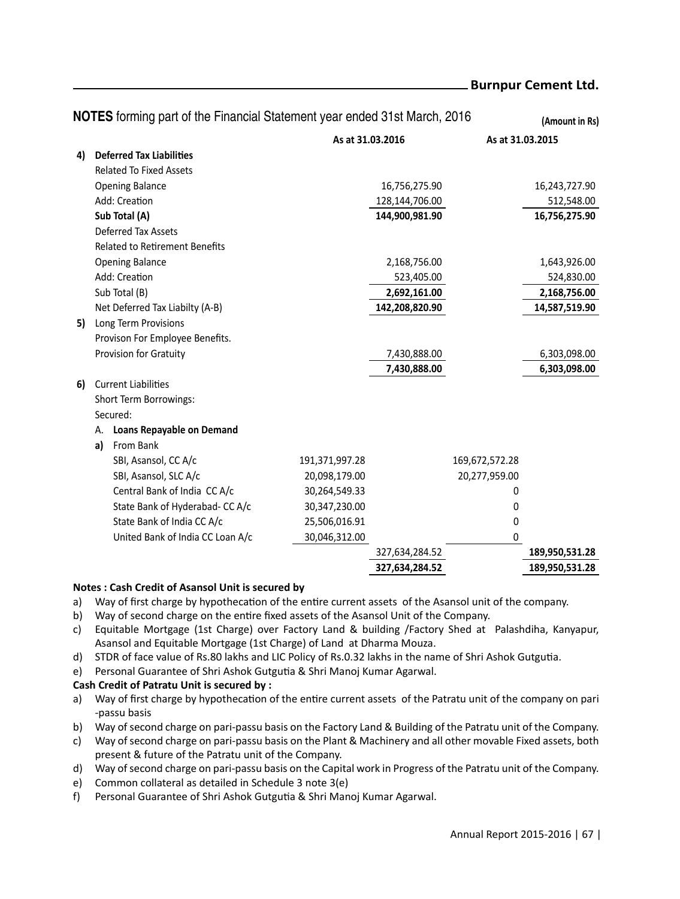## NOTES forming part of the Financial Statement year ended 31st March, 2016

(Amount in Rs)

| | | As at 31.03.2016 | | As at 31.03.2015 | |
|---|---|---|---|---|---|
| **4)** | **Deferred Tax Liabilities** | | | | |
| | Related To Fixed Assets | | | | |
| | Opening Balance | | 16,756,275.90 | | 16,243,727.90 |
| | Add: Creation | | 128,144,706.00 | | 512,548.00 |
| | **Sub Total (A)** | | **144,900,981.90** | | **16,756,275.90** |
| | Deferred Tax Assets | | | | |
| | Related to Retirement Benefits | | | | |
| | Opening Balance | | 2,168,756.00 | | 1,643,926.00 |
| | Add: Creation | | 523,405.00 | | 524,830.00 |
| | Sub Total (B) | | **2,692,161.00** | | **2,168,756.00** |
| | Net Deferred Tax Liabilty (A-B) | | **142,208,820.90** | | **14,587,519.90** |
| **5)** | Long Term Provisions | | | | |
| | Provison For Employee Benefits. | | | | |
| | Provision for Gratuity | | 7,430,888.00 | | 6,303,098.00 |
| | | | **7,430,888.00** | | **6,303,098.00** |
| **6)** | Current Liabilities | | | | |
| | Short Term Borrowings: | | | | |
| | Secured: | | | | |
| | A. **Loans Repayable on Demand** | | | | |
| | **a)** From Bank | | | | |
| | SBI, Asansol, CC A/c | 191,371,997.28 | | 169,672,572.28 | |
| | SBI, Asansol, SLC A/c | 20,098,179.00 | | 20,277,959.00 | |
| | Central Bank of India CC A/c | 30,264,549.33 | | 0 | |
| | State Bank of Hyderabad- CC A/c | 30,347,230.00 | | 0 | |
| | State Bank of India CC A/c | 25,506,016.91 | | 0 | |
| | United Bank of India CC Loan A/c | 30,046,312.00 | | 0 | |
| | | | 327,634,284.52 | | **189,950,531.28** |
| | | | **327,634,284.52** | | **189,950,531.28** |

**Notes : Cash Credit of Asansol Unit is secured by**

a) Way of first charge by hypothecation of the entire current assets of the Asansol unit of the company.
b) Way of second charge on the entire fixed assets of the Asansol Unit of the Company.
c) Equitable Mortgage (1st Charge) over Factory Land & building /Factory Shed at Palashdiha, Kanyapur, Asansol and Equitable Mortgage (1st Charge) of Land at Dharma Mouza.
d) STDR of face value of Rs.80 lakhs and LIC Policy of Rs.0.32 lakhs in the name of Shri Ashok Gutgutia.
e) Personal Guarantee of Shri Ashok Gutgutia & Shri Manoj Kumar Agarwal.

**Cash Credit of Patratu Unit is secured by :**

a) Way of first charge by hypothecation of the entire current assets of the Patratu unit of the company on pari -passu basis
b) Way of second charge on pari-passu basis on the Factory Land & Building of the Patratu unit of the Company.
c) Way of second charge on pari-passu basis on the Plant & Machinery and all other movable Fixed assets, both present & future of the Patratu unit of the Company.
d) Way of second charge on pari-passu basis on the Capital work in Progress of the Patratu unit of the Company.
e) Common collateral as detailed in Schedule 3 note 3(e)
f) Personal Guarantee of Shri Ashok Gutgutia & Shri Manoj Kumar Agarwal.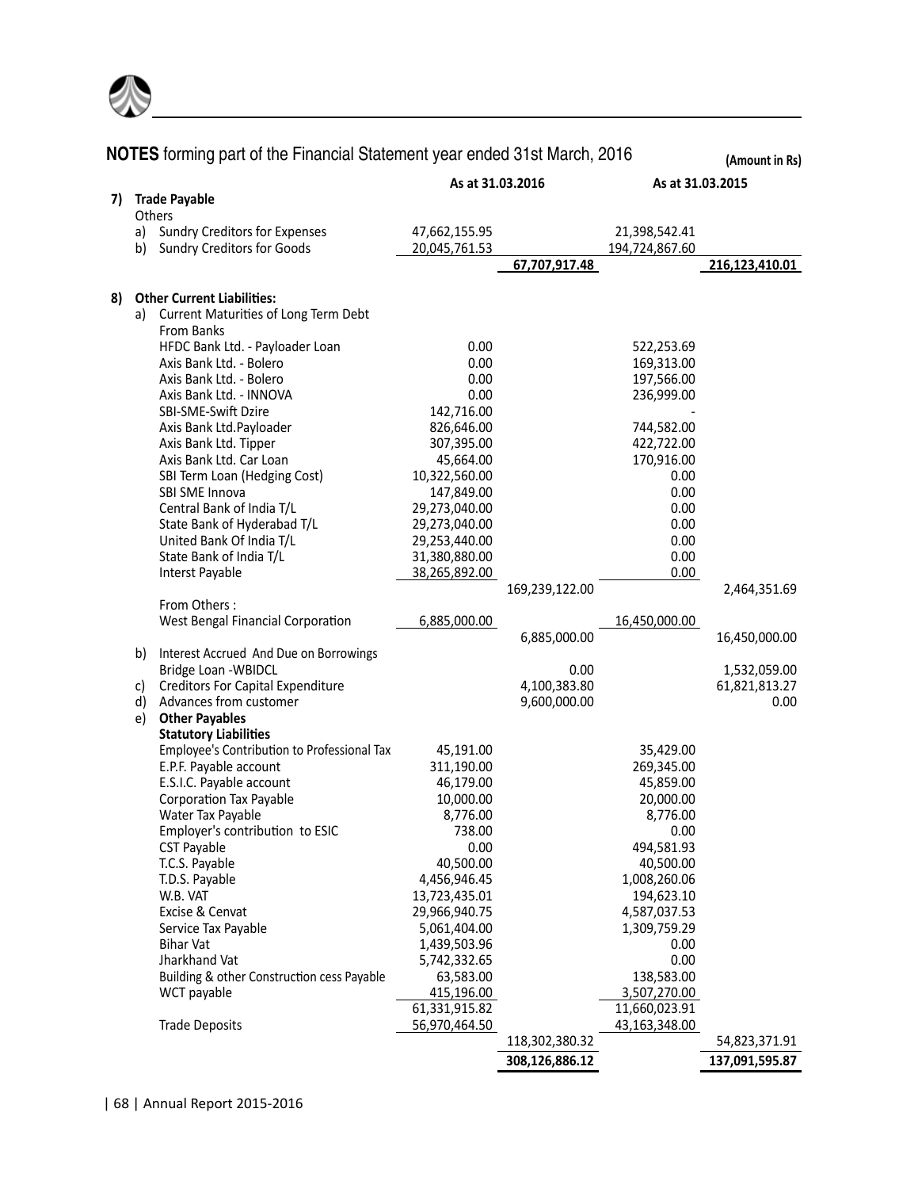**NOTES** forming part of the Financial Statement year ended 31st March, 2016

(Amount in Rs)

| | | As at 31.03.2016 | | As at 31.03.2015 | |
|---|---|---|---|---|---|
| **7)** | **Trade Payable** | | | | |
| | Others | | | | |
| a) | Sundry Creditors for Expenses | 47,662,155.95 | | 21,398,542.41 | |
| b) | Sundry Creditors for Goods | 20,045,761.53 | | 194,724,867.60 | |
| | | | 67,707,917.48 | | 216,123,410.01 |
| **8)** | **Other Current Liabilities:** | | | | |
| a) | Current Maturities of Long Term Debt | | | | |
| | From Banks | | | | |
| | HFDC Bank Ltd. - Payloader Loan | 0.00 | | 522,253.69 | |
| | Axis Bank Ltd. - Bolero | 0.00 | | 169,313.00 | |
| | Axis Bank Ltd. - Bolero | 0.00 | | 197,566.00 | |
| | Axis Bank Ltd. - INNOVA | 0.00 | | 236,999.00 | |
| | SBI-SME-Swift Dzire | 142,716.00 | | - | |
| | Axis Bank Ltd.Payloader | 826,646.00 | | 744,582.00 | |
| | Axis Bank Ltd. Tipper | 307,395.00 | | 422,722.00 | |
| | Axis Bank Ltd. Car Loan | 45,664.00 | | 170,916.00 | |
| | SBI Term Loan (Hedging Cost) | 10,322,560.00 | | 0.00 | |
| | SBI SME Innova | 147,849.00 | | 0.00 | |
| | Central Bank of India T/L | 29,273,040.00 | | 0.00 | |
| | State Bank of Hyderabad T/L | 29,273,040.00 | | 0.00 | |
| | United Bank Of India T/L | 29,253,440.00 | | 0.00 | |
| | State Bank of India T/L | 31,380,880.00 | | 0.00 | |
| | Interst Payable | 38,265,892.00 | | 0.00 | |
| | | | 169,239,122.00 | | 2,464,351.69 |
| | From Others : | | | | |
| | West Bengal Financial Corporation | 6,885,000.00 | | 16,450,000.00 | |
| | | | 6,885,000.00 | | 16,450,000.00 |
| b) | Interest Accrued And Due on Borrowings | | | | |
| | Bridge Loan -WBIDCL | | 0.00 | | 1,532,059.00 |
| c) | Creditors For Capital Expenditure | | 4,100,383.80 | | 61,821,813.27 |
| d) | Advances from customer | | 9,600,000.00 | | 0.00 |
| e) | **Other Payables** | | | | |
| | **Statutory Liabilities** | | | | |
| | Employee's Contribution to Professional Tax | 45,191.00 | | 35,429.00 | |
| | E.P.F. Payable account | 311,190.00 | | 269,345.00 | |
| | E.S.I.C. Payable account | 46,179.00 | | 45,859.00 | |
| | Corporation Tax Payable | 10,000.00 | | 20,000.00 | |
| | Water Tax Payable | 8,776.00 | | 8,776.00 | |
| | Employer's contribution to ESIC | 738.00 | | 0.00 | |
| | CST Payable | 0.00 | | 494,581.93 | |
| | T.C.S. Payable | 40,500.00 | | 40,500.00 | |
| | T.D.S. Payable | 4,456,946.45 | | 1,008,260.06 | |
| | W.B. VAT | 13,723,435.01 | | 194,623.10 | |
| | Excise & Cenvat | 29,966,940.75 | | 4,587,037.53 | |
| | Service Tax Payable | 5,061,404.00 | | 1,309,759.29 | |
| | Bihar Vat | 1,439,503.96 | | 0.00 | |
| | Jharkhand Vat | 5,742,332.65 | | 0.00 | |
| | Building & other Construction cess Payable | 63,583.00 | | 138,583.00 | |
| | WCT payable | 415,196.00 | | 3,507,270.00 | |
| | | 61,331,915.82 | | 11,660,023.91 | |
| | Trade Deposits | 56,970,464.50 | | 43,163,348.00 | |
| | | | 118,302,380.32 | | 54,823,371.91 |
| | | | **308,126,886.12** | | **137,091,595.87** |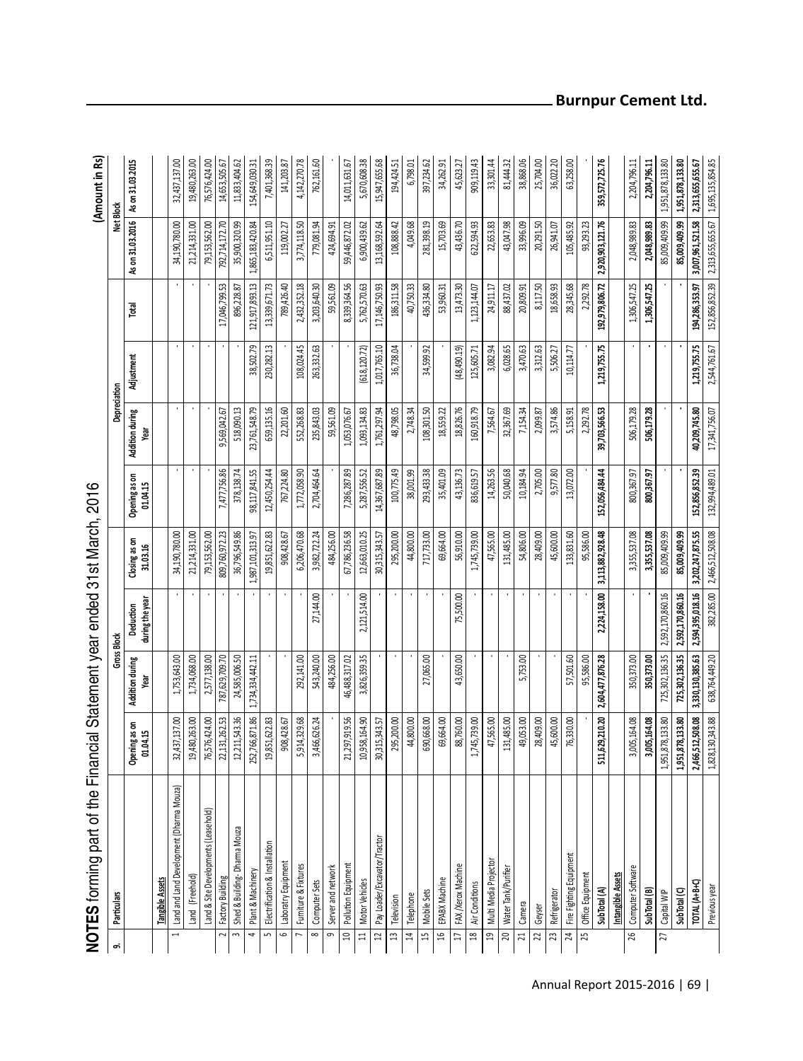## NOTES forming part of the Financial Statement year ended 31st March, 2016

(Amount in Rs)

| 9. | Particulars | Gross Block | | | | Depreciation | | | | Net Block | |
|---|---|---|---|---|---|---|---|---|---|---|---|
| | | Opening as on 01.04.15 | Addition during Year | Deduction during the year | Closing as on 31.03.16 | Opening as on 01.04.15 | Addition during Year | Adjustment | Total | As on 31.03.2016 | As on 31.03.2015 |
| | **Tangible Assets** | | | | | | | | | | |
| 1 | Land and Land Development (Dharma Mouza) | 32,437,137.00 | 1,753,643.00 | - | 34,190,780.00 | - | - | - | - | 34,190,780.00 | 32,437,137.00 |
| | Land (Freehold) | 19,480,263.00 | 1,734,068.00 | - | 21,214,331.00 | - | - | - | - | 21,214,331.00 | 19,480,263.00 |
| | Land & Site Developments (Leasehold) | 76,576,424.00 | 2,577,138.00 | - | 79,153,562.00 | - | - | - | - | 79,153,562.00 | 76,576,424.00 |
| 2 | Factory Building | 22,131,262.53 | 787,629,709.70 | - | 809,760,972.23 | 7,477,756.86 | 9,569,042.67 | - | 17,046,799.53 | 792,714,172.70 | 14,653,505.67 |
| 3 | Shed & Building- Dharma Mouza | 12,211,543.36 | 24,585,006.50 | - | 36,796,549.86 | 378,138.74 | 518,090.13 | - | 896,228.87 | 35,900,320.99 | 11,833,404.62 |
| 4 | Plant & Machinery | 252,766,871.86 | 1,734,334,442.11 | - | 1,987,101,313.97 | 98,117,841.55 | 23,761,548.79 | 38,502.79 | 121,917,893.13 | 1,865,183,420.84 | 154,649,030.31 |
| 5 | Electrification & Installation | 19,851,622.83 | - | - | 19,851,622.83 | 12,450,254.44 | 659,135.16 | 230,282.13 | 13,339,671.73 | 6,511,951.10 | 7,401,368.39 |
| 6 | Laboratry Equipment | 908,428.67 | - | - | 908,428.67 | 767,224.80 | 22,201.60 | - | 789,426.40 | 119,002.27 | 141,203.87 |
| 7 | Furniture & Fixtures | 5,914,329.68 | 292,141.00 | - | 6,206,470.68 | 1,772,058.90 | 552,268.83 | 108,024.45 | 2,432,352.18 | 3,774,118.50 | 4,142,270.78 |
| 8 | Computer Sets | 3,466,626.24 | 543,240.00 | 27,144.00 | 3,982,722.24 | 2,704,464.64 | 235,843.03 | 263,332.63 | 3,203,640.30 | 779,081.94 | 762,161.60 |
| 9 | Server and network | - | 484,256.00 | | 484,256.00 | - | 59,561.09 | - | 59,561.09 | 424,694.91 | - |
| 10 | Pollution Equipment | 21,297,919.56 | 46,488,317.02 | - | 67,786,236.58 | 7,286,287.89 | 1,053,076.67 | - | 8,339,364.56 | 59,446,872.02 | 14,011,631.67 |
| 11 | Motor Vehicles | 10,958,164.90 | 3,826,359.35 | 2,121,514.00 | 12,663,010.25 | 5,287,556.52 | 1,093,134.83 | (618,120.72) | 5,762,570.63 | 6,900,439.62 | 5,670,608.38 |
| 12 | Pay Loader/Excavator/Tractor | 30,315,343.57 | - | - | 30,315,343.57 | 14,367,687.89 | 1,761,297.94 | 1,017,765.10 | 17,146,750.93 | 13,168,592.64 | 15,947,655.68 |
| 13 | Television | 295,200.00 | - | - | 295,200.00 | 100,775.49 | 48,798.05 | 36,738.04 | 186,311.58 | 108,888.42 | 194,424.51 |
| 14 | Telephone | 44,800.00 | - | - | 44,800.00 | 38,001.99 | 2,748.34 | - | 40,750.33 | 4,049.68 | 6,798.01 |
| 15 | Mobile Sets | 690,668.00 | 27,065.00 | - | 717,733.00 | 293,433.38 | 108,301.50 | 34,599.92 | 436,334.80 | 281,398.19 | 397,234.62 |
| 16 | EPABX Machine | 69,664.00 | - | - | 69,664.00 | 35,401.09 | 18,559.22 | - | 53,960.31 | 15,703.69 | 34,262.91 |
| 17 | FAX /Xerox Machine | 88,760.00 | 43,650.00 | 75,500.00 | 56,910.00 | 43,136.73 | 18,826.76 | (48,490.19) | 13,473.30 | 43,436.70 | 45,623.27 |
| 18 | Air Conditions | 1,745,739.00 | - | - | 1,745,739.00 | 836,619.57 | 160,918.79 | 125,605.71 | 1,123,144.07 | 622,594.93 | 909,119.43 |
| 19 | Multi Media Projector | 47,565.00 | - | - | 47,565.00 | 14,263.56 | 7,564.67 | 3,082.94 | 24,911.17 | 22,653.83 | 33,301.44 |
| 20 | Water Tank/Purifier | 131,485.00 | - | - | 131,485.00 | 50,040.68 | 32,367.69 | 6,028.65 | 88,437.02 | 43,047.98 | 81,444.32 |
| 21 | Camera | 49,053.00 | 5,753.00 | - | 54,806.00 | 10,184.94 | 7,154.34 | 3,470.63 | 20,809.91 | 33,996.09 | 38,868.06 |
| 22 | Geyser | 28,409.00 | - | - | 28,409.00 | 2,705.00 | 2,099.87 | 3,312.63 | 8,117.50 | 20,291.50 | 25,704.00 |
| 23 | Refrigerator | 45,600.00 | - | - | 45,600.00 | 9,577.80 | 3,574.86 | 5,506.27 | 18,658.93 | 26,941.07 | 36,022.20 |
| 24 | Fire Fighting Equipment | 76,330.00 | 57,501.60 | - | 133,831.60 | 13,072.00 | 5,158.91 | 10,114.77 | 28,345.68 | 105,485.92 | 63,258.00 |
| 25 | Office Equipment | - | 95,586.00 | - | 95,586.00 | - | 2,292.78 | - | 2,292.78 | 93,293.23 | - |
| | **SubTotal (A)** | **511,629,210.20** | **2,604,477,876.28** | **2,224,158.00** | **3,113,882,928.48** | **152,056,484.44** | **39,703,566.53** | **1,219,755.75** | **192,979,806.72** | **2,920,903,121.76** | **359,572,725.76** |
| | **Intangible Assets** | | | | | | | | | | |
| 26 | Computer Software | 3,005,164.08 | 350,373.00 | - | 3,355,537.08 | 800,367.97 | 506,179.28 | - | 1,306,547.25 | 2,048,989.83 | 2,204,796.11 |
| | **SubTotal (B)** | **3,005,164.08** | **350,373.00** | **-** | **3,355,537.08** | **800,367.97** | **506,179.28** | **-** | **1,306,547.25** | **2,048,989.83** | **2,204,796.11** |
| 27 | Capital WIP | 1,951,878,133.80 | 725,302,136.35 | 2,592,170,860.16 | 85,009,409.99 | - | - | - | - | 85,009,409.99 | 1,951,878,133.80 |
| | **SubTotal (C)** | **1,951,878,133.80** | **725,302,136.35** | **2,592,170,860.16** | **85,009,409.99** | **-** | **-** | **-** | **-** | **85,009,409.99** | **1,951,878,133.80** |
| | **TOTAL (A+B+C)** | **2,466,512,508.08** | **3,330,130,385.63** | **2,594,395,018.16** | **3,202,247,875.55** | **152,856,852.39** | **40,209,745.80** | **1,219,755.75** | **194,286,353.97** | **3,007,961,521.58** | **2,313,655,655.67** |
| | Previous year | 1,828,130,343.88 | 638,764,449.20 | 382,285.00 | 2,466,512,508.08 | 132,994,489.01 | 17,341,756.07 | 2,544,761.67 | 152,856,852.39 | 2,313,655,655.67 | 1,695,135,854.85 |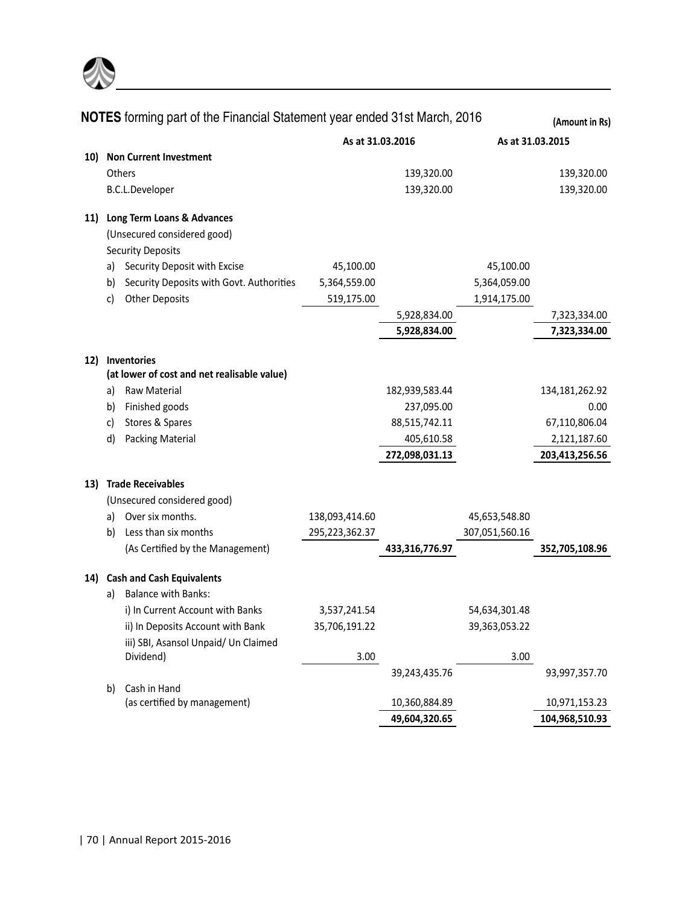**NOTES** forming part of the Financial Statement year ended 31st March, 2016

(Amount in Rs)

| | | As at 31.03.2016 | | As at 31.03.2015 | |
|---|---|---|---|---|---|
| **10)** | **Non Current Investment** | | | | |
| | Others | | 139,320.00 | | 139,320.00 |
| | B.C.L.Developer | | 139,320.00 | | 139,320.00 |
| **11)** | **Long Term Loans & Advances** | | | | |
| | (Unsecured considered good) | | | | |
| | Security Deposits | | | | |
| | a) Security Deposit with Excise | 45,100.00 | | 45,100.00 | |
| | b) Security Deposits with Govt. Authorities | 5,364,559.00 | | 5,364,059.00 | |
| | c) Other Deposits | 519,175.00 | | 1,914,175.00 | |
| | | | 5,928,834.00 | | 7,323,334.00 |
| | | | **5,928,834.00** | | **7,323,334.00** |
| **12)** | **Inventories** | | | | |
| | **(at lower of cost and net realisable value)** | | | | |
| | a) Raw Material | | 182,939,583.44 | | 134,181,262.92 |
| | b) Finished goods | | 237,095.00 | | 0.00 |
| | c) Stores & Spares | | 88,515,742.11 | | 67,110,806.04 |
| | d) Packing Material | | 405,610.58 | | 2,121,187.60 |
| | | | **272,098,031.13** | | **203,413,256.56** |
| **13)** | **Trade Receivables** | | | | |
| | (Unsecured considered good) | | | | |
| | a) Over six months. | 138,093,414.60 | | 45,653,548.80 | |
| | b) Less than six months | 295,223,362.37 | | 307,051,560.16 | |
| | (As Certified by the Management) | | **433,316,776.97** | | **352,705,108.96** |
| **14)** | **Cash and Cash Equivalents** | | | | |
| | a) Balance with Banks: | | | | |
| | i) In Current Account with Banks | 3,537,241.54 | | 54,634,301.48 | |
| | ii) In Deposits Account with Bank | 35,706,191.22 | | 39,363,053.22 | |
| | iii) SBI, Asansol Unpaid/ Un Claimed Dividend) | 3.00 | | 3.00 | |
| | | | 39,243,435.76 | | 93,997,357.70 |
| | b) Cash in Hand (as certified by management) | | 10,360,884.89 | | 10,971,153.23 |
| | | | **49,604,320.65** | | **104,968,510.93** |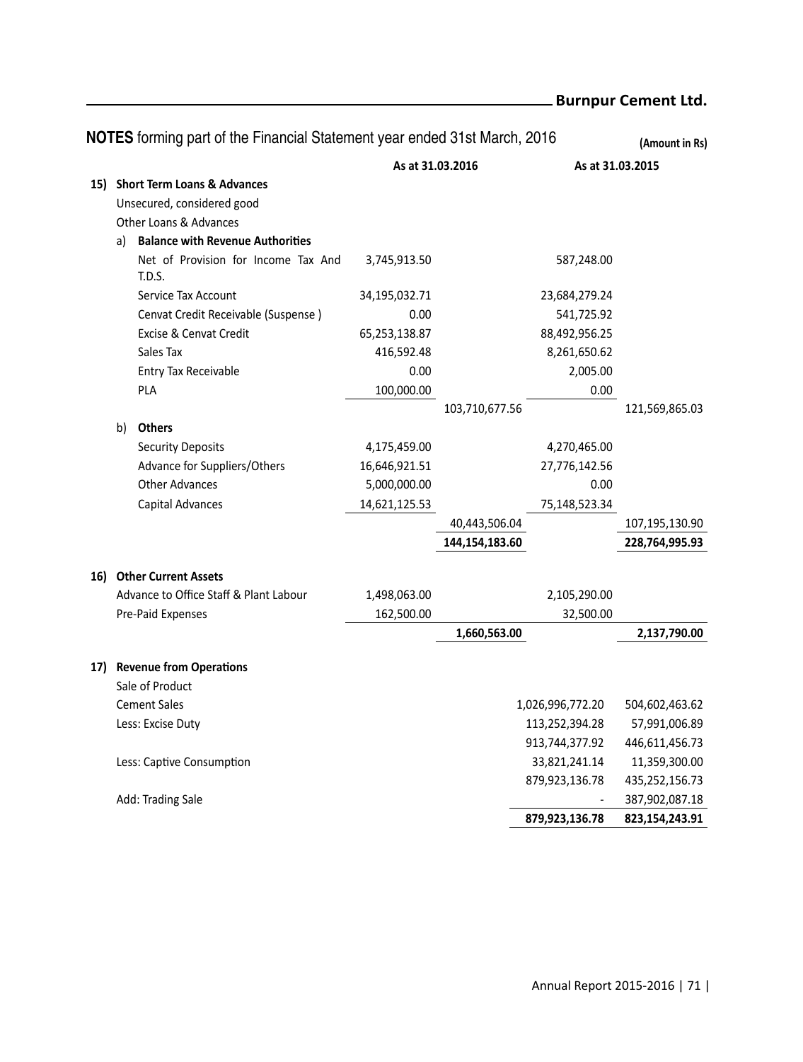**NOTES** forming part of the Financial Statement year ended 31st March, 2016

**(Amount in Rs)**

| | | As at 31.03.2016 | | As at 31.03.2015 | |
|---|---|---|---|---|---|
| **15)** | **Short Term Loans & Advances** | | | | |
| | Unsecured, considered good | | | | |
| | Other Loans & Advances | | | | |
| a) | **Balance with Revenue Authorities** | | | | |
| | Net of Provision for Income Tax And T.D.S. | 3,745,913.50 | | 587,248.00 | |
| | Service Tax Account | 34,195,032.71 | | 23,684,279.24 | |
| | Cenvat Credit Receivable (Suspense ) | 0.00 | | 541,725.92 | |
| | Excise & Cenvat Credit | 65,253,138.87 | | 88,492,956.25 | |
| | Sales Tax | 416,592.48 | | 8,261,650.62 | |
| | Entry Tax Receivable | 0.00 | | 2,005.00 | |
| | PLA | 100,000.00 | | 0.00 | |
| | | | 103,710,677.56 | | 121,569,865.03 |
| b) | **Others** | | | | |
| | Security Deposits | 4,175,459.00 | | 4,270,465.00 | |
| | Advance for Suppliers/Others | 16,646,921.51 | | 27,776,142.56 | |
| | Other Advances | 5,000,000.00 | | 0.00 | |
| | Capital Advances | 14,621,125.53 | | 75,148,523.34 | |
| | | | 40,443,506.04 | | 107,195,130.90 |
| | | | **144,154,183.60** | | **228,764,995.93** |
| **16)** | **Other Current Assets** | | | | |
| | Advance to Office Staff & Plant Labour | 1,498,063.00 | | 2,105,290.00 | |
| | Pre-Paid Expenses | 162,500.00 | | 32,500.00 | |
| | | | **1,660,563.00** | | **2,137,790.00** |
| **17)** | **Revenue from Operations** | | | | |
| | Sale of Product | | | | |
| | Cement Sales | | | 1,026,996,772.20 | 504,602,463.62 |
| | Less: Excise Duty | | | 113,252,394.28 | 57,991,006.89 |
| | | | | 913,744,377.92 | 446,611,456.73 |
| | Less: Captive Consumption | | | 33,821,241.14 | 11,359,300.00 |
| | | | | 879,923,136.78 | 435,252,156.73 |
| | Add: Trading Sale | | | - | 387,902,087.18 |
| | | | | **879,923,136.78** | **823,154,243.91** |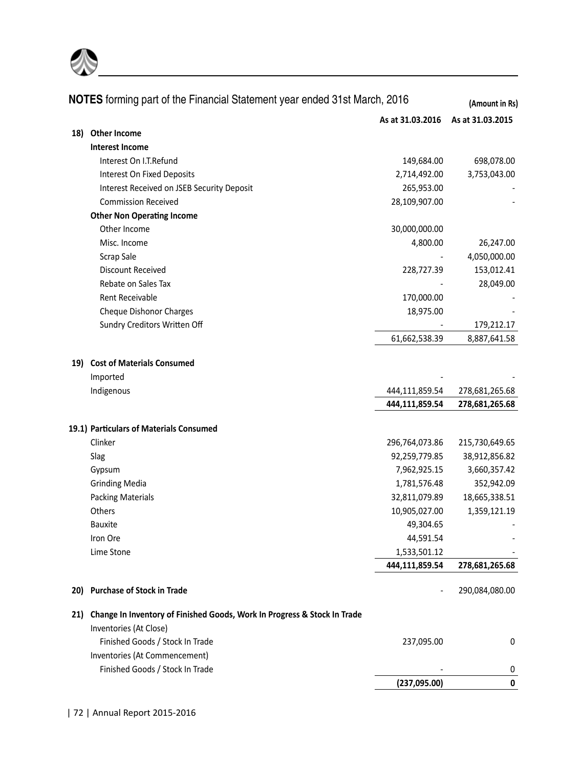**NOTES** forming part of the Financial Statement year ended 31st March, 2016

(Amount in Rs)

| | | As at 31.03.2016 | As at 31.03.2015 |
|---|---|---|---|
| **18)** | **Other Income** | | |
| | **Interest Income** | | |
| | Interest On I.T.Refund | 149,684.00 | 698,078.00 |
| | Interest On Fixed Deposits | 2,714,492.00 | 3,753,043.00 |
| | Interest Received on JSEB Security Deposit | 265,953.00 | - |
| | Commission Received | 28,109,907.00 | - |
| | **Other Non Operating Income** | | |
| | Other Income | 30,000,000.00 | |
| | Misc. Income | 4,800.00 | 26,247.00 |
| | Scrap Sale | - | 4,050,000.00 |
| | Discount Received | 228,727.39 | 153,012.41 |
| | Rebate on Sales Tax | - | 28,049.00 |
| | Rent Receivable | 170,000.00 | - |
| | Cheque Dishonor Charges | 18,975.00 | - |
| | Sundry Creditors Written Off | - | 179,212.17 |
| | | 61,662,538.39 | 8,887,641.58 |
| **19)** | **Cost of Materials Consumed** | | |
| | Imported | - | - |
| | Indigenous | 444,111,859.54 | 278,681,265.68 |
| | | **444,111,859.54** | **278,681,265.68** |
| **19.1)** | **Particulars of Materials Consumed** | | |
| | Clinker | 296,764,073.86 | 215,730,649.65 |
| | Slag | 92,259,779.85 | 38,912,856.82 |
| | Gypsum | 7,962,925.15 | 3,660,357.42 |
| | Grinding Media | 1,781,576.48 | 352,942.09 |
| | Packing Materials | 32,811,079.89 | 18,665,338.51 |
| | Others | 10,905,027.00 | 1,359,121.19 |
| | Bauxite | 49,304.65 | - |
| | Iron Ore | 44,591.54 | - |
| | Lime Stone | 1,533,501.12 | - |
| | | **444,111,859.54** | **278,681,265.68** |
| **20)** | **Purchase of Stock in Trade** | - | 290,084,080.00 |
| **21)** | **Change In Inventory of Finished Goods, Work In Progress & Stock In Trade** | | |
| | Inventories (At Close) | | |
| | Finished Goods / Stock In Trade | 237,095.00 | 0 |
| | Inventories (At Commencement) | | |
| | Finished Goods / Stock In Trade | - | 0 |
| | | **(237,095.00)** | **0** |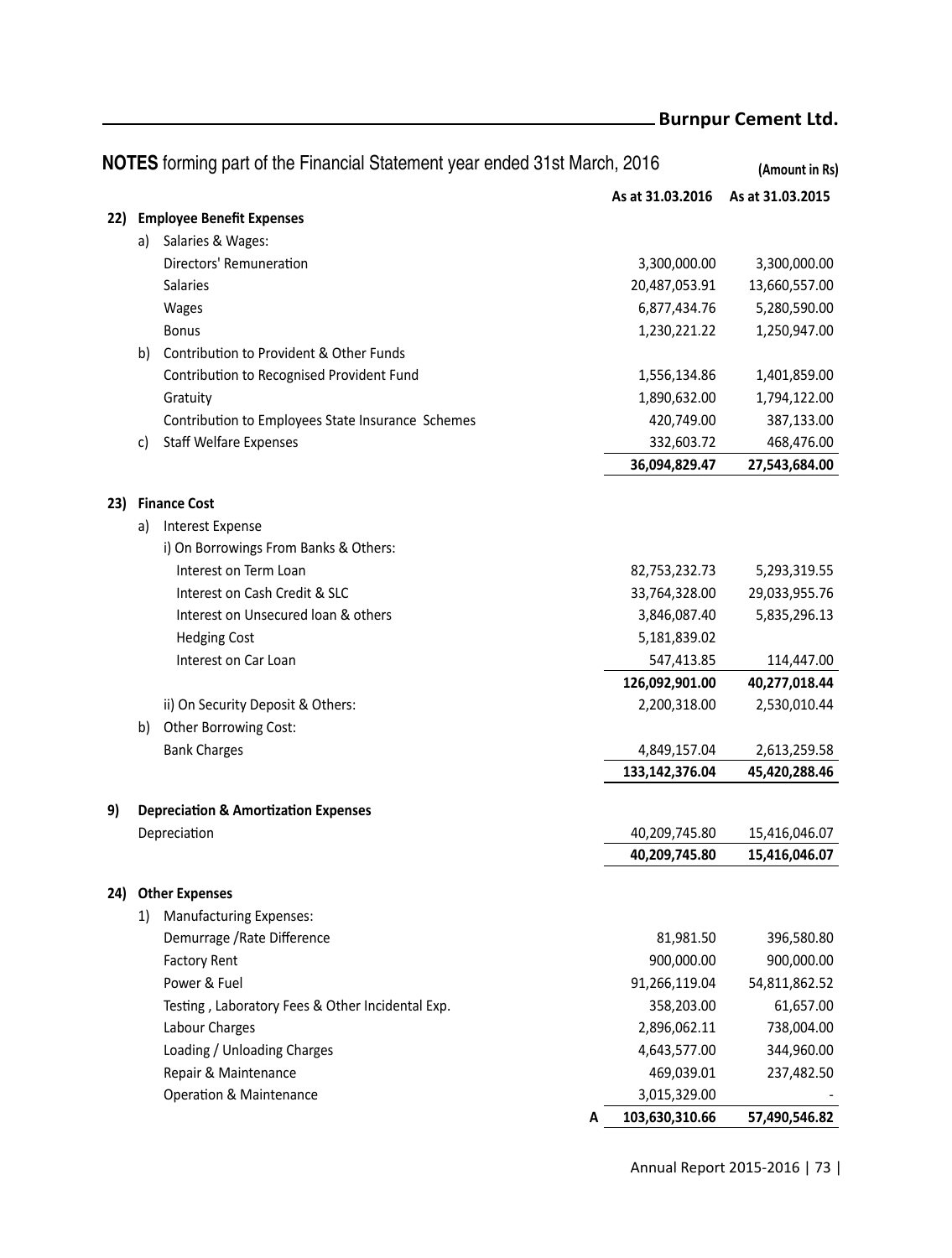**NOTES** forming part of the Financial Statement year ended 31st March, 2016

(Amount in Rs)

| | | | As at 31.03.2016 | As at 31.03.2015 |
|---|---|---|---|---|
| **22)** | | **Employee Benefit Expenses** | | |
| | a) | Salaries & Wages: | | |
| | | Directors' Remuneration | 3,300,000.00 | 3,300,000.00 |
| | | Salaries | 20,487,053.91 | 13,660,557.00 |
| | | Wages | 6,877,434.76 | 5,280,590.00 |
| | | Bonus | 1,230,221.22 | 1,250,947.00 |
| | b) | Contribution to Provident & Other Funds | | |
| | | Contribution to Recognised Provident Fund | 1,556,134.86 | 1,401,859.00 |
| | | Gratuity | 1,890,632.00 | 1,794,122.00 |
| | | Contribution to Employees State Insurance Schemes | 420,749.00 | 387,133.00 |
| | c) | Staff Welfare Expenses | 332,603.72 | 468,476.00 |
| | | | **36,094,829.47** | **27,543,684.00** |
| **23)** | | **Finance Cost** | | |
| | a) | Interest Expense | | |
| | | i) On Borrowings From Banks & Others: | | |
| | | Interest on Term Loan | 82,753,232.73 | 5,293,319.55 |
| | | Interest on Cash Credit & SLC | 33,764,328.00 | 29,033,955.76 |
| | | Interest on Unsecured loan & others | 3,846,087.40 | 5,835,296.13 |
| | | Hedging Cost | 5,181,839.02 | |
| | | Interest on Car Loan | 547,413.85 | 114,447.00 |
| | | | **126,092,901.00** | **40,277,018.44** |
| | | ii) On Security Deposit & Others: | 2,200,318.00 | 2,530,010.44 |
| | b) | Other Borrowing Cost: | | |
| | | Bank Charges | 4,849,157.04 | 2,613,259.58 |
| | | | **133,142,376.04** | **45,420,288.46** |
| **9)** | | **Depreciation & Amortization Expenses** | | |
| | | Depreciation | 40,209,745.80 | 15,416,046.07 |
| | | | **40,209,745.80** | **15,416,046.07** |
| **24)** | | **Other Expenses** | | |
| | 1) | Manufacturing Expenses: | | |
| | | Demurrage /Rate Difference | 81,981.50 | 396,580.80 |
| | | Factory Rent | 900,000.00 | 900,000.00 |
| | | Power & Fuel | 91,266,119.04 | 54,811,862.52 |
| | | Testing , Laboratory Fees & Other Incidental Exp. | 358,203.00 | 61,657.00 |
| | | Labour Charges | 2,896,062.11 | 738,004.00 |
| | | Loading / Unloading Charges | 4,643,577.00 | 344,960.00 |
| | | Repair & Maintenance | 469,039.01 | 237,482.50 |
| | | Operation & Maintenance | 3,015,329.00 | - |
| | | A | **103,630,310.66** | **57,490,546.82** |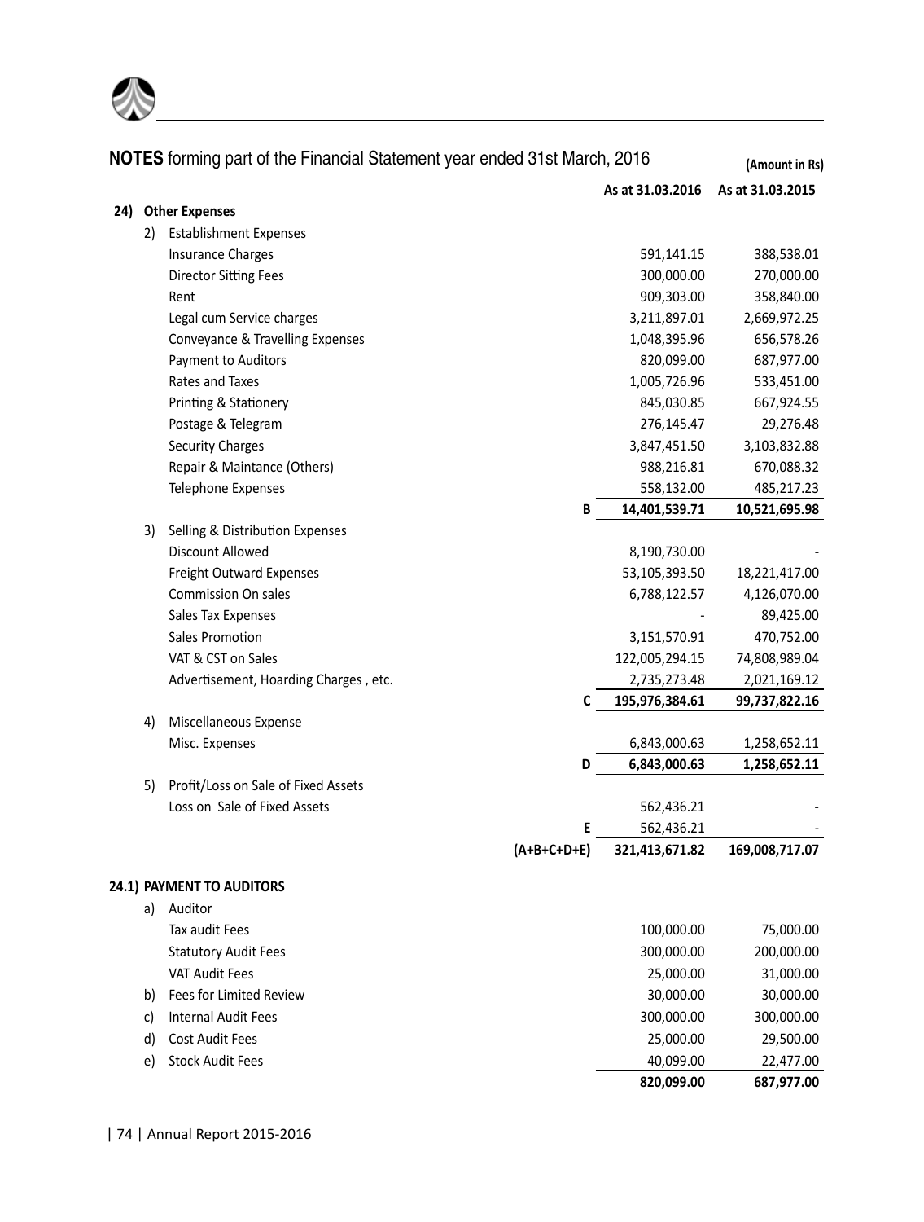## NOTES forming part of the Financial Statement year ended 31st March, 2016

(Amount in Rs)

| | | | As at 31.03.2016 | As at 31.03.2015 |
|---|---|---|---|---|
| **24)** | **Other Expenses** | | | |
| 2) | Establishment Expenses | | | |
| | Insurance Charges | | 591,141.15 | 388,538.01 |
| | Director Sitting Fees | | 300,000.00 | 270,000.00 |
| | Rent | | 909,303.00 | 358,840.00 |
| | Legal cum Service charges | | 3,211,897.01 | 2,669,972.25 |
| | Conveyance & Travelling Expenses | | 1,048,395.96 | 656,578.26 |
| | Payment to Auditors | | 820,099.00 | 687,977.00 |
| | Rates and Taxes | | 1,005,726.96 | 533,451.00 |
| | Printing & Stationery | | 845,030.85 | 667,924.55 |
| | Postage & Telegram | | 276,145.47 | 29,276.48 |
| | Security Charges | | 3,847,451.50 | 3,103,832.88 |
| | Repair & Maintance (Others) | | 988,216.81 | 670,088.32 |
| | Telephone Expenses | | 558,132.00 | 485,217.23 |
| | | **B** | **14,401,539.71** | **10,521,695.98** |
| 3) | Selling & Distribution Expenses | | | |
| | Discount Allowed | | 8,190,730.00 | - |
| | Freight Outward Expenses | | 53,105,393.50 | 18,221,417.00 |
| | Commission On sales | | 6,788,122.57 | 4,126,070.00 |
| | Sales Tax Expenses | | - | 89,425.00 |
| | Sales Promotion | | 3,151,570.91 | 470,752.00 |
| | VAT & CST on Sales | | 122,005,294.15 | 74,808,989.04 |
| | Advertisement, Hoarding Charges , etc. | | 2,735,273.48 | 2,021,169.12 |
| | | **C** | **195,976,384.61** | **99,737,822.16** |
| 4) | Miscellaneous Expense | | | |
| | Misc. Expenses | | 6,843,000.63 | 1,258,652.11 |
| | | **D** | **6,843,000.63** | **1,258,652.11** |
| 5) | Profit/Loss on Sale of Fixed Assets | | | |
| | Loss on Sale of Fixed Assets | | 562,436.21 | - |
| | | **E** | 562,436.21 | - |
| | | **(A+B+C+D+E)** | **321,413,671.82** | **169,008,717.07** |

### 24.1) PAYMENT TO AUDITORS

| | | As at 31.03.2016 | As at 31.03.2015 |
|---|---|---|---|
| a) | Auditor | | |
| | Tax audit Fees | 100,000.00 | 75,000.00 |
| | Statutory Audit Fees | 300,000.00 | 200,000.00 |
| | VAT Audit Fees | 25,000.00 | 31,000.00 |
| b) | Fees for Limited Review | 30,000.00 | 30,000.00 |
| c) | Internal Audit Fees | 300,000.00 | 300,000.00 |
| d) | Cost Audit Fees | 25,000.00 | 29,500.00 |
| e) | Stock Audit Fees | 40,099.00 | 22,477.00 |
| | | **820,099.00** | **687,977.00** |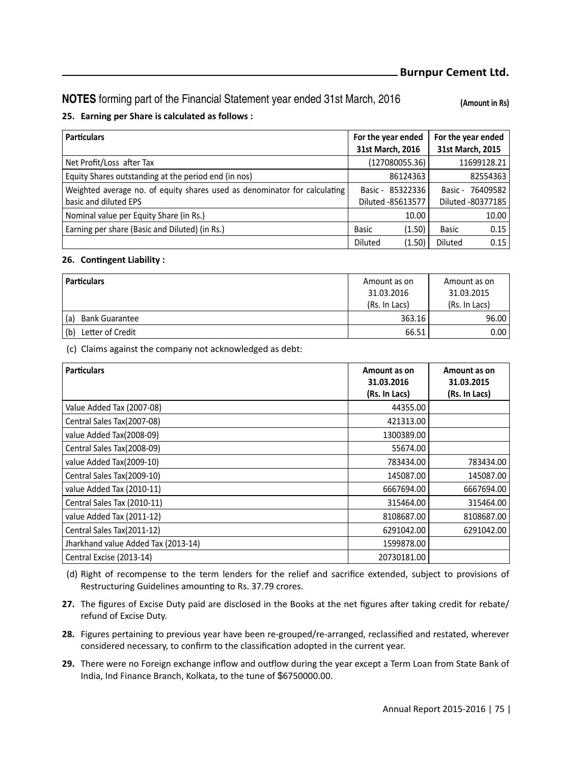**NOTES** forming part of the Financial Statement year ended 31st March, 2016

(Amount in Rs)

**25. Earning per Share is calculated as follows :**

| Particulars | For the year ended 31st March, 2016 | | For the year ended 31st March, 2015 | |
|---|---|---|---|---|
| Net Profit/Loss after Tax | (127080055.36) | | 11699128.21 | |
| Equity Shares outstanding at the period end (in nos) | 86124363 | | 82554363 | |
| Weighted average no. of equity shares used as denominator for calculating basic and diluted EPS | Basic - 85322336<br>Diluted -85613577 | | Basic - 76409582<br>Diluted -80377185 | |
| Nominal value per Equity Share (in Rs.) | 10.00 | | 10.00 | |
| Earning per share (Basic and Diluted) (in Rs.) | Basic | (1.50) | Basic | 0.15 |
| | Diluted | (1.50) | Diluted | 0.15 |

**26. Contingent Liability :**

| Particulars | Amount as on 31.03.2016 (Rs. In Lacs) | Amount as on 31.03.2015 (Rs. In Lacs) |
|---|---|---|
| (a) Bank Guarantee | 363.16 | 96.00 |
| (b) Letter of Credit | 66.51 | 0.00 |

(c) Claims against the company not acknowledged as debt:

| Particulars | Amount as on 31.03.2016 (Rs. In Lacs) | Amount as on 31.03.2015 (Rs. In Lacs) |
|---|---|---|
| Value Added Tax (2007-08) | 44355.00 | |
| Central Sales Tax(2007-08) | 421313.00 | |
| value Added Tax(2008-09) | 1300389.00 | |
| Central Sales Tax(2008-09) | 55674.00 | |
| value Added Tax(2009-10) | 783434.00 | 783434.00 |
| Central Sales Tax(2009-10) | 145087.00 | 145087.00 |
| value Added Tax (2010-11) | 6667694.00 | 6667694.00 |
| Central Sales Tax (2010-11) | 315464.00 | 315464.00 |
| value Added Tax (2011-12) | 8108687.00 | 8108687.00 |
| Central Sales Tax(2011-12) | 6291042.00 | 6291042.00 |
| Jharkhand value Added Tax (2013-14) | 1599878.00 | |
| Central Excise (2013-14) | 20730181.00 | |

(d) Right of recompense to the term lenders for the relief and sacrifice extended, subject to provisions of Restructuring Guidelines amounting to Rs. 37.79 crores.

**27.** The figures of Excise Duty paid are disclosed in the Books at the net figures after taking credit for rebate/ refund of Excise Duty.

**28.** Figures pertaining to previous year have been re-grouped/re-arranged, reclassified and restated, wherever considered necessary, to confirm to the classification adopted in the current year.

**29.** There were no Foreign exchange inflow and outflow during the year except a Term Loan from State Bank of India, Ind Finance Branch, Kolkata, to the tune of $6750000.00.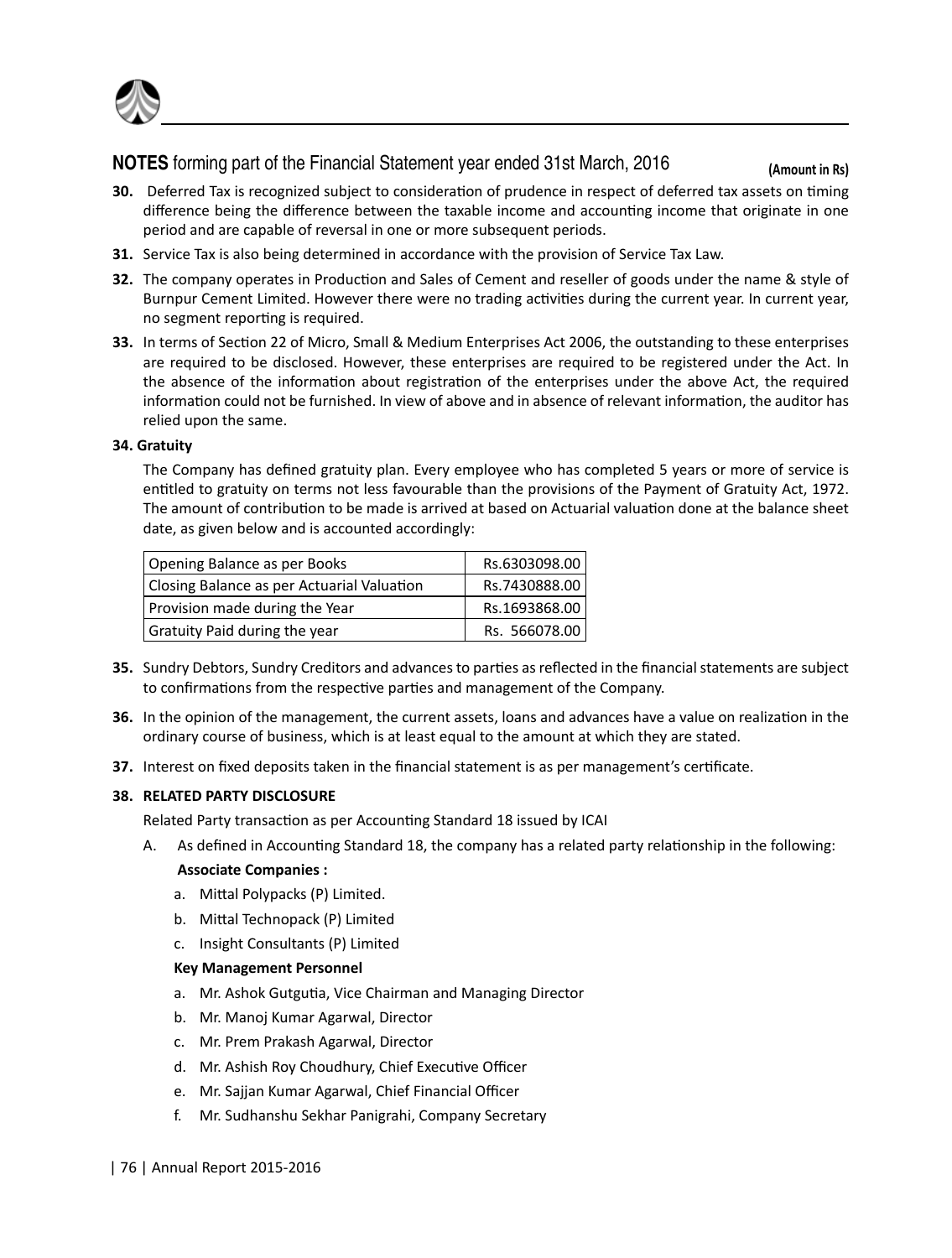## NOTES forming part of the Financial Statement year ended 31st March, 2016

(Amount in Rs)

**30.** Deferred Tax is recognized subject to consideration of prudence in respect of deferred tax assets on timing difference being the difference between the taxable income and accounting income that originate in one period and are capable of reversal in one or more subsequent periods.

**31.** Service Tax is also being determined in accordance with the provision of Service Tax Law.

**32.** The company operates in Production and Sales of Cement and reseller of goods under the name & style of Burnpur Cement Limited. However there were no trading activities during the current year. In current year, no segment reporting is required.

**33.** In terms of Section 22 of Micro, Small & Medium Enterprises Act 2006, the outstanding to these enterprises are required to be disclosed. However, these enterprises are required to be registered under the Act. In the absence of the information about registration of the enterprises under the above Act, the required information could not be furnished. In view of above and in absence of relevant information, the auditor has relied upon the same.

**34. Gratuity**

The Company has defined gratuity plan. Every employee who has completed 5 years or more of service is entitled to gratuity on terms not less favourable than the provisions of the Payment of Gratuity Act, 1972. The amount of contribution to be made is arrived at based on Actuarial valuation done at the balance sheet date, as given below and is accounted accordingly:

| | |
|---|---|
| Opening Balance as per Books | Rs.6303098.00 |
| Closing Balance as per Actuarial Valuation | Rs.7430888.00 |
| Provision made during the Year | Rs.1693868.00 |
| Gratuity Paid during the year | Rs. 566078.00 |

**35.** Sundry Debtors, Sundry Creditors and advances to parties as reflected in the financial statements are subject to confirmations from the respective parties and management of the Company.

**36.** In the opinion of the management, the current assets, loans and advances have a value on realization in the ordinary course of business, which is at least equal to the amount at which they are stated.

**37.** Interest on fixed deposits taken in the financial statement is as per management's certificate.

**38. RELATED PARTY DISCLOSURE**

Related Party transaction as per Accounting Standard 18 issued by ICAI

A. As defined in Accounting Standard 18, the company has a related party relationship in the following:

**Associate Companies :**

a. Mittal Polypacks (P) Limited.
b. Mittal Technopack (P) Limited
c. Insight Consultants (P) Limited

**Key Management Personnel**

a. Mr. Ashok Gutgutia, Vice Chairman and Managing Director
b. Mr. Manoj Kumar Agarwal, Director
c. Mr. Prem Prakash Agarwal, Director
d. Mr. Ashish Roy Choudhury, Chief Executive Officer
e. Mr. Sajjan Kumar Agarwal, Chief Financial Officer
f. Mr. Sudhanshu Sekhar Panigrahi, Company Secretary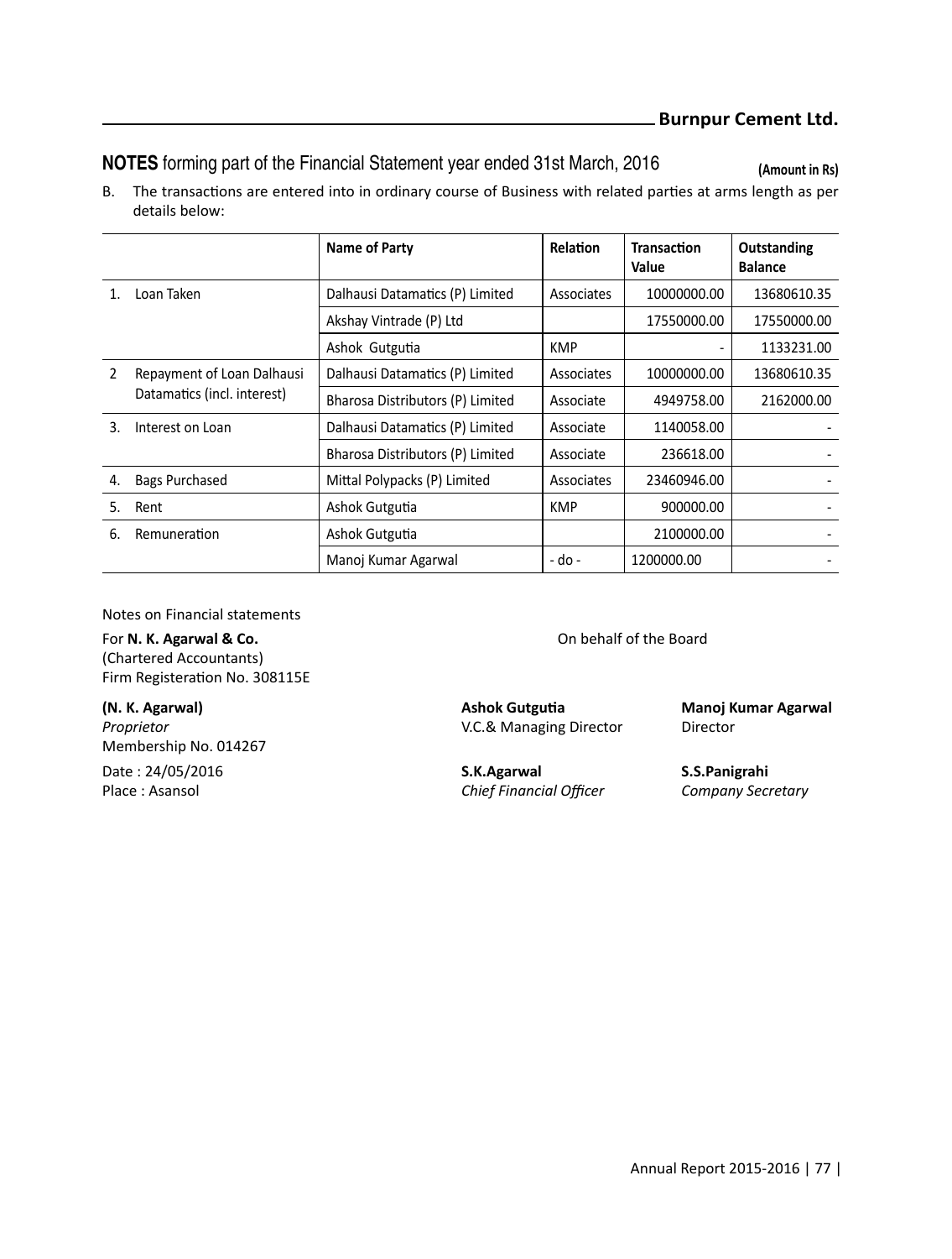**NOTES** forming part of the Financial Statement year ended 31st March, 2016

**(Amount in Rs)**

B. The transactions are entered into in ordinary course of Business with related parties at arms length as per details below:

| | | Name of Party | Relation | Transaction Value | Outstanding Balance |
|---|---|---|---|---|---|
| 1. | Loan Taken | Dalhausi Datamatics (P) Limited | Associates | 10000000.00 | 13680610.35 |
| | | Akshay Vintrade (P) Ltd | | 17550000.00 | 17550000.00 |
| | | Ashok Gutgutia | KMP | - | 1133231.00 |
| 2 | Repayment of Loan Dalhausi Datamatics (incl. interest) | Dalhausi Datamatics (P) Limited | Associates | 10000000.00 | 13680610.35 |
| | | Bharosa Distributors (P) Limited | Associate | 4949758.00 | 2162000.00 |
| 3. | Interest on Loan | Dalhausi Datamatics (P) Limited | Associate | 1140058.00 | - |
| | | Bharosa Distributors (P) Limited | Associate | 236618.00 | - |
| 4. | Bags Purchased | Mittal Polypacks (P) Limited | Associates | 23460946.00 | - |
| 5. | Rent | Ashok Gutgutia | KMP | 900000.00 | - |
| 6. | Remuneration | Ashok Gutgutia | | 2100000.00 | - |
| | | Manoj Kumar Agarwal | - do - | 1200000.00 | - |

Notes on Financial statements

For **N. K. Agarwal & Co.**
(Chartered Accountants)
Firm Registeration No. 308115E

**(N. K. Agarwal)**
*Proprietor*
Membership No. 014267

Date : 24/05/2016
Place : Asansol

On behalf of the Board

**Ashok Gutgutia**
V.C.& Managing Director

**Manoj Kumar Agarwal**
Director

**S.K.Agarwal**
*Chief Financial Officer*

**S.S.Panigrahi**
*Company Secretary*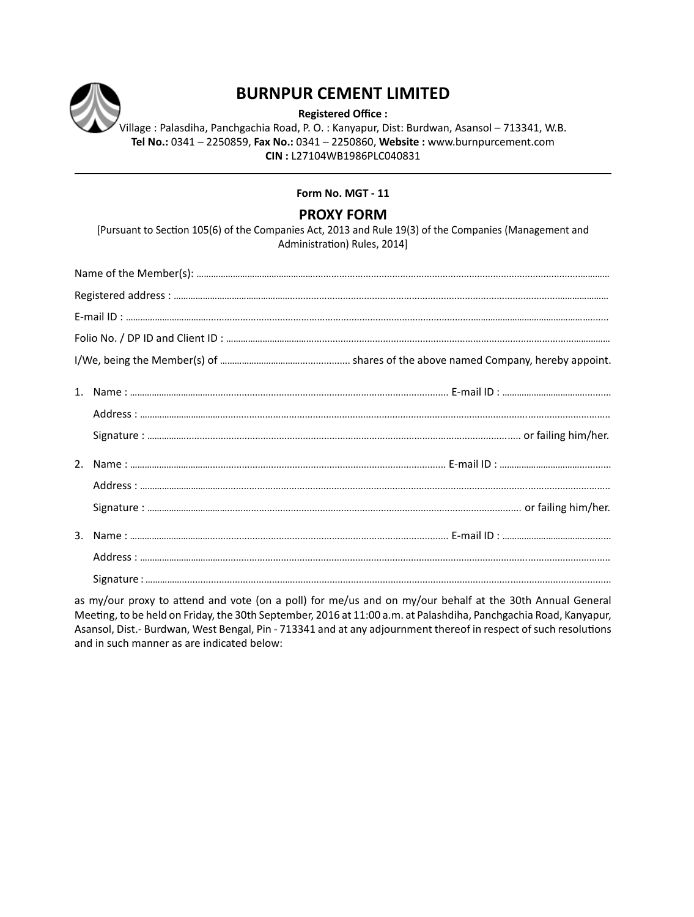# BURNPUR CEMENT LIMITED

**Registered Office :**

Village : Palasdiha, Panchgachia Road, P. O. : Kanyapur, Dist: Burdwan, Asansol – 713341, W.B.

**Tel No.:** 0341 – 2250859, **Fax No.:** 0341 – 2250860, **Website :** www.burnpurcement.com

**CIN :** L27104WB1986PLC040831

---

**Form No. MGT - 11**

## PROXY FORM

[Pursuant to Section 105(6) of the Companies Act, 2013 and Rule 19(3) of the Companies (Management and Administration) Rules, 2014]

Name of the Member(s): ..................................................................................................................................................

Registered address : ......................................................................................................................................................

E-mail ID : ......................................................................................................................................................................

Folio No. / DP ID and Client ID : ....................................................................................................................................

I/We, being the Member(s) of .................................................... shares of the above named Company, hereby appoint.

1. Name : .......................................................................................................... E-mail ID : ............................................

   Address : ..................................................................................................................................................................

   Signature : ........................................................................................................................... or failing him/her.

2. Name : .......................................................................................................... E-mail ID : ............................................

   Address : ..................................................................................................................................................................

   Signature : ........................................................................................................................... or failing him/her.

3. Name : .......................................................................................................... E-mail ID : ............................................

   Address : ..................................................................................................................................................................

   Signature : ..................................................................................................................................................................

as my/our proxy to attend and vote (on a poll) for me/us and on my/our behalf at the 30th Annual General Meeting, to be held on Friday, the 30th September, 2016 at 11:00 a.m. at Palashdiha, Panchgachia Road, Kanyapur, Asansol, Dist.- Burdwan, West Bengal, Pin - 713341 and at any adjournment thereof in respect of such resolutions and in such manner as are indicated below: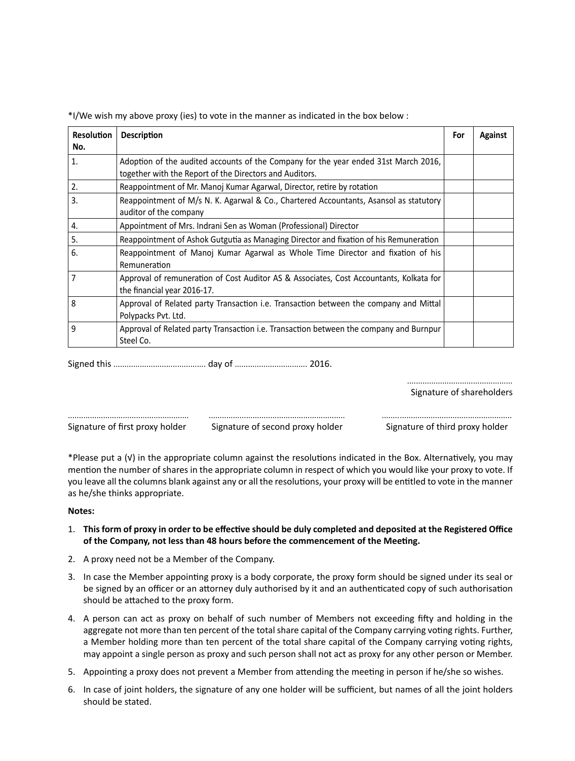*I/We wish my above proxy (ies) to vote in the manner as indicated in the box below :

| Resolution No. | Description | For | Against |
|---|---|---|---|
| 1. | Adoption of the audited accounts of the Company for the year ended 31st March 2016, together with the Report of the Directors and Auditors. | | |
| 2. | Reappointment of Mr. Manoj Kumar Agarwal, Director, retire by rotation | | |
| 3. | Reappointment of M/s N. K. Agarwal & Co., Chartered Accountants, Asansol as statutory auditor of the company | | |
| 4. | Appointment of Mrs. Indrani Sen as Woman (Professional) Director | | |
| 5. | Reappointment of Ashok Gutgutia as Managing Director and fixation of his Remuneration | | |
| 6. | Reappointment of Manoj Kumar Agarwal as Whole Time Director and fixation of his Remuneration | | |
| 7 | Approval of remuneration of Cost Auditor AS & Associates, Cost Accountants, Kolkata for the financial year 2016-17. | | |
| 8 | Approval of Related party Transaction i.e. Transaction between the company and Mittal Polypacks Pvt. Ltd. | | |
| 9 | Approval of Related party Transaction i.e. Transaction between the company and Burnpur Steel Co. | | |

Signed this …………………………………… day of …………………………… 2016.

…………………………………………
Signature of shareholders

……………………………………………… Signature of first proxy holder

…………………………………………………… Signature of second proxy holder

…………………………………………………… Signature of third proxy holder

*Please put a (√) in the appropriate column against the resolutions indicated in the Box. Alternatively, you may mention the number of shares in the appropriate column in respect of which you would like your proxy to vote. If you leave all the columns blank against any or all the resolutions, your proxy will be entitled to vote in the manner as he/she thinks appropriate.

**Notes:**

1. **This form of proxy in order to be effective should be duly completed and deposited at the Registered Office of the Company, not less than 48 hours before the commencement of the Meeting.**
2. A proxy need not be a Member of the Company.
3. In case the Member appointing proxy is a body corporate, the proxy form should be signed under its seal or be signed by an officer or an attorney duly authorised by it and an authenticated copy of such authorisation should be attached to the proxy form.
4. A person can act as proxy on behalf of such number of Members not exceeding fifty and holding in the aggregate not more than ten percent of the total share capital of the Company carrying voting rights. Further, a Member holding more than ten percent of the total share capital of the Company carrying voting rights, may appoint a single person as proxy and such person shall not act as proxy for any other person or Member.
5. Appointing a proxy does not prevent a Member from attending the meeting in person if he/she so wishes.
6. In case of joint holders, the signature of any one holder will be sufficient, but names of all the joint holders should be stated.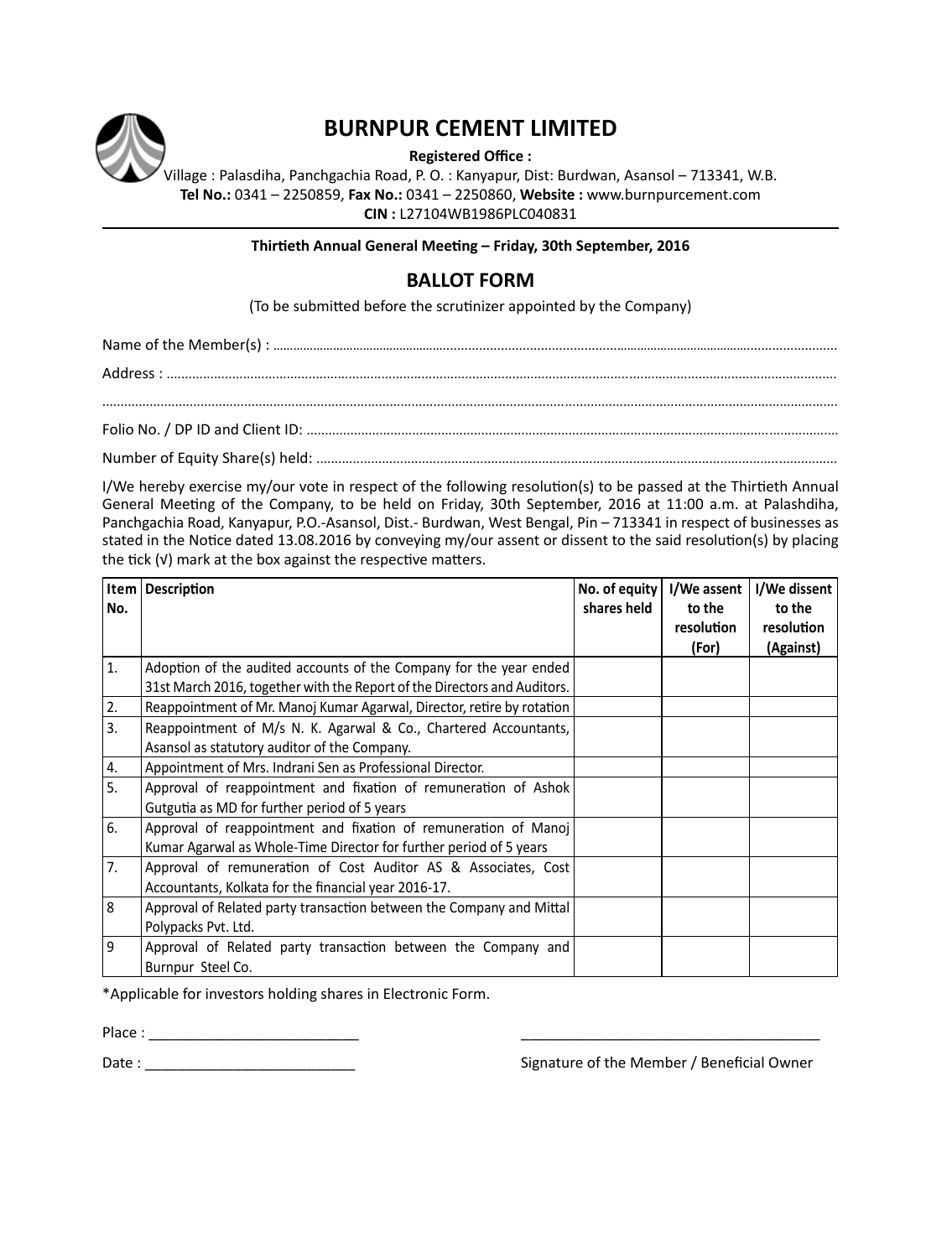# BURNPUR CEMENT LIMITED

**Registered Office :**
Village : Palasdiha, Panchgachia Road, P. O. : Kanyapur, Dist: Burdwan, Asansol – 713341, W.B.
**Tel No.:** 0341 – 2250859, **Fax No.:** 0341 – 2250860, **Website :** www.burnpurcement.com
**CIN :** L27104WB1986PLC040831

**Thirtieth Annual General Meeting – Friday, 30th September, 2016**

## BALLOT FORM

(To be submitted before the scrutinizer appointed by the Company)

Name of the Member(s) : ...............................................................................................................................

Address : ...............................................................................................................................

...............................................................................................................................

Folio No. / DP ID and Client ID: ...............................................................................................................................

Number of Equity Share(s) held: ...............................................................................................................................

I/We hereby exercise my/our vote in respect of the following resolution(s) to be passed at the Thirtieth Annual General Meeting of the Company, to be held on Friday, 30th September, 2016 at 11:00 a.m. at Palashdiha, Panchgachia Road, Kanyapur, P.O.-Asansol, Dist.- Burdwan, West Bengal, Pin – 713341 in respect of businesses as stated in the Notice dated 13.08.2016 by conveying my/our assent or dissent to the said resolution(s) by placing the tick (√) mark at the box against the respective matters.

| Item No. | Description | No. of equity shares held | I/We assent to the resolution (For) | I/We dissent to the resolution (Against) |
|---|---|---|---|---|
| 1. | Adoption of the audited accounts of the Company for the year ended 31st March 2016, together with the Report of the Directors and Auditors. | | | |
| 2. | Reappointment of Mr. Manoj Kumar Agarwal, Director, retire by rotation | | | |
| 3. | Reappointment of M/s N. K. Agarwal & Co., Chartered Accountants, Asansol as statutory auditor of the Company. | | | |
| 4. | Appointment of Mrs. Indrani Sen as Professional Director. | | | |
| 5. | Approval of reappointment and fixation of remuneration of Ashok Gutgutia as MD for further period of 5 years | | | |
| 6. | Approval of reappointment and fixation of remuneration of Manoj Kumar Agarwal as Whole-Time Director for further period of 5 years | | | |
| 7. | Approval of remuneration of Cost Auditor AS & Associates, Cost Accountants, Kolkata for the financial year 2016-17. | | | |
| 8 | Approval of Related party transaction between the Company and Mittal Polypacks Pvt. Ltd. | | | |
| 9 | Approval of Related party transaction between the Company and Burnpur Steel Co. | | | |

*Applicable for investors holding shares in Electronic Form.

Place : ___________________________

Date : ___________________________

______________________________________
Signature of the Member / Beneficial Owner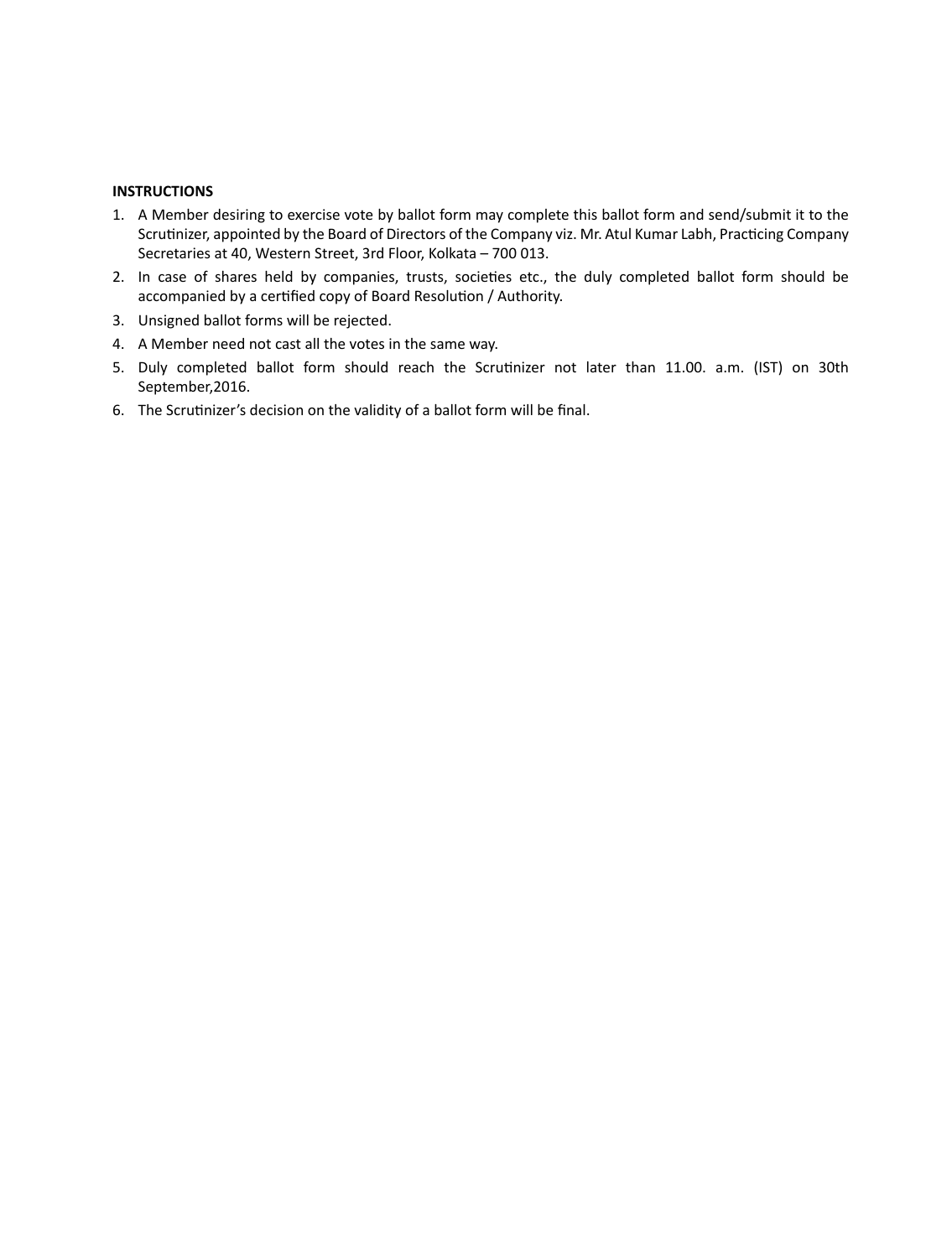**INSTRUCTIONS**

1. A Member desiring to exercise vote by ballot form may complete this ballot form and send/submit it to the Scrutinizer, appointed by the Board of Directors of the Company viz. Mr. Atul Kumar Labh, Practicing Company Secretaries at 40, Western Street, 3rd Floor, Kolkata – 700 013.
2. In case of shares held by companies, trusts, societies etc., the duly completed ballot form should be accompanied by a certified copy of Board Resolution / Authority.
3. Unsigned ballot forms will be rejected.
4. A Member need not cast all the votes in the same way.
5. Duly completed ballot form should reach the Scrutinizer not later than 11.00. a.m. (IST) on 30th September,2016.
6. The Scrutinizer's decision on the validity of a ballot form will be final.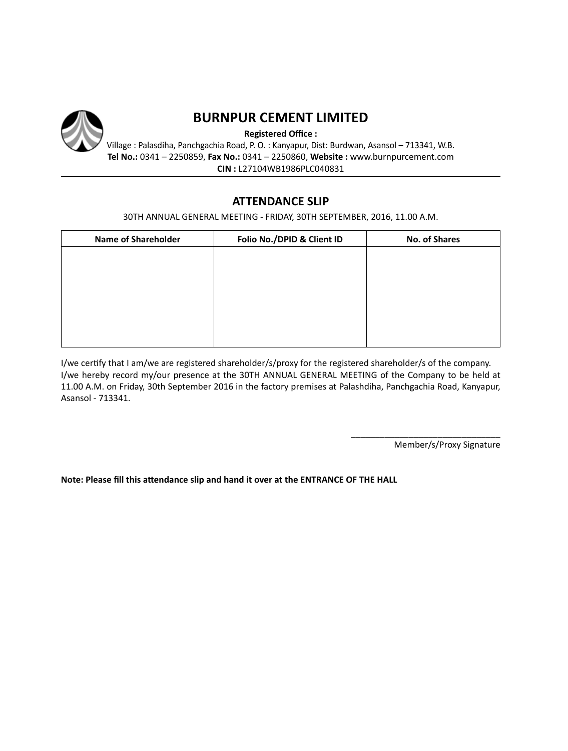# BURNPUR CEMENT LIMITED

**Registered Office :**

Village : Palasdiha, Panchgachia Road, P. O. : Kanyapur, Dist: Burdwan, Asansol – 713341, W.B.

**Tel No.:** 0341 – 2250859, **Fax No.:** 0341 – 2250860, **Website :** www.burnpurcement.com

**CIN :** L27104WB1986PLC040831

## ATTENDANCE SLIP

30TH ANNUAL GENERAL MEETING - FRIDAY, 30TH SEPTEMBER, 2016, 11.00 A.M.

| Name of Shareholder | Folio No./DPID & Client ID | No. of Shares |
|---|---|---|
| | | |

I/we certify that I am/we are registered shareholder/s/proxy for the registered shareholder/s of the company.
I/we hereby record my/our presence at the 30TH ANNUAL GENERAL MEETING of the Company to be held at 11.00 A.M. on Friday, 30th September 2016 in the factory premises at Palashdiha, Panchgachia Road, Kanyapur, Asansol - 713341.

_______________________________

Member/s/Proxy Signature

**Note: Please fill this attendance slip and hand it over at the ENTRANCE OF THE HALL**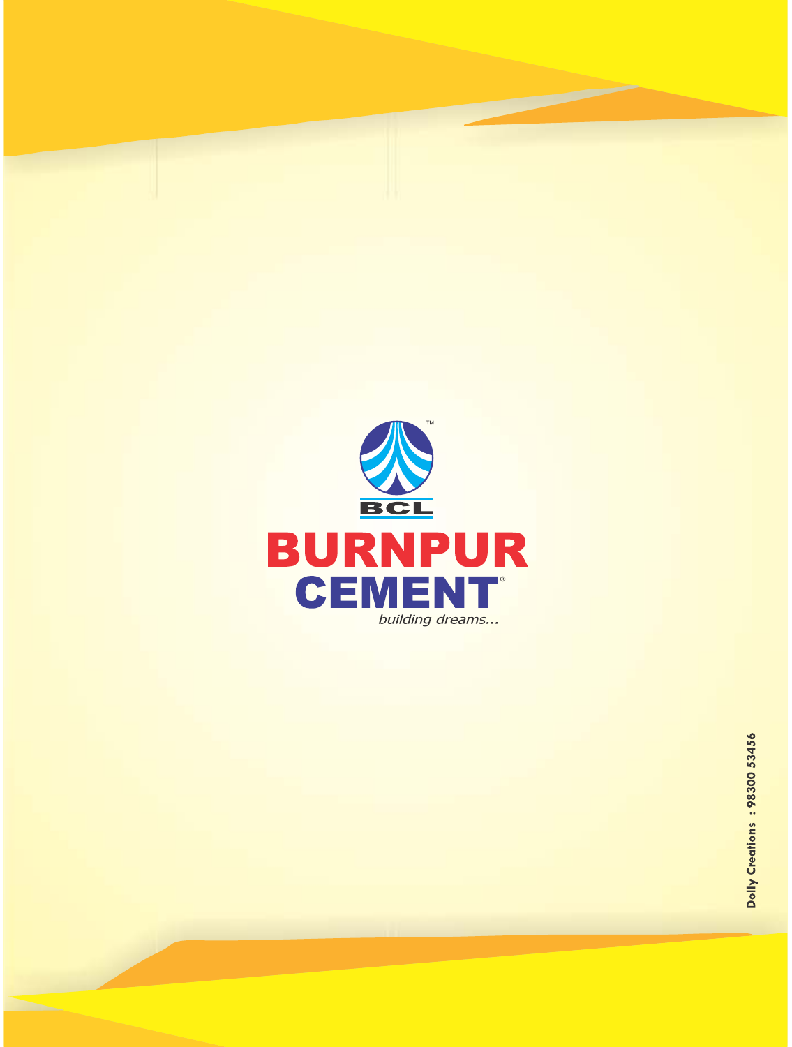BCL

BURNPUR CEMENT

*building dreams...*

Dolly Creations : 98300 53456